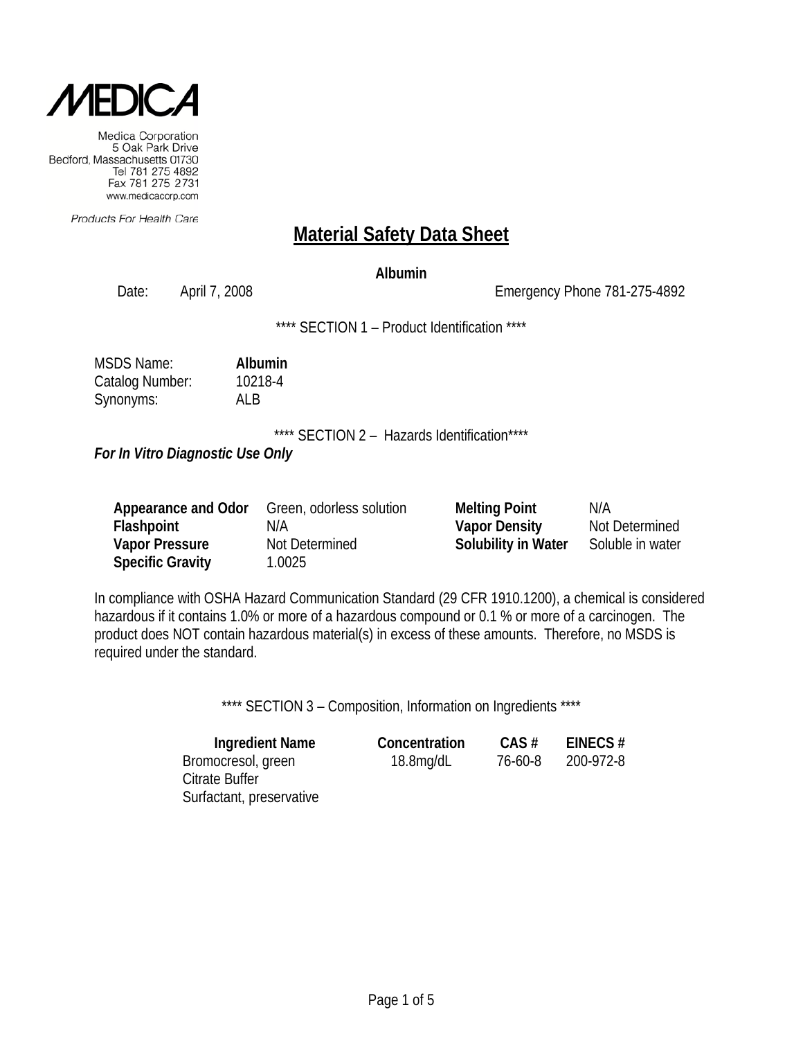MEDICA

Medica Corporation
5 Oak Park Drive
Bedford, Massachusetts 01730
Tel 781 275 4892
Fax 781 275 2731
www.medicacorp.com

*Products For Health Care*

# Material Safety Data Sheet

**Albumin**

Date: April 7, 2008 Emergency Phone 781-275-4892

**** SECTION 1 – Product Identification ****

MSDS Name: **Albumin**
Catalog Number: 10218-4
Synonyms: ALB

**** SECTION 2 – Hazards Identification****

***For In Vitro Diagnostic Use Only***

| | | | |
|---|---|---|---|
| **Appearance and Odor** | Green, odorless solution | **Melting Point** | N/A |
| **Flashpoint** | N/A | **Vapor Density** | Not Determined |
| **Vapor Pressure** | Not Determined | **Solubility in Water** | Soluble in water |
| **Specific Gravity** | 1.0025 | | |

In compliance with OSHA Hazard Communication Standard (29 CFR 1910.1200), a chemical is considered hazardous if it contains 1.0% or more of a hazardous compound or 0.1 % or more of a carcinogen. The product does NOT contain hazardous material(s) in excess of these amounts. Therefore, no MSDS is required under the standard.

**** SECTION 3 – Composition, Information on Ingredients ****

| Ingredient Name | Concentration | CAS # | EINECS # |
|---|---|---|---|
| Bromocresol, green | 18.8mg/dL | 76-60-8 | 200-972-8 |
| Citrate Buffer | | | |
| Surfactant, preservative | | | |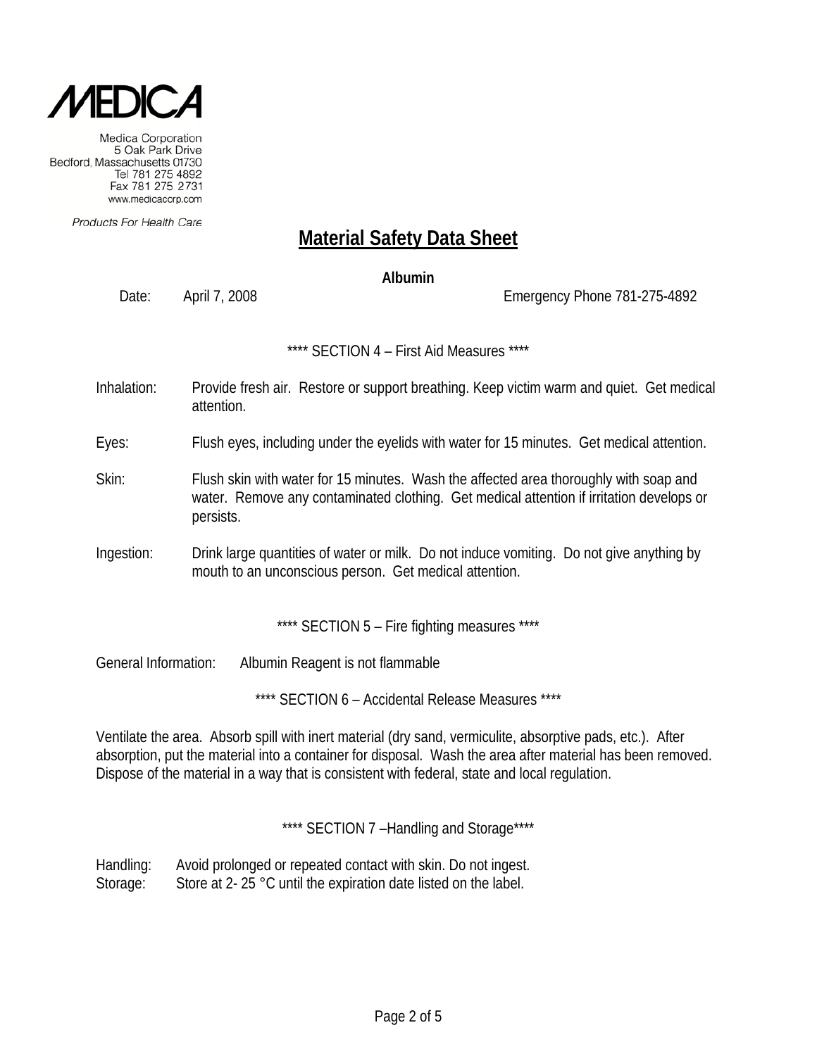MEDICA

Medica Corporation
5 Oak Park Drive
Bedford, Massachusetts 01730
Tel 781 275 4892
Fax 781 275 2731
www.medicacorp.com

*Products For Health Care*

# Material Safety Data Sheet

**Albumin**

Date: April 7, 2008 Emergency Phone 781-275-4892

## **** SECTION 4 – First Aid Measures ****

Inhalation: Provide fresh air. Restore or support breathing. Keep victim warm and quiet. Get medical attention.

Eyes: Flush eyes, including under the eyelids with water for 15 minutes. Get medical attention.

Skin: Flush skin with water for 15 minutes. Wash the affected area thoroughly with soap and water. Remove any contaminated clothing. Get medical attention if irritation develops or persists.

Ingestion: Drink large quantities of water or milk. Do not induce vomiting. Do not give anything by mouth to an unconscious person. Get medical attention.

## **** SECTION 5 – Fire fighting measures ****

General Information: Albumin Reagent is not flammable

## **** SECTION 6 – Accidental Release Measures ****

Ventilate the area. Absorb spill with inert material (dry sand, vermiculite, absorptive pads, etc.). After absorption, put the material into a container for disposal. Wash the area after material has been removed. Dispose of the material in a way that is consistent with federal, state and local regulation.

## **** SECTION 7 –Handling and Storage****

Handling: Avoid prolonged or repeated contact with skin. Do not ingest.
Storage: Store at 2- 25 °C until the expiration date listed on the label.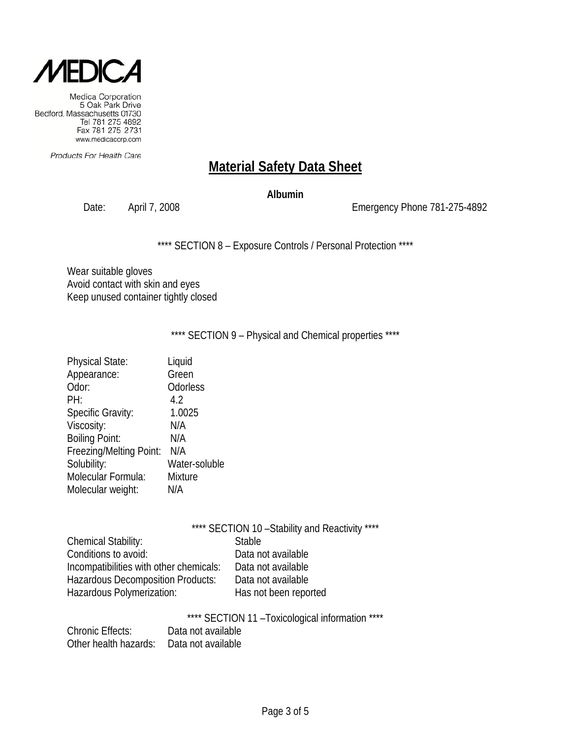MEDICA

Medica Corporation
5 Oak Park Drive
Bedford, Massachusetts 01730
Tel 781 275 4892
Fax 781 275 2731
www.medicacorp.com

Products For Health Care

# Material Safety Data Sheet

**Albumin**

Date: April 7, 2008 Emergency Phone 781-275-4892

**** SECTION 8 – Exposure Controls / Personal Protection ****

Wear suitable gloves
Avoid contact with skin and eyes
Keep unused container tightly closed

**** SECTION 9 – Physical and Chemical properties ****

| | |
|---|---|
| Physical State: | Liquid |
| Appearance: | Green |
| Odor: | Odorless |
| PH: | 4.2 |
| Specific Gravity: | 1.0025 |
| Viscosity: | N/A |
| Boiling Point: | N/A |
| Freezing/Melting Point: | N/A |
| Solubility: | Water-soluble |
| Molecular Formula: | Mixture |
| Molecular weight: | N/A |

**** SECTION 10 –Stability and Reactivity ****

| | |
|---|---|
| Chemical Stability: | Stable |
| Conditions to avoid: | Data not available |
| Incompatibilities with other chemicals: | Data not available |
| Hazardous Decomposition Products: | Data not available |
| Hazardous Polymerization: | Has not been reported |

**** SECTION 11 –Toxicological information ****

| | |
|---|---|
| Chronic Effects: | Data not available |
| Other health hazards: | Data not available |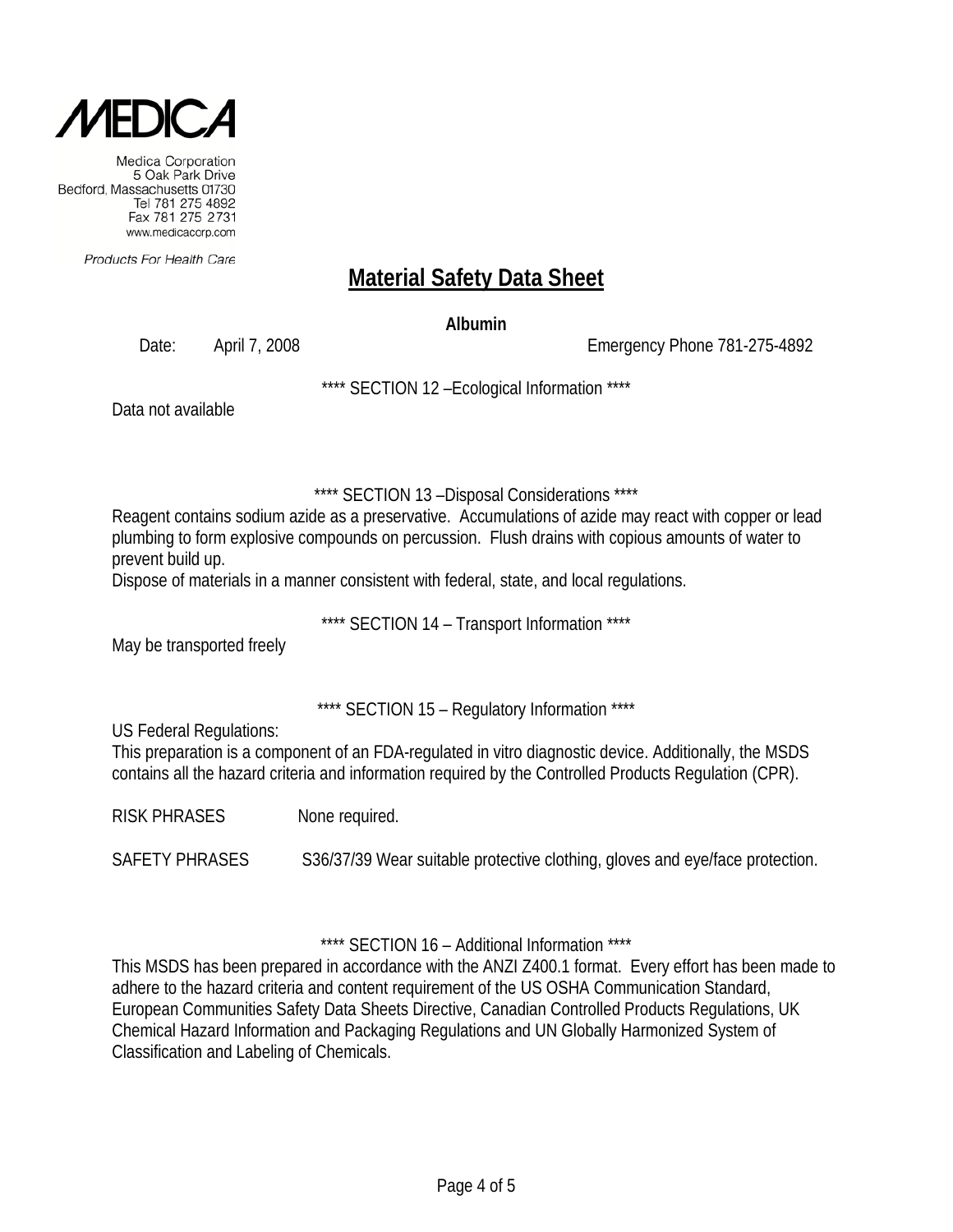MEDICA

Medica Corporation
5 Oak Park Drive
Bedford, Massachusetts 01730
Tel 781 275 4892
Fax 781 275 2731
www.medicacorp.com

Products For Health Care

# Material Safety Data Sheet

**Albumin**

Date: April 7, 2008 Emergency Phone 781-275-4892

**** SECTION 12 –Ecological Information ****

Data not available

**** SECTION 13 –Disposal Considerations ****

Reagent contains sodium azide as a preservative. Accumulations of azide may react with copper or lead plumbing to form explosive compounds on percussion. Flush drains with copious amounts of water to prevent build up.
Dispose of materials in a manner consistent with federal, state, and local regulations.

**** SECTION 14 – Transport Information ****

May be transported freely

**** SECTION 15 – Regulatory Information ****

US Federal Regulations:
This preparation is a component of an FDA-regulated in vitro diagnostic device. Additionally, the MSDS contains all the hazard criteria and information required by the Controlled Products Regulation (CPR).

RISK PHRASES None required.

SAFETY PHRASES S36/37/39 Wear suitable protective clothing, gloves and eye/face protection.

**** SECTION 16 – Additional Information ****

This MSDS has been prepared in accordance with the ANZI Z400.1 format. Every effort has been made to adhere to the hazard criteria and content requirement of the US OSHA Communication Standard, European Communities Safety Data Sheets Directive, Canadian Controlled Products Regulations, UK Chemical Hazard Information and Packaging Regulations and UN Globally Harmonized System of Classification and Labeling of Chemicals.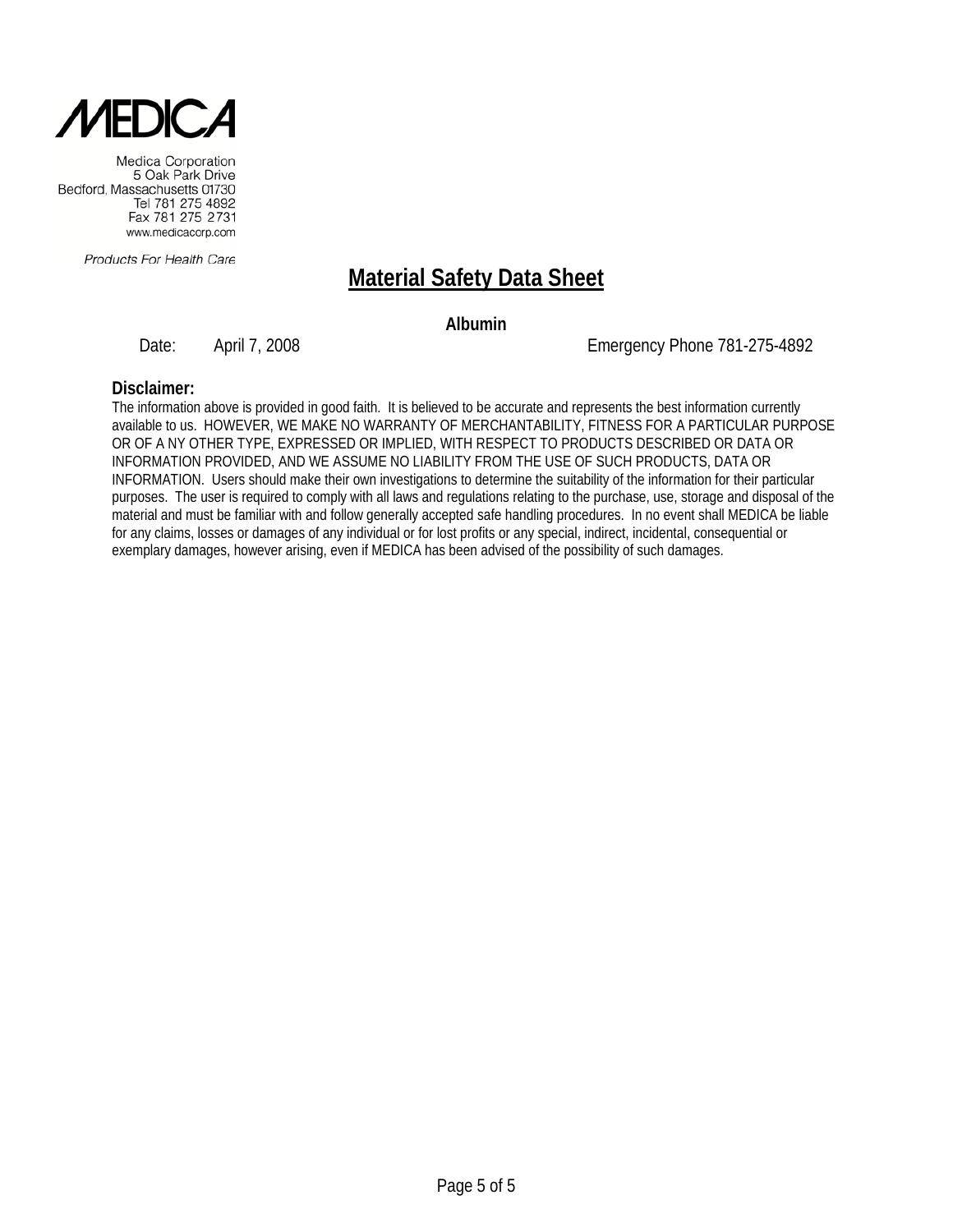Medica Corporation
5 Oak Park Drive
Bedford, Massachusetts 01730
Tel 781 275 4892
Fax 781 275 2731
www.medicacorp.com

*Products For Health Care*

# Material Safety Data Sheet

**Albumin**

Date: April 7, 2008 Emergency Phone 781-275-4892

**Disclaimer:**

The information above is provided in good faith. It is believed to be accurate and represents the best information currently available to us. HOWEVER, WE MAKE NO WARRANTY OF MERCHANTABILITY, FITNESS FOR A PARTICULAR PURPOSE OR OF A NY OTHER TYPE, EXPRESSED OR IMPLIED, WITH RESPECT TO PRODUCTS DESCRIBED OR DATA OR INFORMATION PROVIDED, AND WE ASSUME NO LIABILITY FROM THE USE OF SUCH PRODUCTS, DATA OR INFORMATION. Users should make their own investigations to determine the suitability of the information for their particular purposes. The user is required to comply with all laws and regulations relating to the purchase, use, storage and disposal of the material and must be familiar with and follow generally accepted safe handling procedures. In no event shall MEDICA be liable for any claims, losses or damages of any individual or for lost profits or any special, indirect, incidental, consequential or exemplary damages, however arising, even if MEDICA has been advised of the possibility of such damages.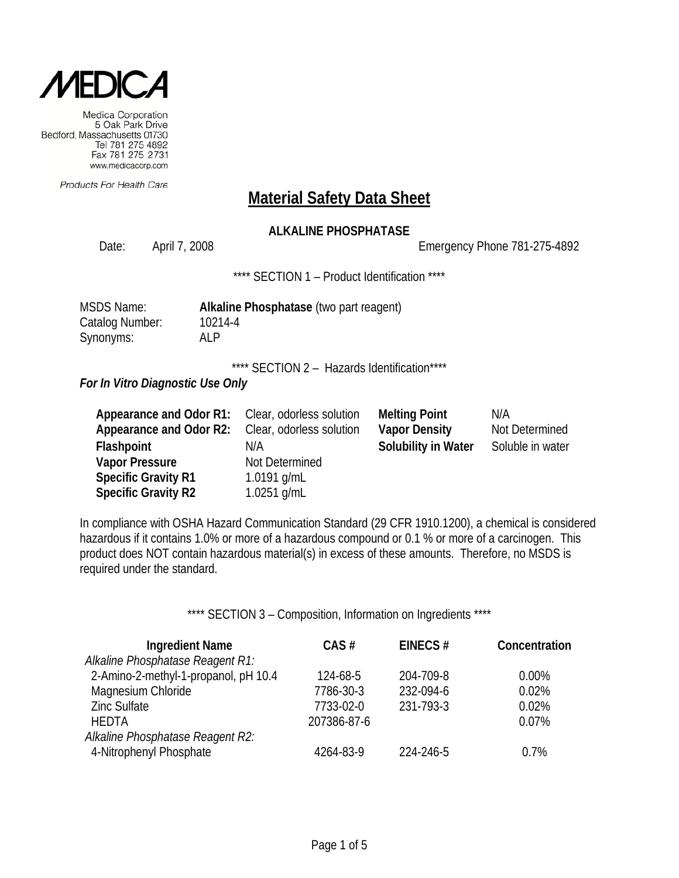**MEDICA**

Medica Corporation
5 Oak Park Drive
Bedford, Massachusetts 01730
Tel 781 275 4892
Fax 781 275 2731
www.medicacorp.com

*Products For Health Care*

# Material Safety Data Sheet

**ALKALINE PHOSPHATASE**

Date: April 7, 2008 Emergency Phone 781-275-4892

**** SECTION 1 – Product Identification ****

MSDS Name: **Alkaline Phosphatase** (two part reagent)
Catalog Number: 10214-4
Synonyms: ALP

**** SECTION 2 – Hazards Identification****

***For In Vitro Diagnostic Use Only***

| | | | |
|---|---|---|---|
| **Appearance and Odor R1:** | Clear, odorless solution | **Melting Point** | N/A |
| **Appearance and Odor R2:** | Clear, odorless solution | **Vapor Density** | Not Determined |
| **Flashpoint** | N/A | **Solubility in Water** | Soluble in water |
| **Vapor Pressure** | Not Determined | | |
| **Specific Gravity R1** | 1.0191 g/mL | | |
| **Specific Gravity R2** | 1.0251 g/mL | | |

In compliance with OSHA Hazard Communication Standard (29 CFR 1910.1200), a chemical is considered hazardous if it contains 1.0% or more of a hazardous compound or 0.1 % or more of a carcinogen. This product does NOT contain hazardous material(s) in excess of these amounts. Therefore, no MSDS is required under the standard.

**** SECTION 3 – Composition, Information on Ingredients ****

| Ingredient Name | CAS # | EINECS # | Concentration |
|---|---|---|---|
| *Alkaline Phosphatase Reagent R1:* | | | |
| 2-Amino-2-methyl-1-propanol, pH 10.4 | 124-68-5 | 204-709-8 | 0.00% |
| Magnesium Chloride | 7786-30-3 | 232-094-6 | 0.02% |
| Zinc Sulfate | 7733-02-0 | 231-793-3 | 0.02% |
| HEDTA | 207386-87-6 | | 0.07% |
| *Alkaline Phosphatase Reagent R2:* | | | |
| 4-Nitrophenyl Phosphate | 4264-83-9 | 224-246-5 | 0.7% |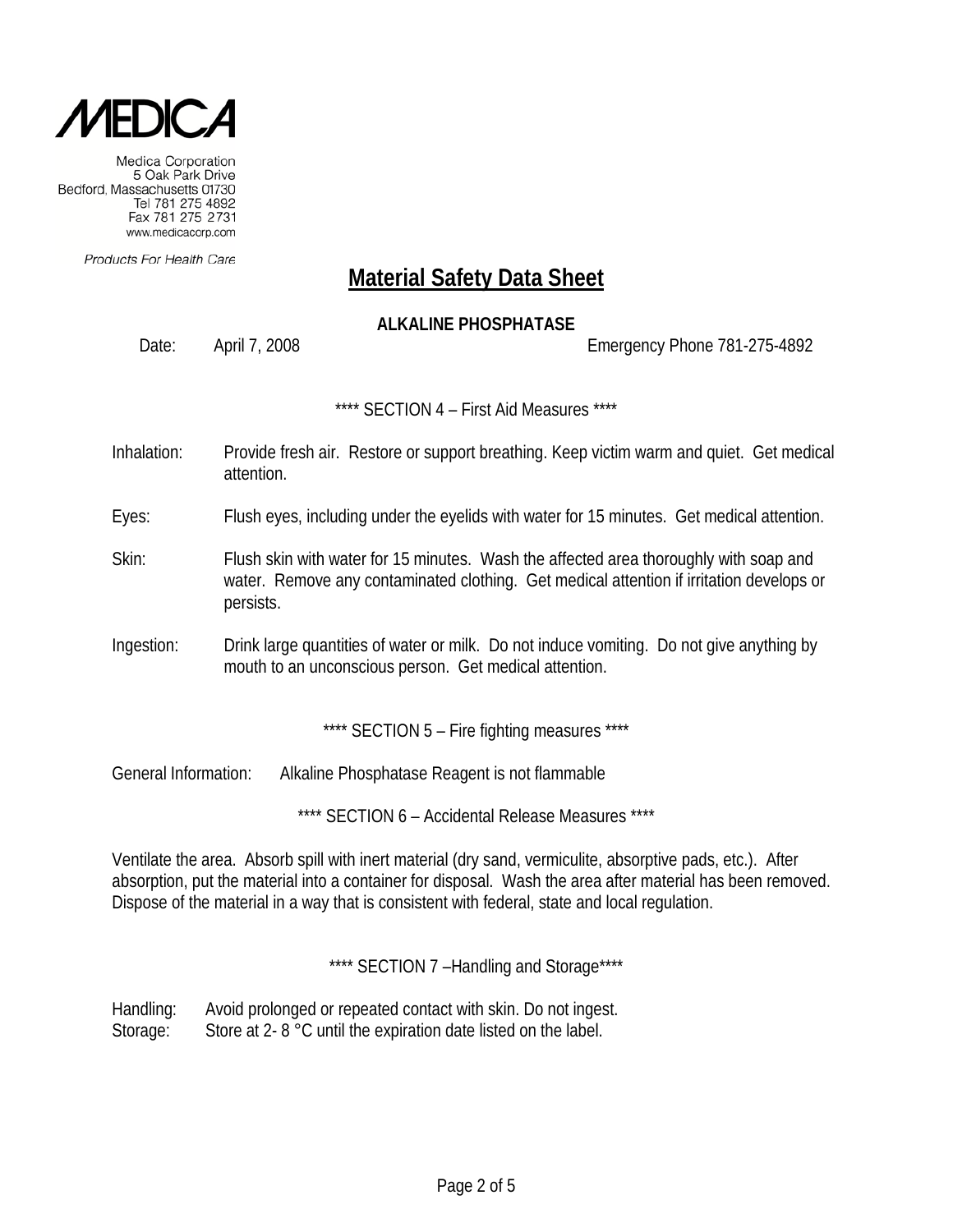**MEDICA**

Medica Corporation
5 Oak Park Drive
Bedford, Massachusetts 01730
Tel 781 275 4892
Fax 781 275 2731
www.medicacorp.com

*Products For Health Care*

# Material Safety Data Sheet

**ALKALINE PHOSPHATASE**

Date: April 7, 2008 Emergency Phone 781-275-4892

**** SECTION 4 – First Aid Measures ****

Inhalation: Provide fresh air. Restore or support breathing. Keep victim warm and quiet. Get medical attention.

Eyes: Flush eyes, including under the eyelids with water for 15 minutes. Get medical attention.

Skin: Flush skin with water for 15 minutes. Wash the affected area thoroughly with soap and water. Remove any contaminated clothing. Get medical attention if irritation develops or persists.

Ingestion: Drink large quantities of water or milk. Do not induce vomiting. Do not give anything by mouth to an unconscious person. Get medical attention.

**** SECTION 5 – Fire fighting measures ****

General Information: Alkaline Phosphatase Reagent is not flammable

**** SECTION 6 – Accidental Release Measures ****

Ventilate the area. Absorb spill with inert material (dry sand, vermiculite, absorptive pads, etc.). After absorption, put the material into a container for disposal. Wash the area after material has been removed. Dispose of the material in a way that is consistent with federal, state and local regulation.

**** SECTION 7 –Handling and Storage****

Handling: Avoid prolonged or repeated contact with skin. Do not ingest.
Storage: Store at 2- 8 °C until the expiration date listed on the label.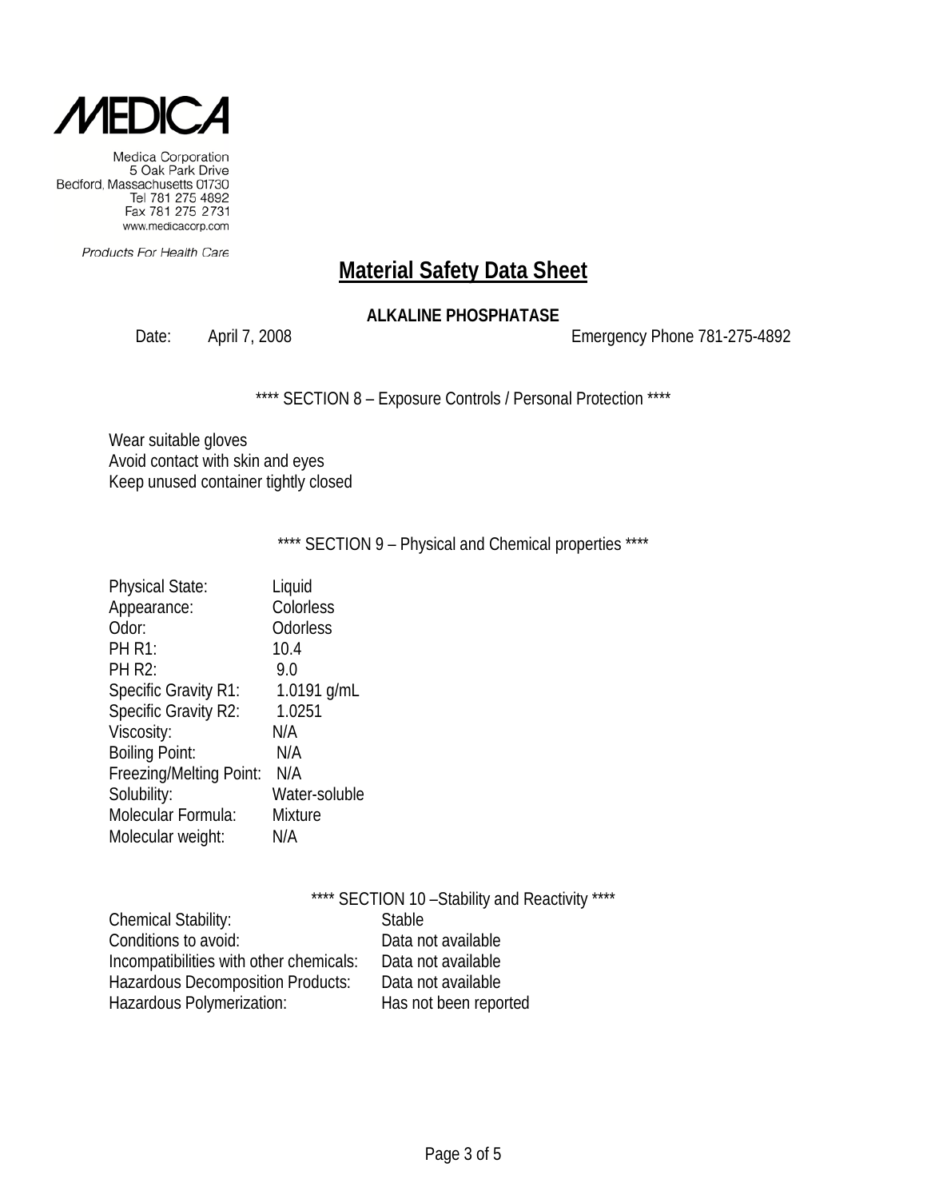MEDICA

Medica Corporation
5 Oak Park Drive
Bedford, Massachusetts 01730
Tel 781 275 4892
Fax 781 275 2731
www.medicacorp.com

*Products For Health Care*

# Material Safety Data Sheet

**ALKALINE PHOSPHATASE**

Date: April 7, 2008 Emergency Phone 781-275-4892

**** SECTION 8 – Exposure Controls / Personal Protection ****

Wear suitable gloves
Avoid contact with skin and eyes
Keep unused container tightly closed

**** SECTION 9 – Physical and Chemical properties ****

| | |
|---|---|
| Physical State: | Liquid |
| Appearance: | Colorless |
| Odor: | Odorless |
| PH R1: | 10.4 |
| PH R2: | 9.0 |
| Specific Gravity R1: | 1.0191 g/mL |
| Specific Gravity R2: | 1.0251 |
| Viscosity: | N/A |
| Boiling Point: | N/A |
| Freezing/Melting Point: | N/A |
| Solubility: | Water-soluble |
| Molecular Formula: | Mixture |
| Molecular weight: | N/A |

**** SECTION 10 –Stability and Reactivity ****

| | |
|---|---|
| Chemical Stability: | Stable |
| Conditions to avoid: | Data not available |
| Incompatibilities with other chemicals: | Data not available |
| Hazardous Decomposition Products: | Data not available |
| Hazardous Polymerization: | Has not been reported |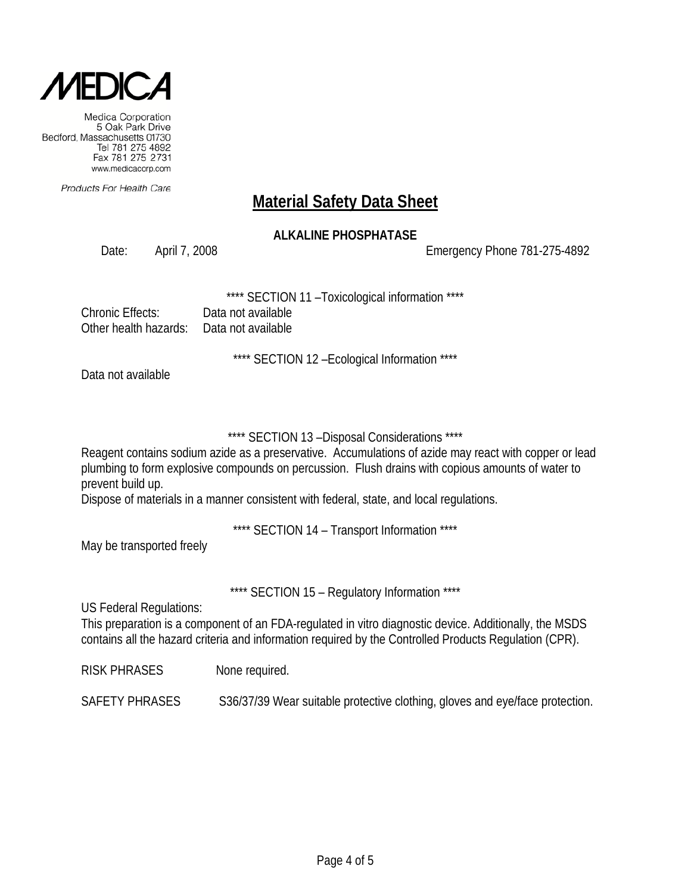# Material Safety Data Sheet

**ALKALINE PHOSPHATASE**

Date: April 7, 2008 Emergency Phone 781-275-4892

**** SECTION 11 –Toxicological information ****

Chronic Effects: Data not available
Other health hazards: Data not available

**** SECTION 12 –Ecological Information ****

Data not available

**** SECTION 13 –Disposal Considerations ****

Reagent contains sodium azide as a preservative. Accumulations of azide may react with copper or lead plumbing to form explosive compounds on percussion. Flush drains with copious amounts of water to prevent build up.
Dispose of materials in a manner consistent with federal, state, and local regulations.

**** SECTION 14 – Transport Information ****

May be transported freely

**** SECTION 15 – Regulatory Information ****

US Federal Regulations:
This preparation is a component of an FDA-regulated in vitro diagnostic device. Additionally, the MSDS contains all the hazard criteria and information required by the Controlled Products Regulation (CPR).

RISK PHRASES None required.

SAFETY PHRASES S36/37/39 Wear suitable protective clothing, gloves and eye/face protection.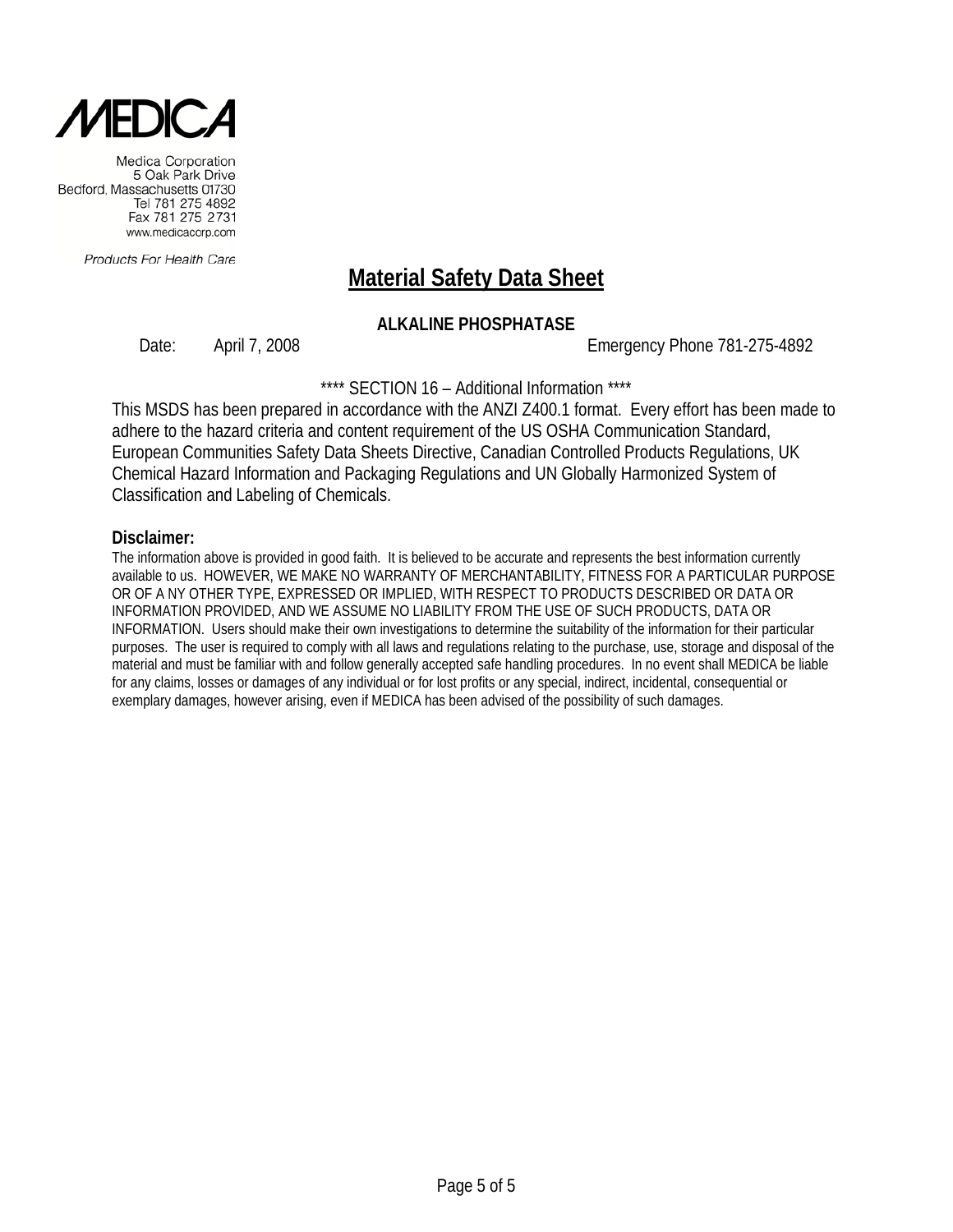**MEDICA**

Medica Corporation
5 Oak Park Drive
Bedford, Massachusetts 01730
Tel 781 275 4892
Fax 781 275 2731
www.medicacorp.com

*Products For Health Care*

# Material Safety Data Sheet

**ALKALINE PHOSPHATASE**

Date: April 7, 2008 Emergency Phone 781-275-4892

**** SECTION 16 – Additional Information ****

This MSDS has been prepared in accordance with the ANZI Z400.1 format. Every effort has been made to adhere to the hazard criteria and content requirement of the US OSHA Communication Standard, European Communities Safety Data Sheets Directive, Canadian Controlled Products Regulations, UK Chemical Hazard Information and Packaging Regulations and UN Globally Harmonized System of Classification and Labeling of Chemicals.

**Disclaimer:**

The information above is provided in good faith. It is believed to be accurate and represents the best information currently available to us. HOWEVER, WE MAKE NO WARRANTY OF MERCHANTABILITY, FITNESS FOR A PARTICULAR PURPOSE OR OF A NY OTHER TYPE, EXPRESSED OR IMPLIED, WITH RESPECT TO PRODUCTS DESCRIBED OR DATA OR INFORMATION PROVIDED, AND WE ASSUME NO LIABILITY FROM THE USE OF SUCH PRODUCTS, DATA OR INFORMATION. Users should make their own investigations to determine the suitability of the information for their particular purposes. The user is required to comply with all laws and regulations relating to the purchase, use, storage and disposal of the material and must be familiar with and follow generally accepted safe handling procedures. In no event shall MEDICA be liable for any claims, losses or damages of any individual or for lost profits or any special, indirect, incidental, consequential or exemplary damages, however arising, even if MEDICA has been advised of the possibility of such damages.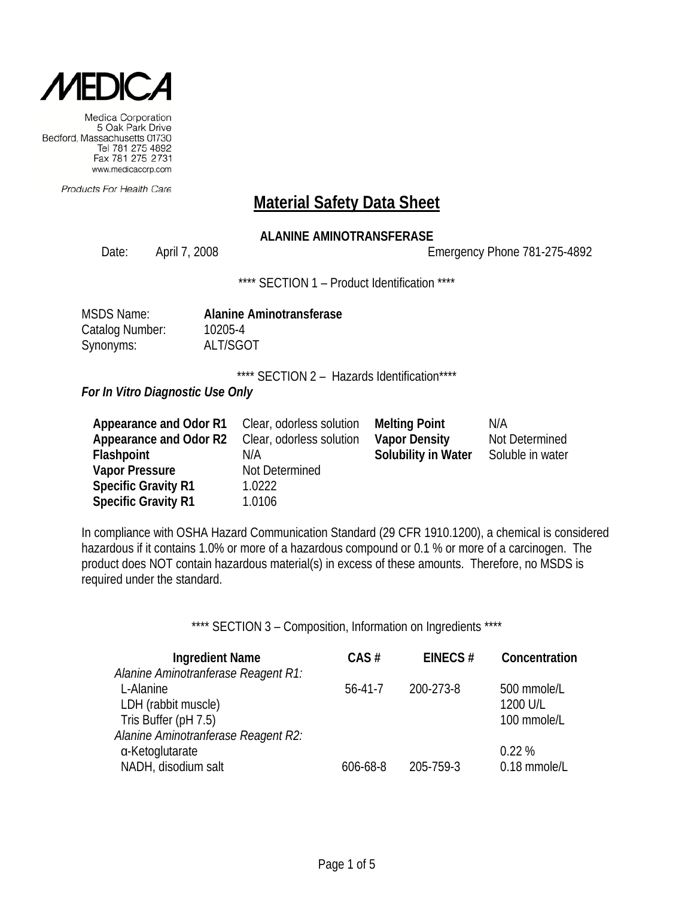**MEDICA**

Medica Corporation
5 Oak Park Drive
Bedford, Massachusetts 01730
Tel 781 275 4892
Fax 781 275 2731
www.medicacorp.com

*Products For Health Care*

# Material Safety Data Sheet

**ALANINE AMINOTRANSFERASE**

Date: April 7, 2008 Emergency Phone 781-275-4892

**** SECTION 1 – Product Identification ****

MSDS Name: **Alanine Aminotransferase**
Catalog Number: 10205-4
Synonyms: ALT/SGOT

**** SECTION 2 – Hazards Identification****

***For In Vitro Diagnostic Use Only***

| | | | |
|---|---|---|---|
| **Appearance and Odor R1** | Clear, odorless solution | **Melting Point** | N/A |
| **Appearance and Odor R2** | Clear, odorless solution | **Vapor Density** | Not Determined |
| **Flashpoint** | N/A | **Solubility in Water** | Soluble in water |
| **Vapor Pressure** | Not Determined | | |
| **Specific Gravity R1** | 1.0222 | | |
| **Specific Gravity R1** | 1.0106 | | |

In compliance with OSHA Hazard Communication Standard (29 CFR 1910.1200), a chemical is considered hazardous if it contains 1.0% or more of a hazardous compound or 0.1 % or more of a carcinogen. The product does NOT contain hazardous material(s) in excess of these amounts. Therefore, no MSDS is required under the standard.

**** SECTION 3 – Composition, Information on Ingredients ****

| Ingredient Name | CAS # | EINECS # | Concentration |
|---|---|---|---|
| *Alanine Aminotranferase Reagent R1:* | | | |
| L-Alanine | 56-41-7 | 200-273-8 | 500 mmole/L |
| LDH (rabbit muscle) | | | 1200 U/L |
| Tris Buffer (pH 7.5) | | | 100 mmole/L |
| *Alanine Aminotranferase Reagent R2:* | | | |
| α-Ketoglutarate | | | 0.22 % |
| NADH, disodium salt | 606-68-8 | 205-759-3 | 0.18 mmole/L |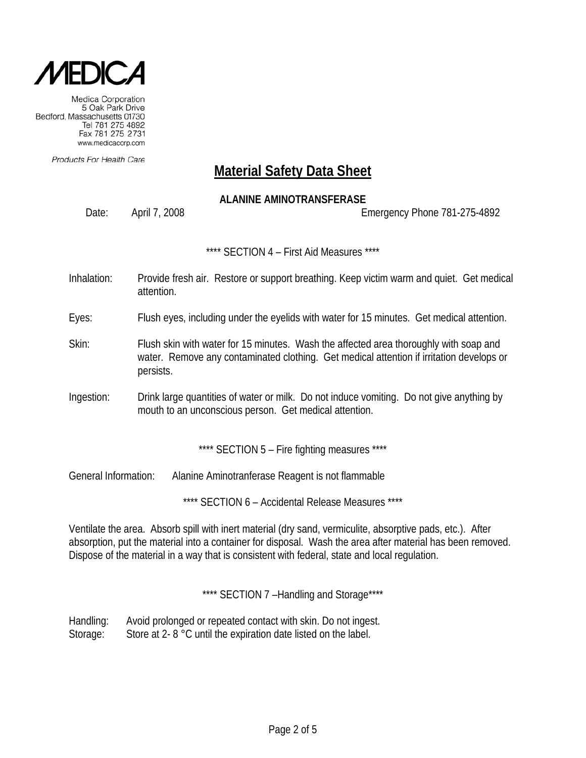**MEDICA**

Medica Corporation
5 Oak Park Drive
Bedford, Massachusetts 01730
Tel 781 275 4892
Fax 781 275 2731
www.medicacorp.com

*Products For Health Care*

# Material Safety Data Sheet

**ALANINE AMINOTRANSFERASE**

Date: April 7, 2008 Emergency Phone 781-275-4892

## **** SECTION 4 – First Aid Measures ****

Inhalation: Provide fresh air. Restore or support breathing. Keep victim warm and quiet. Get medical attention.

Eyes: Flush eyes, including under the eyelids with water for 15 minutes. Get medical attention.

Skin: Flush skin with water for 15 minutes. Wash the affected area thoroughly with soap and water. Remove any contaminated clothing. Get medical attention if irritation develops or persists.

Ingestion: Drink large quantities of water or milk. Do not induce vomiting. Do not give anything by mouth to an unconscious person. Get medical attention.

## **** SECTION 5 – Fire fighting measures ****

General Information: Alanine Aminotranferase Reagent is not flammable

## **** SECTION 6 – Accidental Release Measures ****

Ventilate the area. Absorb spill with inert material (dry sand, vermiculite, absorptive pads, etc.). After absorption, put the material into a container for disposal. Wash the area after material has been removed. Dispose of the material in a way that is consistent with federal, state and local regulation.

## **** SECTION 7 –Handling and Storage****

Handling: Avoid prolonged or repeated contact with skin. Do not ingest.
Storage: Store at 2- 8 °C until the expiration date listed on the label.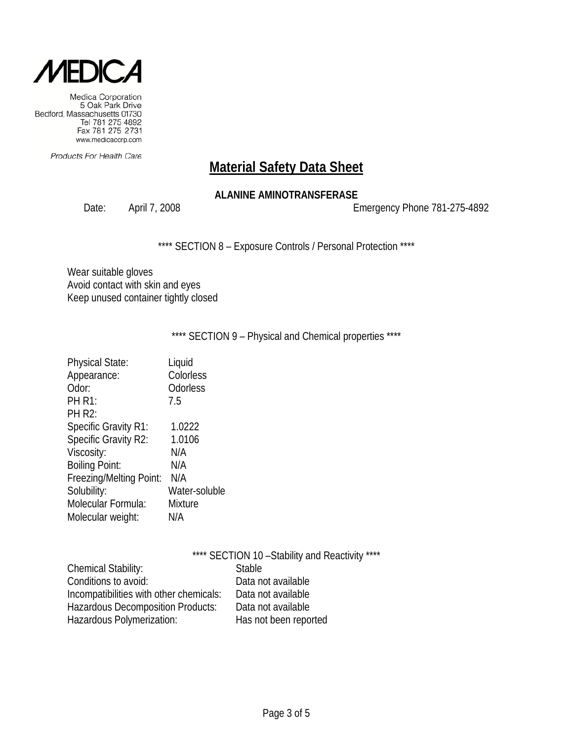MEDICA

Medica Corporation
5 Oak Park Drive
Bedford, Massachusetts 01730
Tel 781 275 4892
Fax 781 275 2731
www.medicacorp.com

*Products For Health Care*

# Material Safety Data Sheet

**ALANINE AMINOTRANSFERASE**

Date: April 7, 2008 Emergency Phone 781-275-4892

**** SECTION 8 – Exposure Controls / Personal Protection ****

Wear suitable gloves
Avoid contact with skin and eyes
Keep unused container tightly closed

**** SECTION 9 – Physical and Chemical properties ****

| | |
|---|---|
| Physical State: | Liquid |
| Appearance: | Colorless |
| Odor: | Odorless |
| PH R1: | 7.5 |
| PH R2: | |
| Specific Gravity R1: | 1.0222 |
| Specific Gravity R2: | 1.0106 |
| Viscosity: | N/A |
| Boiling Point: | N/A |
| Freezing/Melting Point: | N/A |
| Solubility: | Water-soluble |
| Molecular Formula: | Mixture |
| Molecular weight: | N/A |

**** SECTION 10 –Stability and Reactivity ****

| | |
|---|---|
| Chemical Stability: | Stable |
| Conditions to avoid: | Data not available |
| Incompatibilities with other chemicals: | Data not available |
| Hazardous Decomposition Products: | Data not available |
| Hazardous Polymerization: | Has not been reported |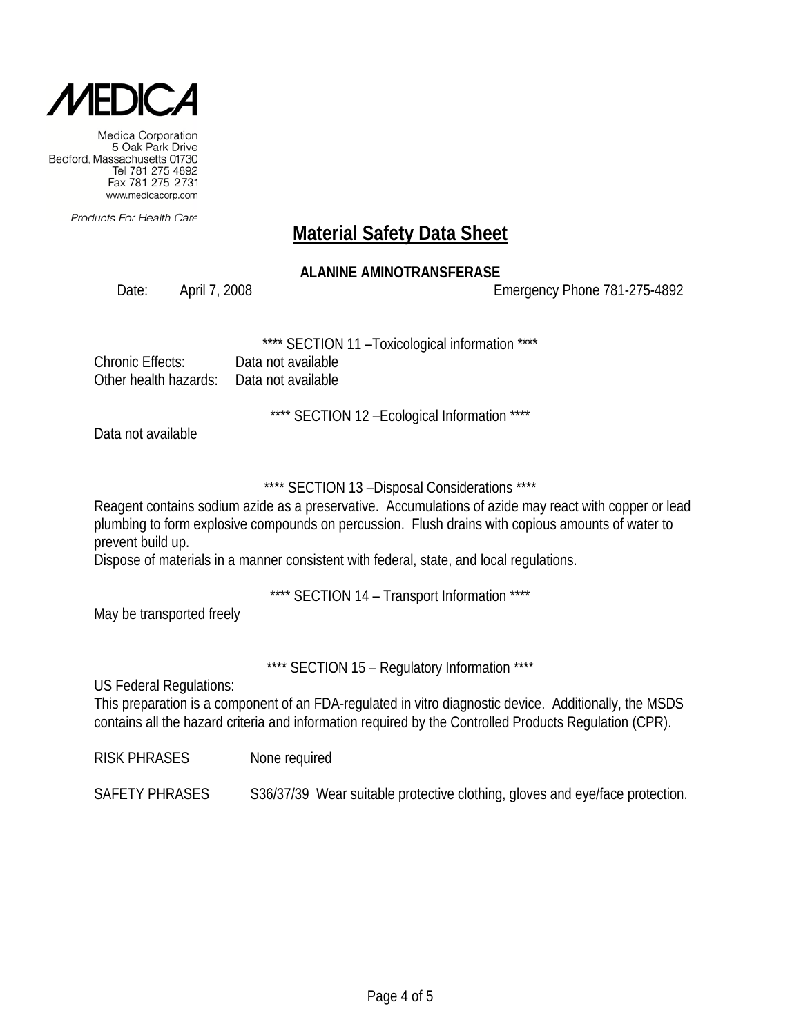Medica Corporation
5 Oak Park Drive
Bedford, Massachusetts 01730
Tel 781 275 4892
Fax 781 275 2731
www.medicacorp.com

*Products For Health Care*

# Material Safety Data Sheet

**ALANINE AMINOTRANSFERASE**

Date: April 7, 2008 Emergency Phone 781-275-4892

**** SECTION 11 –Toxicological information ****

Chronic Effects: Data not available
Other health hazards: Data not available

**** SECTION 12 –Ecological Information ****

Data not available

**** SECTION 13 –Disposal Considerations ****

Reagent contains sodium azide as a preservative. Accumulations of azide may react with copper or lead plumbing to form explosive compounds on percussion. Flush drains with copious amounts of water to prevent build up.
Dispose of materials in a manner consistent with federal, state, and local regulations.

**** SECTION 14 – Transport Information ****

May be transported freely

**** SECTION 15 – Regulatory Information ****

US Federal Regulations:
This preparation is a component of an FDA-regulated in vitro diagnostic device. Additionally, the MSDS contains all the hazard criteria and information required by the Controlled Products Regulation (CPR).

RISK PHRASES None required

SAFETY PHRASES S36/37/39 Wear suitable protective clothing, gloves and eye/face protection.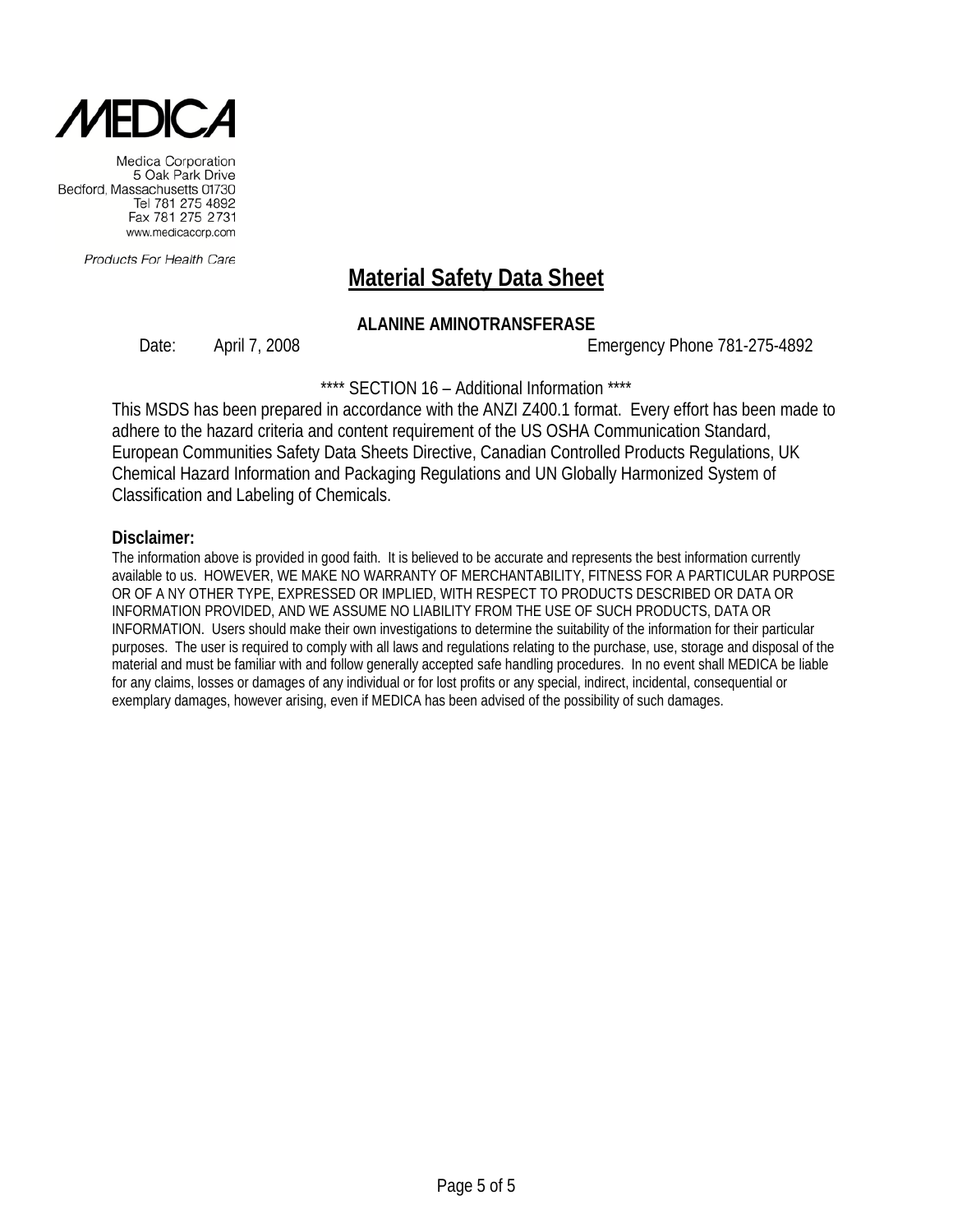MEDICA

Medica Corporation
5 Oak Park Drive
Bedford, Massachusetts 01730
Tel 781 275 4892
Fax 781 275 2731
www.medicacorp.com

*Products For Health Care*

# Material Safety Data Sheet

**ALANINE AMINOTRANSFERASE**

Date: April 7, 2008 Emergency Phone 781-275-4892

**** SECTION 16 – Additional Information ****

This MSDS has been prepared in accordance with the ANZI Z400.1 format. Every effort has been made to adhere to the hazard criteria and content requirement of the US OSHA Communication Standard, European Communities Safety Data Sheets Directive, Canadian Controlled Products Regulations, UK Chemical Hazard Information and Packaging Regulations and UN Globally Harmonized System of Classification and Labeling of Chemicals.

**Disclaimer:**

The information above is provided in good faith. It is believed to be accurate and represents the best information currently available to us. HOWEVER, WE MAKE NO WARRANTY OF MERCHANTABILITY, FITNESS FOR A PARTICULAR PURPOSE OR OF A NY OTHER TYPE, EXPRESSED OR IMPLIED, WITH RESPECT TO PRODUCTS DESCRIBED OR DATA OR INFORMATION PROVIDED, AND WE ASSUME NO LIABILITY FROM THE USE OF SUCH PRODUCTS, DATA OR INFORMATION. Users should make their own investigations to determine the suitability of the information for their particular purposes. The user is required to comply with all laws and regulations relating to the purchase, use, storage and disposal of the material and must be familiar with and follow generally accepted safe handling procedures. In no event shall MEDICA be liable for any claims, losses or damages of any individual or for lost profits or any special, indirect, incidental, consequential or exemplary damages, however arising, even if MEDICA has been advised of the possibility of such damages.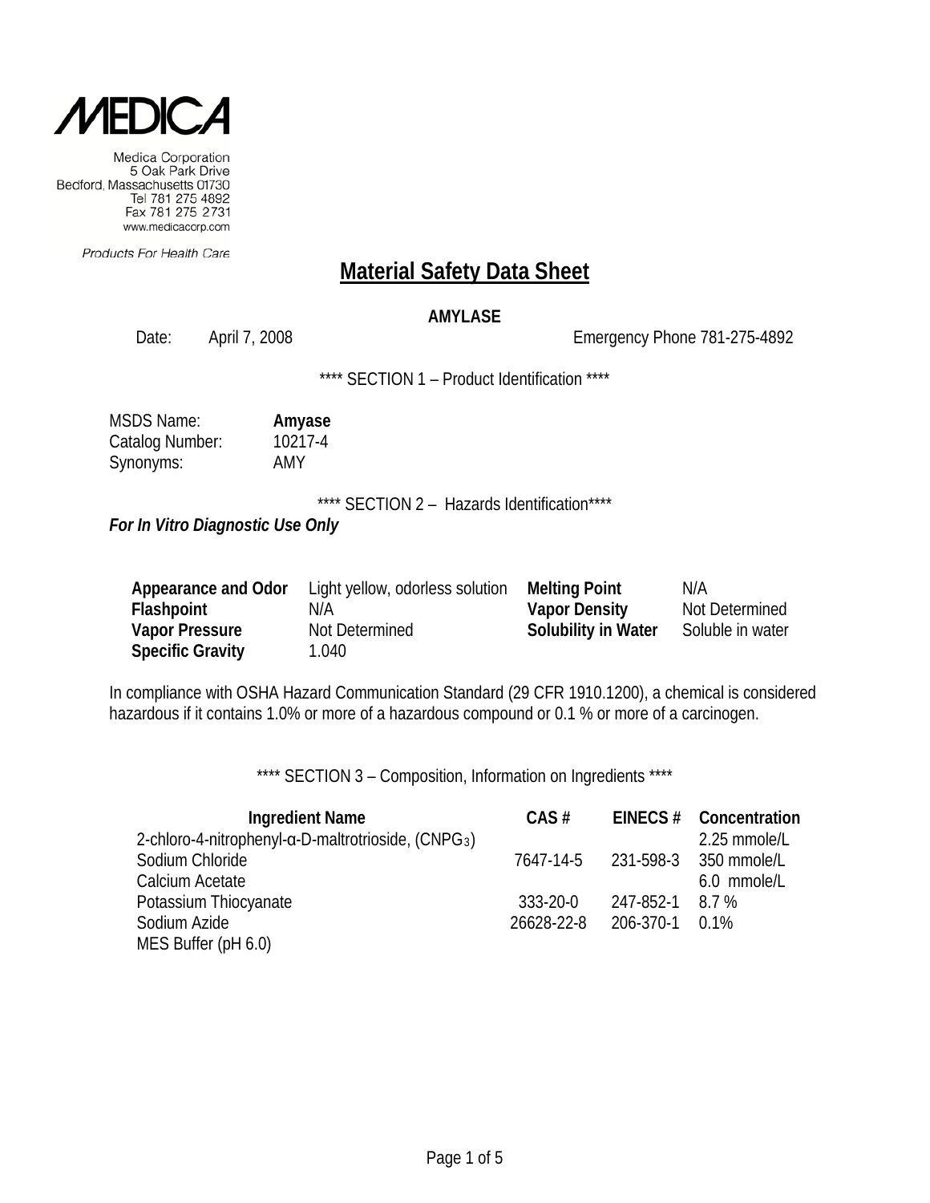MEDICA

Medica Corporation
5 Oak Park Drive
Bedford, Massachusetts 01730
Tel 781 275 4892
Fax 781 275 2731
www.medicacorp.com

*Products For Health Care*

# Material Safety Data Sheet

**AMYLASE**

Date: April 7, 2008 Emergency Phone 781-275-4892

**** SECTION 1 – Product Identification ****

MSDS Name: **Amyase**
Catalog Number: 10217-4
Synonyms: AMY

**** SECTION 2 – Hazards Identification****

***For In Vitro Diagnostic Use Only***

| | | | |
|---|---|---|---|
| **Appearance and Odor** | Light yellow, odorless solution | **Melting Point** | N/A |
| **Flashpoint** | N/A | **Vapor Density** | Not Determined |
| **Vapor Pressure** | Not Determined | **Solubility in Water** | Soluble in water |
| **Specific Gravity** | 1.040 | | |

In compliance with OSHA Hazard Communication Standard (29 CFR 1910.1200), a chemical is considered hazardous if it contains 1.0% or more of a hazardous compound or 0.1 % or more of a carcinogen.

**** SECTION 3 – Composition, Information on Ingredients ****

| Ingredient Name | CAS # | EINECS # | Concentration |
|---|---|---|---|
| 2-chloro-4-nitrophenyl-α-D-maltrotrioside, ($CNPG_3$) | | | 2.25 mmole/L |
| Sodium Chloride | 7647-14-5 | 231-598-3 | 350 mmole/L |
| Calcium Acetate | | | 6.0 mmole/L |
| Potassium Thiocyanate | 333-20-0 | 247-852-1 | 8.7 % |
| Sodium Azide | 26628-22-8 | 206-370-1 | 0.1% |
| MES Buffer (pH 6.0) | | | |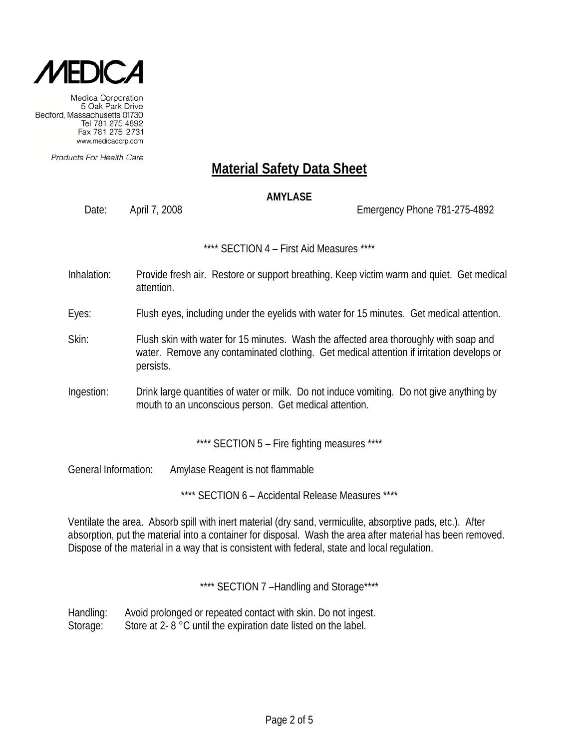MEDICA

Medica Corporation
5 Oak Park Drive
Bedford, Massachusetts 01730
Tel 781 275 4892
Fax 781 275 2731
www.medicacorp.com

*Products For Health Care*

# Material Safety Data Sheet

**AMYLASE**

Date: April 7, 2008 Emergency Phone 781-275-4892

## **** SECTION 4 – First Aid Measures ****

Inhalation: Provide fresh air. Restore or support breathing. Keep victim warm and quiet. Get medical attention.

Eyes: Flush eyes, including under the eyelids with water for 15 minutes. Get medical attention.

Skin: Flush skin with water for 15 minutes. Wash the affected area thoroughly with soap and water. Remove any contaminated clothing. Get medical attention if irritation develops or persists.

Ingestion: Drink large quantities of water or milk. Do not induce vomiting. Do not give anything by mouth to an unconscious person. Get medical attention.

## **** SECTION 5 – Fire fighting measures ****

General Information: Amylase Reagent is not flammable

## **** SECTION 6 – Accidental Release Measures ****

Ventilate the area. Absorb spill with inert material (dry sand, vermiculite, absorptive pads, etc.). After absorption, put the material into a container for disposal. Wash the area after material has been removed. Dispose of the material in a way that is consistent with federal, state and local regulation.

## **** SECTION 7 –Handling and Storage****

Handling: Avoid prolonged or repeated contact with skin. Do not ingest.
Storage: Store at 2- 8 °C until the expiration date listed on the label.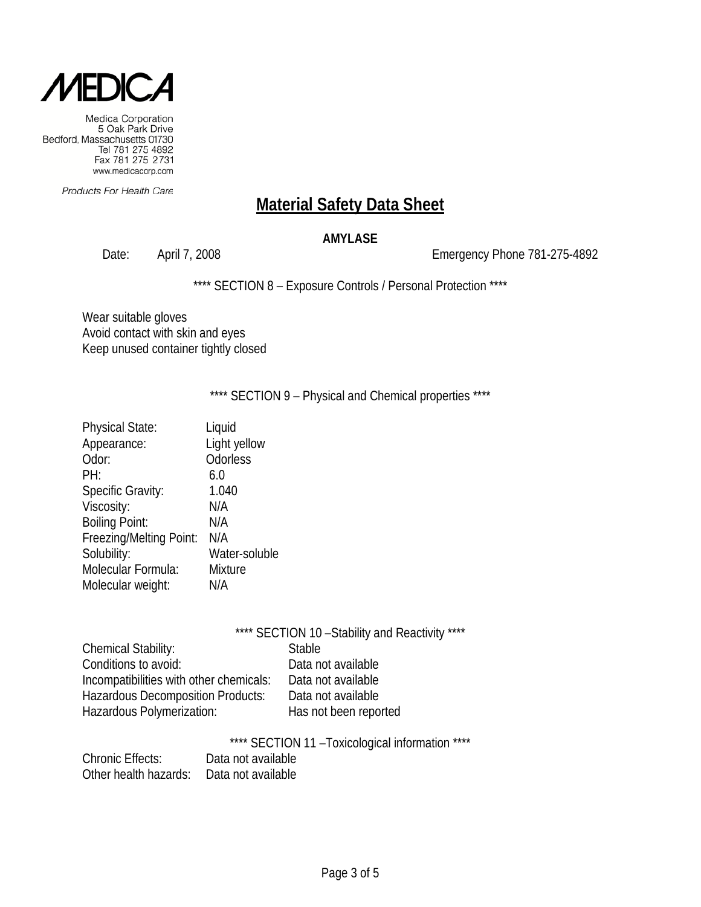**MEDICA**

Medica Corporation
5 Oak Park Drive
Bedford, Massachusetts 01730
Tel 781 275 4892
Fax 781 275 2731
www.medicacorp.com

*Products For Health Care*

# Material Safety Data Sheet

**AMYLASE**

Date: April 7, 2008 Emergency Phone 781-275-4892

**** SECTION 8 – Exposure Controls / Personal Protection ****

Wear suitable gloves
Avoid contact with skin and eyes
Keep unused container tightly closed

**** SECTION 9 – Physical and Chemical properties ****

| | |
|---|---|
| Physical State: | Liquid |
| Appearance: | Light yellow |
| Odor: | Odorless |
| PH: | 6.0 |
| Specific Gravity: | 1.040 |
| Viscosity: | N/A |
| Boiling Point: | N/A |
| Freezing/Melting Point: | N/A |
| Solubility: | Water-soluble |
| Molecular Formula: | Mixture |
| Molecular weight: | N/A |

**** SECTION 10 –Stability and Reactivity ****

| | |
|---|---|
| Chemical Stability: | Stable |
| Conditions to avoid: | Data not available |
| Incompatibilities with other chemicals: | Data not available |
| Hazardous Decomposition Products: | Data not available |
| Hazardous Polymerization: | Has not been reported |

**** SECTION 11 –Toxicological information ****

| | |
|---|---|
| Chronic Effects: | Data not available |
| Other health hazards: | Data not available |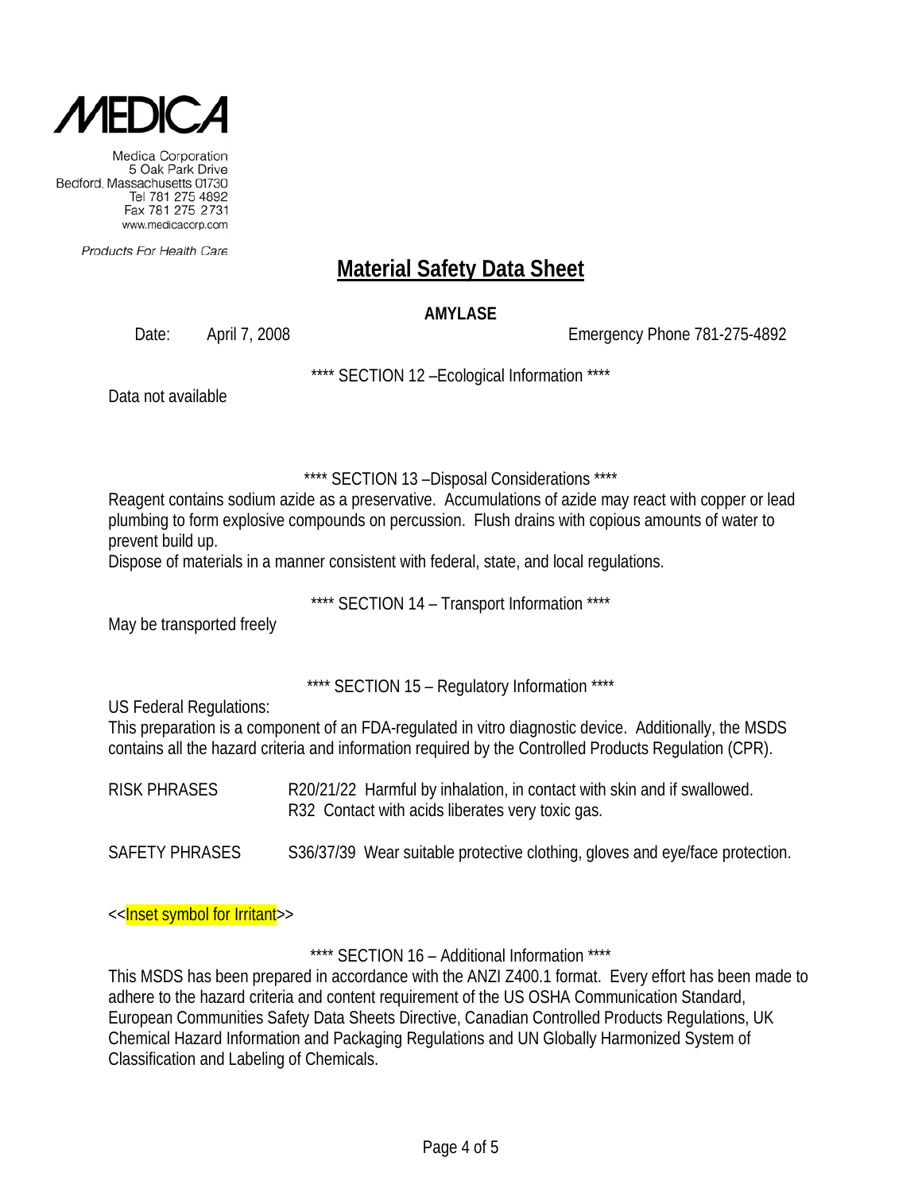MEDICA

Medica Corporation
5 Oak Park Drive
Bedford, Massachusetts 01730
Tel 781 275 4892
Fax 781 275 2731
www.medicacorp.com

*Products For Health Care*

# Material Safety Data Sheet

**AMYLASE**

Date: April 7, 2008 Emergency Phone 781-275-4892

**** SECTION 12 –Ecological Information ****

Data not available

**** SECTION 13 –Disposal Considerations ****

Reagent contains sodium azide as a preservative. Accumulations of azide may react with copper or lead plumbing to form explosive compounds on percussion. Flush drains with copious amounts of water to prevent build up.
Dispose of materials in a manner consistent with federal, state, and local regulations.

**** SECTION 14 – Transport Information ****

May be transported freely

**** SECTION 15 – Regulatory Information ****

US Federal Regulations:
This preparation is a component of an FDA-regulated in vitro diagnostic device. Additionally, the MSDS contains all the hazard criteria and information required by the Controlled Products Regulation (CPR).

| | |
|---|---|
| RISK PHRASES | R20/21/22 Harmful by inhalation, in contact with skin and if swallowed.<br>R32 Contact with acids liberates very toxic gas. |
| SAFETY PHRASES | S36/37/39 Wear suitable protective clothing, gloves and eye/face protection. |

<<Inset symbol for Irritant>>

**** SECTION 16 – Additional Information ****

This MSDS has been prepared in accordance with the ANZI Z400.1 format. Every effort has been made to adhere to the hazard criteria and content requirement of the US OSHA Communication Standard, European Communities Safety Data Sheets Directive, Canadian Controlled Products Regulations, UK Chemical Hazard Information and Packaging Regulations and UN Globally Harmonized System of Classification and Labeling of Chemicals.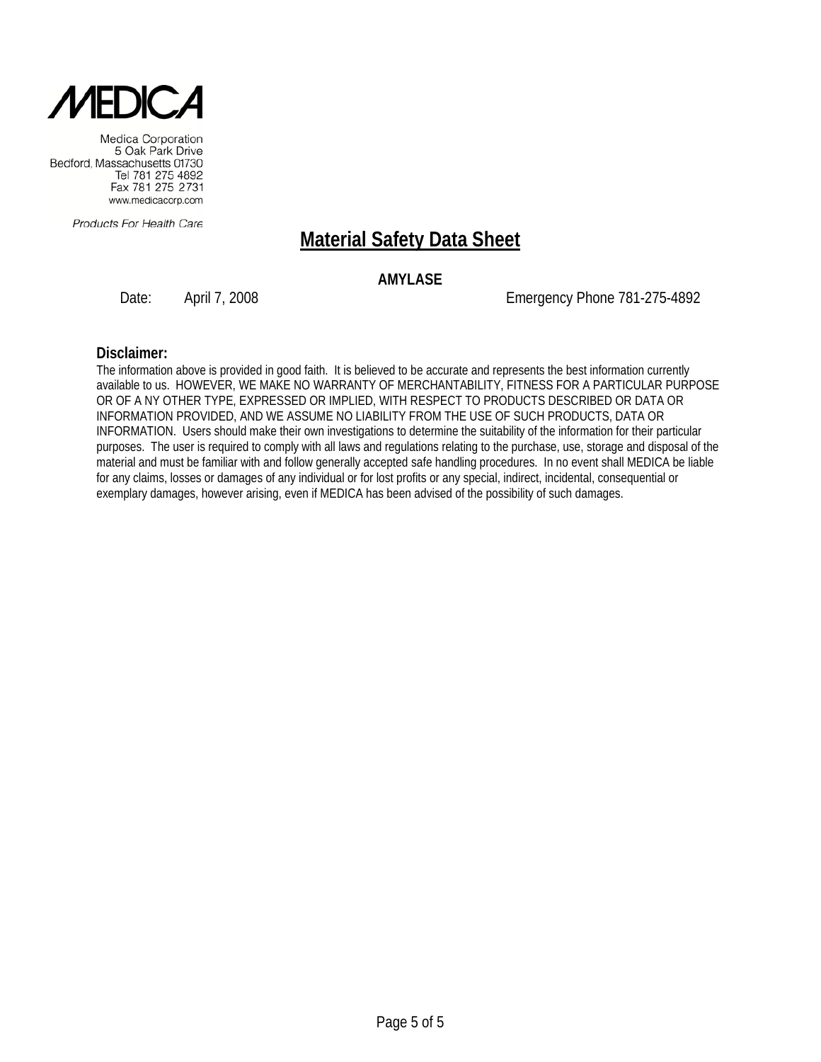**MEDICA**

Medica Corporation
5 Oak Park Drive
Bedford, Massachusetts 01730
Tel 781 275 4892
Fax 781 275 2731
www.medicacorp.com

*Products For Health Care*

# Material Safety Data Sheet

**AMYLASE**

Date: April 7, 2008 Emergency Phone 781-275-4892

### Disclaimer:

The information above is provided in good faith. It is believed to be accurate and represents the best information currently available to us. HOWEVER, WE MAKE NO WARRANTY OF MERCHANTABILITY, FITNESS FOR A PARTICULAR PURPOSE OR OF A NY OTHER TYPE, EXPRESSED OR IMPLIED, WITH RESPECT TO PRODUCTS DESCRIBED OR DATA OR INFORMATION PROVIDED, AND WE ASSUME NO LIABILITY FROM THE USE OF SUCH PRODUCTS, DATA OR INFORMATION. Users should make their own investigations to determine the suitability of the information for their particular purposes. The user is required to comply with all laws and regulations relating to the purchase, use, storage and disposal of the material and must be familiar with and follow generally accepted safe handling procedures. In no event shall MEDICA be liable for any claims, losses or damages of any individual or for lost profits or any special, indirect, incidental, consequential or exemplary damages, however arising, even if MEDICA has been advised of the possibility of such damages.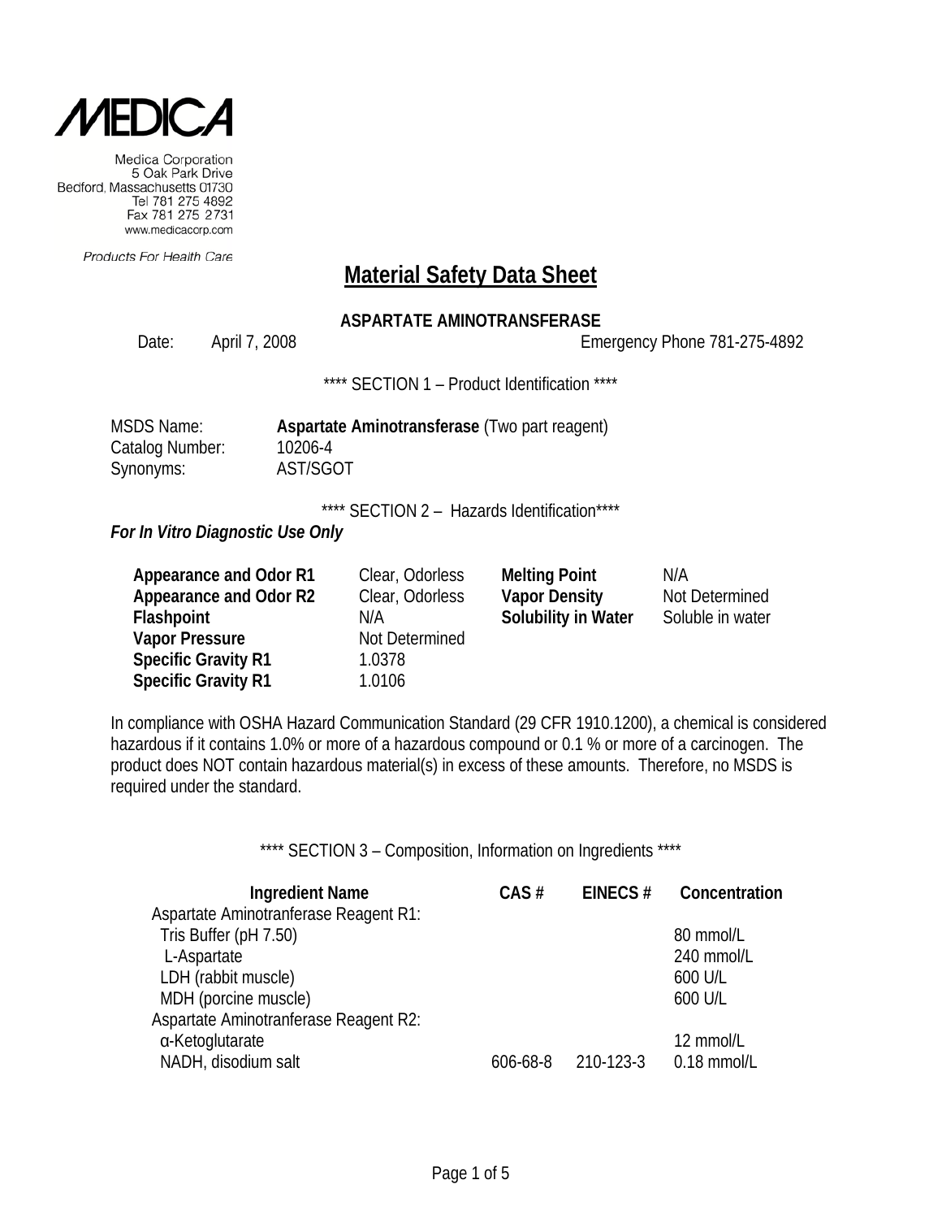MEDICA

Medica Corporation
5 Oak Park Drive
Bedford, Massachusetts 01730
Tel 781 275 4892
Fax 781 275 2731
www.medicacorp.com

*Products For Health Care*

# Material Safety Data Sheet

**ASPARTATE AMINOTRANSFERASE**

Date: April 7, 2008 Emergency Phone 781-275-4892

**** SECTION 1 – Product Identification ****

MSDS Name: **Aspartate Aminotransferase** (Two part reagent)
Catalog Number: 10206-4
Synonyms: AST/SGOT

**** SECTION 2 – Hazards Identification****

***For In Vitro Diagnostic Use Only***

| | | | |
|---|---|---|---|
| **Appearance and Odor R1** | Clear, Odorless | **Melting Point** | N/A |
| **Appearance and Odor R2** | Clear, Odorless | **Vapor Density** | Not Determined |
| **Flashpoint** | N/A | **Solubility in Water** | Soluble in water |
| **Vapor Pressure** | Not Determined | | |
| **Specific Gravity R1** | 1.0378 | | |
| **Specific Gravity R1** | 1.0106 | | |

In compliance with OSHA Hazard Communication Standard (29 CFR 1910.1200), a chemical is considered hazardous if it contains 1.0% or more of a hazardous compound or 0.1 % or more of a carcinogen. The product does NOT contain hazardous material(s) in excess of these amounts. Therefore, no MSDS is required under the standard.

**** SECTION 3 – Composition, Information on Ingredients ****

| Ingredient Name | CAS # | EINECS # | Concentration |
|---|---|---|---|
| Aspartate Aminotranferase Reagent R1: | | | |
| Tris Buffer (pH 7.50) | | | 80 mmol/L |
| L-Aspartate | | | 240 mmol/L |
| LDH (rabbit muscle) | | | 600 U/L |
| MDH (porcine muscle) | | | 600 U/L |
| Aspartate Aminotranferase Reagent R2: | | | |
| α-Ketoglutarate | | | 12 mmol/L |
| NADH, disodium salt | 606-68-8 | 210-123-3 | 0.18 mmol/L |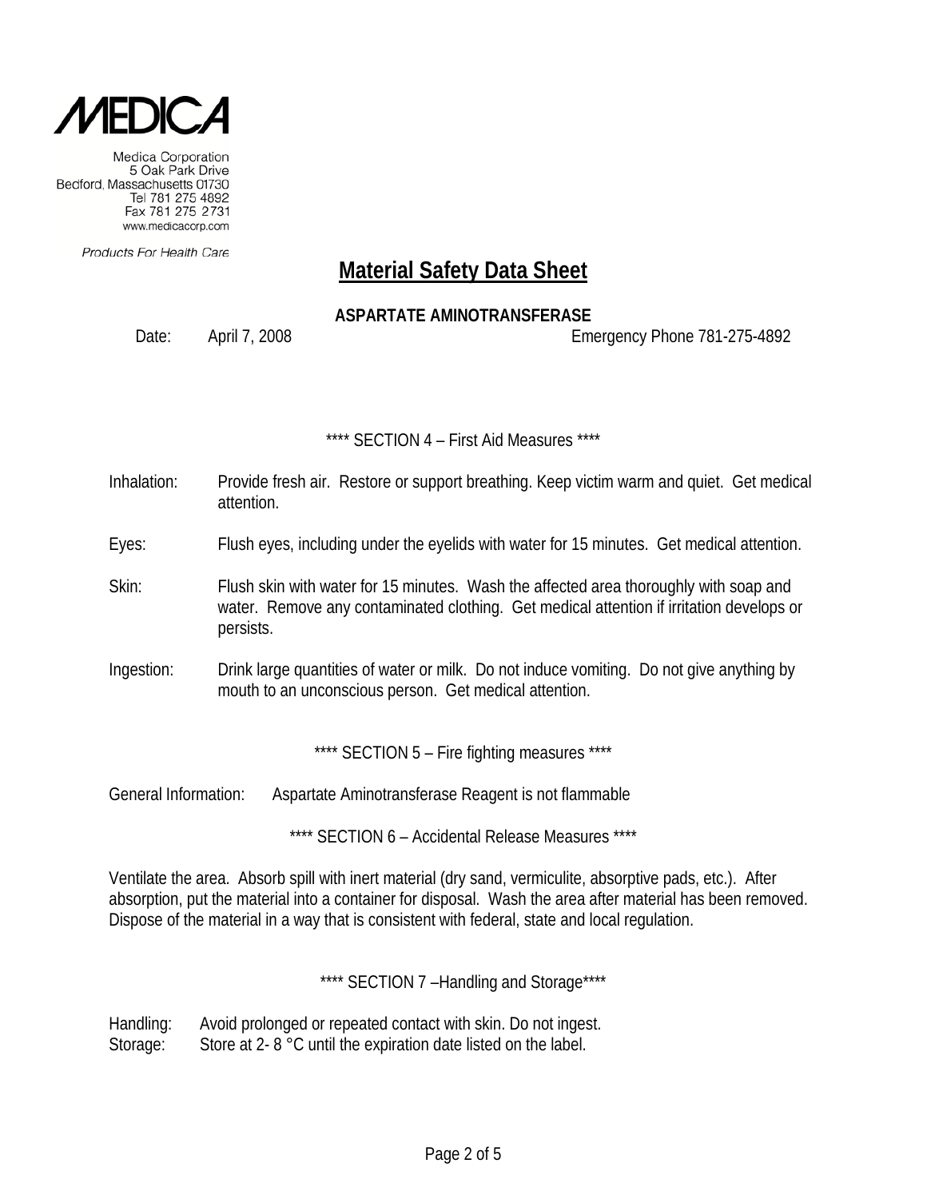# Material Safety Data Sheet

**ASPARTATE AMINOTRANSFERASE**

Date: April 7, 2008 Emergency Phone 781-275-4892

**** SECTION 4 – First Aid Measures ****

Inhalation: Provide fresh air. Restore or support breathing. Keep victim warm and quiet. Get medical attention.

Eyes: Flush eyes, including under the eyelids with water for 15 minutes. Get medical attention.

Skin: Flush skin with water for 15 minutes. Wash the affected area thoroughly with soap and water. Remove any contaminated clothing. Get medical attention if irritation develops or persists.

Ingestion: Drink large quantities of water or milk. Do not induce vomiting. Do not give anything by mouth to an unconscious person. Get medical attention.

**** SECTION 5 – Fire fighting measures ****

General Information: Aspartate Aminotransferase Reagent is not flammable

**** SECTION 6 – Accidental Release Measures ****

Ventilate the area. Absorb spill with inert material (dry sand, vermiculite, absorptive pads, etc.). After absorption, put the material into a container for disposal. Wash the area after material has been removed. Dispose of the material in a way that is consistent with federal, state and local regulation.

**** SECTION 7 –Handling and Storage****

Handling: Avoid prolonged or repeated contact with skin. Do not ingest.
Storage: Store at 2- 8 °C until the expiration date listed on the label.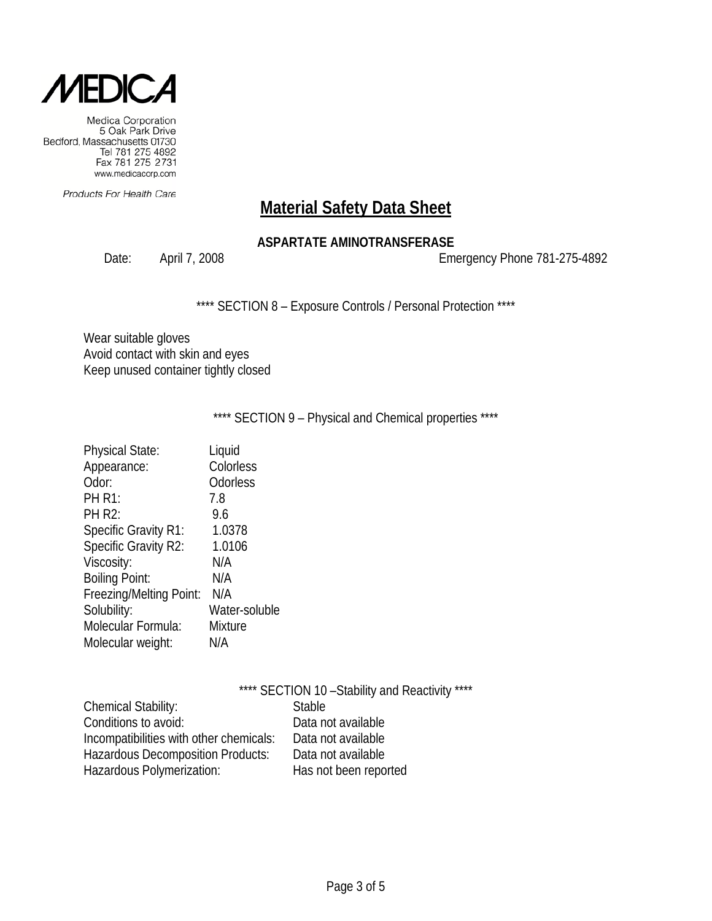MEDICA

Medica Corporation
5 Oak Park Drive
Bedford, Massachusetts 01730
Tel 781 275 4892
Fax 781 275 2731
www.medicacorp.com

*Products For Health Care*

# Material Safety Data Sheet

**ASPARTATE AMINOTRANSFERASE**

Date: April 7, 2008 Emergency Phone 781-275-4892

**** SECTION 8 – Exposure Controls / Personal Protection ****

Wear suitable gloves
Avoid contact with skin and eyes
Keep unused container tightly closed

**** SECTION 9 – Physical and Chemical properties ****

| | |
|---|---|
| Physical State: | Liquid |
| Appearance: | Colorless |
| Odor: | Odorless |
| PH R1: | 7.8 |
| PH R2: | 9.6 |
| Specific Gravity R1: | 1.0378 |
| Specific Gravity R2: | 1.0106 |
| Viscosity: | N/A |
| Boiling Point: | N/A |
| Freezing/Melting Point: | N/A |
| Solubility: | Water-soluble |
| Molecular Formula: | Mixture |
| Molecular weight: | N/A |

**** SECTION 10 –Stability and Reactivity ****

| | |
|---|---|
| Chemical Stability: | Stable |
| Conditions to avoid: | Data not available |
| Incompatibilities with other chemicals: | Data not available |
| Hazardous Decomposition Products: | Data not available |
| Hazardous Polymerization: | Has not been reported |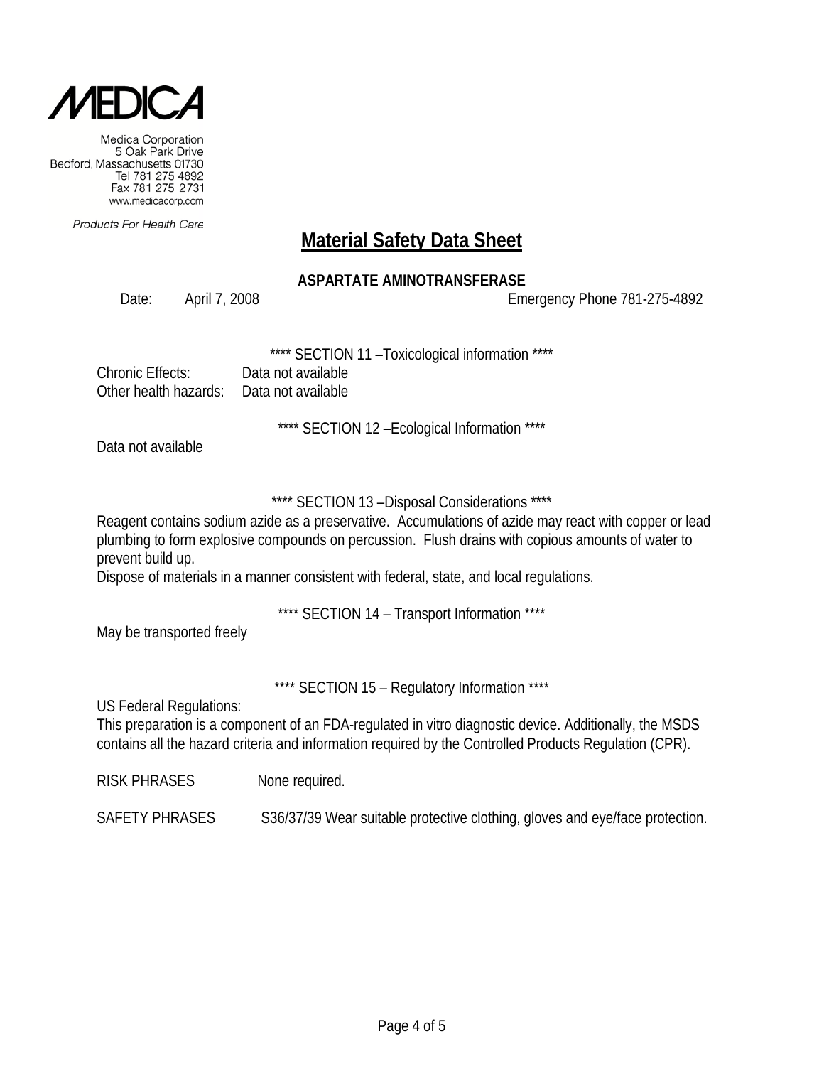**MEDICA**

Medica Corporation
5 Oak Park Drive
Bedford, Massachusetts 01730
Tel 781 275 4892
Fax 781 275 2731
www.medicacorp.com

*Products For Health Care*

# Material Safety Data Sheet

**ASPARTATE AMINOTRANSFERASE**

Date: April 7, 2008 Emergency Phone 781-275-4892

**** SECTION 11 –Toxicological information ****

Chronic Effects: Data not available
Other health hazards: Data not available

**** SECTION 12 –Ecological Information ****

Data not available

**** SECTION 13 –Disposal Considerations ****

Reagent contains sodium azide as a preservative. Accumulations of azide may react with copper or lead plumbing to form explosive compounds on percussion. Flush drains with copious amounts of water to prevent build up.
Dispose of materials in a manner consistent with federal, state, and local regulations.

**** SECTION 14 – Transport Information ****

May be transported freely

**** SECTION 15 – Regulatory Information ****

US Federal Regulations:
This preparation is a component of an FDA-regulated in vitro diagnostic device. Additionally, the MSDS contains all the hazard criteria and information required by the Controlled Products Regulation (CPR).

RISK PHRASES None required.

SAFETY PHRASES S36/37/39 Wear suitable protective clothing, gloves and eye/face protection.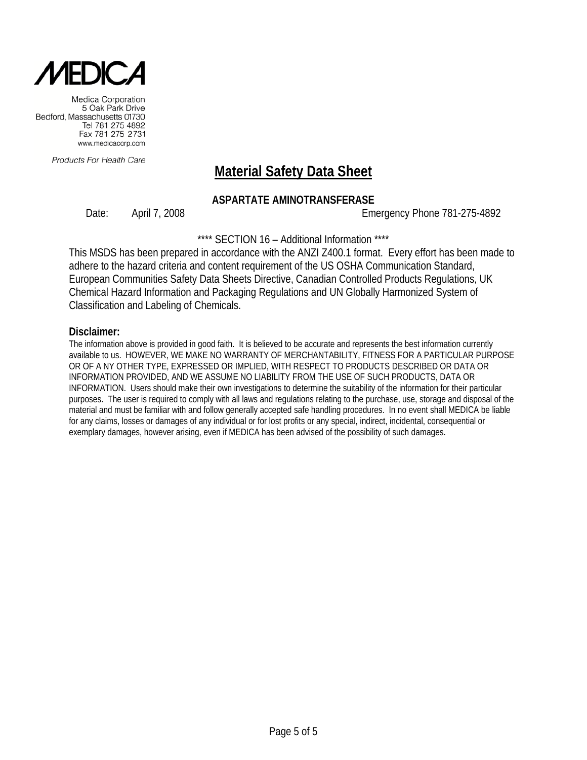**MEDICA**

Medica Corporation
5 Oak Park Drive
Bedford, Massachusetts 01730
Tel 781 275 4892
Fax 781 275 2731
www.medicacorp.com

*Products For Health Care*

# Material Safety Data Sheet

**ASPARTATE AMINOTRANSFERASE**

Date: April 7, 2008 Emergency Phone 781-275-4892

**** SECTION 16 – Additional Information ****

This MSDS has been prepared in accordance with the ANZI Z400.1 format. Every effort has been made to adhere to the hazard criteria and content requirement of the US OSHA Communication Standard, European Communities Safety Data Sheets Directive, Canadian Controlled Products Regulations, UK Chemical Hazard Information and Packaging Regulations and UN Globally Harmonized System of Classification and Labeling of Chemicals.

**Disclaimer:**

The information above is provided in good faith. It is believed to be accurate and represents the best information currently available to us. HOWEVER, WE MAKE NO WARRANTY OF MERCHANTABILITY, FITNESS FOR A PARTICULAR PURPOSE OR OF A NY OTHER TYPE, EXPRESSED OR IMPLIED, WITH RESPECT TO PRODUCTS DESCRIBED OR DATA OR INFORMATION PROVIDED, AND WE ASSUME NO LIABILITY FROM THE USE OF SUCH PRODUCTS, DATA OR INFORMATION. Users should make their own investigations to determine the suitability of the information for their particular purposes. The user is required to comply with all laws and regulations relating to the purchase, use, storage and disposal of the material and must be familiar with and follow generally accepted safe handling procedures. In no event shall MEDICA be liable for any claims, losses or damages of any individual or for lost profits or any special, indirect, incidental, consequential or exemplary damages, however arising, even if MEDICA has been advised of the possibility of such damages.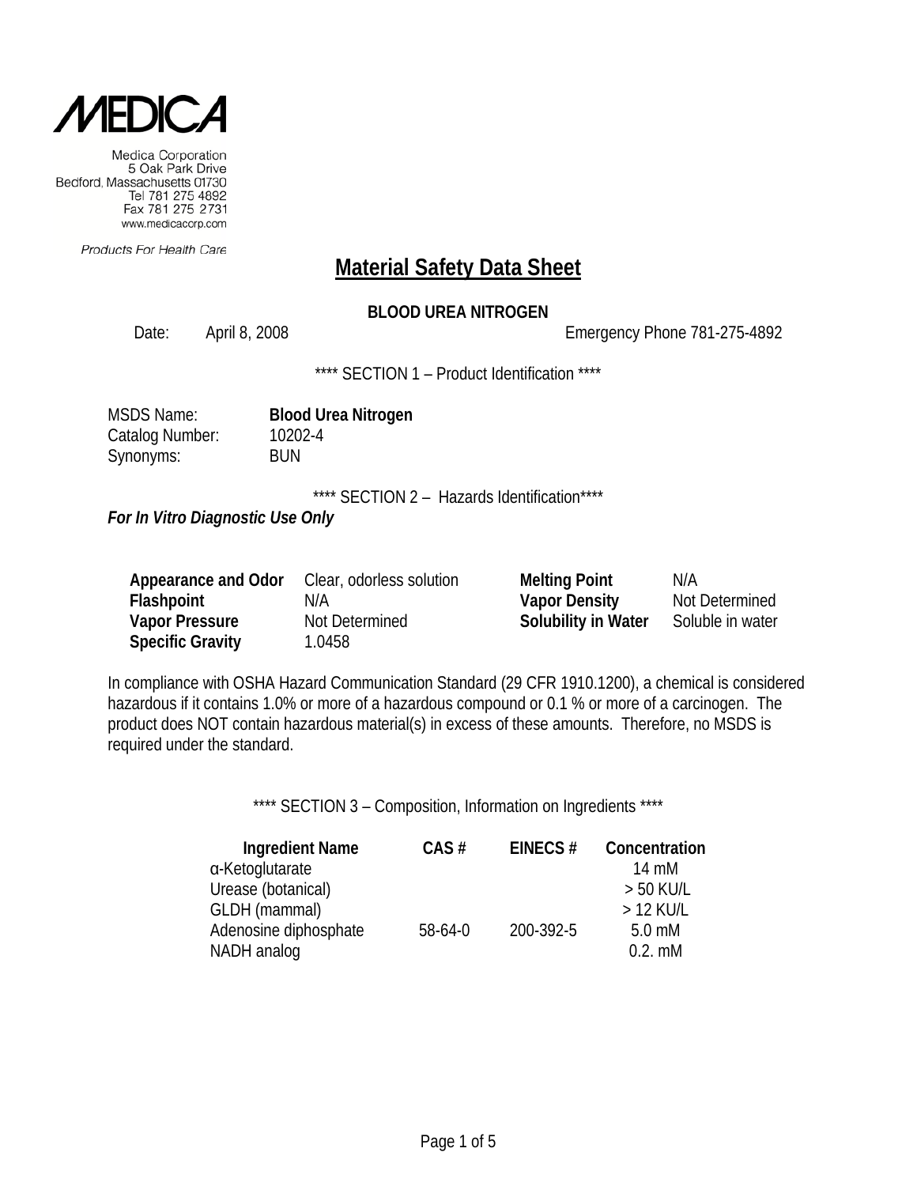MEDICA

Medica Corporation
5 Oak Park Drive
Bedford, Massachusetts 01730
Tel 781 275 4892
Fax 781 275 2731
www.medicacorp.com

*Products For Health Care*

# Material Safety Data Sheet

**BLOOD UREA NITROGEN**

Date: April 8, 2008 Emergency Phone 781-275-4892

**** SECTION 1 – Product Identification ****

MSDS Name: **Blood Urea Nitrogen**
Catalog Number: 10202-4
Synonyms: BUN

**** SECTION 2 – Hazards Identification****

***For In Vitro Diagnostic Use Only***

| | | | |
|---|---|---|---|
| **Appearance and Odor** | Clear, odorless solution | **Melting Point** | N/A |
| **Flashpoint** | N/A | **Vapor Density** | Not Determined |
| **Vapor Pressure** | Not Determined | **Solubility in Water** | Soluble in water |
| **Specific Gravity** | 1.0458 | | |

In compliance with OSHA Hazard Communication Standard (29 CFR 1910.1200), a chemical is considered hazardous if it contains 1.0% or more of a hazardous compound or 0.1 % or more of a carcinogen. The product does NOT contain hazardous material(s) in excess of these amounts. Therefore, no MSDS is required under the standard.

**** SECTION 3 – Composition, Information on Ingredients ****

| Ingredient Name | CAS # | EINECS # | Concentration |
|---|---|---|---|
| α-Ketoglutarate | | | 14 mM |
| Urease (botanical) | | | > 50 KU/L |
| GLDH (mammal) | | | > 12 KU/L |
| Adenosine diphosphate | 58-64-0 | 200-392-5 | 5.0 mM |
| NADH analog | | | 0.2. mM |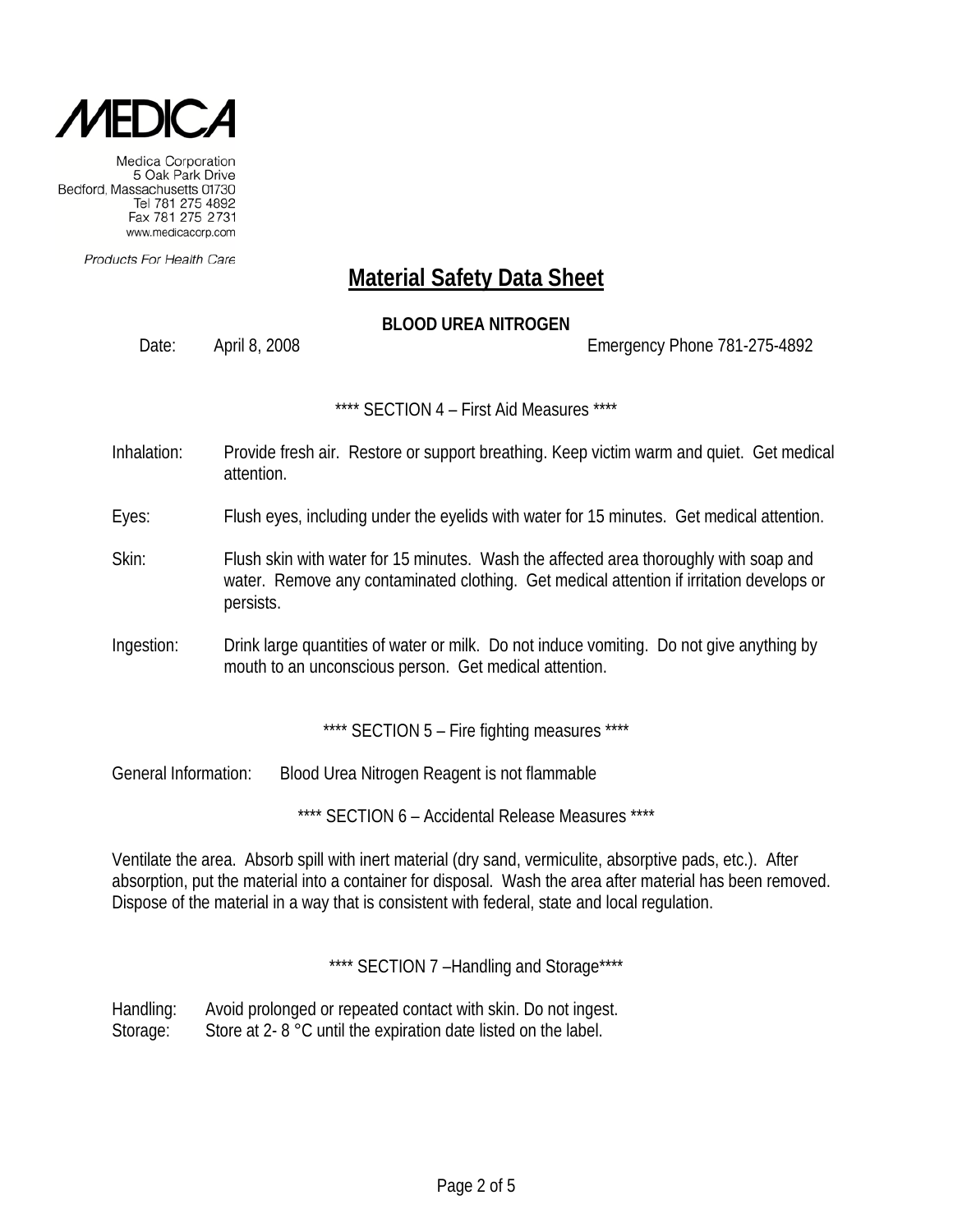MEDICA

Medica Corporation
5 Oak Park Drive
Bedford, Massachusetts 01730
Tel 781 275 4892
Fax 781 275 2731
www.medicacorp.com

*Products For Health Care*

# Material Safety Data Sheet

**BLOOD UREA NITROGEN**

Date: April 8, 2008 Emergency Phone 781-275-4892

## **** SECTION 4 – First Aid Measures ****

Inhalation: Provide fresh air. Restore or support breathing. Keep victim warm and quiet. Get medical attention.

Eyes: Flush eyes, including under the eyelids with water for 15 minutes. Get medical attention.

Skin: Flush skin with water for 15 minutes. Wash the affected area thoroughly with soap and water. Remove any contaminated clothing. Get medical attention if irritation develops or persists.

Ingestion: Drink large quantities of water or milk. Do not induce vomiting. Do not give anything by mouth to an unconscious person. Get medical attention.

## **** SECTION 5 – Fire fighting measures ****

General Information: Blood Urea Nitrogen Reagent is not flammable

## **** SECTION 6 – Accidental Release Measures ****

Ventilate the area. Absorb spill with inert material (dry sand, vermiculite, absorptive pads, etc.). After absorption, put the material into a container for disposal. Wash the area after material has been removed. Dispose of the material in a way that is consistent with federal, state and local regulation.

## **** SECTION 7 –Handling and Storage****

Handling: Avoid prolonged or repeated contact with skin. Do not ingest.
Storage: Store at 2- 8 °C until the expiration date listed on the label.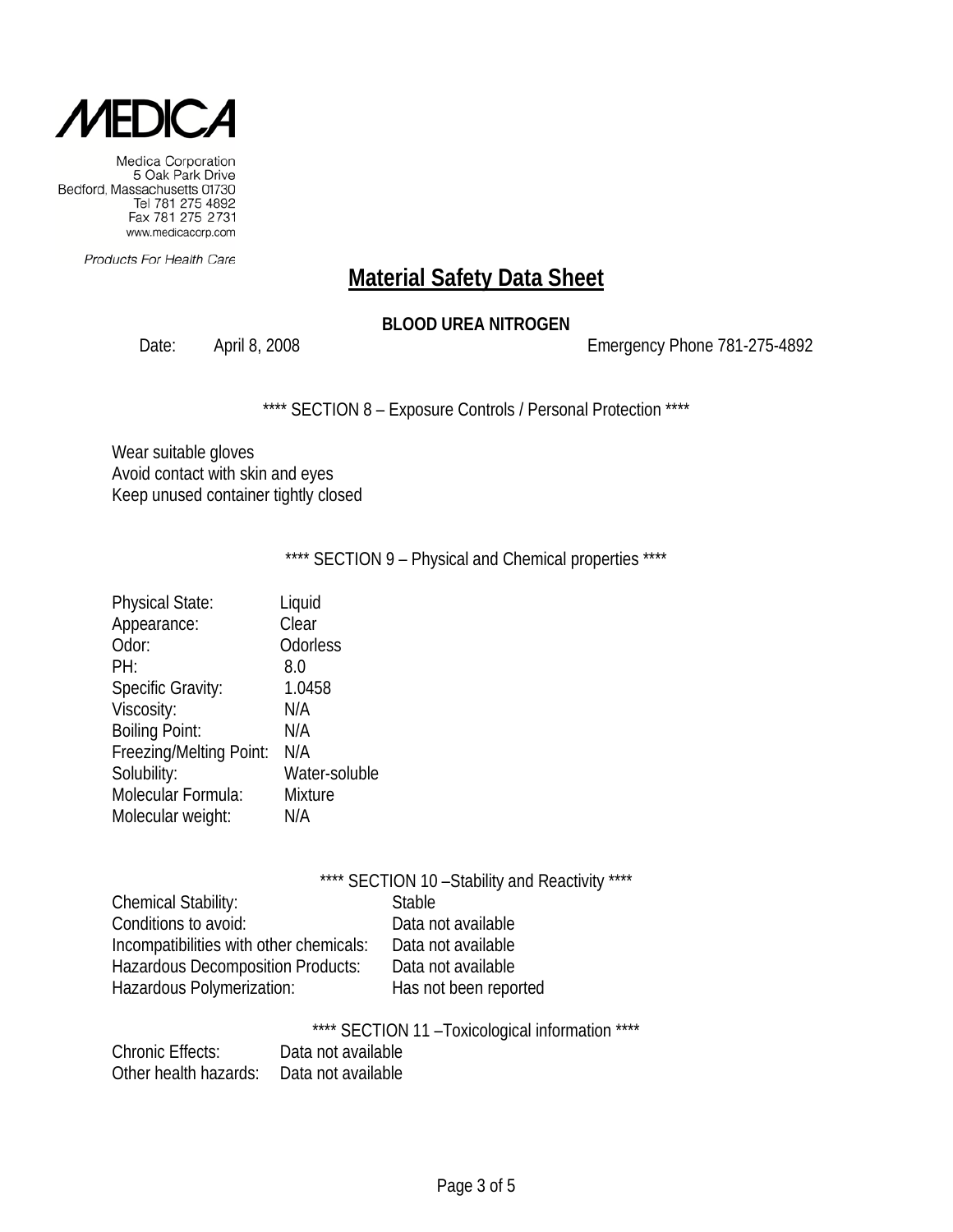MEDICA

Medica Corporation
5 Oak Park Drive
Bedford, Massachusetts 01730
Tel 781 275 4892
Fax 781 275 2731
www.medicacorp.com

*Products For Health Care*

# Material Safety Data Sheet

**BLOOD UREA NITROGEN**

Date: April 8, 2008 Emergency Phone 781-275-4892

**** SECTION 8 – Exposure Controls / Personal Protection ****

Wear suitable gloves
Avoid contact with skin and eyes
Keep unused container tightly closed

**** SECTION 9 – Physical and Chemical properties ****

| | |
|---|---|
| Physical State: | Liquid |
| Appearance: | Clear |
| Odor: | Odorless |
| PH: | 8.0 |
| Specific Gravity: | 1.0458 |
| Viscosity: | N/A |
| Boiling Point: | N/A |
| Freezing/Melting Point: | N/A |
| Solubility: | Water-soluble |
| Molecular Formula: | Mixture |
| Molecular weight: | N/A |

**** SECTION 10 –Stability and Reactivity ****

| | |
|---|---|
| Chemical Stability: | Stable |
| Conditions to avoid: | Data not available |
| Incompatibilities with other chemicals: | Data not available |
| Hazardous Decomposition Products: | Data not available |
| Hazardous Polymerization: | Has not been reported |

**** SECTION 11 –Toxicological information ****

| | |
|---|---|
| Chronic Effects: | Data not available |
| Other health hazards: | Data not available |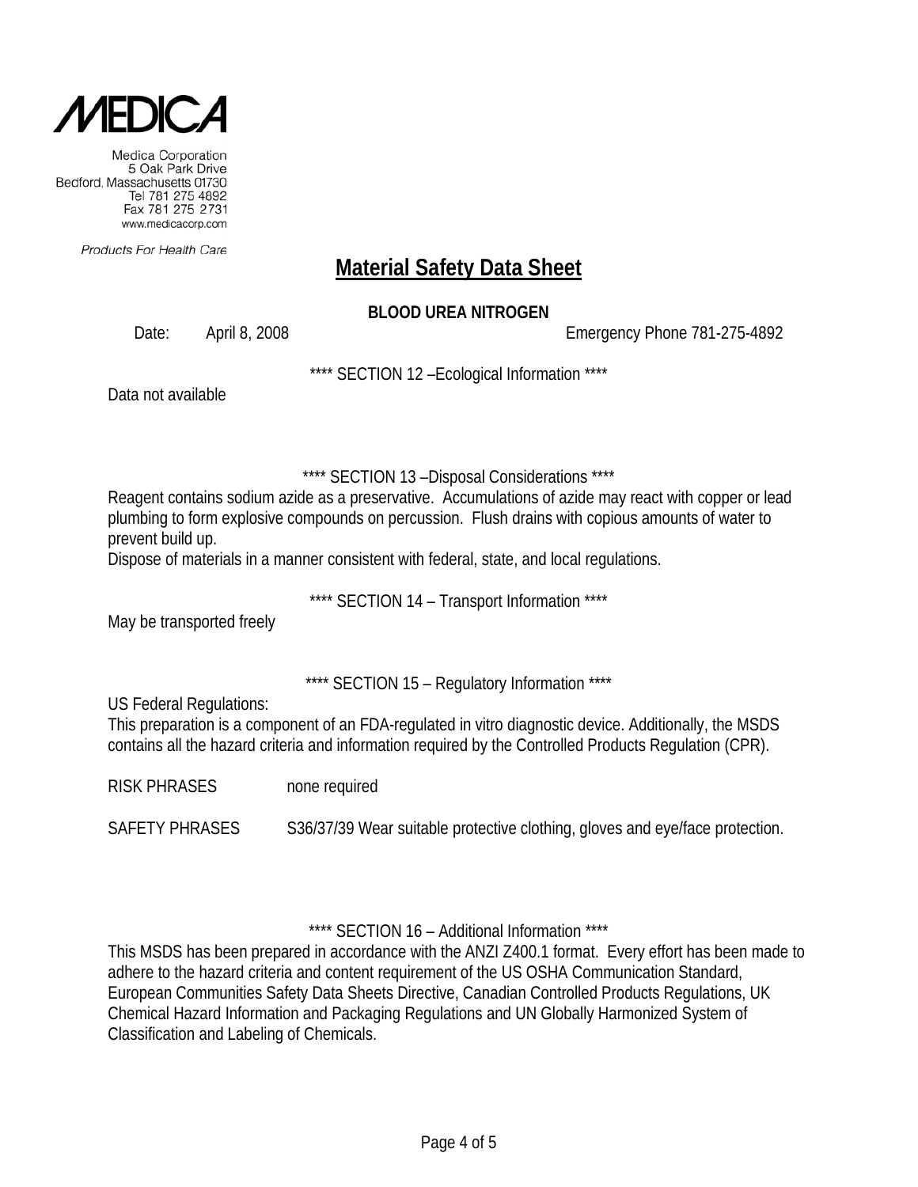MEDICA

Medica Corporation
5 Oak Park Drive
Bedford, Massachusetts 01730
Tel 781 275 4892
Fax 781 275 2731
www.medicacorp.com

*Products For Health Care*

# Material Safety Data Sheet

**BLOOD UREA NITROGEN**

Date: April 8, 2008 Emergency Phone 781-275-4892

**** SECTION 12 –Ecological Information ****

Data not available

**** SECTION 13 –Disposal Considerations ****

Reagent contains sodium azide as a preservative. Accumulations of azide may react with copper or lead plumbing to form explosive compounds on percussion. Flush drains with copious amounts of water to prevent build up.
Dispose of materials in a manner consistent with federal, state, and local regulations.

**** SECTION 14 – Transport Information ****

May be transported freely

**** SECTION 15 – Regulatory Information ****

US Federal Regulations:
This preparation is a component of an FDA-regulated in vitro diagnostic device. Additionally, the MSDS contains all the hazard criteria and information required by the Controlled Products Regulation (CPR).

RISK PHRASES none required

SAFETY PHRASES S36/37/39 Wear suitable protective clothing, gloves and eye/face protection.

**** SECTION 16 – Additional Information ****

This MSDS has been prepared in accordance with the ANZI Z400.1 format. Every effort has been made to adhere to the hazard criteria and content requirement of the US OSHA Communication Standard, European Communities Safety Data Sheets Directive, Canadian Controlled Products Regulations, UK Chemical Hazard Information and Packaging Regulations and UN Globally Harmonized System of Classification and Labeling of Chemicals.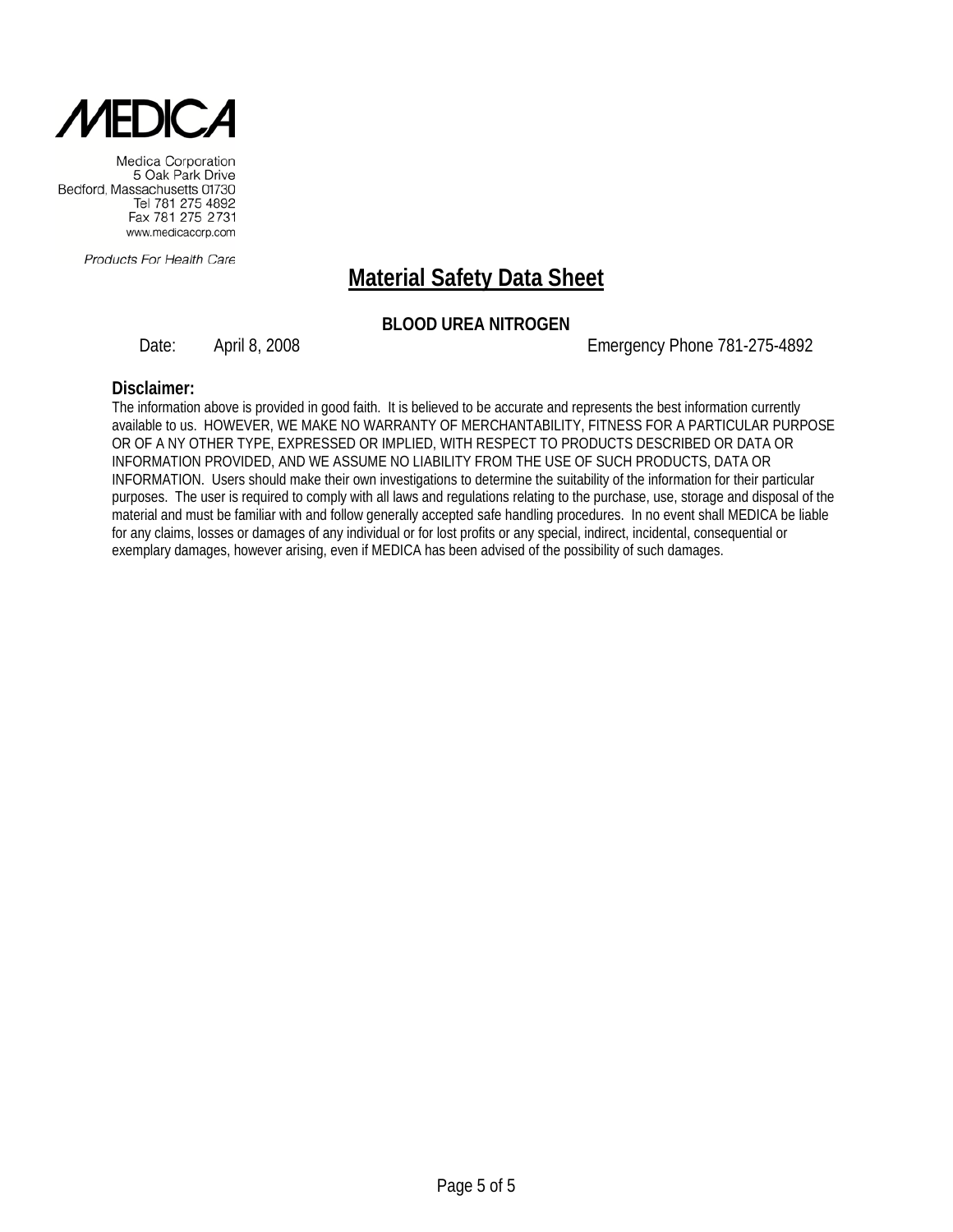**MEDICA**

Medica Corporation
5 Oak Park Drive
Bedford, Massachusetts 01730
Tel 781 275 4892
Fax 781 275 2731
www.medicacorp.com

*Products For Health Care*

# Material Safety Data Sheet

**BLOOD UREA NITROGEN**

Date: April 8, 2008 Emergency Phone 781-275-4892

**Disclaimer:**

The information above is provided in good faith. It is believed to be accurate and represents the best information currently available to us. HOWEVER, WE MAKE NO WARRANTY OF MERCHANTABILITY, FITNESS FOR A PARTICULAR PURPOSE OR OF A NY OTHER TYPE, EXPRESSED OR IMPLIED, WITH RESPECT TO PRODUCTS DESCRIBED OR DATA OR INFORMATION PROVIDED, AND WE ASSUME NO LIABILITY FROM THE USE OF SUCH PRODUCTS, DATA OR INFORMATION. Users should make their own investigations to determine the suitability of the information for their particular purposes. The user is required to comply with all laws and regulations relating to the purchase, use, storage and disposal of the material and must be familiar with and follow generally accepted safe handling procedures. In no event shall MEDICA be liable for any claims, losses or damages of any individual or for lost profits or any special, indirect, incidental, consequential or exemplary damages, however arising, even if MEDICA has been advised of the possibility of such damages.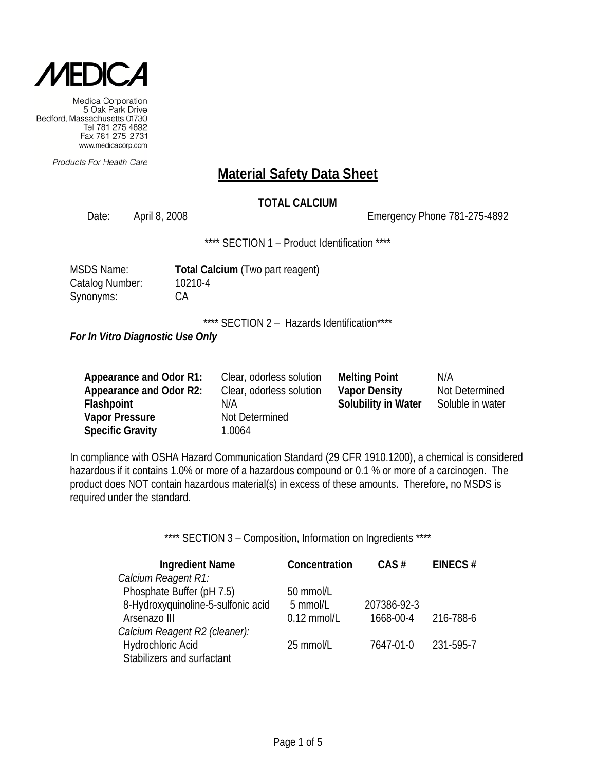**MEDICA**

Medica Corporation
5 Oak Park Drive
Bedford, Massachusetts 01730
Tel 781 275 4892
Fax 781 275 2731
www.medicacorp.com

*Products For Health Care*

# Material Safety Data Sheet

**TOTAL CALCIUM**

Date: April 8, 2008 Emergency Phone 781-275-4892

**** SECTION 1 – Product Identification ****

MSDS Name: **Total Calcium** (Two part reagent)
Catalog Number: 10210-4
Synonyms: CA

**** SECTION 2 – Hazards Identification****

***For In Vitro Diagnostic Use Only***

| | | | |
|---|---|---|---|
| **Appearance and Odor R1:** | Clear, odorless solution | **Melting Point** | N/A |
| **Appearance and Odor R2:** | Clear, odorless solution | **Vapor Density** | Not Determined |
| **Flashpoint** | N/A | **Solubility in Water** | Soluble in water |
| **Vapor Pressure** | Not Determined | | |
| **Specific Gravity** | 1.0064 | | |

In compliance with OSHA Hazard Communication Standard (29 CFR 1910.1200), a chemical is considered hazardous if it contains 1.0% or more of a hazardous compound or 0.1 % or more of a carcinogen. The product does NOT contain hazardous material(s) in excess of these amounts. Therefore, no MSDS is required under the standard.

**** SECTION 3 – Composition, Information on Ingredients ****

| Ingredient Name | Concentration | CAS # | EINECS # |
|---|---|---|---|
| *Calcium Reagent R1:* | | | |
| Phosphate Buffer (pH 7.5) | 50 mmol/L | | |
| 8-Hydroxyquinoline-5-sulfonic acid | 5 mmol/L | 207386-92-3 | |
| Arsenazo III | 0.12 mmol/L | 1668-00-4 | 216-788-6 |
| *Calcium Reagent R2 (cleaner):* | | | |
| Hydrochloric Acid | 25 mmol/L | 7647-01-0 | 231-595-7 |
| Stabilizers and surfactant | | | |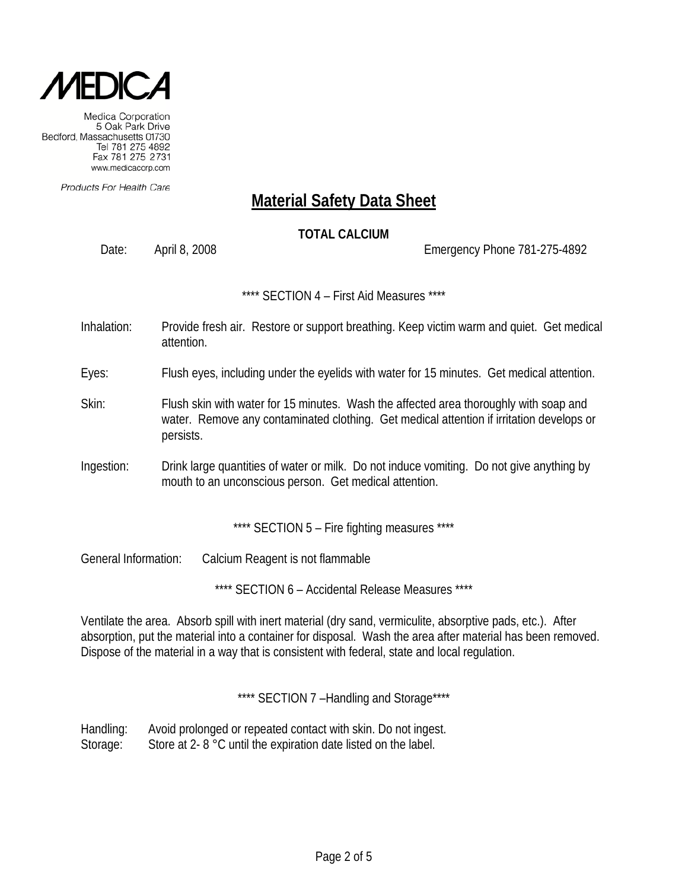MEDICA

Medica Corporation
5 Oak Park Drive
Bedford, Massachusetts 01730
Tel 781 275 4892
Fax 781 275 2731
www.medicacorp.com

Products For Health Care

# Material Safety Data Sheet

**TOTAL CALCIUM**

Date: April 8, 2008 Emergency Phone 781-275-4892

**** SECTION 4 – First Aid Measures ****

Inhalation: Provide fresh air. Restore or support breathing. Keep victim warm and quiet. Get medical attention.

Eyes: Flush eyes, including under the eyelids with water for 15 minutes. Get medical attention.

Skin: Flush skin with water for 15 minutes. Wash the affected area thoroughly with soap and water. Remove any contaminated clothing. Get medical attention if irritation develops or persists.

Ingestion: Drink large quantities of water or milk. Do not induce vomiting. Do not give anything by mouth to an unconscious person. Get medical attention.

**** SECTION 5 – Fire fighting measures ****

General Information: Calcium Reagent is not flammable

**** SECTION 6 – Accidental Release Measures ****

Ventilate the area. Absorb spill with inert material (dry sand, vermiculite, absorptive pads, etc.). After absorption, put the material into a container for disposal. Wash the area after material has been removed. Dispose of the material in a way that is consistent with federal, state and local regulation.

**** SECTION 7 –Handling and Storage****

Handling: Avoid prolonged or repeated contact with skin. Do not ingest.
Storage: Store at 2- 8 °C until the expiration date listed on the label.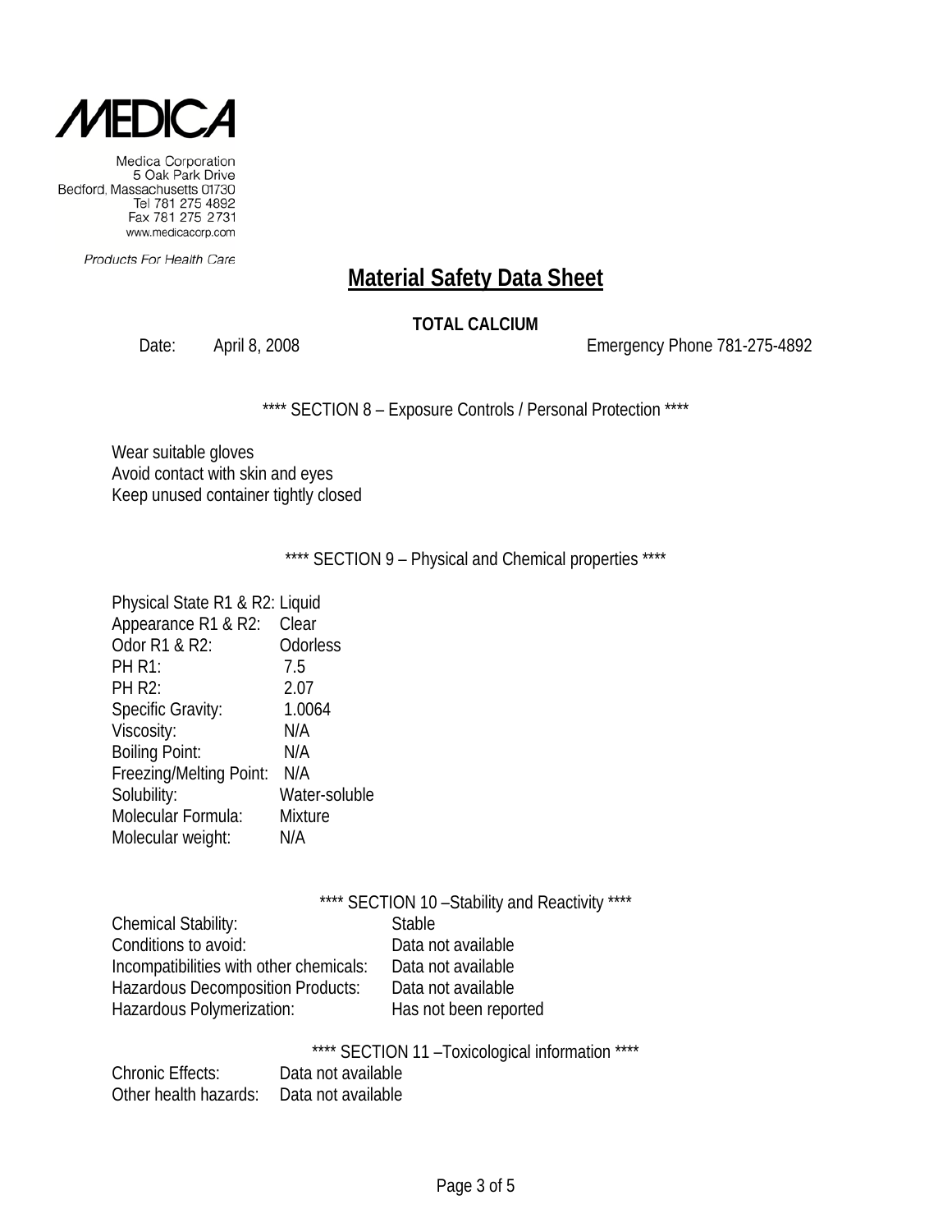Medica Corporation
5 Oak Park Drive
Bedford, Massachusetts 01730
Tel 781 275 4892
Fax 781 275 2731
www.medicacorp.com

*Products For Health Care*

# Material Safety Data Sheet

**TOTAL CALCIUM**

Date: April 8, 2008 Emergency Phone 781-275-4892

**** SECTION 8 – Exposure Controls / Personal Protection ****

Wear suitable gloves
Avoid contact with skin and eyes
Keep unused container tightly closed

**** SECTION 9 – Physical and Chemical properties ****

| | |
|---|---|
| Physical State R1 & R2: | Liquid |
| Appearance R1 & R2: | Clear |
| Odor R1 & R2: | Odorless |
| PH R1: | 7.5 |
| PH R2: | 2.07 |
| Specific Gravity: | 1.0064 |
| Viscosity: | N/A |
| Boiling Point: | N/A |
| Freezing/Melting Point: | N/A |
| Solubility: | Water-soluble |
| Molecular Formula: | Mixture |
| Molecular weight: | N/A |

**** SECTION 10 –Stability and Reactivity ****

| | |
|---|---|
| Chemical Stability: | Stable |
| Conditions to avoid: | Data not available |
| Incompatibilities with other chemicals: | Data not available |
| Hazardous Decomposition Products: | Data not available |
| Hazardous Polymerization: | Has not been reported |

**** SECTION 11 –Toxicological information ****

| | |
|---|---|
| Chronic Effects: | Data not available |
| Other health hazards: | Data not available |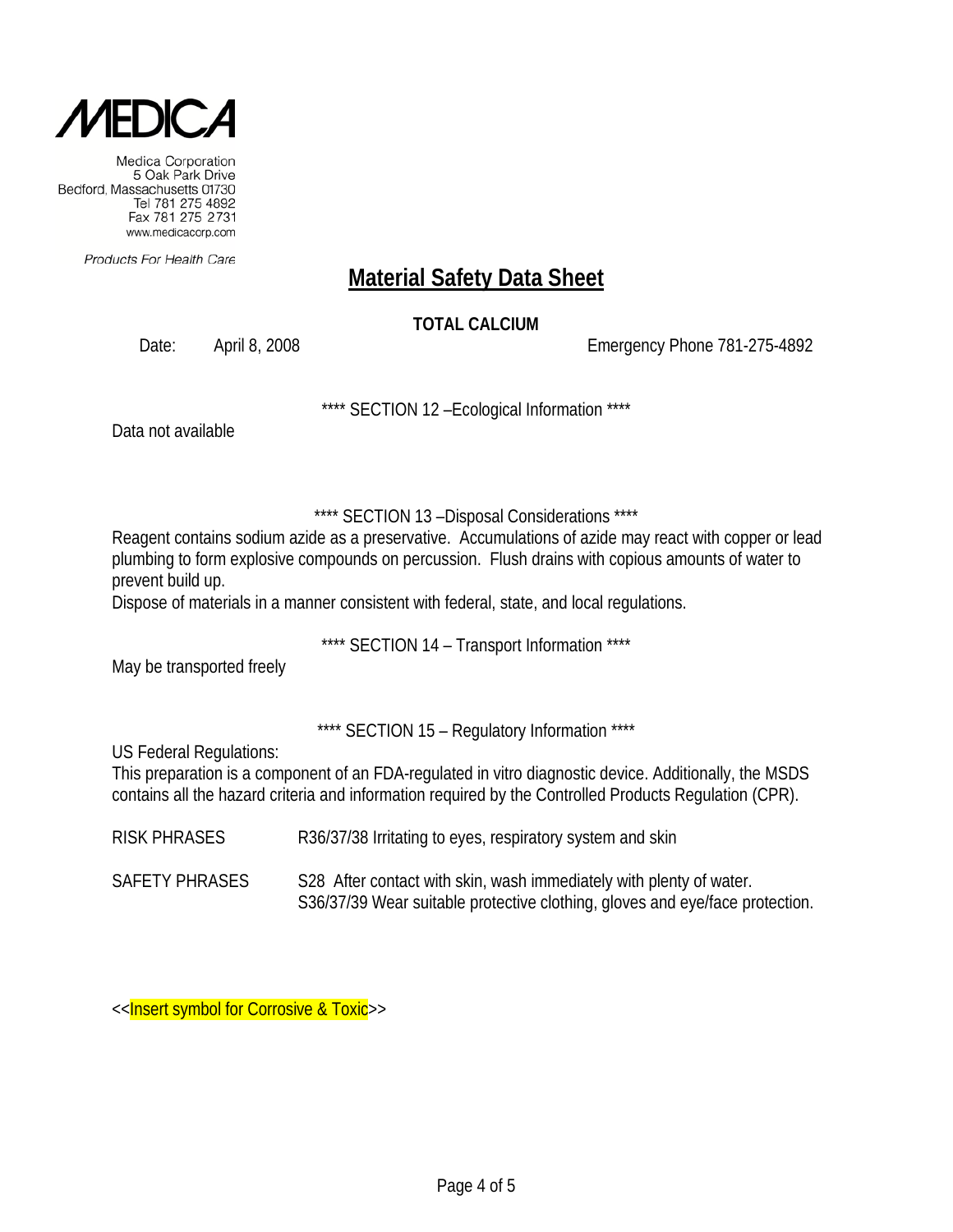MEDICA

Medica Corporation
5 Oak Park Drive
Bedford, Massachusetts 01730
Tel 781 275 4892
Fax 781 275 2731
www.medicacorp.com

*Products For Health Care*

# Material Safety Data Sheet

**TOTAL CALCIUM**

Date: April 8, 2008 Emergency Phone 781-275-4892

**** SECTION 12 –Ecological Information ****

Data not available

**** SECTION 13 –Disposal Considerations ****

Reagent contains sodium azide as a preservative. Accumulations of azide may react with copper or lead plumbing to form explosive compounds on percussion. Flush drains with copious amounts of water to prevent build up.

Dispose of materials in a manner consistent with federal, state, and local regulations.

**** SECTION 14 – Transport Information ****

May be transported freely

**** SECTION 15 – Regulatory Information ****

US Federal Regulations:

This preparation is a component of an FDA-regulated in vitro diagnostic device. Additionally, the MSDS contains all the hazard criteria and information required by the Controlled Products Regulation (CPR).

| | |
|---|---|
| RISK PHRASES | R36/37/38 Irritating to eyes, respiratory system and skin |
| SAFETY PHRASES | S28 After contact with skin, wash immediately with plenty of water.<br>S36/37/39 Wear suitable protective clothing, gloves and eye/face protection. |

<<Insert symbol for Corrosive & Toxic>>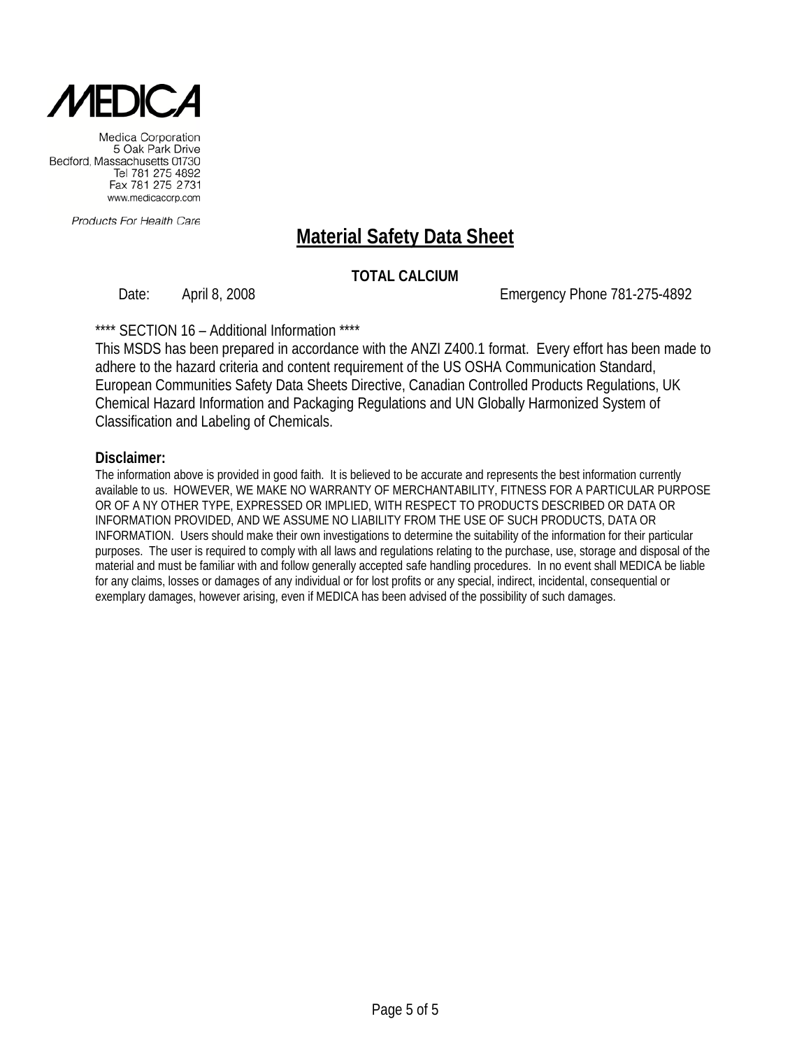MEDICA

Medica Corporation
5 Oak Park Drive
Bedford, Massachusetts 01730
Tel 781 275 4892
Fax 781 275 2731
www.medicacorp.com

Products For Health Care

# Material Safety Data Sheet

**TOTAL CALCIUM**

Date: April 8, 2008 Emergency Phone 781-275-4892

**** SECTION 16 – Additional Information ****

This MSDS has been prepared in accordance with the ANZI Z400.1 format. Every effort has been made to adhere to the hazard criteria and content requirement of the US OSHA Communication Standard, European Communities Safety Data Sheets Directive, Canadian Controlled Products Regulations, UK Chemical Hazard Information and Packaging Regulations and UN Globally Harmonized System of Classification and Labeling of Chemicals.

**Disclaimer:**

The information above is provided in good faith. It is believed to be accurate and represents the best information currently available to us. HOWEVER, WE MAKE NO WARRANTY OF MERCHANTABILITY, FITNESS FOR A PARTICULAR PURPOSE OR OF A NY OTHER TYPE, EXPRESSED OR IMPLIED, WITH RESPECT TO PRODUCTS DESCRIBED OR DATA OR INFORMATION PROVIDED, AND WE ASSUME NO LIABILITY FROM THE USE OF SUCH PRODUCTS, DATA OR INFORMATION. Users should make their own investigations to determine the suitability of the information for their particular purposes. The user is required to comply with all laws and regulations relating to the purchase, use, storage and disposal of the material and must be familiar with and follow generally accepted safe handling procedures. In no event shall MEDICA be liable for any claims, losses or damages of any individual or for lost profits or any special, indirect, incidental, consequential or exemplary damages, however arising, even if MEDICA has been advised of the possibility of such damages.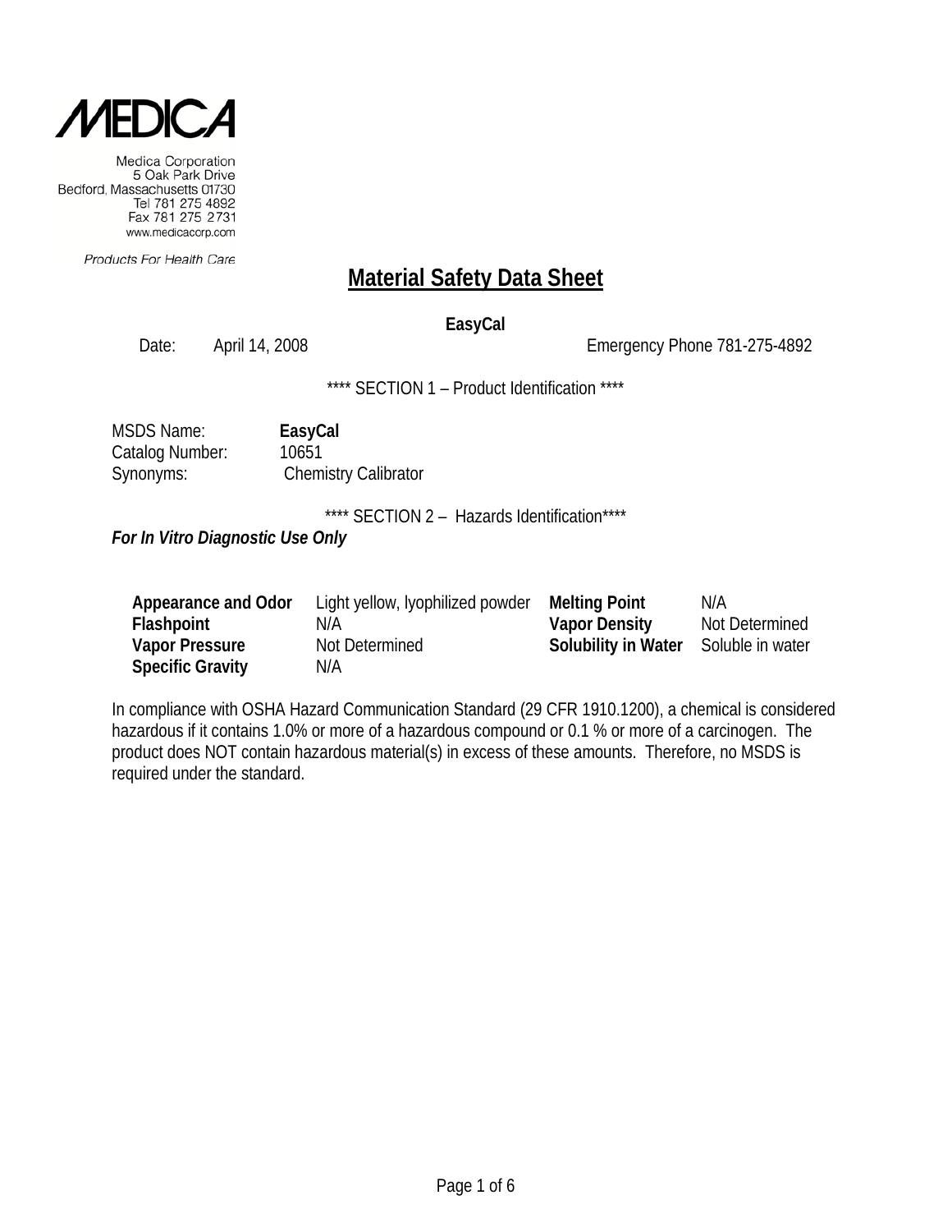Medica Corporation
5 Oak Park Drive
Bedford, Massachusetts 01730
Tel 781 275 4892
Fax 781 275 2731
www.medicacorp.com

Products For Health Care

# Material Safety Data Sheet

**EasyCal**

Date: April 14, 2008 Emergency Phone 781-275-4892

**** SECTION 1 – Product Identification ****

MSDS Name: **EasyCal**
Catalog Number: 10651
Synonyms: Chemistry Calibrator

**** SECTION 2 – Hazards Identification****

***For In Vitro Diagnostic Use Only***

| | | | |
|---|---|---|---|
| **Appearance and Odor** | Light yellow, lyophilized powder | **Melting Point** | N/A |
| **Flashpoint** | N/A | **Vapor Density** | Not Determined |
| **Vapor Pressure** | Not Determined | **Solubility in Water** | Soluble in water |
| **Specific Gravity** | N/A | | |

In compliance with OSHA Hazard Communication Standard (29 CFR 1910.1200), a chemical is considered hazardous if it contains 1.0% or more of a hazardous compound or 0.1 % or more of a carcinogen. The product does NOT contain hazardous material(s) in excess of these amounts. Therefore, no MSDS is required under the standard.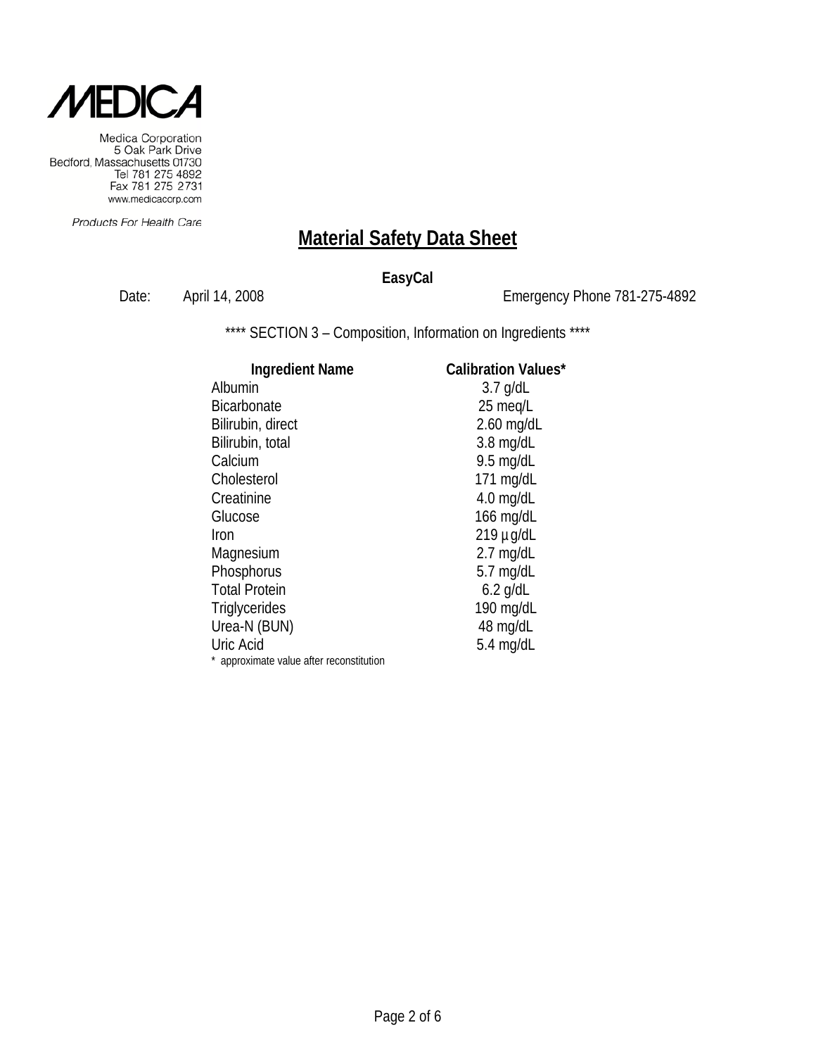MEDICA

Medica Corporation
5 Oak Park Drive
Bedford, Massachusetts 01730
Tel 781 275 4892
Fax 781 275 2731
www.medicacorp.com

*Products For Health Care*

# Material Safety Data Sheet

**EasyCal**

Date: April 14, 2008 Emergency Phone 781-275-4892

**** SECTION 3 – Composition, Information on Ingredients ****

| Ingredient Name | Calibration Values* |
|---|---|
| Albumin | 3.7 g/dL |
| Bicarbonate | 25 meq/L |
| Bilirubin, direct | 2.60 mg/dL |
| Bilirubin, total | 3.8 mg/dL |
| Calcium | 9.5 mg/dL |
| Cholesterol | 171 mg/dL |
| Creatinine | 4.0 mg/dL |
| Glucose | 166 mg/dL |
| Iron | 219 µg/dL |
| Magnesium | 2.7 mg/dL |
| Phosphorus | 5.7 mg/dL |
| Total Protein | 6.2 g/dL |
| Triglycerides | 190 mg/dL |
| Urea-N (BUN) | 48 mg/dL |
| Uric Acid | 5.4 mg/dL |

* approximate value after reconstitution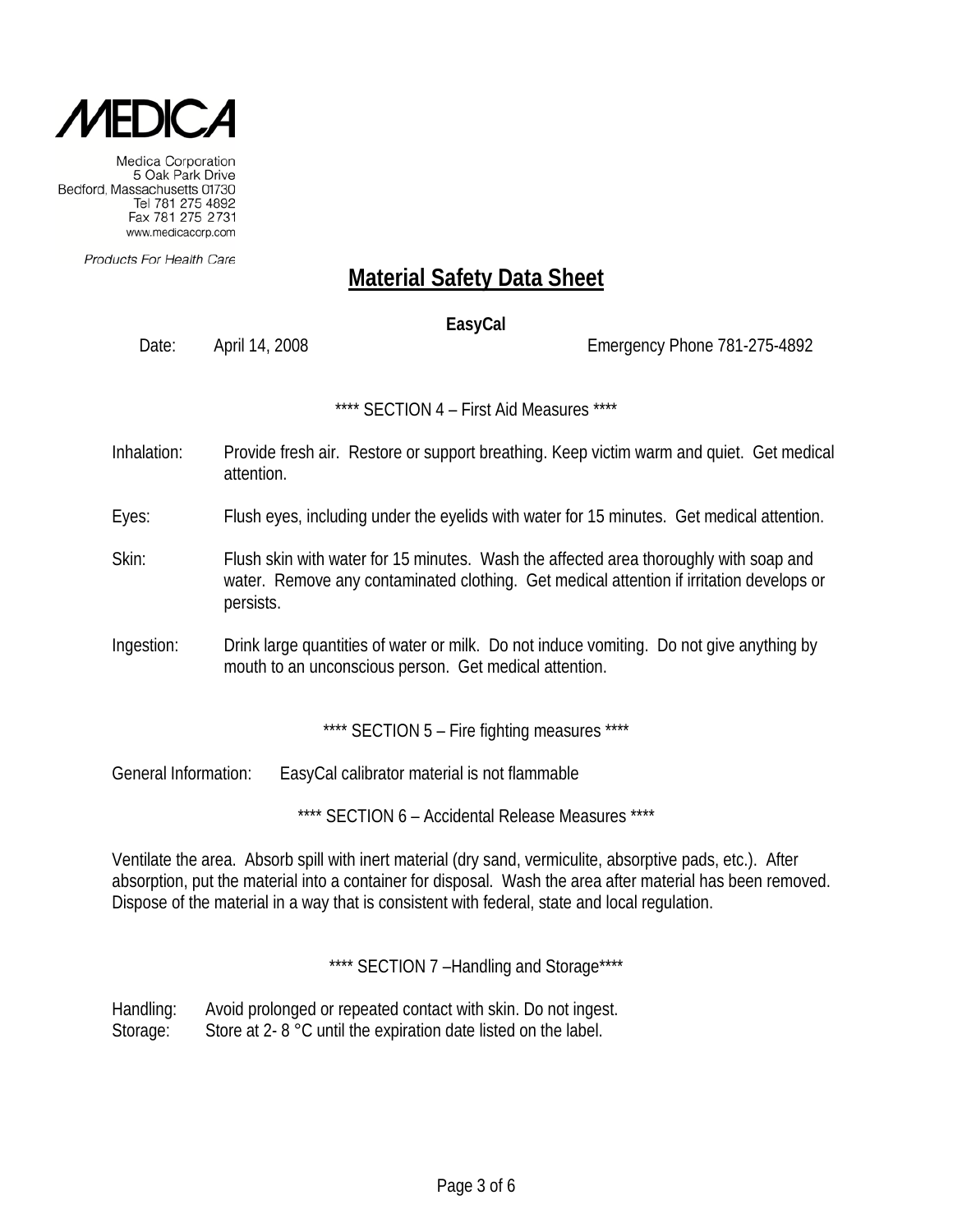MEDICA

Medica Corporation
5 Oak Park Drive
Bedford, Massachusetts 01730
Tel 781 275 4892
Fax 781 275 2731
www.medicacorp.com

Products For Health Care

# Material Safety Data Sheet

**EasyCal**

Date: April 14, 2008 Emergency Phone 781-275-4892

**** SECTION 4 – First Aid Measures ****

Inhalation: Provide fresh air. Restore or support breathing. Keep victim warm and quiet. Get medical attention.

Eyes: Flush eyes, including under the eyelids with water for 15 minutes. Get medical attention.

Skin: Flush skin with water for 15 minutes. Wash the affected area thoroughly with soap and water. Remove any contaminated clothing. Get medical attention if irritation develops or persists.

Ingestion: Drink large quantities of water or milk. Do not induce vomiting. Do not give anything by mouth to an unconscious person. Get medical attention.

**** SECTION 5 – Fire fighting measures ****

General Information: EasyCal calibrator material is not flammable

**** SECTION 6 – Accidental Release Measures ****

Ventilate the area. Absorb spill with inert material (dry sand, vermiculite, absorptive pads, etc.). After absorption, put the material into a container for disposal. Wash the area after material has been removed. Dispose of the material in a way that is consistent with federal, state and local regulation.

**** SECTION 7 –Handling and Storage****

Handling: Avoid prolonged or repeated contact with skin. Do not ingest.
Storage: Store at 2- 8 °C until the expiration date listed on the label.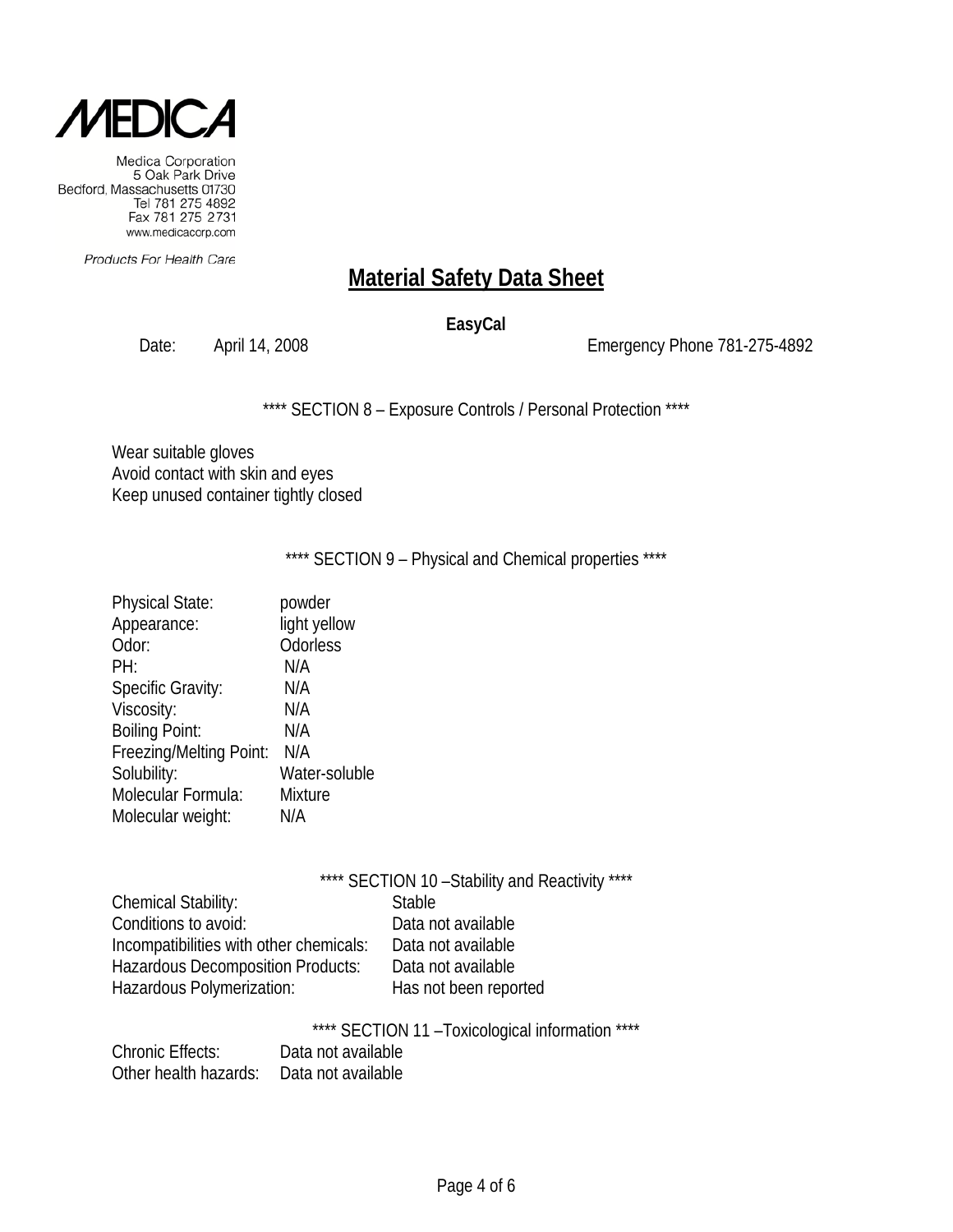# Material Safety Data Sheet

**EasyCal**

Date: April 14, 2008 Emergency Phone 781-275-4892

**** SECTION 8 – Exposure Controls / Personal Protection ****

Wear suitable gloves
Avoid contact with skin and eyes
Keep unused container tightly closed

**** SECTION 9 – Physical and Chemical properties ****

| | |
|---|---|
| Physical State: | powder |
| Appearance: | light yellow |
| Odor: | Odorless |
| PH: | N/A |
| Specific Gravity: | N/A |
| Viscosity: | N/A |
| Boiling Point: | N/A |
| Freezing/Melting Point: | N/A |
| Solubility: | Water-soluble |
| Molecular Formula: | Mixture |
| Molecular weight: | N/A |

**** SECTION 10 –Stability and Reactivity ****

| | |
|---|---|
| Chemical Stability: | Stable |
| Conditions to avoid: | Data not available |
| Incompatibilities with other chemicals: | Data not available |
| Hazardous Decomposition Products: | Data not available |
| Hazardous Polymerization: | Has not been reported |

**** SECTION 11 –Toxicological information ****

| | |
|---|---|
| Chronic Effects: | Data not available |
| Other health hazards: | Data not available |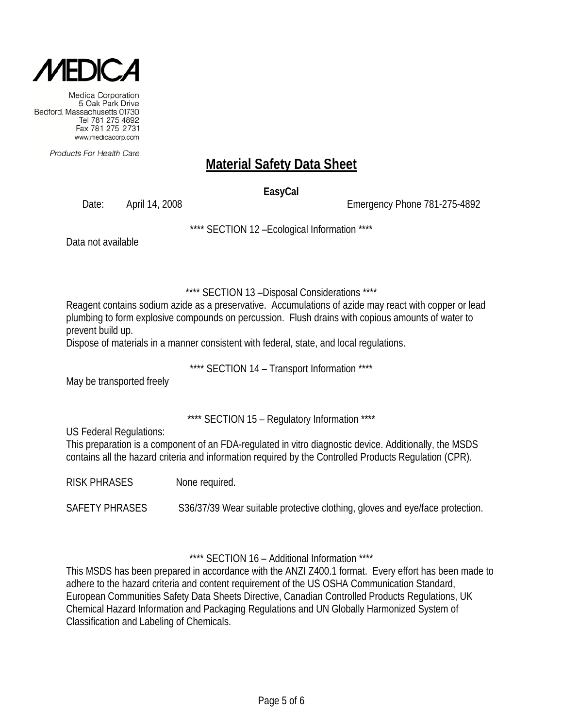Medica Corporation
5 Oak Park Drive
Bedford, Massachusetts 01730
Tel 781 275 4892
Fax 781 275 2731
www.medicacorp.com

*Products For Health Care*

# Material Safety Data Sheet

**EasyCal**

Date: April 14, 2008 Emergency Phone 781-275-4892

**** SECTION 12 –Ecological Information ****

Data not available

**** SECTION 13 –Disposal Considerations ****

Reagent contains sodium azide as a preservative. Accumulations of azide may react with copper or lead plumbing to form explosive compounds on percussion. Flush drains with copious amounts of water to prevent build up.
Dispose of materials in a manner consistent with federal, state, and local regulations.

**** SECTION 14 – Transport Information ****

May be transported freely

**** SECTION 15 – Regulatory Information ****

US Federal Regulations:
This preparation is a component of an FDA-regulated in vitro diagnostic device. Additionally, the MSDS contains all the hazard criteria and information required by the Controlled Products Regulation (CPR).

RISK PHRASES None required.

SAFETY PHRASES S36/37/39 Wear suitable protective clothing, gloves and eye/face protection.

**** SECTION 16 – Additional Information ****

This MSDS has been prepared in accordance with the ANZI Z400.1 format. Every effort has been made to adhere to the hazard criteria and content requirement of the US OSHA Communication Standard, European Communities Safety Data Sheets Directive, Canadian Controlled Products Regulations, UK Chemical Hazard Information and Packaging Regulations and UN Globally Harmonized System of Classification and Labeling of Chemicals.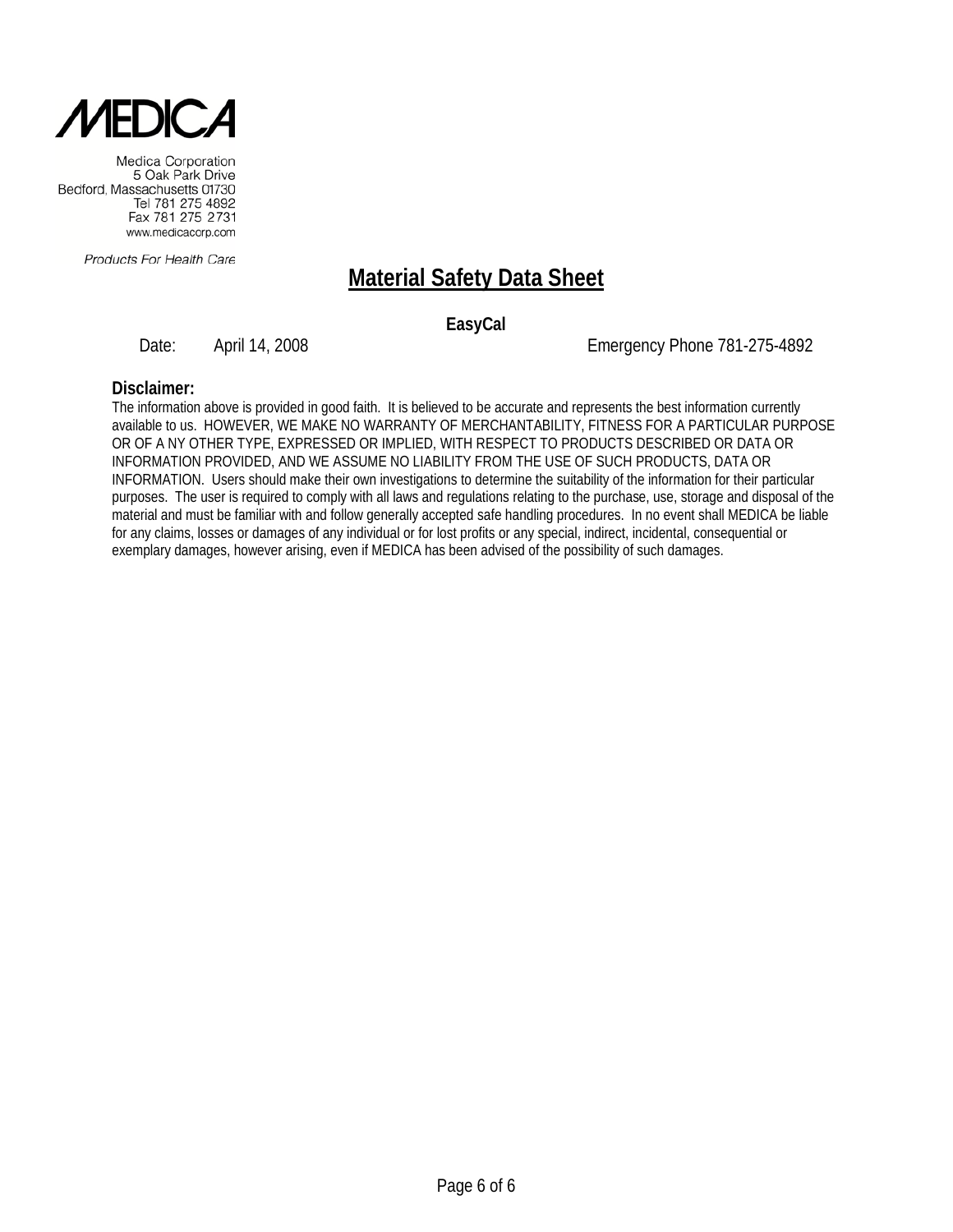MEDICA

Medica Corporation
5 Oak Park Drive
Bedford, Massachusetts 01730
Tel 781 275 4892
Fax 781 275 2731
www.medicacorp.com

*Products For Health Care*

# Material Safety Data Sheet

**EasyCal**

Date: April 14, 2008 Emergency Phone 781-275-4892

**Disclaimer:**

The information above is provided in good faith. It is believed to be accurate and represents the best information currently available to us. HOWEVER, WE MAKE NO WARRANTY OF MERCHANTABILITY, FITNESS FOR A PARTICULAR PURPOSE OR OF A NY OTHER TYPE, EXPRESSED OR IMPLIED, WITH RESPECT TO PRODUCTS DESCRIBED OR DATA OR INFORMATION PROVIDED, AND WE ASSUME NO LIABILITY FROM THE USE OF SUCH PRODUCTS, DATA OR INFORMATION. Users should make their own investigations to determine the suitability of the information for their particular purposes. The user is required to comply with all laws and regulations relating to the purchase, use, storage and disposal of the material and must be familiar with and follow generally accepted safe handling procedures. In no event shall MEDICA be liable for any claims, losses or damages of any individual or for lost profits or any special, indirect, incidental, consequential or exemplary damages, however arising, even if MEDICA has been advised of the possibility of such damages.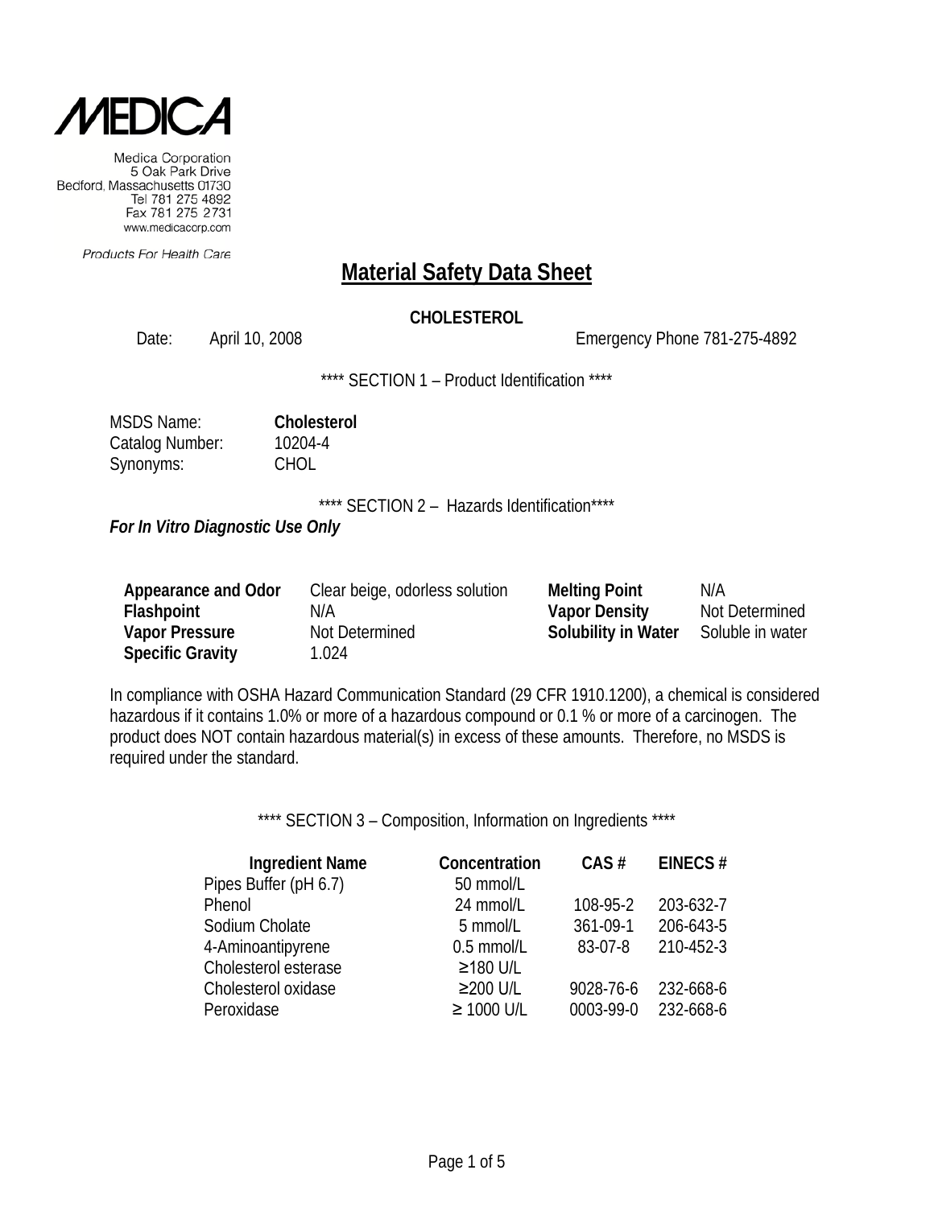MEDICA

Medica Corporation
5 Oak Park Drive
Bedford, Massachusetts 01730
Tel 781 275 4892
Fax 781 275 2731
www.medicacorp.com

*Products For Health Care*

# Material Safety Data Sheet

**CHOLESTEROL**

Date: April 10, 2008 Emergency Phone 781-275-4892

**** SECTION 1 – Product Identification ****

MSDS Name: **Cholesterol**
Catalog Number: 10204-4
Synonyms: CHOL

**** SECTION 2 – Hazards Identification****

***For In Vitro Diagnostic Use Only***

| | | | |
|---|---|---|---|
| **Appearance and Odor** | Clear beige, odorless solution | **Melting Point** | N/A |
| **Flashpoint** | N/A | **Vapor Density** | Not Determined |
| **Vapor Pressure** | Not Determined | **Solubility in Water** | Soluble in water |
| **Specific Gravity** | 1.024 | | |

In compliance with OSHA Hazard Communication Standard (29 CFR 1910.1200), a chemical is considered hazardous if it contains 1.0% or more of a hazardous compound or 0.1 % or more of a carcinogen. The product does NOT contain hazardous material(s) in excess of these amounts. Therefore, no MSDS is required under the standard.

**** SECTION 3 – Composition, Information on Ingredients ****

| Ingredient Name | Concentration | CAS # | EINECS # |
|---|---|---|---|
| Pipes Buffer (pH 6.7) | 50 mmol/L | | |
| Phenol | 24 mmol/L | 108-95-2 | 203-632-7 |
| Sodium Cholate | 5 mmol/L | 361-09-1 | 206-643-5 |
| 4-Aminoantipyrene | 0.5 mmol/L | 83-07-8 | 210-452-3 |
| Cholesterol esterase | ≥180 U/L | | |
| Cholesterol oxidase | ≥200 U/L | 9028-76-6 | 232-668-6 |
| Peroxidase | ≥ 1000 U/L | 0003-99-0 | 232-668-6 |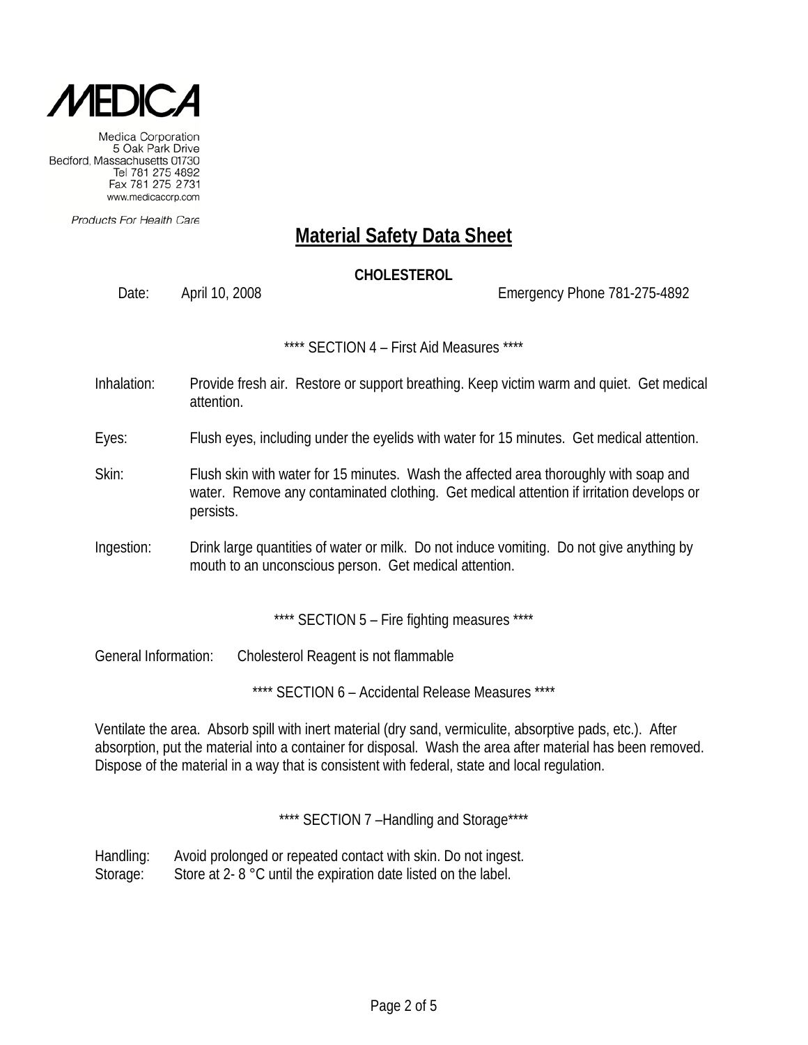MEDICA

Medica Corporation
5 Oak Park Drive
Bedford, Massachusetts 01730
Tel 781 275 4892
Fax 781 275 2731
www.medicacorp.com

Products For Health Care

# Material Safety Data Sheet

**CHOLESTEROL**

Date: April 10, 2008 Emergency Phone 781-275-4892

**** SECTION 4 – First Aid Measures ****

Inhalation: Provide fresh air. Restore or support breathing. Keep victim warm and quiet. Get medical attention.

Eyes: Flush eyes, including under the eyelids with water for 15 minutes. Get medical attention.

Skin: Flush skin with water for 15 minutes. Wash the affected area thoroughly with soap and water. Remove any contaminated clothing. Get medical attention if irritation develops or persists.

Ingestion: Drink large quantities of water or milk. Do not induce vomiting. Do not give anything by mouth to an unconscious person. Get medical attention.

**** SECTION 5 – Fire fighting measures ****

General Information: Cholesterol Reagent is not flammable

**** SECTION 6 – Accidental Release Measures ****

Ventilate the area. Absorb spill with inert material (dry sand, vermiculite, absorptive pads, etc.). After absorption, put the material into a container for disposal. Wash the area after material has been removed. Dispose of the material in a way that is consistent with federal, state and local regulation.

**** SECTION 7 –Handling and Storage****

Handling: Avoid prolonged or repeated contact with skin. Do not ingest.
Storage: Store at 2- 8 °C until the expiration date listed on the label.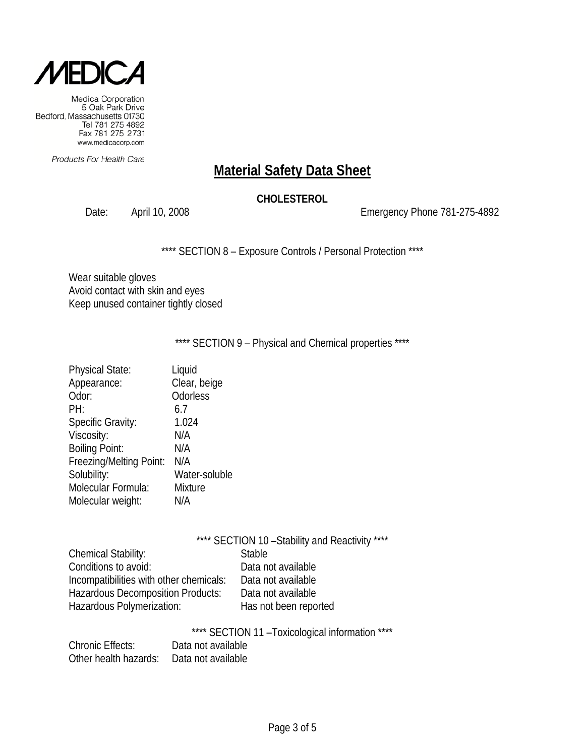**MEDICA**

Medica Corporation
5 Oak Park Drive
Bedford, Massachusetts 01730
Tel 781 275 4892
Fax 781 275 2731
www.medicacorp.com

*Products For Health Care*

# Material Safety Data Sheet

**CHOLESTEROL**

Date: April 10, 2008 Emergency Phone 781-275-4892

**** SECTION 8 – Exposure Controls / Personal Protection ****

Wear suitable gloves
Avoid contact with skin and eyes
Keep unused container tightly closed

**** SECTION 9 – Physical and Chemical properties ****

| | |
|---|---|
| Physical State: | Liquid |
| Appearance: | Clear, beige |
| Odor: | Odorless |
| PH: | 6.7 |
| Specific Gravity: | 1.024 |
| Viscosity: | N/A |
| Boiling Point: | N/A |
| Freezing/Melting Point: | N/A |
| Solubility: | Water-soluble |
| Molecular Formula: | Mixture |
| Molecular weight: | N/A |

**** SECTION 10 –Stability and Reactivity ****

| | |
|---|---|
| Chemical Stability: | Stable |
| Conditions to avoid: | Data not available |
| Incompatibilities with other chemicals: | Data not available |
| Hazardous Decomposition Products: | Data not available |
| Hazardous Polymerization: | Has not been reported |

**** SECTION 11 –Toxicological information ****

| | |
|---|---|
| Chronic Effects: | Data not available |
| Other health hazards: | Data not available |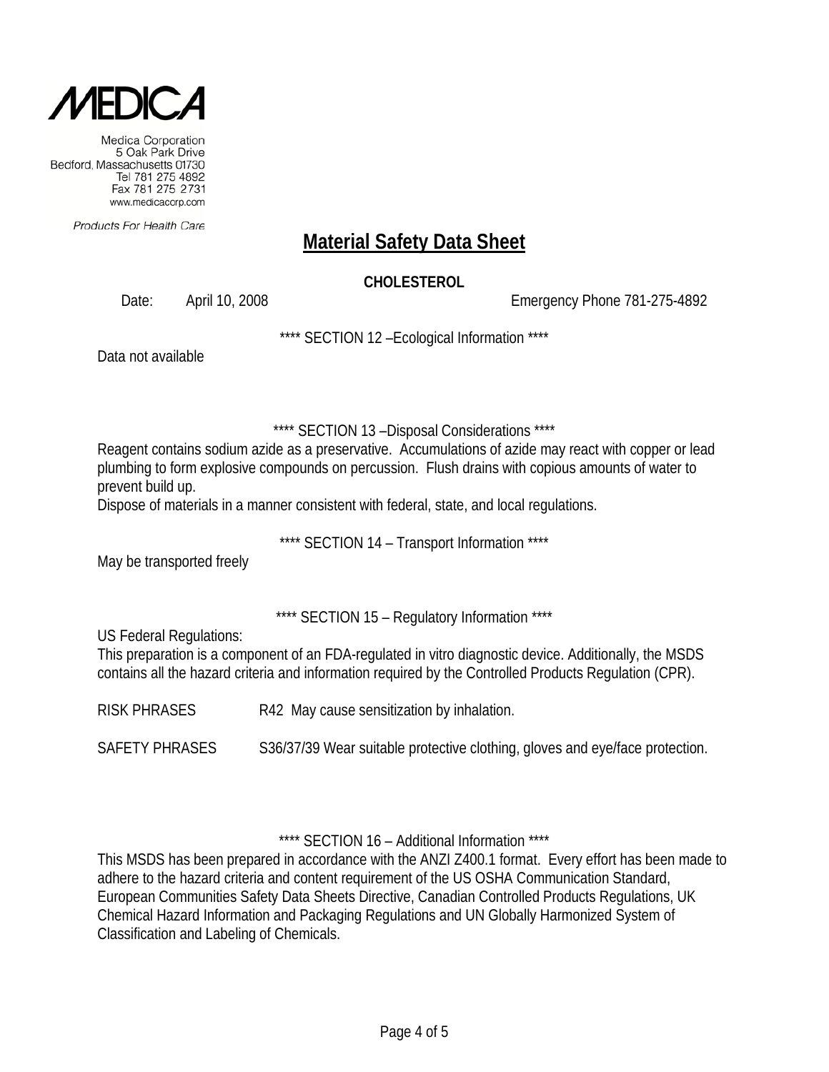MEDICA

Medica Corporation
5 Oak Park Drive
Bedford, Massachusetts 01730
Tel 781 275 4892
Fax 781 275 2731
www.medicacorp.com

Products For Health Care

# Material Safety Data Sheet

**CHOLESTEROL**

Date: April 10, 2008 Emergency Phone 781-275-4892

**** SECTION 12 –Ecological Information ****

Data not available

**** SECTION 13 –Disposal Considerations ****

Reagent contains sodium azide as a preservative. Accumulations of azide may react with copper or lead plumbing to form explosive compounds on percussion. Flush drains with copious amounts of water to prevent build up.
Dispose of materials in a manner consistent with federal, state, and local regulations.

**** SECTION 14 – Transport Information ****

May be transported freely

**** SECTION 15 – Regulatory Information ****

US Federal Regulations:
This preparation is a component of an FDA-regulated in vitro diagnostic device. Additionally, the MSDS contains all the hazard criteria and information required by the Controlled Products Regulation (CPR).

RISK PHRASES R42 May cause sensitization by inhalation.

SAFETY PHRASES S36/37/39 Wear suitable protective clothing, gloves and eye/face protection.

**** SECTION 16 – Additional Information ****

This MSDS has been prepared in accordance with the ANZI Z400.1 format. Every effort has been made to adhere to the hazard criteria and content requirement of the US OSHA Communication Standard, European Communities Safety Data Sheets Directive, Canadian Controlled Products Regulations, UK Chemical Hazard Information and Packaging Regulations and UN Globally Harmonized System of Classification and Labeling of Chemicals.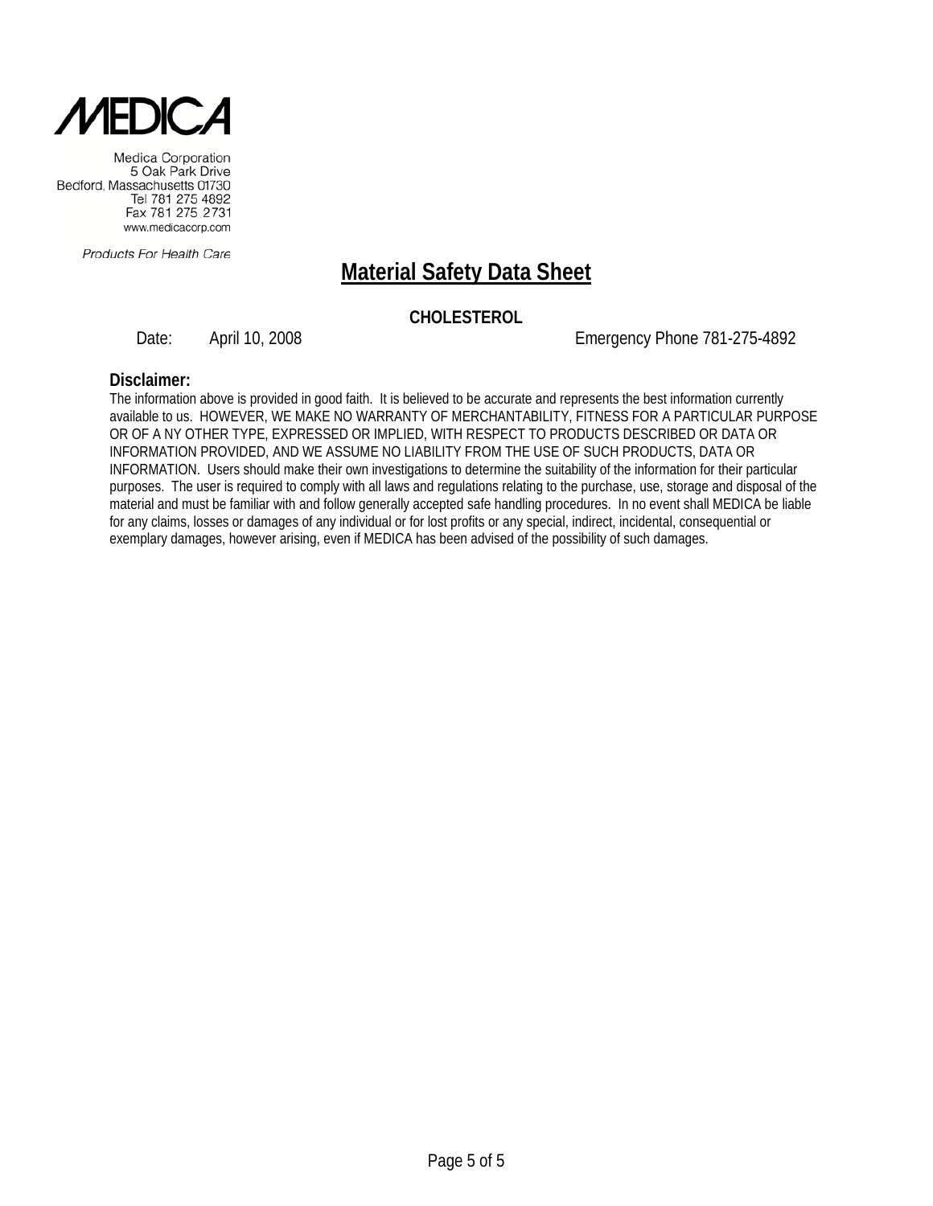Medica Corporation
5 Oak Park Drive
Bedford, Massachusetts 01730
Tel 781 275 4892
Fax 781 275 2731
www.medicacorp.com

*Products For Health Care*

# Material Safety Data Sheet

**CHOLESTEROL**

Date: April 10, 2008 Emergency Phone 781-275-4892

**Disclaimer:**

The information above is provided in good faith. It is believed to be accurate and represents the best information currently available to us. HOWEVER, WE MAKE NO WARRANTY OF MERCHANTABILITY, FITNESS FOR A PARTICULAR PURPOSE OR OF A NY OTHER TYPE, EXPRESSED OR IMPLIED, WITH RESPECT TO PRODUCTS DESCRIBED OR DATA OR INFORMATION PROVIDED, AND WE ASSUME NO LIABILITY FROM THE USE OF SUCH PRODUCTS, DATA OR INFORMATION. Users should make their own investigations to determine the suitability of the information for their particular purposes. The user is required to comply with all laws and regulations relating to the purchase, use, storage and disposal of the material and must be familiar with and follow generally accepted safe handling procedures. In no event shall MEDICA be liable for any claims, losses or damages of any individual or for lost profits or any special, indirect, incidental, consequential or exemplary damages, however arising, even if MEDICA has been advised of the possibility of such damages.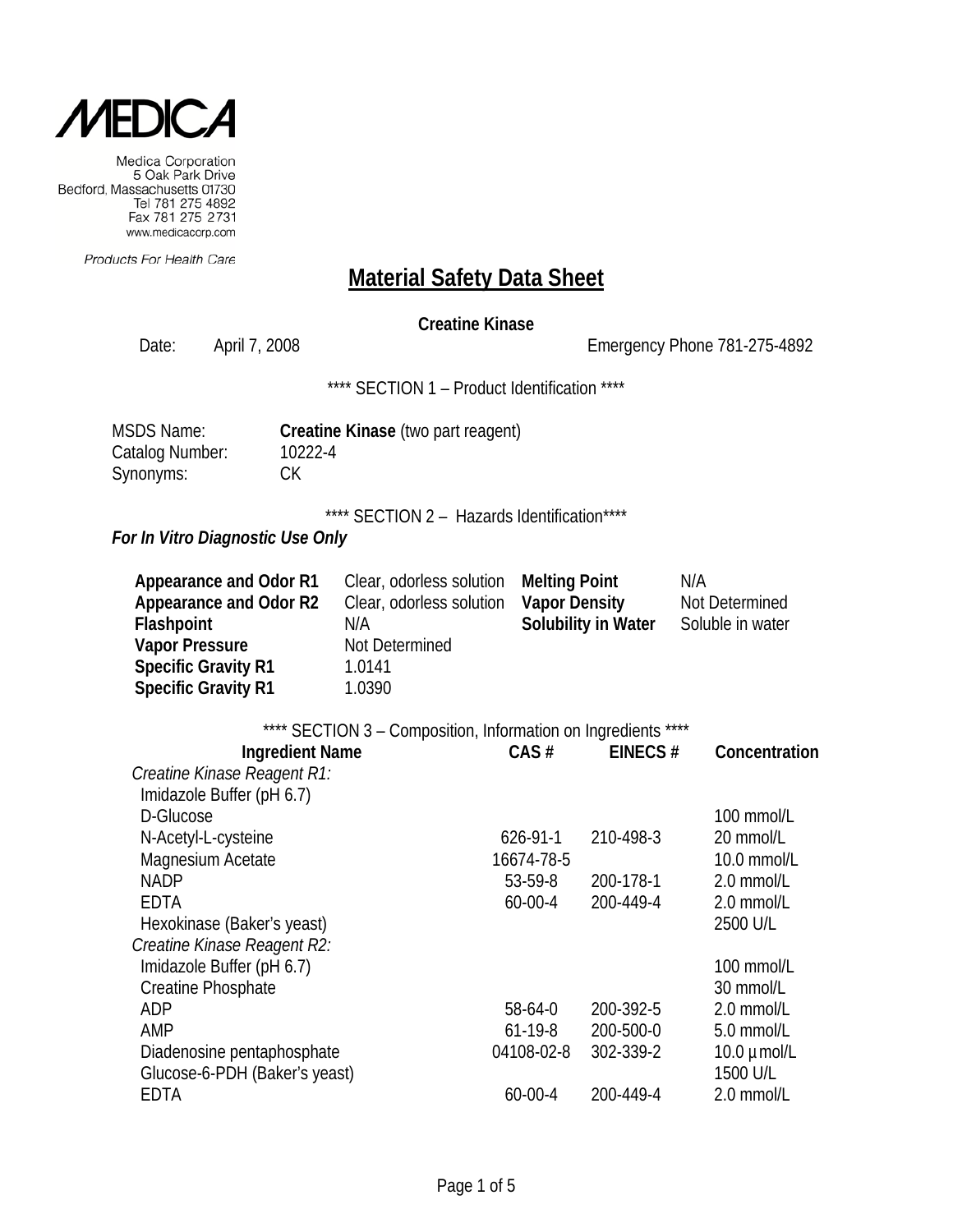MEDICA

Medica Corporation
5 Oak Park Drive
Bedford, Massachusetts 01730
Tel 781 275 4892
Fax 781 275 2731
www.medicacorp.com

Products For Health Care

# Material Safety Data Sheet

**Creatine Kinase**

Date: April 7, 2008 Emergency Phone 781-275-4892

**** SECTION 1 – Product Identification ****

MSDS Name: **Creatine Kinase** (two part reagent)
Catalog Number: 10222-4
Synonyms: CK

**** SECTION 2 – Hazards Identification****

***For In Vitro Diagnostic Use Only***

| | | | |
|---|---|---|---|
| **Appearance and Odor R1** | Clear, odorless solution | **Melting Point** | N/A |
| **Appearance and Odor R2** | Clear, odorless solution | **Vapor Density** | Not Determined |
| **Flashpoint** | N/A | **Solubility in Water** | Soluble in water |
| **Vapor Pressure** | Not Determined | | |
| **Specific Gravity R1** | 1.0141 | | |
| **Specific Gravity R1** | 1.0390 | | |

**** SECTION 3 – Composition, Information on Ingredients ****

| Ingredient Name | CAS # | EINECS # | Concentration |
|---|---|---|---|
| *Creatine Kinase Reagent R1:* | | | |
| Imidazole Buffer (pH 6.7) | | | |
| D-Glucose | | | 100 mmol/L |
| N-Acetyl-L-cysteine | 626-91-1 | 210-498-3 | 20 mmol/L |
| Magnesium Acetate | 16674-78-5 | | 10.0 mmol/L |
| NADP | 53-59-8 | 200-178-1 | 2.0 mmol/L |
| EDTA | 60-00-4 | 200-449-4 | 2.0 mmol/L |
| Hexokinase (Baker's yeast) | | | 2500 U/L |
| *Creatine Kinase Reagent R2:* | | | |
| Imidazole Buffer (pH 6.7) | | | 100 mmol/L |
| Creatine Phosphate | | | 30 mmol/L |
| ADP | 58-64-0 | 200-392-5 | 2.0 mmol/L |
| AMP | 61-19-8 | 200-500-0 | 5.0 mmol/L |
| Diadenosine pentaphosphate | 04108-02-8 | 302-339-2 | 10.0 µmol/L |
| Glucose-6-PDH (Baker's yeast) | | | 1500 U/L |
| EDTA | 60-00-4 | 200-449-4 | 2.0 mmol/L |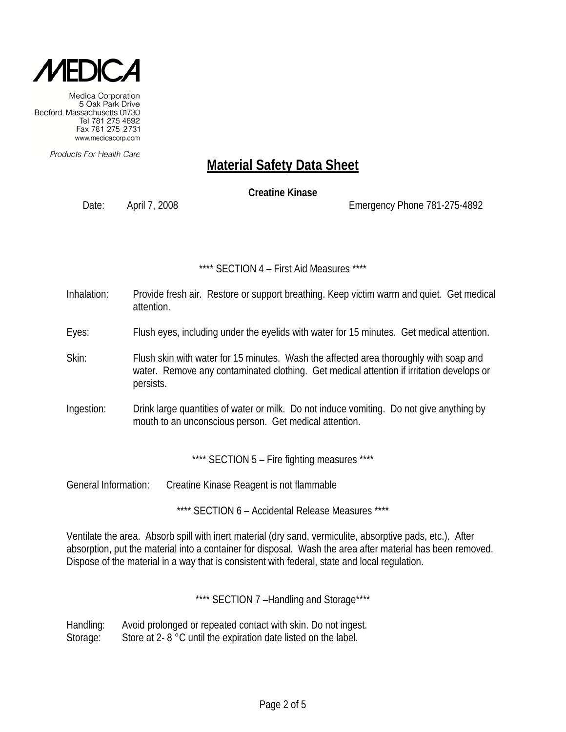MEDICA

Medica Corporation
5 Oak Park Drive
Bedford, Massachusetts 01730
Tel 781 275 4892
Fax 781 275 2731
www.medicacorp.com

Products For Health Care

# Material Safety Data Sheet

**Creatine Kinase**

Date: April 7, 2008 Emergency Phone 781-275-4892

**** SECTION 4 – First Aid Measures ****

Inhalation: Provide fresh air. Restore or support breathing. Keep victim warm and quiet. Get medical attention.

Eyes: Flush eyes, including under the eyelids with water for 15 minutes. Get medical attention.

Skin: Flush skin with water for 15 minutes. Wash the affected area thoroughly with soap and water. Remove any contaminated clothing. Get medical attention if irritation develops or persists.

Ingestion: Drink large quantities of water or milk. Do not induce vomiting. Do not give anything by mouth to an unconscious person. Get medical attention.

**** SECTION 5 – Fire fighting measures ****

General Information: Creatine Kinase Reagent is not flammable

**** SECTION 6 – Accidental Release Measures ****

Ventilate the area. Absorb spill with inert material (dry sand, vermiculite, absorptive pads, etc.). After absorption, put the material into a container for disposal. Wash the area after material has been removed. Dispose of the material in a way that is consistent with federal, state and local regulation.

**** SECTION 7 –Handling and Storage****

Handling: Avoid prolonged or repeated contact with skin. Do not ingest.
Storage: Store at 2- 8 °C until the expiration date listed on the label.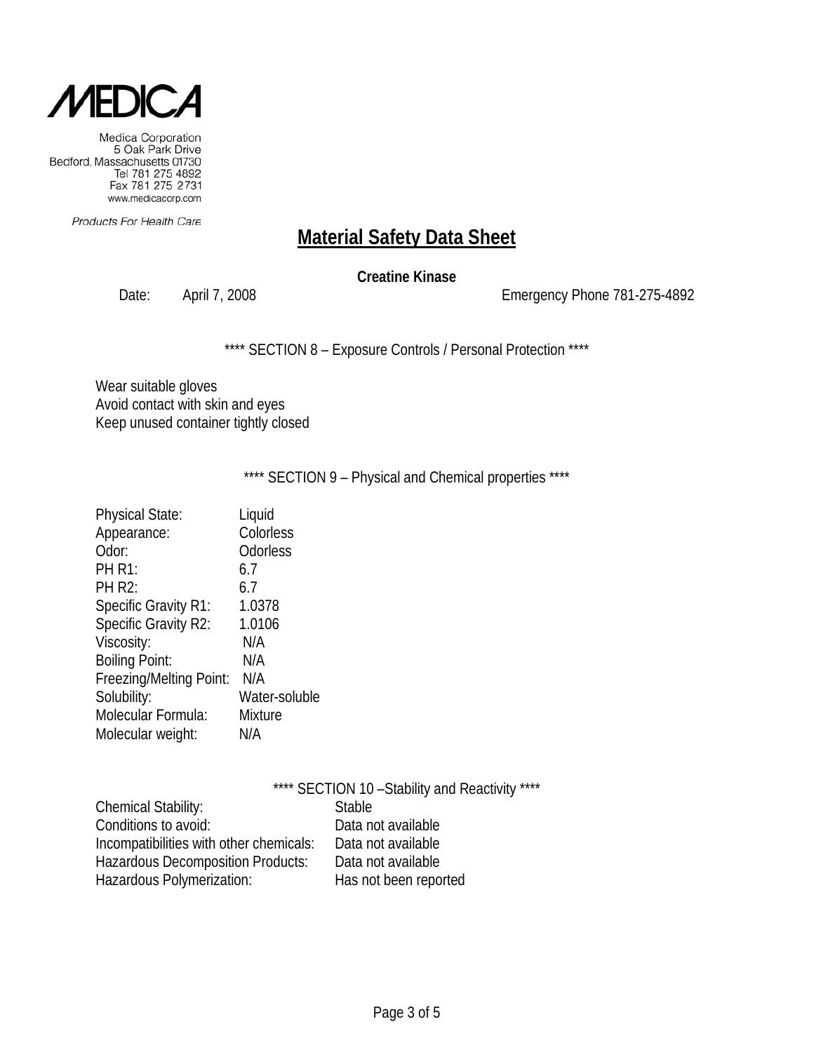MEDICA

Medica Corporation
5 Oak Park Drive
Bedford, Massachusetts 01730
Tel 781 275 4892
Fax 781 275 2731
www.medicacorp.com

Products For Health Care

# Material Safety Data Sheet

**Creatine Kinase**

Date: April 7, 2008 Emergency Phone 781-275-4892

**** SECTION 8 – Exposure Controls / Personal Protection ****

Wear suitable gloves
Avoid contact with skin and eyes
Keep unused container tightly closed

**** SECTION 9 – Physical and Chemical properties ****

| | |
|---|---|
| Physical State: | Liquid |
| Appearance: | Colorless |
| Odor: | Odorless |
| PH R1: | 6.7 |
| PH R2: | 6.7 |
| Specific Gravity R1: | 1.0378 |
| Specific Gravity R2: | 1.0106 |
| Viscosity: | N/A |
| Boiling Point: | N/A |
| Freezing/Melting Point: | N/A |
| Solubility: | Water-soluble |
| Molecular Formula: | Mixture |
| Molecular weight: | N/A |

**** SECTION 10 –Stability and Reactivity ****

| | |
|---|---|
| Chemical Stability: | Stable |
| Conditions to avoid: | Data not available |
| Incompatibilities with other chemicals: | Data not available |
| Hazardous Decomposition Products: | Data not available |
| Hazardous Polymerization: | Has not been reported |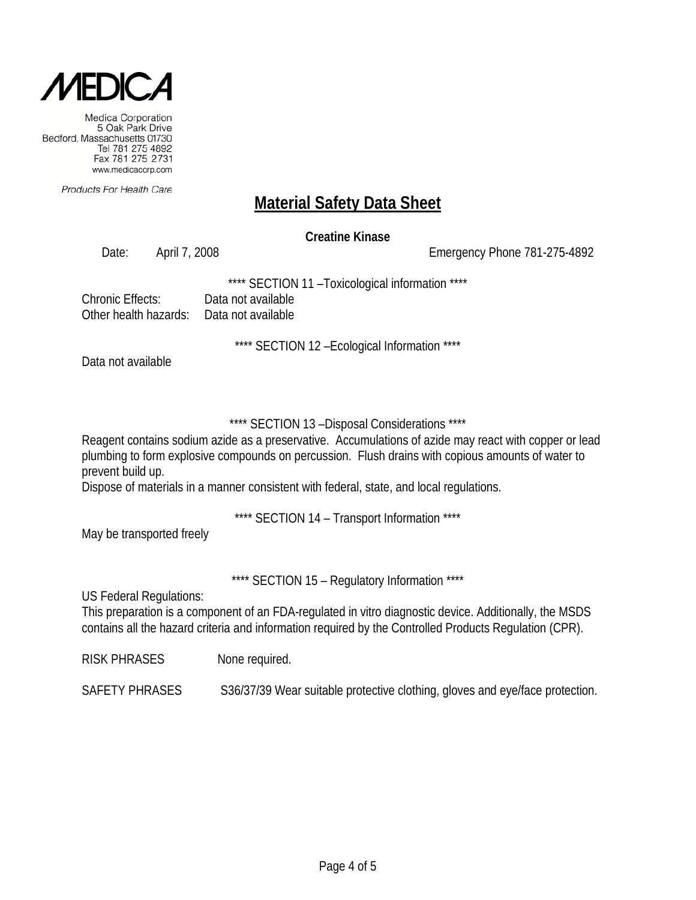MEDICA

Medica Corporation
5 Oak Park Drive
Bedford, Massachusetts 01730
Tel 781 275 4892
Fax 781 275 2731
www.medicacorp.com

*Products For Health Care*

# Material Safety Data Sheet

**Creatine Kinase**

Date: April 7, 2008 Emergency Phone 781-275-4892

**** SECTION 11 –Toxicological information ****

Chronic Effects: Data not available
Other health hazards: Data not available

**** SECTION 12 –Ecological Information ****

Data not available

**** SECTION 13 –Disposal Considerations ****

Reagent contains sodium azide as a preservative. Accumulations of azide may react with copper or lead plumbing to form explosive compounds on percussion. Flush drains with copious amounts of water to prevent build up.
Dispose of materials in a manner consistent with federal, state, and local regulations.

**** SECTION 14 – Transport Information ****

May be transported freely

**** SECTION 15 – Regulatory Information ****

US Federal Regulations:
This preparation is a component of an FDA-regulated in vitro diagnostic device. Additionally, the MSDS contains all the hazard criteria and information required by the Controlled Products Regulation (CPR).

RISK PHRASES None required.

SAFETY PHRASES S36/37/39 Wear suitable protective clothing, gloves and eye/face protection.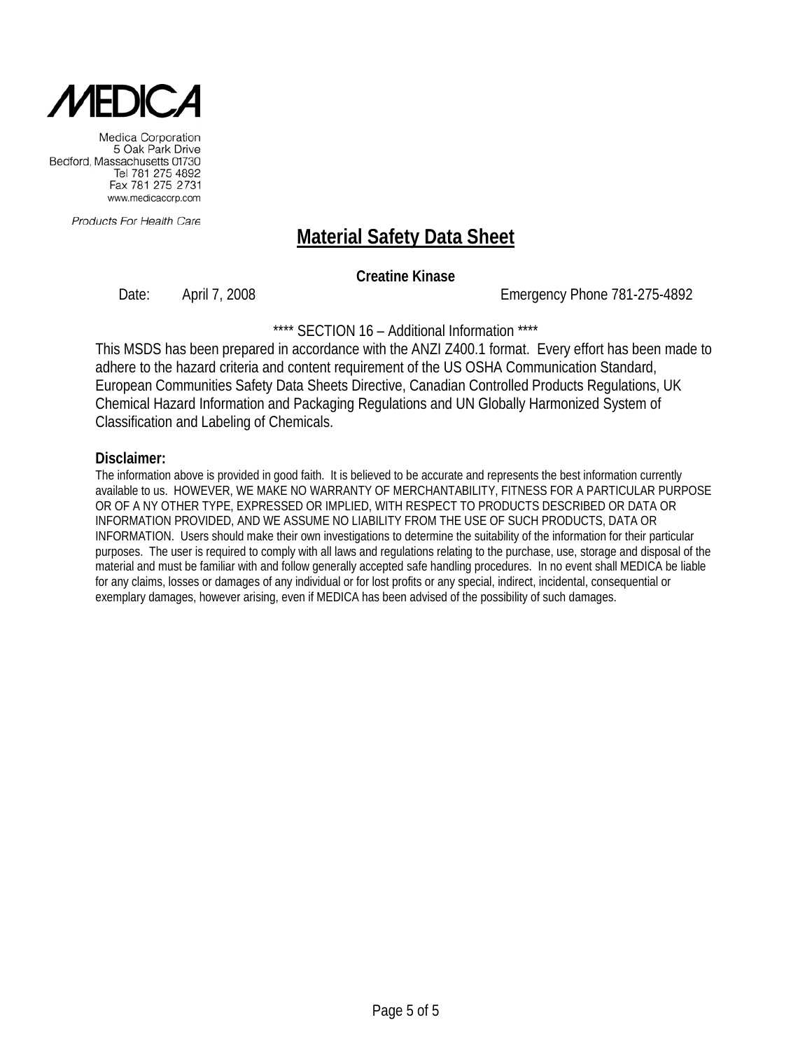**MEDICA**

Medica Corporation
5 Oak Park Drive
Bedford, Massachusetts 01730
Tel 781 275 4892
Fax 781 275 2731
www.medicacorp.com

*Products For Health Care*

# Material Safety Data Sheet

**Creatine Kinase**

Date: April 7, 2008 Emergency Phone 781-275-4892

**** SECTION 16 – Additional Information ****

This MSDS has been prepared in accordance with the ANZI Z400.1 format. Every effort has been made to adhere to the hazard criteria and content requirement of the US OSHA Communication Standard, European Communities Safety Data Sheets Directive, Canadian Controlled Products Regulations, UK Chemical Hazard Information and Packaging Regulations and UN Globally Harmonized System of Classification and Labeling of Chemicals.

**Disclaimer:**

The information above is provided in good faith. It is believed to be accurate and represents the best information currently available to us. HOWEVER, WE MAKE NO WARRANTY OF MERCHANTABILITY, FITNESS FOR A PARTICULAR PURPOSE OR OF A NY OTHER TYPE, EXPRESSED OR IMPLIED, WITH RESPECT TO PRODUCTS DESCRIBED OR DATA OR INFORMATION PROVIDED, AND WE ASSUME NO LIABILITY FROM THE USE OF SUCH PRODUCTS, DATA OR INFORMATION. Users should make their own investigations to determine the suitability of the information for their particular purposes. The user is required to comply with all laws and regulations relating to the purchase, use, storage and disposal of the material and must be familiar with and follow generally accepted safe handling procedures. In no event shall MEDICA be liable for any claims, losses or damages of any individual or for lost profits or any special, indirect, incidental, consequential or exemplary damages, however arising, even if MEDICA has been advised of the possibility of such damages.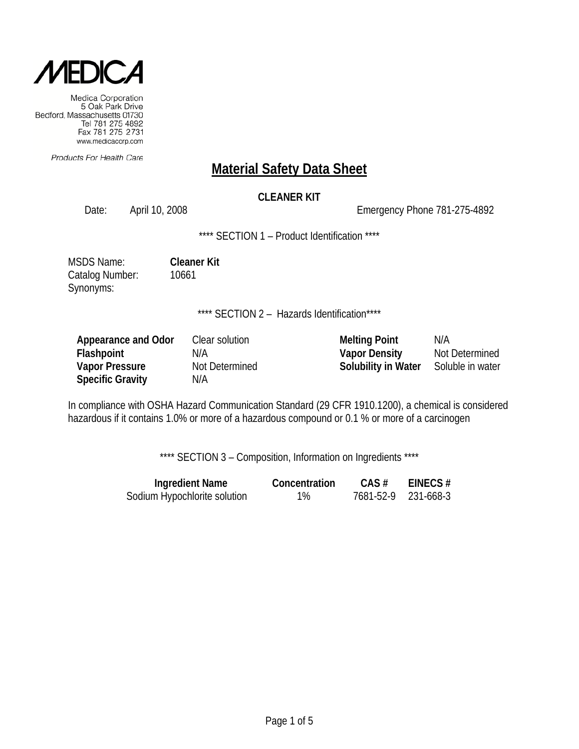**MEDICA**

Medica Corporation
5 Oak Park Drive
Bedford, Massachusetts 01730
Tel 781 275 4892
Fax 781 275 2731
www.medicacorp.com

*Products For Health Care*

# Material Safety Data Sheet

**CLEANER KIT**

Date: April 10, 2008 Emergency Phone 781-275-4892

**** SECTION 1 – Product Identification ****

MSDS Name: **Cleaner Kit**
Catalog Number: 10661
Synonyms:

**** SECTION 2 – Hazards Identification****

| | | | |
|---|---|---|---|
| **Appearance and Odor** | Clear solution | **Melting Point** | N/A |
| **Flashpoint** | N/A | **Vapor Density** | Not Determined |
| **Vapor Pressure** | Not Determined | **Solubility in Water** | Soluble in water |
| **Specific Gravity** | N/A | | |

In compliance with OSHA Hazard Communication Standard (29 CFR 1910.1200), a chemical is considered hazardous if it contains 1.0% or more of a hazardous compound or 0.1 % or more of a carcinogen

**** SECTION 3 – Composition, Information on Ingredients ****

| Ingredient Name | Concentration | CAS # | EINECS # |
|---|---|---|---|
| Sodium Hypochlorite solution | 1% | 7681-52-9 | 231-668-3 |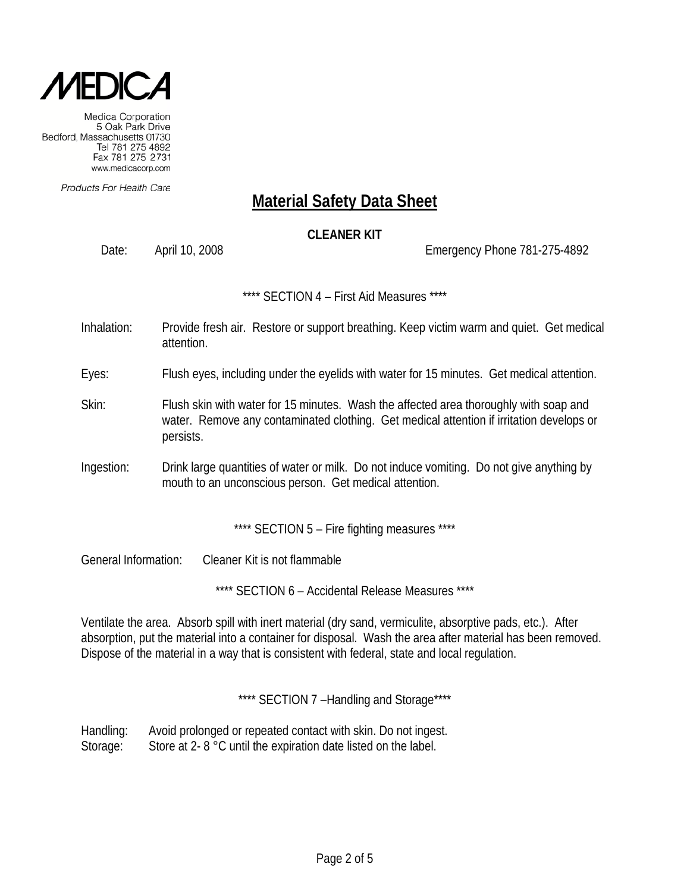MEDICA

Medica Corporation
5 Oak Park Drive
Bedford, Massachusetts 01730
Tel 781 275 4892
Fax 781 275 2731
www.medicacorp.com

Products For Health Care

# Material Safety Data Sheet

**CLEANER KIT**

Date: April 10, 2008 Emergency Phone 781-275-4892

**** SECTION 4 – First Aid Measures ****

Inhalation: Provide fresh air. Restore or support breathing. Keep victim warm and quiet. Get medical attention.

Eyes: Flush eyes, including under the eyelids with water for 15 minutes. Get medical attention.

Skin: Flush skin with water for 15 minutes. Wash the affected area thoroughly with soap and water. Remove any contaminated clothing. Get medical attention if irritation develops or persists.

Ingestion: Drink large quantities of water or milk. Do not induce vomiting. Do not give anything by mouth to an unconscious person. Get medical attention.

**** SECTION 5 – Fire fighting measures ****

General Information: Cleaner Kit is not flammable

**** SECTION 6 – Accidental Release Measures ****

Ventilate the area. Absorb spill with inert material (dry sand, vermiculite, absorptive pads, etc.). After absorption, put the material into a container for disposal. Wash the area after material has been removed. Dispose of the material in a way that is consistent with federal, state and local regulation.

**** SECTION 7 –Handling and Storage****

Handling: Avoid prolonged or repeated contact with skin. Do not ingest.
Storage: Store at 2- 8 °C until the expiration date listed on the label.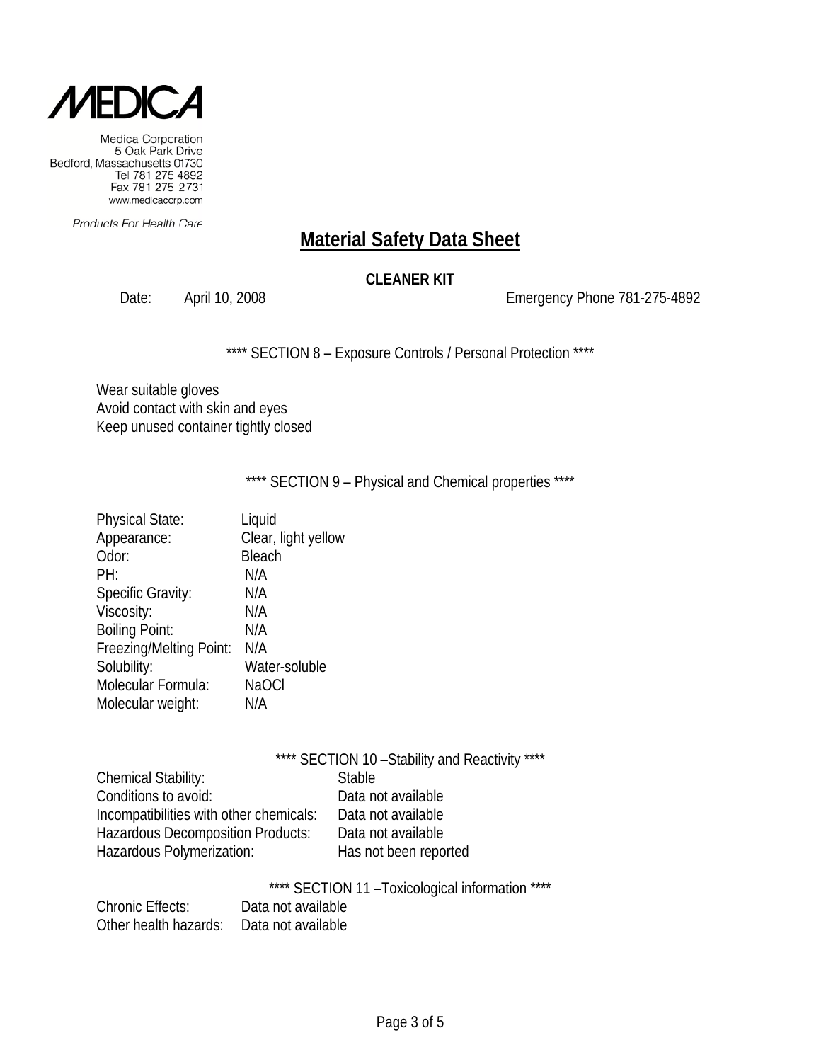MEDICA

Medica Corporation
5 Oak Park Drive
Bedford, Massachusetts 01730
Tel 781 275 4892
Fax 781 275 2731
www.medicacorp.com

Products For Health Care

# Material Safety Data Sheet

**CLEANER KIT**

Date: April 10, 2008 Emergency Phone 781-275-4892

**** SECTION 8 – Exposure Controls / Personal Protection ****

Wear suitable gloves
Avoid contact with skin and eyes
Keep unused container tightly closed

**** SECTION 9 – Physical and Chemical properties ****

| | |
|---|---|
| Physical State: | Liquid |
| Appearance: | Clear, light yellow |
| Odor: | Bleach |
| PH: | N/A |
| Specific Gravity: | N/A |
| Viscosity: | N/A |
| Boiling Point: | N/A |
| Freezing/Melting Point: | N/A |
| Solubility: | Water-soluble |
| Molecular Formula: | NaOCl |
| Molecular weight: | N/A |

**** SECTION 10 –Stability and Reactivity ****

| | |
|---|---|
| Chemical Stability: | Stable |
| Conditions to avoid: | Data not available |
| Incompatibilities with other chemicals: | Data not available |
| Hazardous Decomposition Products: | Data not available |
| Hazardous Polymerization: | Has not been reported |

**** SECTION 11 –Toxicological information ****

| | |
|---|---|
| Chronic Effects: | Data not available |
| Other health hazards: | Data not available |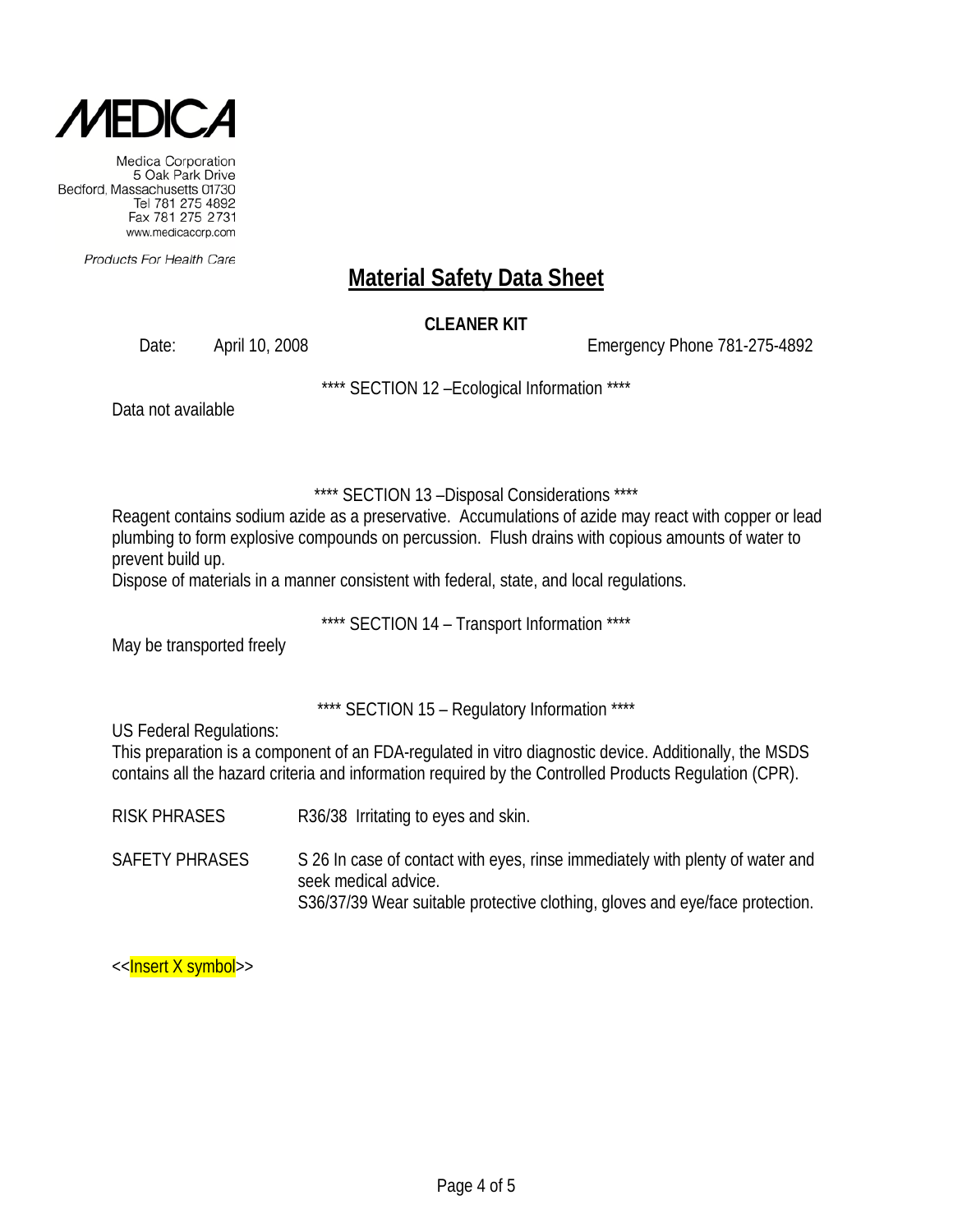Medica Corporation
5 Oak Park Drive
Bedford, Massachusetts 01730
Tel 781 275 4892
Fax 781 275 2731
www.medicacorp.com

*Products For Health Care*

# Material Safety Data Sheet

**CLEANER KIT**

Date: April 10, 2008 Emergency Phone 781-275-4892

**** SECTION 12 –Ecological Information ****

Data not available

**** SECTION 13 –Disposal Considerations ****

Reagent contains sodium azide as a preservative. Accumulations of azide may react with copper or lead plumbing to form explosive compounds on percussion. Flush drains with copious amounts of water to prevent build up.

Dispose of materials in a manner consistent with federal, state, and local regulations.

**** SECTION 14 – Transport Information ****

May be transported freely

**** SECTION 15 – Regulatory Information ****

US Federal Regulations:

This preparation is a component of an FDA-regulated in vitro diagnostic device. Additionally, the MSDS contains all the hazard criteria and information required by the Controlled Products Regulation (CPR).

RISK PHRASES R36/38 Irritating to eyes and skin.

SAFETY PHRASES S 26 In case of contact with eyes, rinse immediately with plenty of water and seek medical advice.
S36/37/39 Wear suitable protective clothing, gloves and eye/face protection.

<<Insert X symbol>>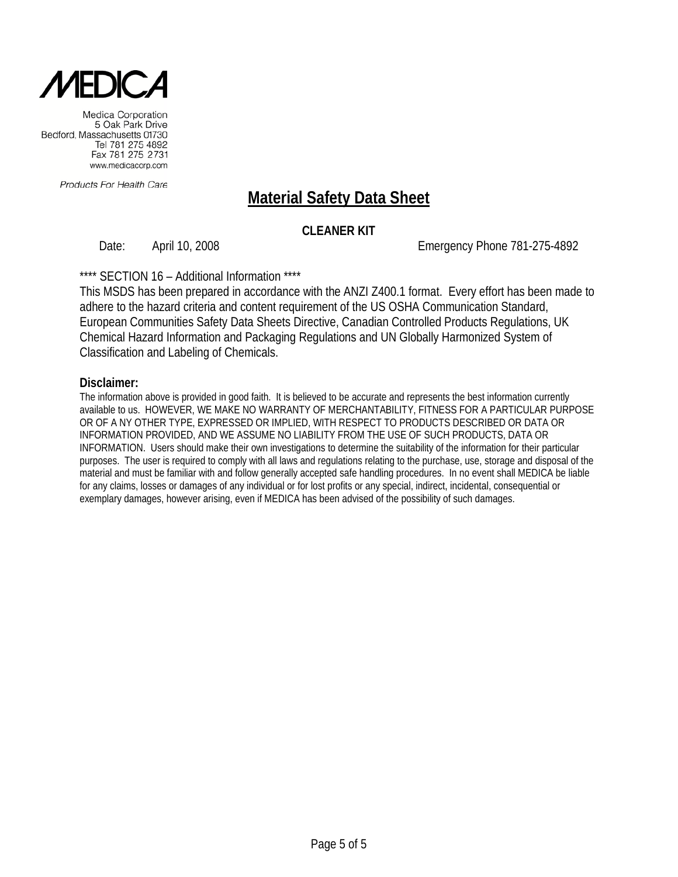MEDICA

Medica Corporation
5 Oak Park Drive
Bedford, Massachusetts 01730
Tel 781 275 4892
Fax 781 275 2731
www.medicacorp.com

*Products For Health Care*

# Material Safety Data Sheet

**CLEANER KIT**

Date: April 10, 2008 Emergency Phone 781-275-4892

**** SECTION 16 – Additional Information ****

This MSDS has been prepared in accordance with the ANZI Z400.1 format. Every effort has been made to adhere to the hazard criteria and content requirement of the US OSHA Communication Standard, European Communities Safety Data Sheets Directive, Canadian Controlled Products Regulations, UK Chemical Hazard Information and Packaging Regulations and UN Globally Harmonized System of Classification and Labeling of Chemicals.

**Disclaimer:**

The information above is provided in good faith. It is believed to be accurate and represents the best information currently available to us. HOWEVER, WE MAKE NO WARRANTY OF MERCHANTABILITY, FITNESS FOR A PARTICULAR PURPOSE OR OF A NY OTHER TYPE, EXPRESSED OR IMPLIED, WITH RESPECT TO PRODUCTS DESCRIBED OR DATA OR INFORMATION PROVIDED, AND WE ASSUME NO LIABILITY FROM THE USE OF SUCH PRODUCTS, DATA OR INFORMATION. Users should make their own investigations to determine the suitability of the information for their particular purposes. The user is required to comply with all laws and regulations relating to the purchase, use, storage and disposal of the material and must be familiar with and follow generally accepted safe handling procedures. In no event shall MEDICA be liable for any claims, losses or damages of any individual or for lost profits or any special, indirect, incidental, consequential or exemplary damages, however arising, even if MEDICA has been advised of the possibility of such damages.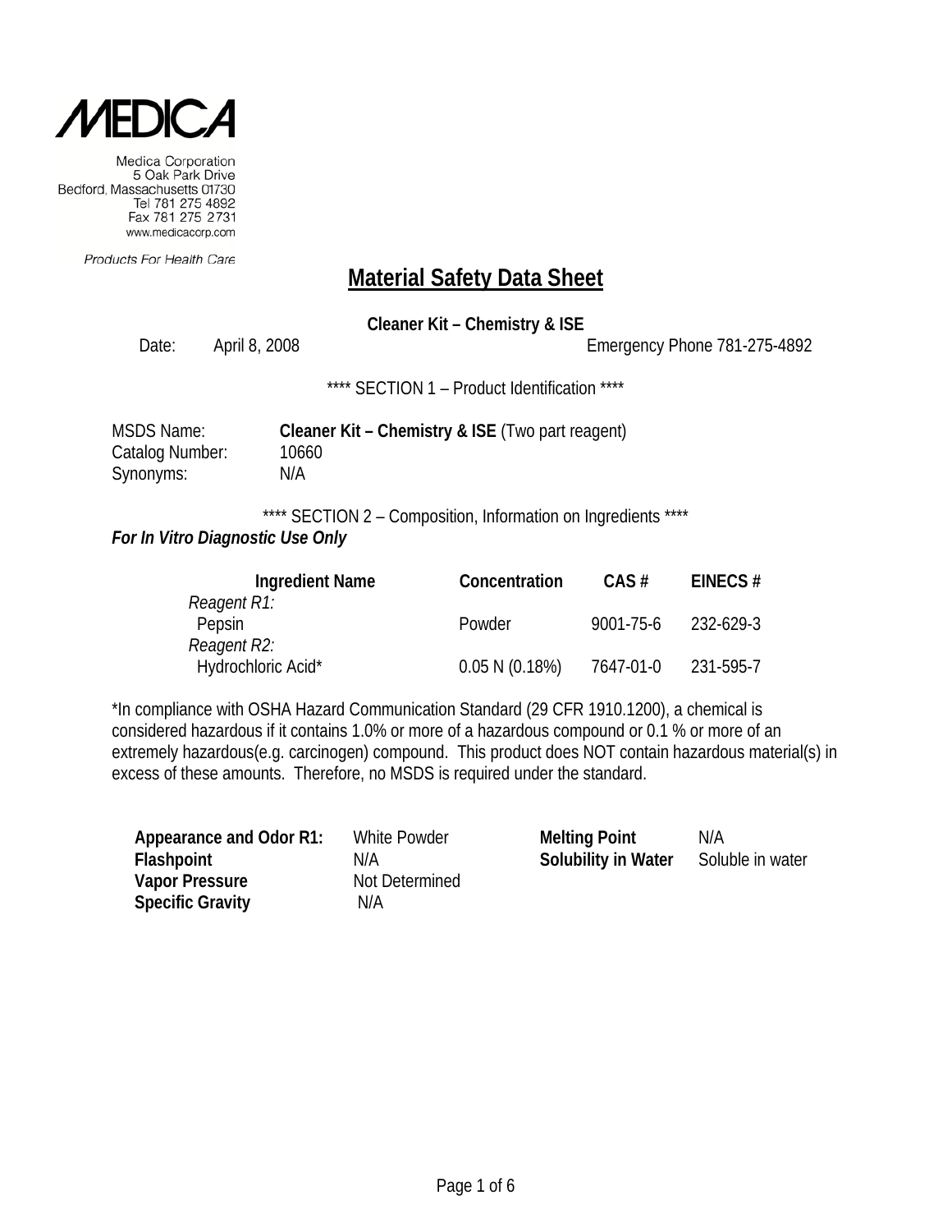MEDICA

Medica Corporation
5 Oak Park Drive
Bedford, Massachusetts 01730
Tel 781 275 4892
Fax 781 275 2731
www.medicacorp.com

*Products For Health Care*

# Material Safety Data Sheet

**Cleaner Kit – Chemistry & ISE**

Date: April 8, 2008 Emergency Phone 781-275-4892

**** SECTION 1 – Product Identification ****

MSDS Name: **Cleaner Kit – Chemistry & ISE** (Two part reagent)
Catalog Number: 10660
Synonyms: N/A

**** SECTION 2 – Composition, Information on Ingredients ****

***For In Vitro Diagnostic Use Only***

| Ingredient Name | Concentration | CAS # | EINECS # |
|---|---|---|---|
| *Reagent R1:* | | | |
| Pepsin | Powder | 9001-75-6 | 232-629-3 |
| *Reagent R2:* | | | |
| Hydrochloric Acid* | 0.05 N (0.18%) | 7647-01-0 | 231-595-7 |

*In compliance with OSHA Hazard Communication Standard (29 CFR 1910.1200), a chemical is considered hazardous if it contains 1.0% or more of a hazardous compound or 0.1 % or more of an extremely hazardous(e.g. carcinogen) compound. This product does NOT contain hazardous material(s) in excess of these amounts. Therefore, no MSDS is required under the standard.

| | | | |
|---|---|---|---|
| **Appearance and Odor R1:** | White Powder | **Melting Point** | N/A |
| **Flashpoint** | N/A | **Solubility in Water** | Soluble in water |
| **Vapor Pressure** | Not Determined | | |
| **Specific Gravity** | N/A | | |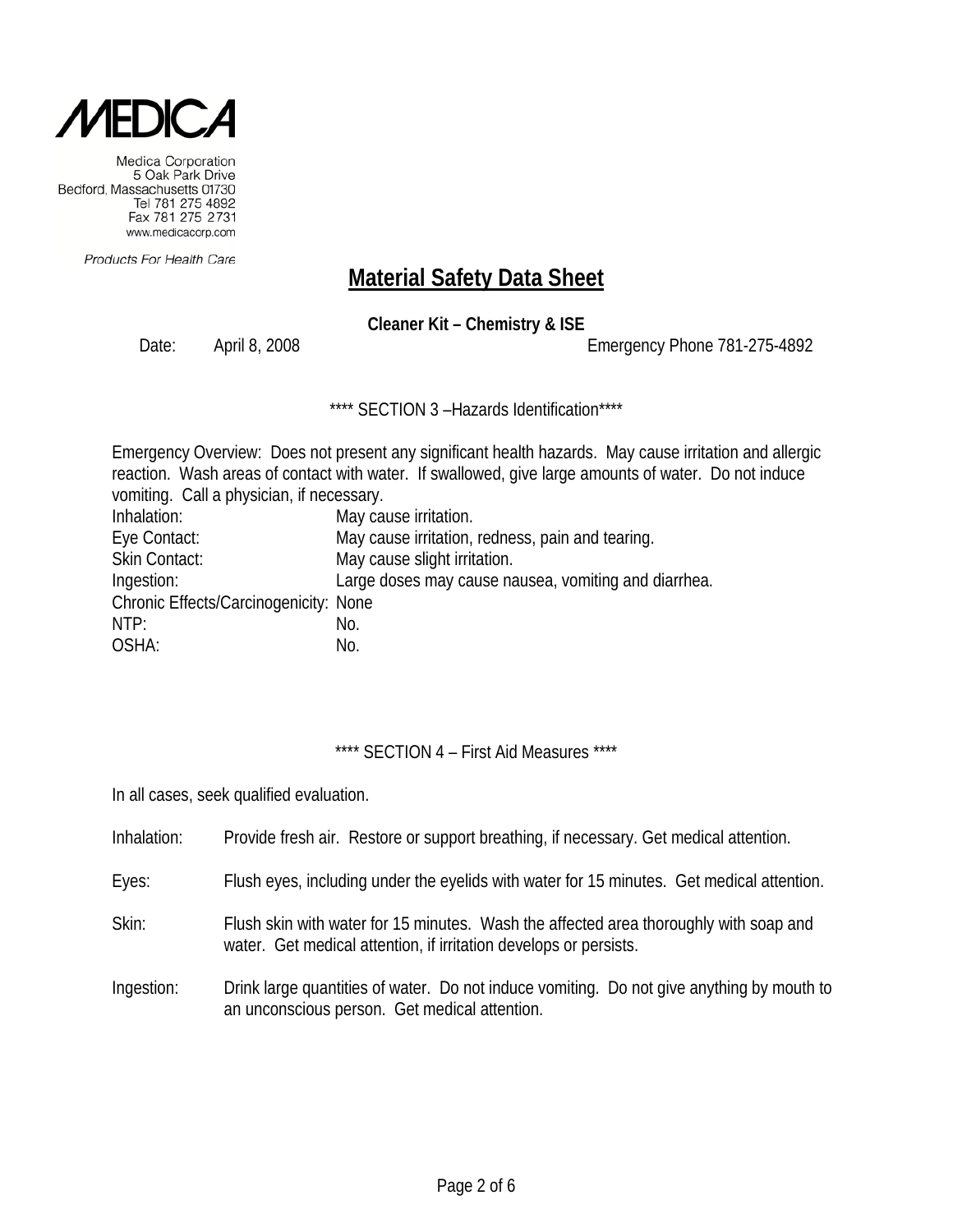# MEDICA

Medica Corporation
5 Oak Park Drive
Bedford, Massachusetts 01730
Tel 781 275 4892
Fax 781 275 2731
www.medicacorp.com

*Products For Health Care*

## Material Safety Data Sheet

**Cleaner Kit – Chemistry & ISE**

Date: April 8, 2008 Emergency Phone 781-275-4892

### **** SECTION 3 –Hazards Identification****

Emergency Overview: Does not present any significant health hazards. May cause irritation and allergic reaction. Wash areas of contact with water. If swallowed, give large amounts of water. Do not induce vomiting. Call a physician, if necessary.

| | |
|---|---|
| Inhalation: | May cause irritation. |
| Eye Contact: | May cause irritation, redness, pain and tearing. |
| Skin Contact: | May cause slight irritation. |
| Ingestion: | Large doses may cause nausea, vomiting and diarrhea. |
| Chronic Effects/Carcinogenicity: | None |
| NTP: | No. |
| OSHA: | No. |

### **** SECTION 4 – First Aid Measures ****

In all cases, seek qualified evaluation.

Inhalation: Provide fresh air. Restore or support breathing, if necessary. Get medical attention.

Eyes: Flush eyes, including under the eyelids with water for 15 minutes. Get medical attention.

Skin: Flush skin with water for 15 minutes. Wash the affected area thoroughly with soap and water. Get medical attention, if irritation develops or persists.

Ingestion: Drink large quantities of water. Do not induce vomiting. Do not give anything by mouth to an unconscious person. Get medical attention.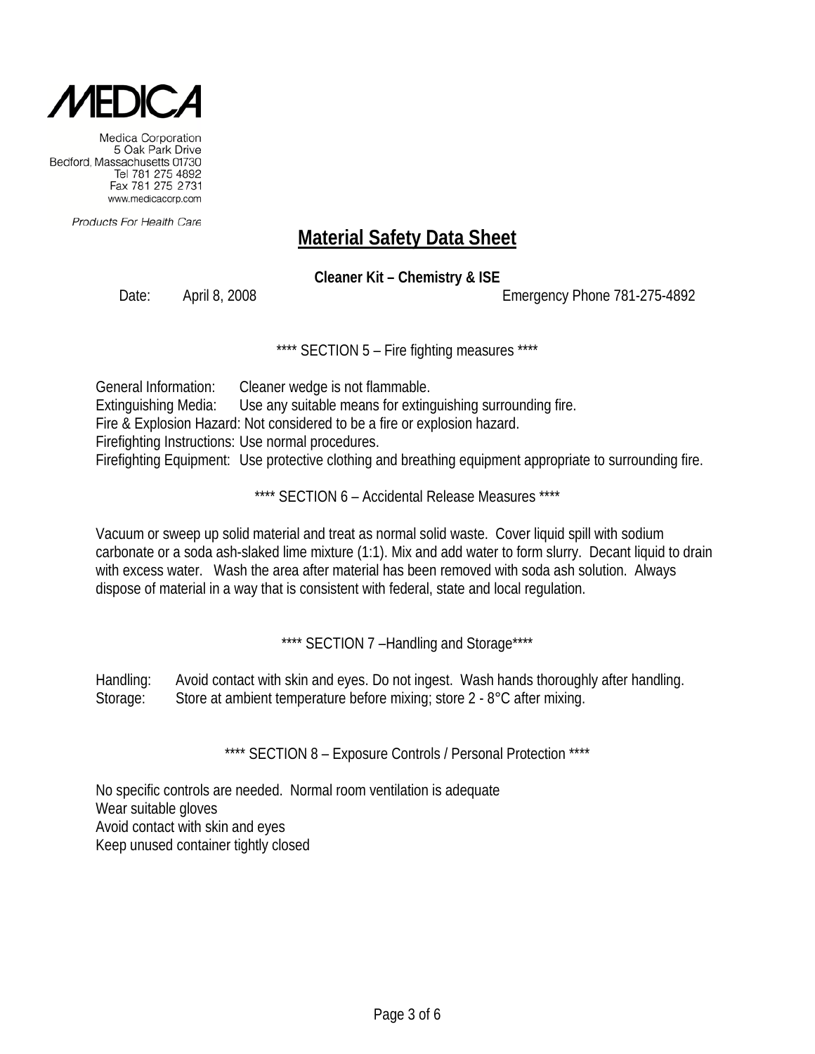MEDICA

Medica Corporation
5 Oak Park Drive
Bedford, Massachusetts 01730
Tel 781 275 4892
Fax 781 275 2731
www.medicacorp.com

*Products For Health Care*

# Material Safety Data Sheet

**Cleaner Kit – Chemistry & ISE**

Date: April 8, 2008 Emergency Phone 781-275-4892

**** SECTION 5 – Fire fighting measures ****

General Information: Cleaner wedge is not flammable.
Extinguishing Media: Use any suitable means for extinguishing surrounding fire.
Fire & Explosion Hazard: Not considered to be a fire or explosion hazard.
Firefighting Instructions: Use normal procedures.
Firefighting Equipment: Use protective clothing and breathing equipment appropriate to surrounding fire.

**** SECTION 6 – Accidental Release Measures ****

Vacuum or sweep up solid material and treat as normal solid waste. Cover liquid spill with sodium carbonate or a soda ash-slaked lime mixture (1:1). Mix and add water to form slurry. Decant liquid to drain with excess water. Wash the area after material has been removed with soda ash solution. Always dispose of material in a way that is consistent with federal, state and local regulation.

**** SECTION 7 –Handling and Storage****

Handling: Avoid contact with skin and eyes. Do not ingest. Wash hands thoroughly after handling.
Storage: Store at ambient temperature before mixing; store 2 - 8°C after mixing.

**** SECTION 8 – Exposure Controls / Personal Protection ****

No specific controls are needed. Normal room ventilation is adequate
Wear suitable gloves
Avoid contact with skin and eyes
Keep unused container tightly closed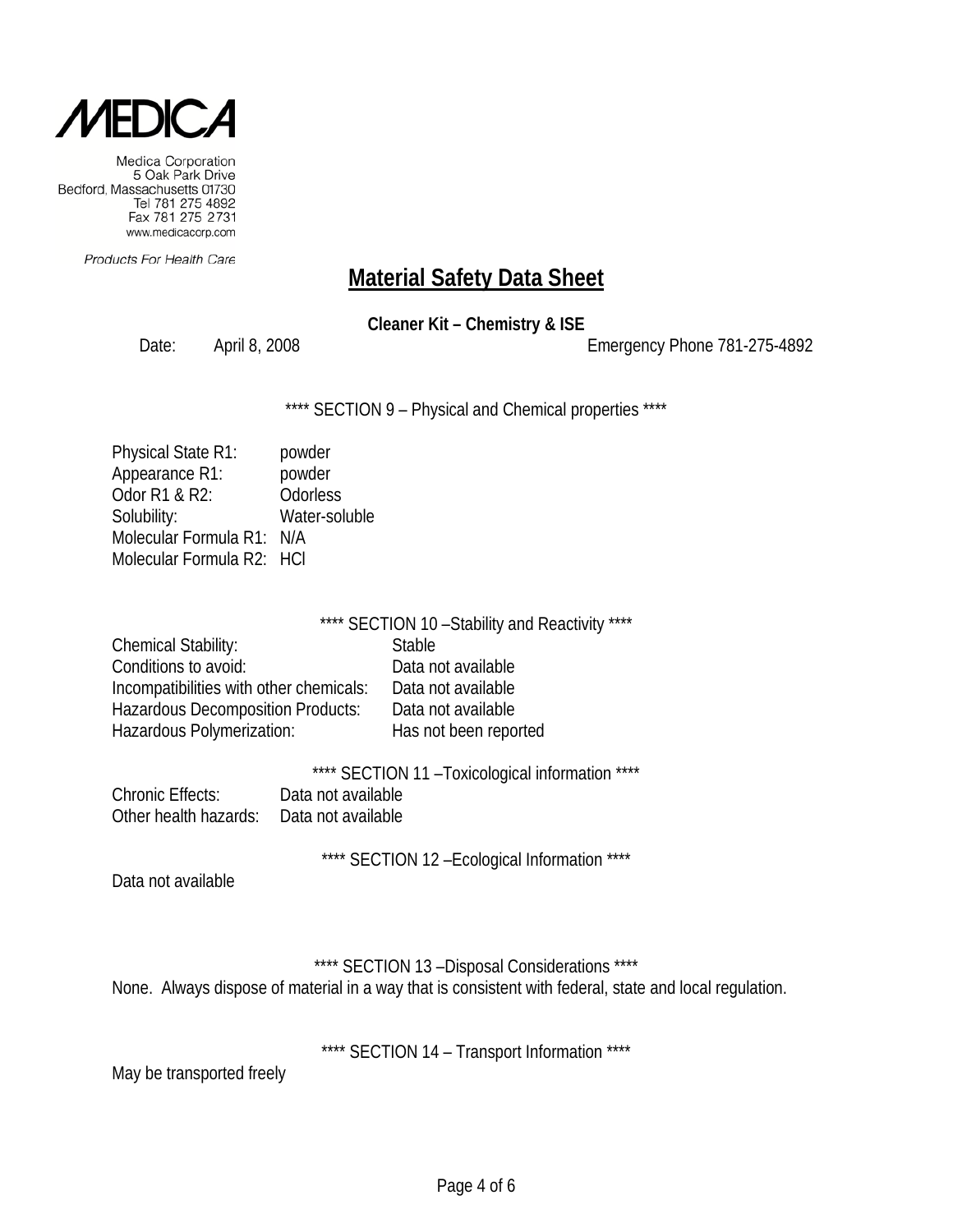MEDICA

Medica Corporation
5 Oak Park Drive
Bedford, Massachusetts 01730
Tel 781 275 4892
Fax 781 275 2731
www.medicacorp.com

*Products For Health Care*

# Material Safety Data Sheet

**Cleaner Kit – Chemistry & ISE**

Date: April 8, 2008 Emergency Phone 781-275-4892

**** SECTION 9 – Physical and Chemical properties ****

Physical State R1: powder
Appearance R1: powder
Odor R1 & R2: Odorless
Solubility: Water-soluble
Molecular Formula R1: N/A
Molecular Formula R2: HCl

**** SECTION 10 –Stability and Reactivity ****

Chemical Stability: Stable
Conditions to avoid: Data not available
Incompatibilities with other chemicals: Data not available
Hazardous Decomposition Products: Data not available
Hazardous Polymerization: Has not been reported

**** SECTION 11 –Toxicological information ****

Chronic Effects: Data not available
Other health hazards: Data not available

**** SECTION 12 –Ecological Information ****

Data not available

**** SECTION 13 –Disposal Considerations ****

None. Always dispose of material in a way that is consistent with federal, state and local regulation.

**** SECTION 14 – Transport Information ****

May be transported freely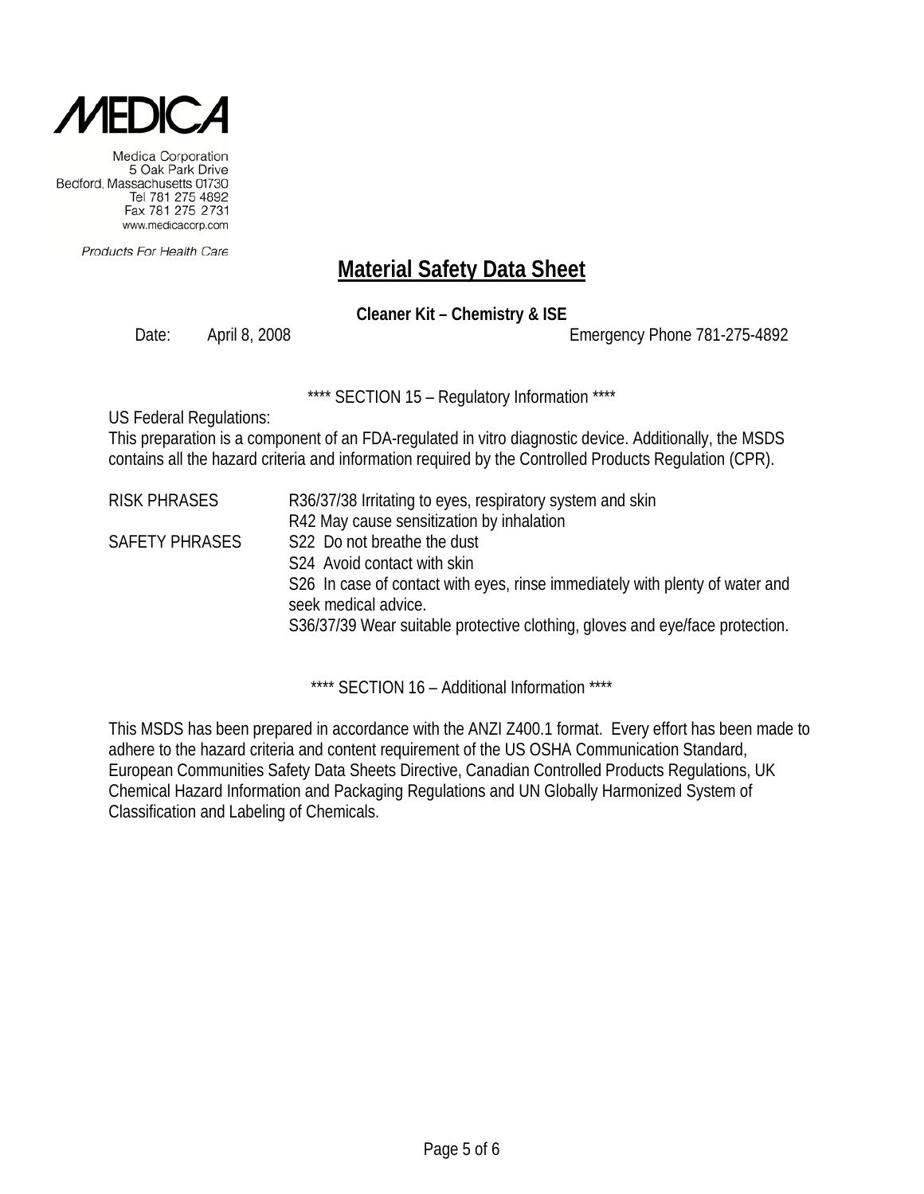Medica Corporation
5 Oak Park Drive
Bedford, Massachusetts 01730
Tel 781 275 4892
Fax 781 275 2731
www.medicacorp.com

*Products For Health Care*

# Material Safety Data Sheet

**Cleaner Kit – Chemistry & ISE**

Date: April 8, 2008 Emergency Phone 781-275-4892

## **** SECTION 15 – Regulatory Information ****

US Federal Regulations:
This preparation is a component of an FDA-regulated in vitro diagnostic device. Additionally, the MSDS contains all the hazard criteria and information required by the Controlled Products Regulation (CPR).

| | |
|---|---|
| RISK PHRASES | R36/37/38 Irritating to eyes, respiratory system and skin |
| | R42 May cause sensitization by inhalation |
| SAFETY PHRASES | S22 Do not breathe the dust |
| | S24 Avoid contact with skin |
| | S26 In case of contact with eyes, rinse immediately with plenty of water and seek medical advice. |
| | S36/37/39 Wear suitable protective clothing, gloves and eye/face protection. |

## **** SECTION 16 – Additional Information ****

This MSDS has been prepared in accordance with the ANZI Z400.1 format. Every effort has been made to adhere to the hazard criteria and content requirement of the US OSHA Communication Standard, European Communities Safety Data Sheets Directive, Canadian Controlled Products Regulations, UK Chemical Hazard Information and Packaging Regulations and UN Globally Harmonized System of Classification and Labeling of Chemicals.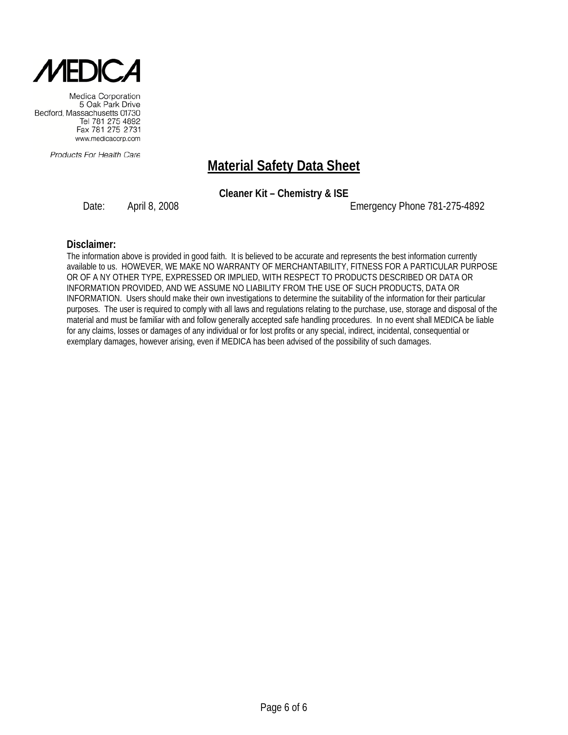MEDICA

Medica Corporation
5 Oak Park Drive
Bedford, Massachusetts 01730
Tel 781 275 4892
Fax 781 275 2731
www.medicacorp.com

*Products For Health Care*

# Material Safety Data Sheet

**Cleaner Kit – Chemistry & ISE**

Date: April 8, 2008 Emergency Phone 781-275-4892

**Disclaimer:**

The information above is provided in good faith. It is believed to be accurate and represents the best information currently available to us. HOWEVER, WE MAKE NO WARRANTY OF MERCHANTABILITY, FITNESS FOR A PARTICULAR PURPOSE OR OF A NY OTHER TYPE, EXPRESSED OR IMPLIED, WITH RESPECT TO PRODUCTS DESCRIBED OR DATA OR INFORMATION PROVIDED, AND WE ASSUME NO LIABILITY FROM THE USE OF SUCH PRODUCTS, DATA OR INFORMATION. Users should make their own investigations to determine the suitability of the information for their particular purposes. The user is required to comply with all laws and regulations relating to the purchase, use, storage and disposal of the material and must be familiar with and follow generally accepted safe handling procedures. In no event shall MEDICA be liable for any claims, losses or damages of any individual or for lost profits or any special, indirect, incidental, consequential or exemplary damages, however arising, even if MEDICA has been advised of the possibility of such damages.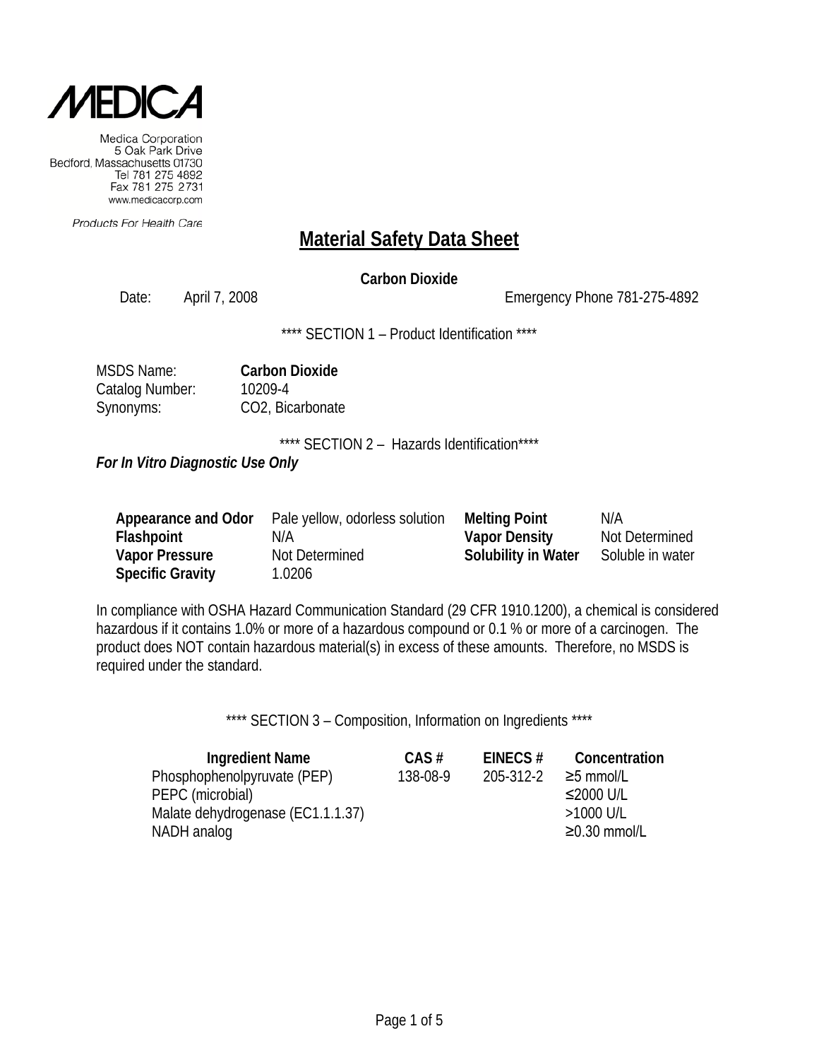# MEDICA

Medica Corporation
5 Oak Park Drive
Bedford, Massachusetts 01730
Tel 781 275 4892
Fax 781 275 2731
www.medicacorp.com

*Products For Health Care*

## Material Safety Data Sheet

**Carbon Dioxide**

Date: April 7, 2008 Emergency Phone 781-275-4892

**** SECTION 1 – Product Identification ****

MSDS Name: **Carbon Dioxide**
Catalog Number: 10209-4
Synonyms: CO2, Bicarbonate

**** SECTION 2 – Hazards Identification****

***For In Vitro Diagnostic Use Only***

| | | | |
|---|---|---|---|
| **Appearance and Odor** | Pale yellow, odorless solution | **Melting Point** | N/A |
| **Flashpoint** | N/A | **Vapor Density** | Not Determined |
| **Vapor Pressure** | Not Determined | **Solubility in Water** | Soluble in water |
| **Specific Gravity** | 1.0206 | | |

In compliance with OSHA Hazard Communication Standard (29 CFR 1910.1200), a chemical is considered hazardous if it contains 1.0% or more of a hazardous compound or 0.1 % or more of a carcinogen. The product does NOT contain hazardous material(s) in excess of these amounts. Therefore, no MSDS is required under the standard.

**** SECTION 3 – Composition, Information on Ingredients ****

| Ingredient Name | CAS # | EINECS # | Concentration |
|---|---|---|---|
| Phosphophenolpyruvate (PEP) | 138-08-9 | 205-312-2 | ≥5 mmol/L |
| PEPC (microbial) | | | ≤2000 U/L |
| Malate dehydrogenase (EC1.1.1.37) | | | >1000 U/L |
| NADH analog | | | ≥0.30 mmol/L |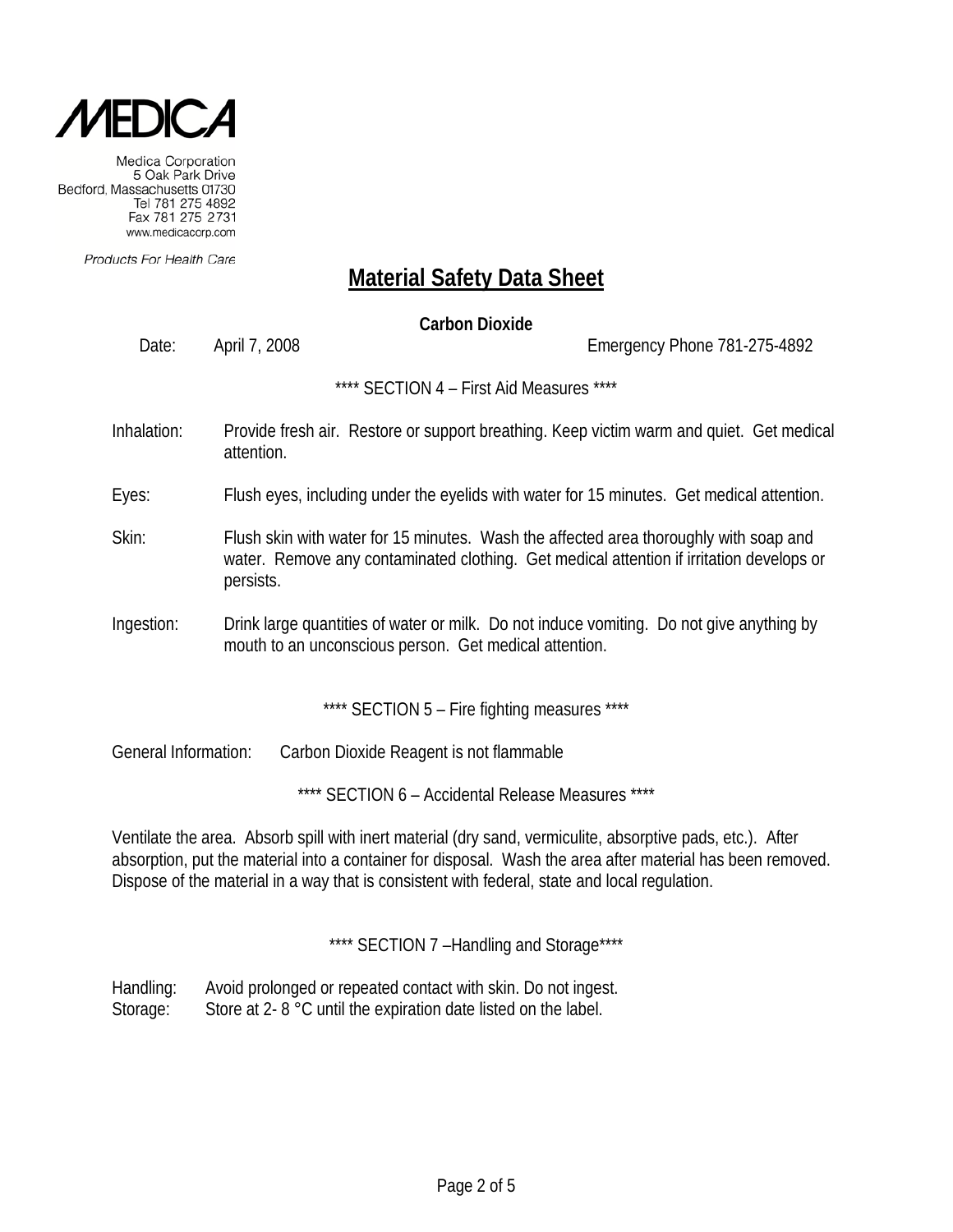**MEDICA**

Medica Corporation
5 Oak Park Drive
Bedford, Massachusetts 01730
Tel 781 275 4892
Fax 781 275 2731
www.medicacorp.com

*Products For Health Care*

# Material Safety Data Sheet

**Carbon Dioxide**

Date: April 7, 2008 Emergency Phone 781-275-4892

**** SECTION 4 – First Aid Measures ****

Inhalation: Provide fresh air. Restore or support breathing. Keep victim warm and quiet. Get medical attention.

Eyes: Flush eyes, including under the eyelids with water for 15 minutes. Get medical attention.

Skin: Flush skin with water for 15 minutes. Wash the affected area thoroughly with soap and water. Remove any contaminated clothing. Get medical attention if irritation develops or persists.

Ingestion: Drink large quantities of water or milk. Do not induce vomiting. Do not give anything by mouth to an unconscious person. Get medical attention.

**** SECTION 5 – Fire fighting measures ****

General Information: Carbon Dioxide Reagent is not flammable

**** SECTION 6 – Accidental Release Measures ****

Ventilate the area. Absorb spill with inert material (dry sand, vermiculite, absorptive pads, etc.). After absorption, put the material into a container for disposal. Wash the area after material has been removed. Dispose of the material in a way that is consistent with federal, state and local regulation.

**** SECTION 7 –Handling and Storage****

Handling: Avoid prolonged or repeated contact with skin. Do not ingest.
Storage: Store at 2- 8 °C until the expiration date listed on the label.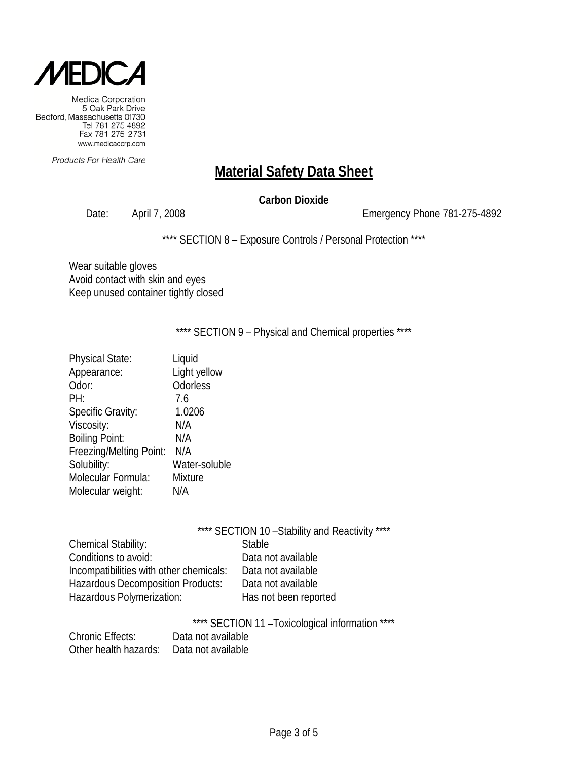MEDICA

Medica Corporation
5 Oak Park Drive
Bedford, Massachusetts 01730
Tel 781 275 4892
Fax 781 275 2731
www.medicacorp.com

*Products For Health Care*

# Material Safety Data Sheet

**Carbon Dioxide**

Date: April 7, 2008 Emergency Phone 781-275-4892

**** SECTION 8 – Exposure Controls / Personal Protection ****

Wear suitable gloves
Avoid contact with skin and eyes
Keep unused container tightly closed

**** SECTION 9 – Physical and Chemical properties ****

| | |
|---|---|
| Physical State: | Liquid |
| Appearance: | Light yellow |
| Odor: | Odorless |
| PH: | 7.6 |
| Specific Gravity: | 1.0206 |
| Viscosity: | N/A |
| Boiling Point: | N/A |
| Freezing/Melting Point: | N/A |
| Solubility: | Water-soluble |
| Molecular Formula: | Mixture |
| Molecular weight: | N/A |

**** SECTION 10 –Stability and Reactivity ****

| | |
|---|---|
| Chemical Stability: | Stable |
| Conditions to avoid: | Data not available |
| Incompatibilities with other chemicals: | Data not available |
| Hazardous Decomposition Products: | Data not available |
| Hazardous Polymerization: | Has not been reported |

**** SECTION 11 –Toxicological information ****

| | |
|---|---|
| Chronic Effects: | Data not available |
| Other health hazards: | Data not available |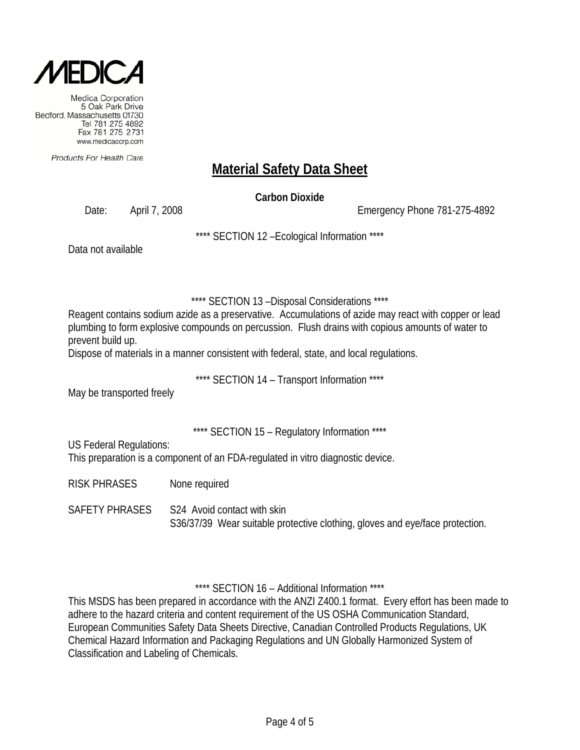**MEDICA**

Medica Corporation
5 Oak Park Drive
Bedford, Massachusetts 01730
Tel 781 275 4892
Fax 781 275 2731
www.medicacorp.com

*Products For Health Care*

# Material Safety Data Sheet

**Carbon Dioxide**

Date: April 7, 2008 Emergency Phone 781-275-4892

**** SECTION 12 –Ecological Information ****

Data not available

**** SECTION 13 –Disposal Considerations ****

Reagent contains sodium azide as a preservative. Accumulations of azide may react with copper or lead plumbing to form explosive compounds on percussion. Flush drains with copious amounts of water to prevent build up.

Dispose of materials in a manner consistent with federal, state, and local regulations.

**** SECTION 14 – Transport Information ****

May be transported freely

**** SECTION 15 – Regulatory Information ****

US Federal Regulations:

This preparation is a component of an FDA-regulated in vitro diagnostic device.

RISK PHRASES None required

SAFETY PHRASES S24 Avoid contact with skin
S36/37/39 Wear suitable protective clothing, gloves and eye/face protection.

**** SECTION 16 – Additional Information ****

This MSDS has been prepared in accordance with the ANZI Z400.1 format. Every effort has been made to adhere to the hazard criteria and content requirement of the US OSHA Communication Standard, European Communities Safety Data Sheets Directive, Canadian Controlled Products Regulations, UK Chemical Hazard Information and Packaging Regulations and UN Globally Harmonized System of Classification and Labeling of Chemicals.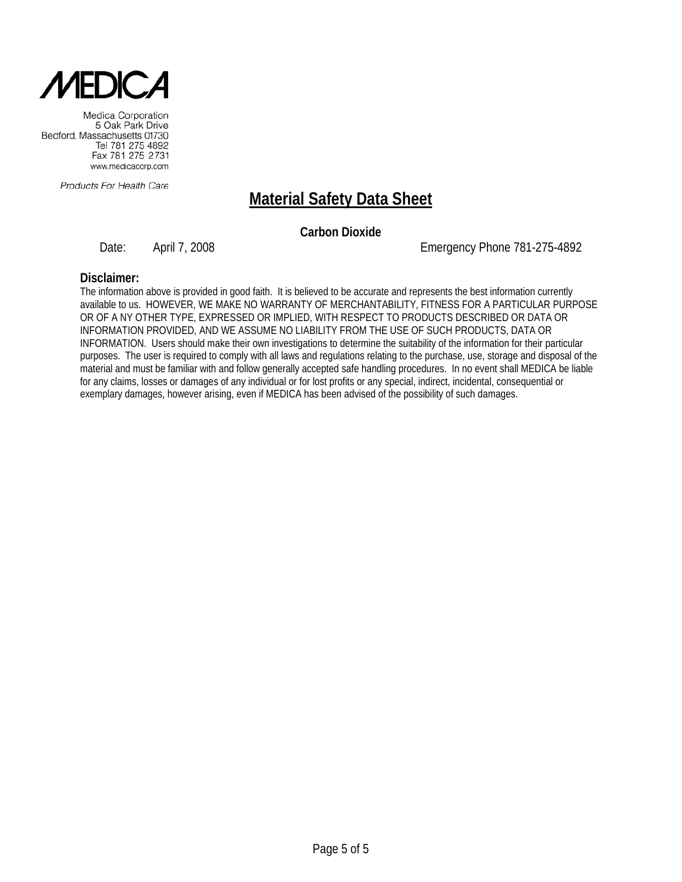Medica Corporation
5 Oak Park Drive
Bedford, Massachusetts 01730
Tel 781 275 4892
Fax 781 275 2731
www.medicacorp.com

*Products For Health Care*

# Material Safety Data Sheet

**Carbon Dioxide**

Date: April 7, 2008 Emergency Phone 781-275-4892

**Disclaimer:**

The information above is provided in good faith. It is believed to be accurate and represents the best information currently available to us. HOWEVER, WE MAKE NO WARRANTY OF MERCHANTABILITY, FITNESS FOR A PARTICULAR PURPOSE OR OF A NY OTHER TYPE, EXPRESSED OR IMPLIED, WITH RESPECT TO PRODUCTS DESCRIBED OR DATA OR INFORMATION PROVIDED, AND WE ASSUME NO LIABILITY FROM THE USE OF SUCH PRODUCTS, DATA OR INFORMATION. Users should make their own investigations to determine the suitability of the information for their particular purposes. The user is required to comply with all laws and regulations relating to the purchase, use, storage and disposal of the material and must be familiar with and follow generally accepted safe handling procedures. In no event shall MEDICA be liable for any claims, losses or damages of any individual or for lost profits or any special, indirect, incidental, consequential or exemplary damages, however arising, even if MEDICA has been advised of the possibility of such damages.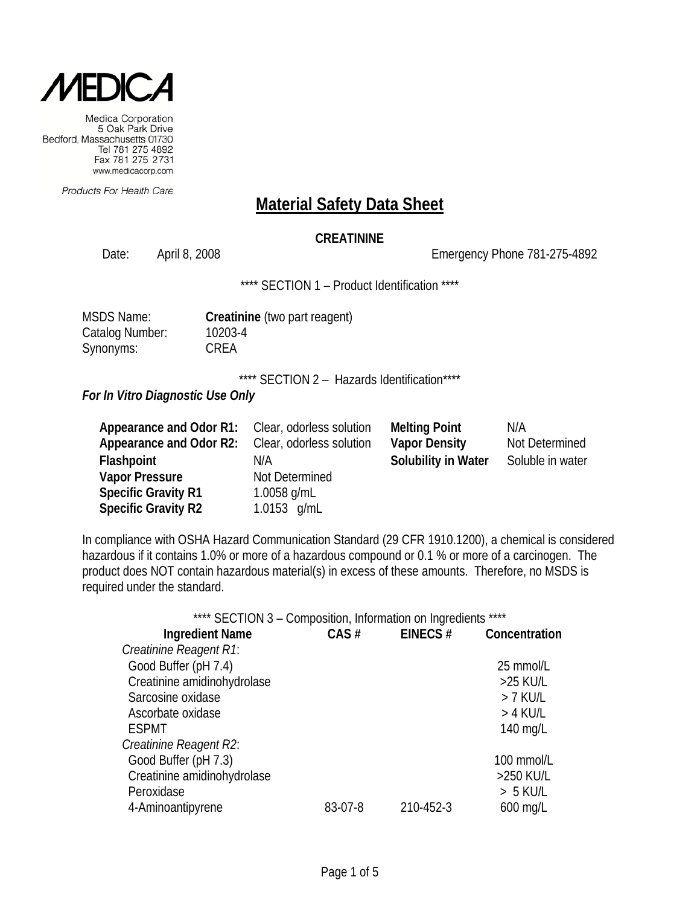MEDICA

Medica Corporation
5 Oak Park Drive
Bedford, Massachusetts 01730
Tel 781 275 4892
Fax 781 275 2731
www.medicacorp.com

*Products For Health Care*

# Material Safety Data Sheet

**CREATININE**

Date: April 8, 2008 Emergency Phone 781-275-4892

**** SECTION 1 – Product Identification ****

MSDS Name: **Creatinine** (two part reagent)
Catalog Number: 10203-4
Synonyms: CREA

**** SECTION 2 – Hazards Identification****

***For In Vitro Diagnostic Use Only***

| | | | |
|---|---|---|---|
| **Appearance and Odor R1:** | Clear, odorless solution | **Melting Point** | N/A |
| **Appearance and Odor R2:** | Clear, odorless solution | **Vapor Density** | Not Determined |
| **Flashpoint** | N/A | **Solubility in Water** | Soluble in water |
| **Vapor Pressure** | Not Determined | | |
| **Specific Gravity R1** | 1.0058 g/mL | | |
| **Specific Gravity R2** | 1.0153 g/mL | | |

In compliance with OSHA Hazard Communication Standard (29 CFR 1910.1200), a chemical is considered hazardous if it contains 1.0% or more of a hazardous compound or 0.1 % or more of a carcinogen. The product does NOT contain hazardous material(s) in excess of these amounts. Therefore, no MSDS is required under the standard.

**** SECTION 3 – Composition, Information on Ingredients ****

| Ingredient Name | CAS # | EINECS # | Concentration |
|---|---|---|---|
| *Creatinine Reagent R1*: | | | |
| Good Buffer (pH 7.4) | | | 25 mmol/L |
| Creatinine amidinohydrolase | | | >25 KU/L |
| Sarcosine oxidase | | | > 7 KU/L |
| Ascorbate oxidase | | | > 4 KU/L |
| ESPMT | | | 140 mg/L |
| *Creatinine Reagent R2*: | | | |
| Good Buffer (pH 7.3) | | | 100 mmol/L |
| Creatinine amidinohydrolase | | | >250 KU/L |
| Peroxidase | | | > 5 KU/L |
| 4-Aminoantipyrene | 83-07-8 | 210-452-3 | 600 mg/L |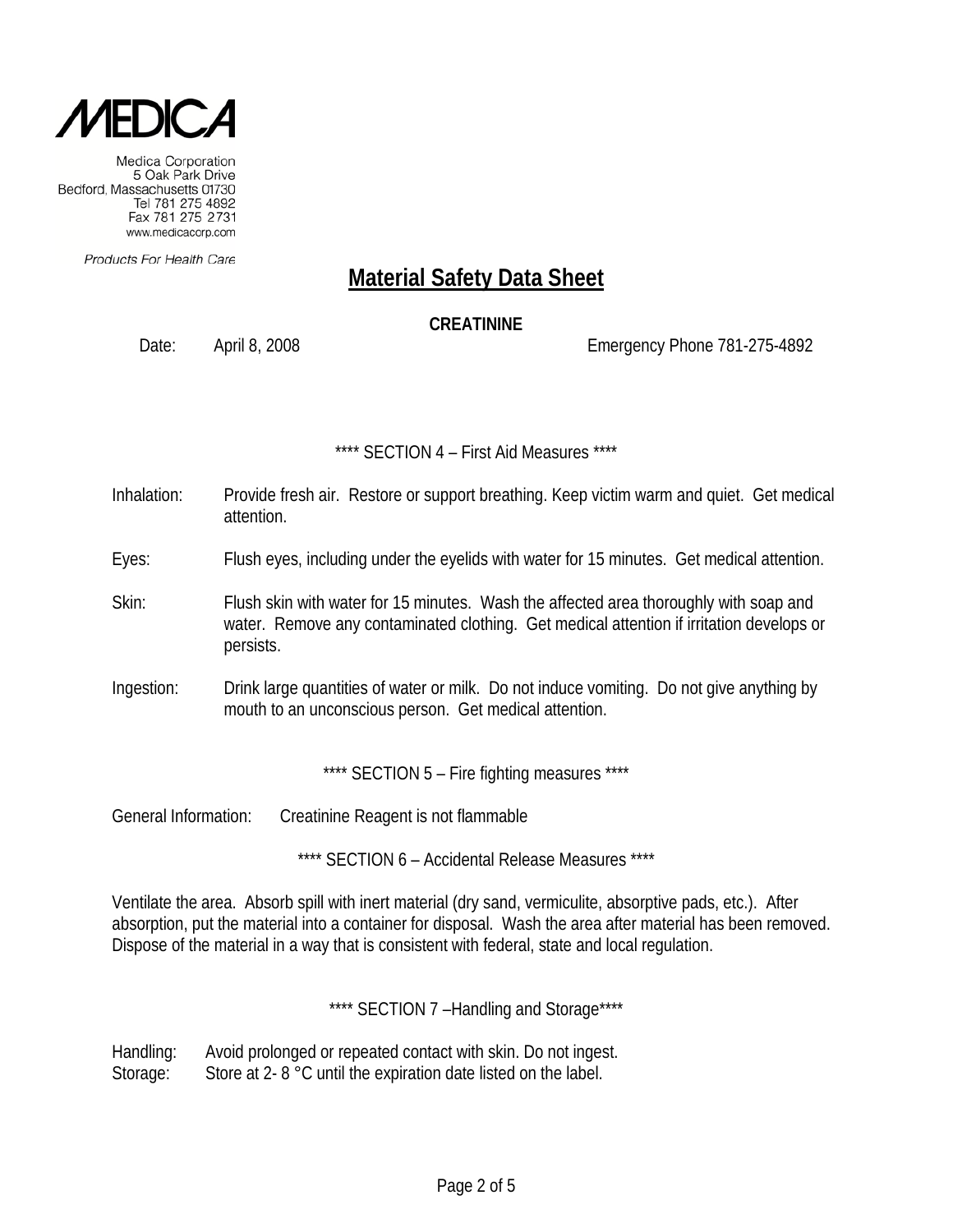MEDICA

Medica Corporation
5 Oak Park Drive
Bedford, Massachusetts 01730
Tel 781 275 4892
Fax 781 275 2731
www.medicacorp.com

*Products For Health Care*

# Material Safety Data Sheet

**CREATININE**

Date: April 8, 2008 Emergency Phone 781-275-4892

**** SECTION 4 – First Aid Measures ****

Inhalation: Provide fresh air. Restore or support breathing. Keep victim warm and quiet. Get medical attention.

Eyes: Flush eyes, including under the eyelids with water for 15 minutes. Get medical attention.

Skin: Flush skin with water for 15 minutes. Wash the affected area thoroughly with soap and water. Remove any contaminated clothing. Get medical attention if irritation develops or persists.

Ingestion: Drink large quantities of water or milk. Do not induce vomiting. Do not give anything by mouth to an unconscious person. Get medical attention.

**** SECTION 5 – Fire fighting measures ****

General Information: Creatinine Reagent is not flammable

**** SECTION 6 – Accidental Release Measures ****

Ventilate the area. Absorb spill with inert material (dry sand, vermiculite, absorptive pads, etc.). After absorption, put the material into a container for disposal. Wash the area after material has been removed. Dispose of the material in a way that is consistent with federal, state and local regulation.

**** SECTION 7 –Handling and Storage****

Handling: Avoid prolonged or repeated contact with skin. Do not ingest.
Storage: Store at 2- 8 °C until the expiration date listed on the label.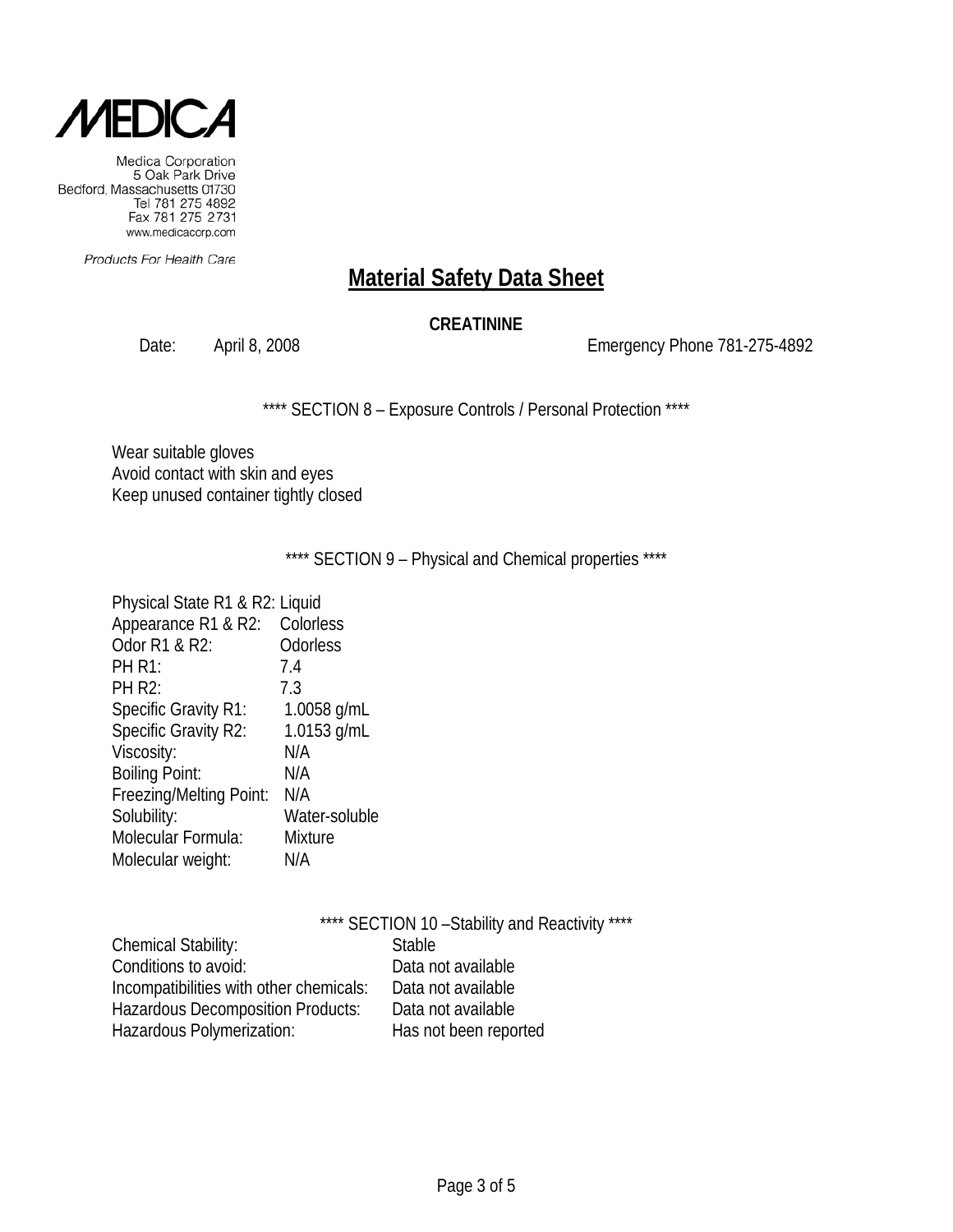MEDICA

Medica Corporation
5 Oak Park Drive
Bedford, Massachusetts 01730
Tel 781 275 4892
Fax 781 275 2731
www.medicacorp.com

*Products For Health Care*

# Material Safety Data Sheet

**CREATININE**

Date: April 8, 2008 Emergency Phone 781-275-4892

**** SECTION 8 – Exposure Controls / Personal Protection ****

Wear suitable gloves
Avoid contact with skin and eyes
Keep unused container tightly closed

**** SECTION 9 – Physical and Chemical properties ****

| | |
|---|---|
| Physical State R1 & R2: | Liquid |
| Appearance R1 & R2: | Colorless |
| Odor R1 & R2: | Odorless |
| PH R1: | 7.4 |
| PH R2: | 7.3 |
| Specific Gravity R1: | 1.0058 g/mL |
| Specific Gravity R2: | 1.0153 g/mL |
| Viscosity: | N/A |
| Boiling Point: | N/A |
| Freezing/Melting Point: | N/A |
| Solubility: | Water-soluble |
| Molecular Formula: | Mixture |
| Molecular weight: | N/A |

**** SECTION 10 –Stability and Reactivity ****

| | |
|---|---|
| Chemical Stability: | Stable |
| Conditions to avoid: | Data not available |
| Incompatibilities with other chemicals: | Data not available |
| Hazardous Decomposition Products: | Data not available |
| Hazardous Polymerization: | Has not been reported |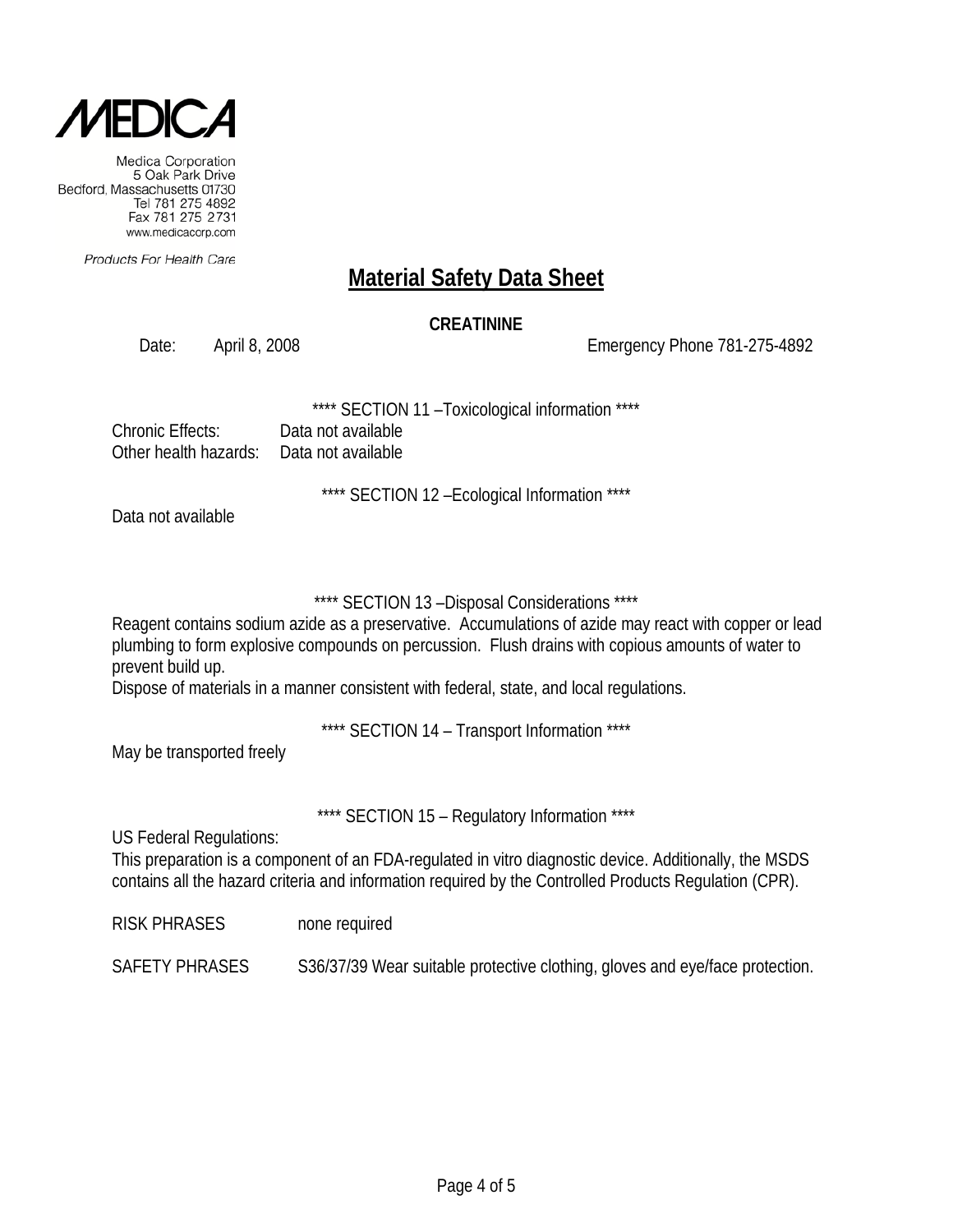MEDICA

Medica Corporation
5 Oak Park Drive
Bedford, Massachusetts 01730
Tel 781 275 4892
Fax 781 275 2731
www.medicacorp.com

*Products For Health Care*

# Material Safety Data Sheet

**CREATININE**

Date: April 8, 2008 Emergency Phone 781-275-4892

**** SECTION 11 –Toxicological information ****

Chronic Effects: Data not available
Other health hazards: Data not available

**** SECTION 12 –Ecological Information ****

Data not available

**** SECTION 13 –Disposal Considerations ****

Reagent contains sodium azide as a preservative. Accumulations of azide may react with copper or lead plumbing to form explosive compounds on percussion. Flush drains with copious amounts of water to prevent build up.
Dispose of materials in a manner consistent with federal, state, and local regulations.

**** SECTION 14 – Transport Information ****

May be transported freely

**** SECTION 15 – Regulatory Information ****

US Federal Regulations:
This preparation is a component of an FDA-regulated in vitro diagnostic device. Additionally, the MSDS contains all the hazard criteria and information required by the Controlled Products Regulation (CPR).

RISK PHRASES none required

SAFETY PHRASES S36/37/39 Wear suitable protective clothing, gloves and eye/face protection.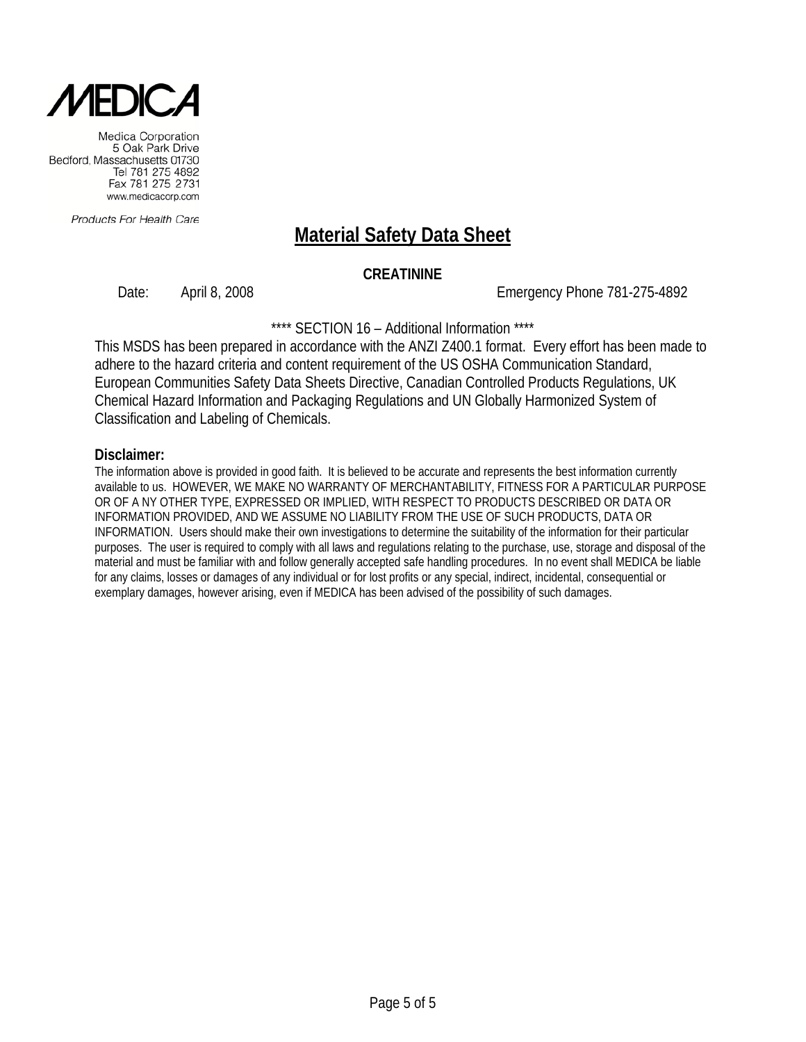MEDICA

Medica Corporation
5 Oak Park Drive
Bedford, Massachusetts 01730
Tel 781 275 4892
Fax 781 275 2731
www.medicacorp.com

Products For Health Care

# Material Safety Data Sheet

**CREATININE**

Date: April 8, 2008 Emergency Phone 781-275-4892

**** SECTION 16 – Additional Information ****

This MSDS has been prepared in accordance with the ANZI Z400.1 format. Every effort has been made to adhere to the hazard criteria and content requirement of the US OSHA Communication Standard, European Communities Safety Data Sheets Directive, Canadian Controlled Products Regulations, UK Chemical Hazard Information and Packaging Regulations and UN Globally Harmonized System of Classification and Labeling of Chemicals.

**Disclaimer:**

The information above is provided in good faith. It is believed to be accurate and represents the best information currently available to us. HOWEVER, WE MAKE NO WARRANTY OF MERCHANTABILITY, FITNESS FOR A PARTICULAR PURPOSE OR OF A NY OTHER TYPE, EXPRESSED OR IMPLIED, WITH RESPECT TO PRODUCTS DESCRIBED OR DATA OR INFORMATION PROVIDED, AND WE ASSUME NO LIABILITY FROM THE USE OF SUCH PRODUCTS, DATA OR INFORMATION. Users should make their own investigations to determine the suitability of the information for their particular purposes. The user is required to comply with all laws and regulations relating to the purchase, use, storage and disposal of the material and must be familiar with and follow generally accepted safe handling procedures. In no event shall MEDICA be liable for any claims, losses or damages of any individual or for lost profits or any special, indirect, incidental, consequential or exemplary damages, however arising, even if MEDICA has been advised of the possibility of such damages.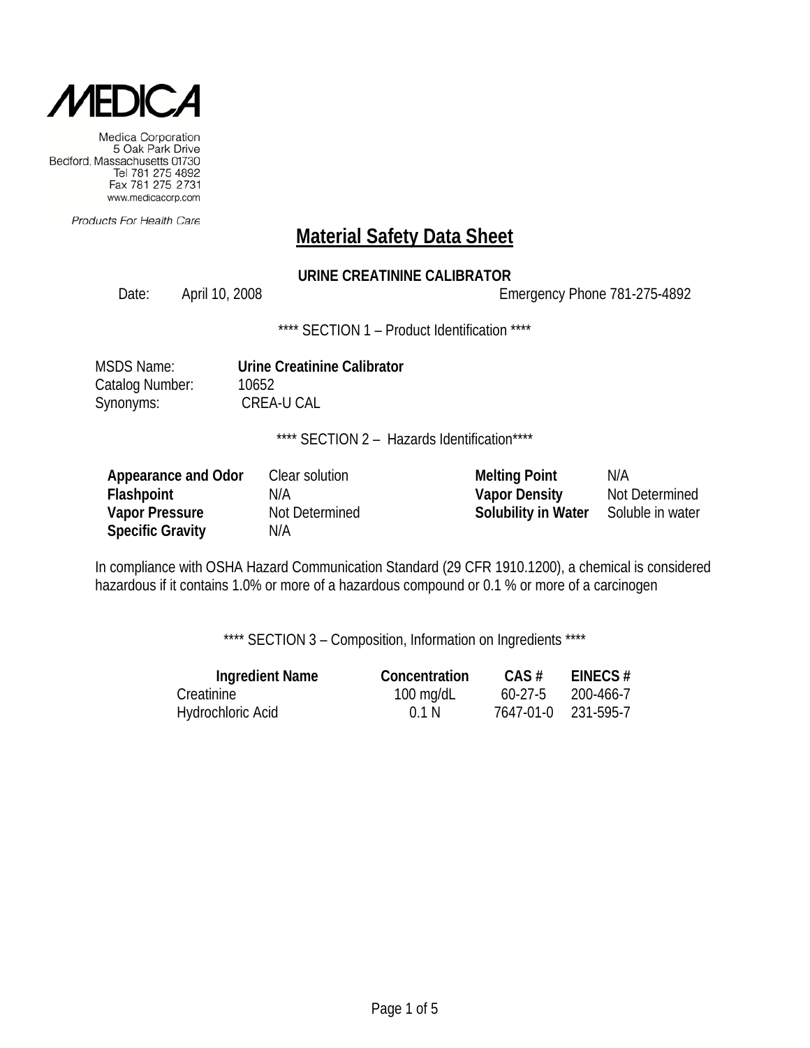MEDICA

Medica Corporation
5 Oak Park Drive
Bedford, Massachusetts 01730
Tel 781 275 4892
Fax 781 275 2731
www.medicacorp.com

*Products For Health Care*

# Material Safety Data Sheet

**URINE CREATININE CALIBRATOR**

Date: April 10, 2008 Emergency Phone 781-275-4892

**** SECTION 1 – Product Identification ****

MSDS Name: **Urine Creatinine Calibrator**
Catalog Number: 10652
Synonyms: CREA-U CAL

**** SECTION 2 – Hazards Identification****

| | | | |
|---|---|---|---|
| **Appearance and Odor** | Clear solution | **Melting Point** | N/A |
| **Flashpoint** | N/A | **Vapor Density** | Not Determined |
| **Vapor Pressure** | Not Determined | **Solubility in Water** | Soluble in water |
| **Specific Gravity** | N/A | | |

In compliance with OSHA Hazard Communication Standard (29 CFR 1910.1200), a chemical is considered hazardous if it contains 1.0% or more of a hazardous compound or 0.1 % or more of a carcinogen

**** SECTION 3 – Composition, Information on Ingredients ****

| Ingredient Name | Concentration | CAS # | EINECS # |
|---|---|---|---|
| Creatinine | 100 mg/dL | 60-27-5 | 200-466-7 |
| Hydrochloric Acid | 0.1 N | 7647-01-0 | 231-595-7 |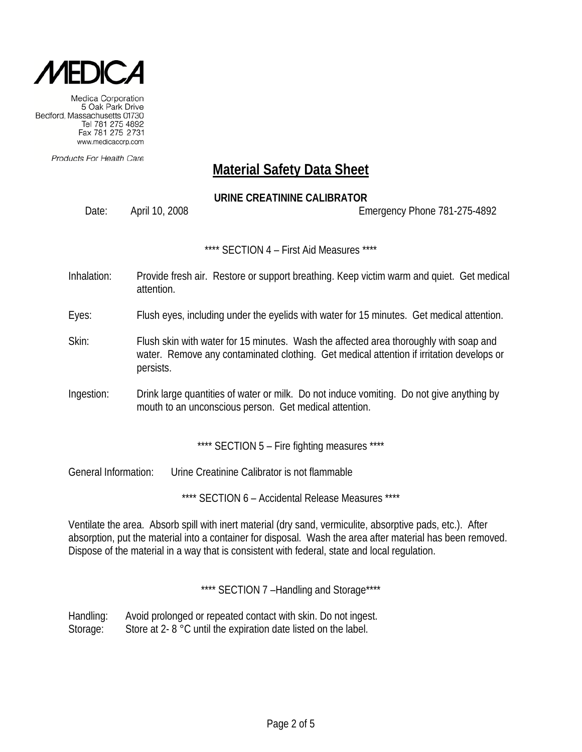MEDICA

Medica Corporation
5 Oak Park Drive
Bedford, Massachusetts 01730
Tel 781 275 4892
Fax 781 275 2731
www.medicacorp.com

Products For Health Care

# Material Safety Data Sheet

**URINE CREATININE CALIBRATOR**

Date: April 10, 2008 Emergency Phone 781-275-4892

**** SECTION 4 – First Aid Measures ****

Inhalation: Provide fresh air. Restore or support breathing. Keep victim warm and quiet. Get medical attention.

Eyes: Flush eyes, including under the eyelids with water for 15 minutes. Get medical attention.

Skin: Flush skin with water for 15 minutes. Wash the affected area thoroughly with soap and water. Remove any contaminated clothing. Get medical attention if irritation develops or persists.

Ingestion: Drink large quantities of water or milk. Do not induce vomiting. Do not give anything by mouth to an unconscious person. Get medical attention.

**** SECTION 5 – Fire fighting measures ****

General Information: Urine Creatinine Calibrator is not flammable

**** SECTION 6 – Accidental Release Measures ****

Ventilate the area. Absorb spill with inert material (dry sand, vermiculite, absorptive pads, etc.). After absorption, put the material into a container for disposal. Wash the area after material has been removed. Dispose of the material in a way that is consistent with federal, state and local regulation.

**** SECTION 7 –Handling and Storage****

Handling: Avoid prolonged or repeated contact with skin. Do not ingest.
Storage: Store at 2- 8 °C until the expiration date listed on the label.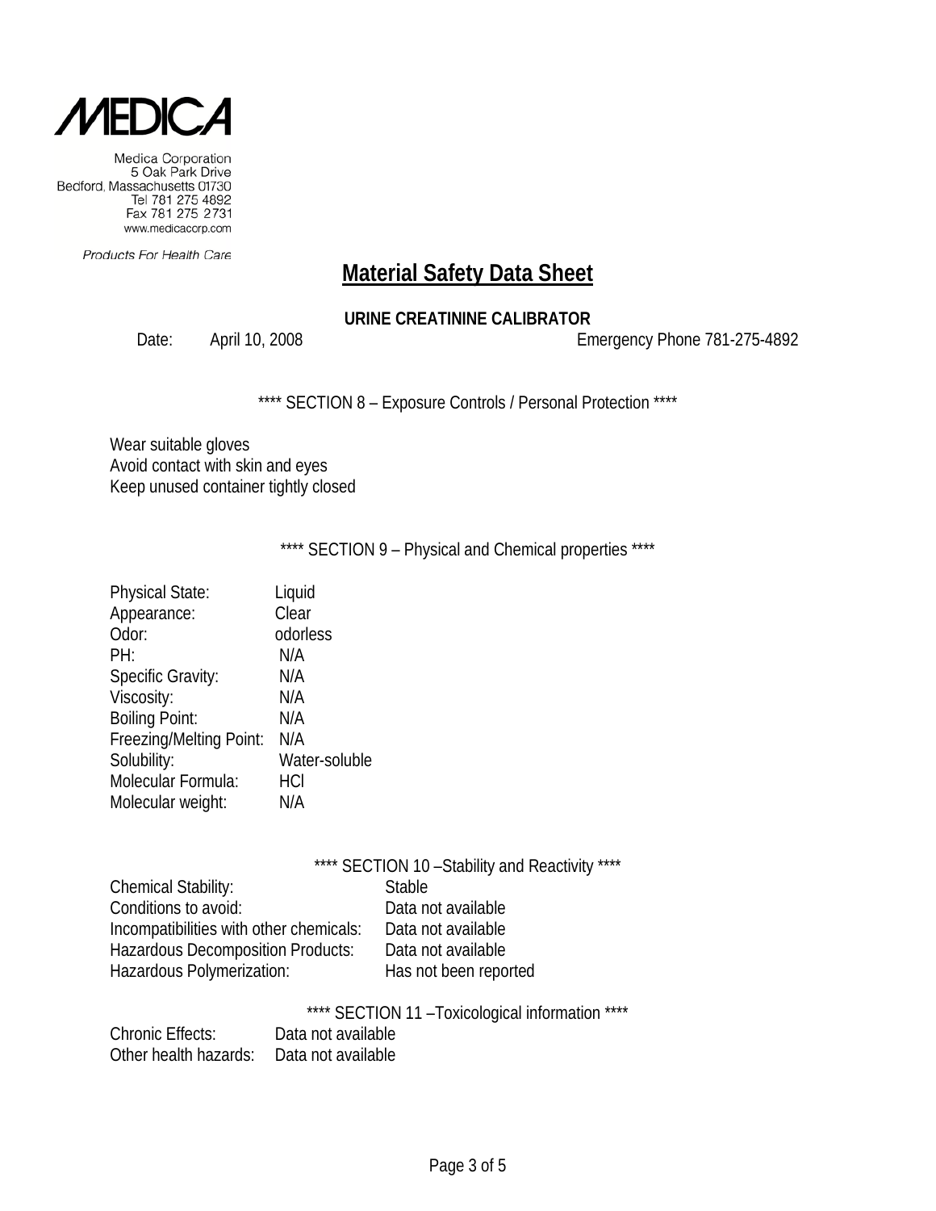MEDICA

Medica Corporation
5 Oak Park Drive
Bedford, Massachusetts 01730
Tel 781 275 4892
Fax 781 275 2731
www.medicacorp.com

*Products For Health Care*

# Material Safety Data Sheet

**URINE CREATININE CALIBRATOR**

Date: April 10, 2008 Emergency Phone 781-275-4892

**** SECTION 8 – Exposure Controls / Personal Protection ****

Wear suitable gloves
Avoid contact with skin and eyes
Keep unused container tightly closed

**** SECTION 9 – Physical and Chemical properties ****

| | |
|---|---|
| Physical State: | Liquid |
| Appearance: | Clear |
| Odor: | odorless |
| PH: | N/A |
| Specific Gravity: | N/A |
| Viscosity: | N/A |
| Boiling Point: | N/A |
| Freezing/Melting Point: | N/A |
| Solubility: | Water-soluble |
| Molecular Formula: | HCl |
| Molecular weight: | N/A |

**** SECTION 10 –Stability and Reactivity ****

| | |
|---|---|
| Chemical Stability: | Stable |
| Conditions to avoid: | Data not available |
| Incompatibilities with other chemicals: | Data not available |
| Hazardous Decomposition Products: | Data not available |
| Hazardous Polymerization: | Has not been reported |

**** SECTION 11 –Toxicological information ****

| | |
|---|---|
| Chronic Effects: | Data not available |
| Other health hazards: | Data not available |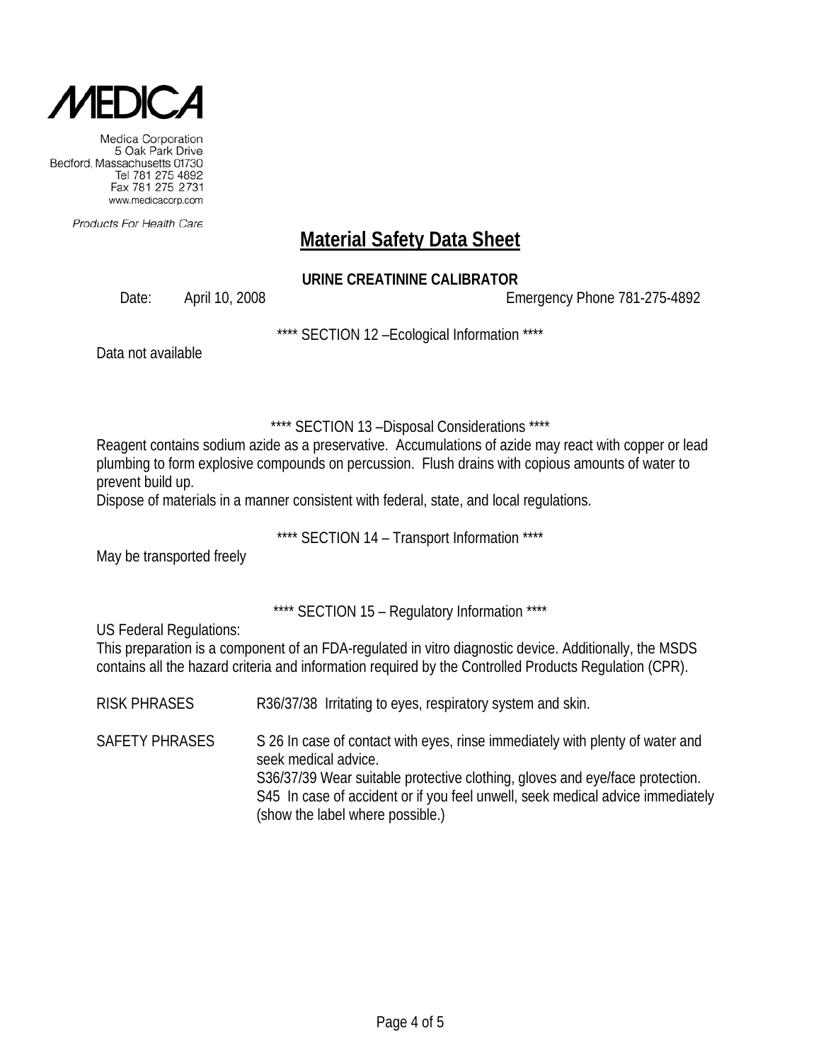Medica Corporation
5 Oak Park Drive
Bedford, Massachusetts 01730
Tel 781 275 4892
Fax 781 275 2731
www.medicacorp.com

*Products For Health Care*

# Material Safety Data Sheet

**URINE CREATININE CALIBRATOR**

Date: April 10, 2008 Emergency Phone 781-275-4892

**** SECTION 12 –Ecological Information ****

Data not available

**** SECTION 13 –Disposal Considerations ****

Reagent contains sodium azide as a preservative. Accumulations of azide may react with copper or lead plumbing to form explosive compounds on percussion. Flush drains with copious amounts of water to prevent build up.
Dispose of materials in a manner consistent with federal, state, and local regulations.

**** SECTION 14 – Transport Information ****

May be transported freely

**** SECTION 15 – Regulatory Information ****

US Federal Regulations:
This preparation is a component of an FDA-regulated in vitro diagnostic device. Additionally, the MSDS contains all the hazard criteria and information required by the Controlled Products Regulation (CPR).

| | |
|---|---|
| RISK PHRASES | R36/37/38 Irritating to eyes, respiratory system and skin. |
| SAFETY PHRASES | S 26 In case of contact with eyes, rinse immediately with plenty of water and seek medical advice.<br>S36/37/39 Wear suitable protective clothing, gloves and eye/face protection.<br>S45 In case of accident or if you feel unwell, seek medical advice immediately (show the label where possible.) |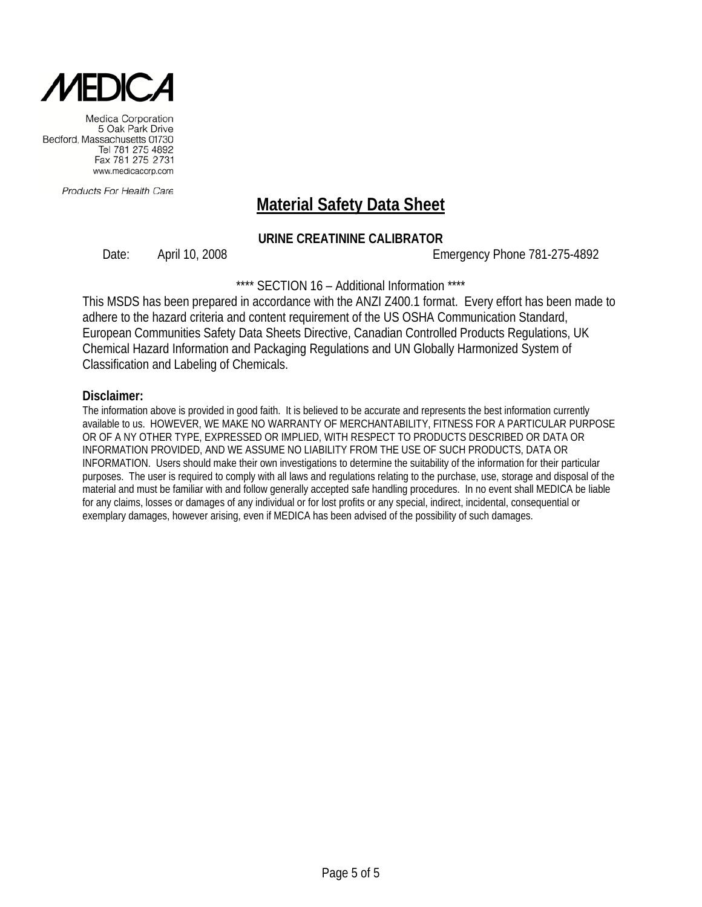# MEDICA

Medica Corporation
5 Oak Park Drive
Bedford, Massachusetts 01730
Tel 781 275 4892
Fax 781 275 2731
www.medicacorp.com

*Products For Health Care*

## Material Safety Data Sheet

**URINE CREATININE CALIBRATOR**

Date: April 10, 2008 Emergency Phone 781-275-4892

**** SECTION 16 – Additional Information ****

This MSDS has been prepared in accordance with the ANZI Z400.1 format. Every effort has been made to adhere to the hazard criteria and content requirement of the US OSHA Communication Standard, European Communities Safety Data Sheets Directive, Canadian Controlled Products Regulations, UK Chemical Hazard Information and Packaging Regulations and UN Globally Harmonized System of Classification and Labeling of Chemicals.

**Disclaimer:**

The information above is provided in good faith. It is believed to be accurate and represents the best information currently available to us. HOWEVER, WE MAKE NO WARRANTY OF MERCHANTABILITY, FITNESS FOR A PARTICULAR PURPOSE OR OF A NY OTHER TYPE, EXPRESSED OR IMPLIED, WITH RESPECT TO PRODUCTS DESCRIBED OR DATA OR INFORMATION PROVIDED, AND WE ASSUME NO LIABILITY FROM THE USE OF SUCH PRODUCTS, DATA OR INFORMATION. Users should make their own investigations to determine the suitability of the information for their particular purposes. The user is required to comply with all laws and regulations relating to the purchase, use, storage and disposal of the material and must be familiar with and follow generally accepted safe handling procedures. In no event shall MEDICA be liable for any claims, losses or damages of any individual or for lost profits or any special, indirect, incidental, consequential or exemplary damages, however arising, even if MEDICA has been advised of the possibility of such damages.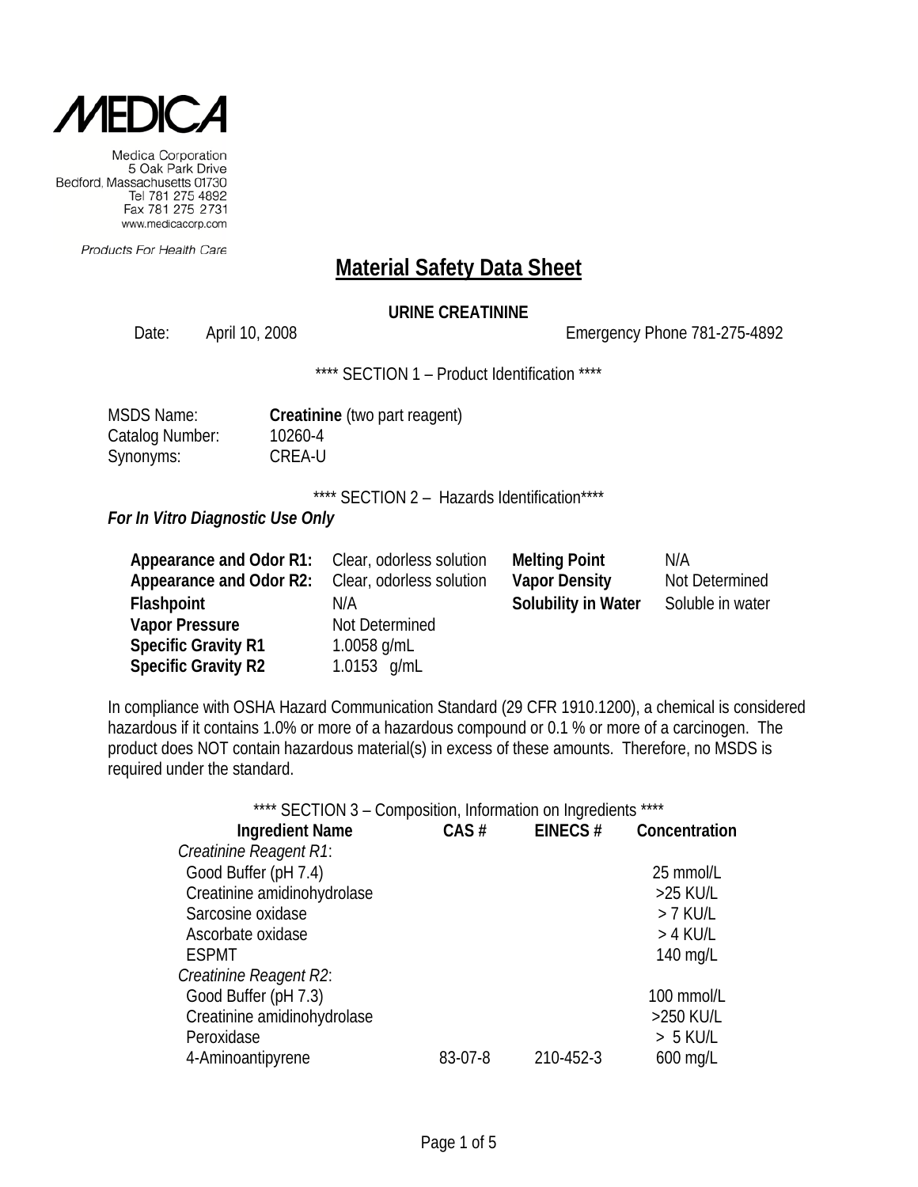**MEDICA**

Medica Corporation
5 Oak Park Drive
Bedford, Massachusetts 01730
Tel 781 275 4892
Fax 781 275 2731
www.medicacorp.com

*Products For Health Care*

# Material Safety Data Sheet

**URINE CREATININE**

Date: April 10, 2008 Emergency Phone 781-275-4892

\*\*\*\* SECTION 1 – Product Identification \*\*\*\*

MSDS Name: **Creatinine** (two part reagent)
Catalog Number: 10260-4
Synonyms: CREA-U

\*\*\*\* SECTION 2 – Hazards Identification\*\*\*\*

***For In Vitro Diagnostic Use Only***

| | | | |
|---|---|---|---|
| **Appearance and Odor R1:** | Clear, odorless solution | **Melting Point** | N/A |
| **Appearance and Odor R2:** | Clear, odorless solution | **Vapor Density** | Not Determined |
| **Flashpoint** | N/A | **Solubility in Water** | Soluble in water |
| **Vapor Pressure** | Not Determined | | |
| **Specific Gravity R1** | 1.0058 g/mL | | |
| **Specific Gravity R2** | 1.0153 g/mL | | |

In compliance with OSHA Hazard Communication Standard (29 CFR 1910.1200), a chemical is considered hazardous if it contains 1.0% or more of a hazardous compound or 0.1 % or more of a carcinogen. The product does NOT contain hazardous material(s) in excess of these amounts. Therefore, no MSDS is required under the standard.

\*\*\*\* SECTION 3 – Composition, Information on Ingredients \*\*\*\*

| Ingredient Name | CAS # | EINECS # | Concentration |
|---|---|---|---|
| *Creatinine Reagent R1*: | | | |
| Good Buffer (pH 7.4) | | | 25 mmol/L |
| Creatinine amidinohydrolase | | | >25 KU/L |
| Sarcosine oxidase | | | > 7 KU/L |
| Ascorbate oxidase | | | > 4 KU/L |
| ESPMT | | | 140 mg/L |
| *Creatinine Reagent R2*: | | | |
| Good Buffer (pH 7.3) | | | 100 mmol/L |
| Creatinine amidinohydrolase | | | >250 KU/L |
| Peroxidase | | | > 5 KU/L |
| 4-Aminoantipyrene | 83-07-8 | 210-452-3 | 600 mg/L |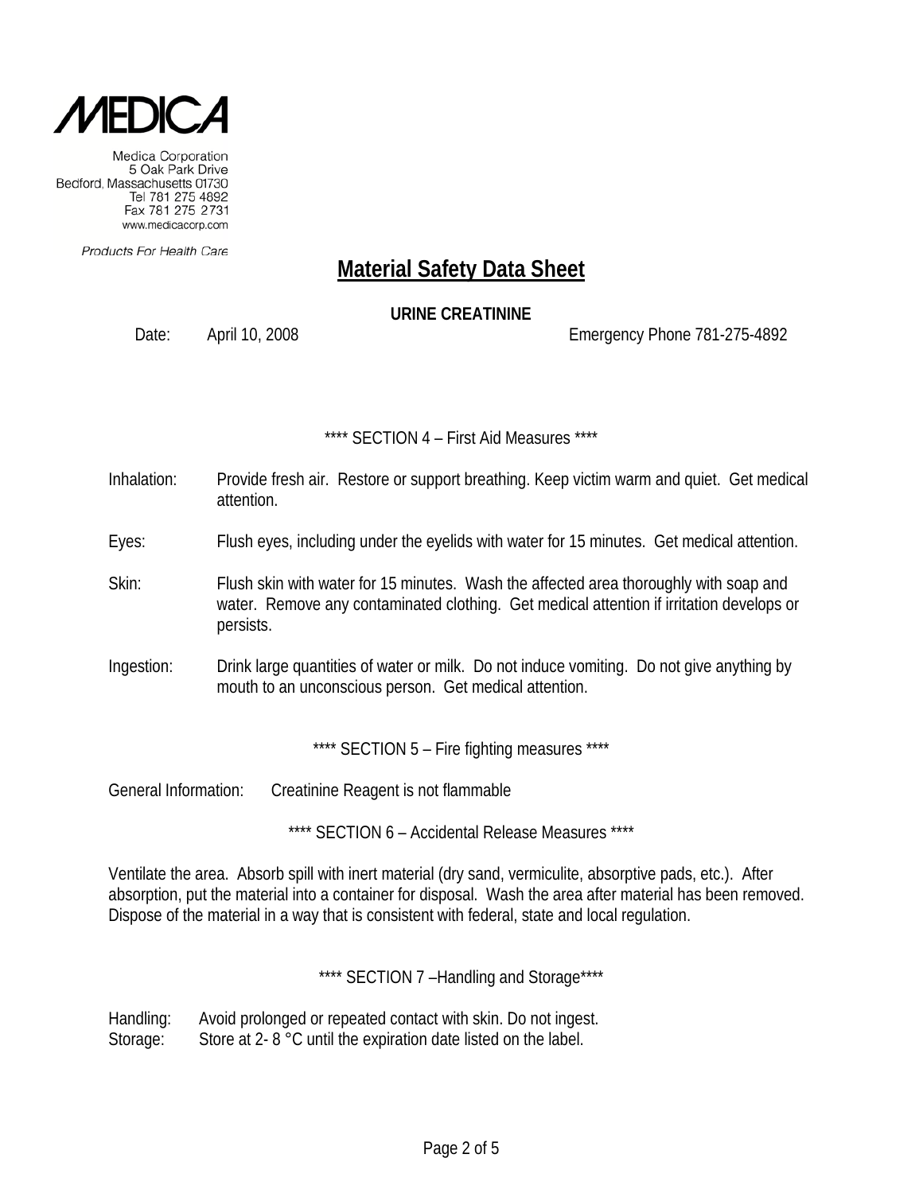MEDICA

Medica Corporation
5 Oak Park Drive
Bedford, Massachusetts 01730
Tel 781 275 4892
Fax 781 275 2731
www.medicacorp.com

Products For Health Care

# Material Safety Data Sheet

**URINE CREATININE**

Date: April 10, 2008 Emergency Phone 781-275-4892

## **** SECTION 4 – First Aid Measures ****

Inhalation: Provide fresh air. Restore or support breathing. Keep victim warm and quiet. Get medical attention.

Eyes: Flush eyes, including under the eyelids with water for 15 minutes. Get medical attention.

Skin: Flush skin with water for 15 minutes. Wash the affected area thoroughly with soap and water. Remove any contaminated clothing. Get medical attention if irritation develops or persists.

Ingestion: Drink large quantities of water or milk. Do not induce vomiting. Do not give anything by mouth to an unconscious person. Get medical attention.

## **** SECTION 5 – Fire fighting measures ****

General Information: Creatinine Reagent is not flammable

## **** SECTION 6 – Accidental Release Measures ****

Ventilate the area. Absorb spill with inert material (dry sand, vermiculite, absorptive pads, etc.). After absorption, put the material into a container for disposal. Wash the area after material has been removed. Dispose of the material in a way that is consistent with federal, state and local regulation.

## **** SECTION 7 –Handling and Storage****

Handling: Avoid prolonged or repeated contact with skin. Do not ingest.
Storage: Store at 2- 8 °C until the expiration date listed on the label.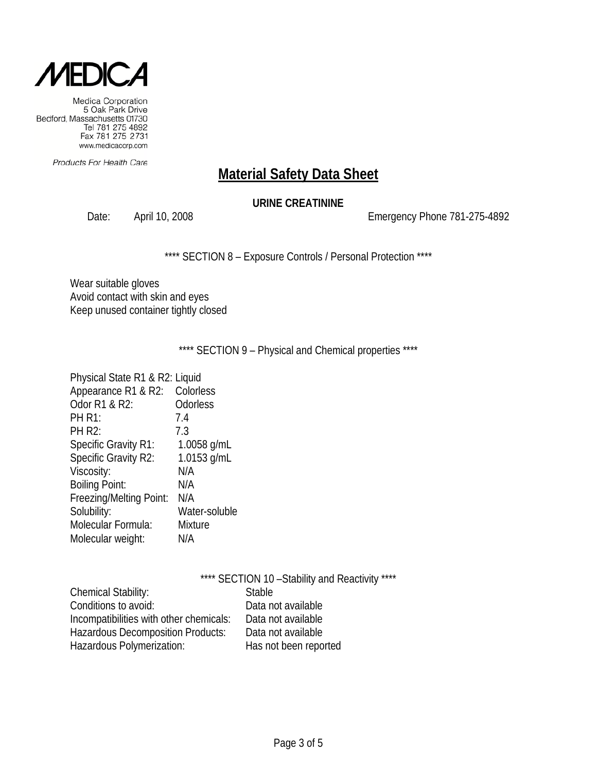Medica Corporation
5 Oak Park Drive
Bedford, Massachusetts 01730
Tel 781 275 4892
Fax 781 275 2731
www.medicacorp.com

*Products For Health Care*

# Material Safety Data Sheet

**URINE CREATININE**

Date: April 10, 2008 Emergency Phone 781-275-4892

**** SECTION 8 – Exposure Controls / Personal Protection ****

Wear suitable gloves
Avoid contact with skin and eyes
Keep unused container tightly closed

**** SECTION 9 – Physical and Chemical properties ****

| | |
|---|---|
| Physical State R1 & R2: | Liquid |
| Appearance R1 & R2: | Colorless |
| Odor R1 & R2: | Odorless |
| PH R1: | 7.4 |
| PH R2: | 7.3 |
| Specific Gravity R1: | 1.0058 g/mL |
| Specific Gravity R2: | 1.0153 g/mL |
| Viscosity: | N/A |
| Boiling Point: | N/A |
| Freezing/Melting Point: | N/A |
| Solubility: | Water-soluble |
| Molecular Formula: | Mixture |
| Molecular weight: | N/A |

**** SECTION 10 –Stability and Reactivity ****

| | |
|---|---|
| Chemical Stability: | Stable |
| Conditions to avoid: | Data not available |
| Incompatibilities with other chemicals: | Data not available |
| Hazardous Decomposition Products: | Data not available |
| Hazardous Polymerization: | Has not been reported |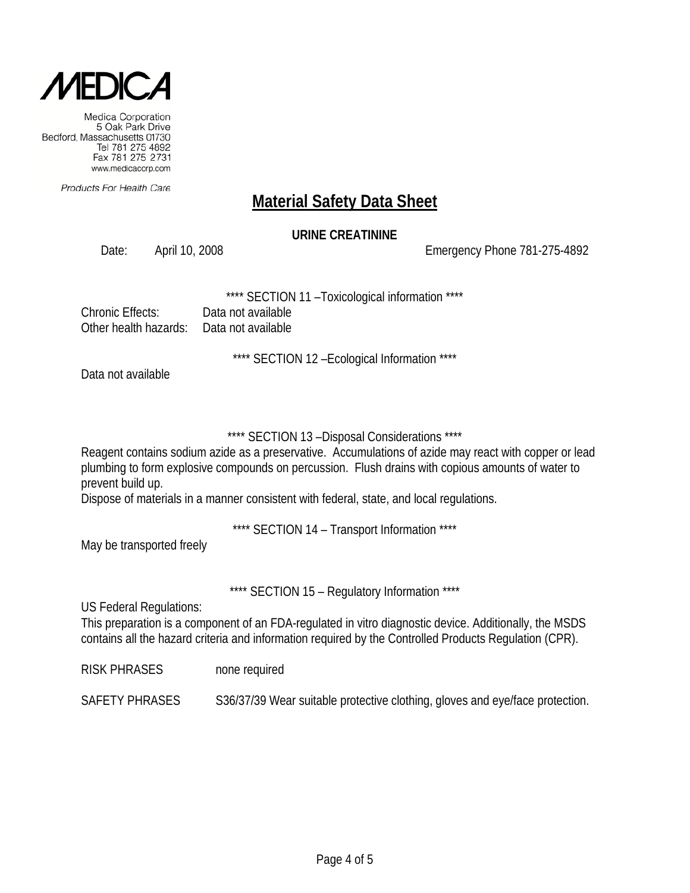MEDICA

Medica Corporation
5 Oak Park Drive
Bedford, Massachusetts 01730
Tel 781 275 4892
Fax 781 275 2731
www.medicacorp.com

*Products For Health Care*

# Material Safety Data Sheet

**URINE CREATININE**

Date: April 10, 2008 Emergency Phone 781-275-4892

**** SECTION 11 –Toxicological information ****

Chronic Effects: Data not available
Other health hazards: Data not available

**** SECTION 12 –Ecological Information ****

Data not available

**** SECTION 13 –Disposal Considerations ****

Reagent contains sodium azide as a preservative. Accumulations of azide may react with copper or lead plumbing to form explosive compounds on percussion. Flush drains with copious amounts of water to prevent build up.
Dispose of materials in a manner consistent with federal, state, and local regulations.

**** SECTION 14 – Transport Information ****

May be transported freely

**** SECTION 15 – Regulatory Information ****

US Federal Regulations:
This preparation is a component of an FDA-regulated in vitro diagnostic device. Additionally, the MSDS contains all the hazard criteria and information required by the Controlled Products Regulation (CPR).

RISK PHRASES none required

SAFETY PHRASES S36/37/39 Wear suitable protective clothing, gloves and eye/face protection.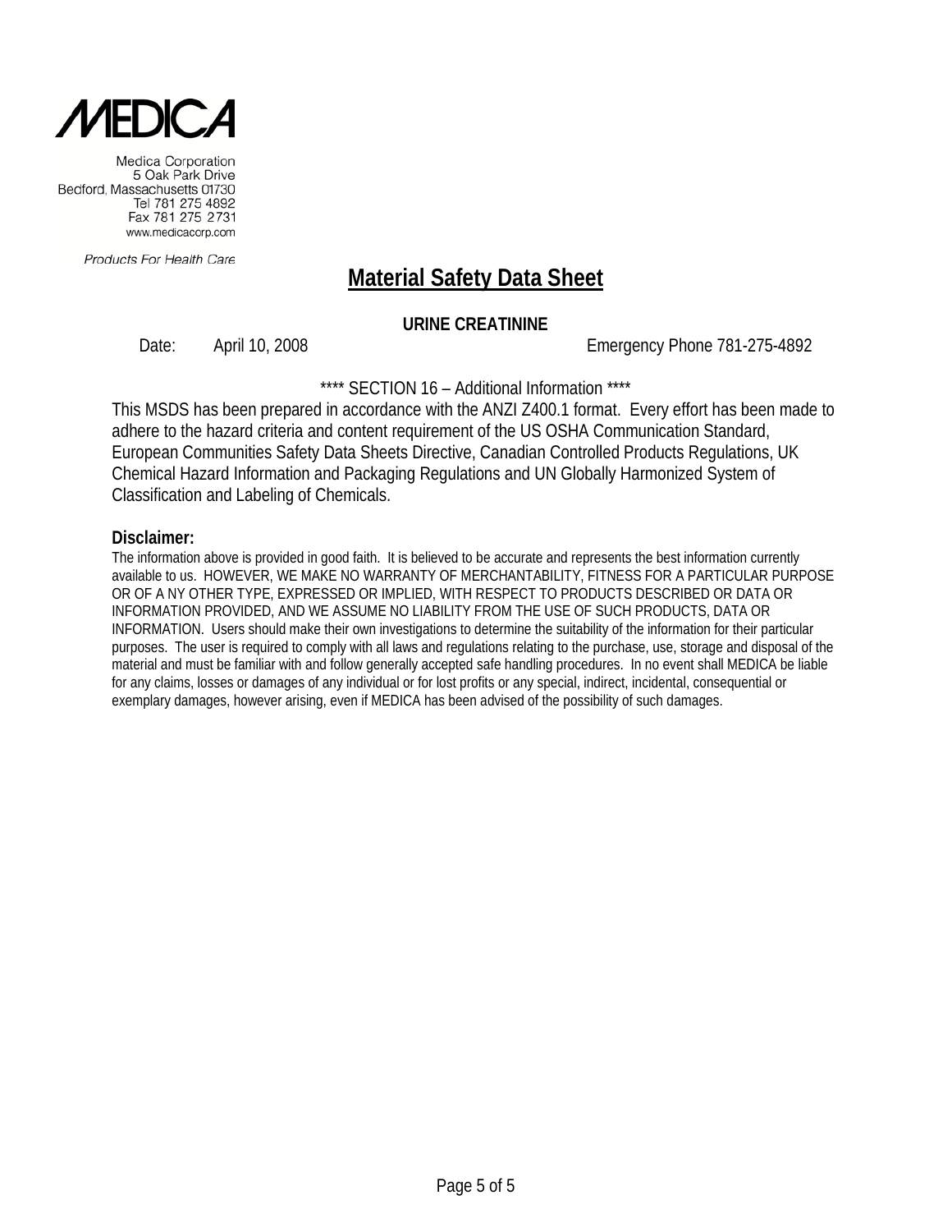MEDICA

Medica Corporation
5 Oak Park Drive
Bedford, Massachusetts 01730
Tel 781 275 4892
Fax 781 275 2731
www.medicacorp.com

Products For Health Care

# Material Safety Data Sheet

**URINE CREATININE**

Date: April 10, 2008 Emergency Phone 781-275-4892

**** SECTION 16 – Additional Information ****

This MSDS has been prepared in accordance with the ANZI Z400.1 format. Every effort has been made to adhere to the hazard criteria and content requirement of the US OSHA Communication Standard, European Communities Safety Data Sheets Directive, Canadian Controlled Products Regulations, UK Chemical Hazard Information and Packaging Regulations and UN Globally Harmonized System of Classification and Labeling of Chemicals.

**Disclaimer:**

The information above is provided in good faith. It is believed to be accurate and represents the best information currently available to us. HOWEVER, WE MAKE NO WARRANTY OF MERCHANTABILITY, FITNESS FOR A PARTICULAR PURPOSE OR OF A NY OTHER TYPE, EXPRESSED OR IMPLIED, WITH RESPECT TO PRODUCTS DESCRIBED OR DATA OR INFORMATION PROVIDED, AND WE ASSUME NO LIABILITY FROM THE USE OF SUCH PRODUCTS, DATA OR INFORMATION. Users should make their own investigations to determine the suitability of the information for their particular purposes. The user is required to comply with all laws and regulations relating to the purchase, use, storage and disposal of the material and must be familiar with and follow generally accepted safe handling procedures. In no event shall MEDICA be liable for any claims, losses or damages of any individual or for lost profits or any special, indirect, incidental, consequential or exemplary damages, however arising, even if MEDICA has been advised of the possibility of such damages.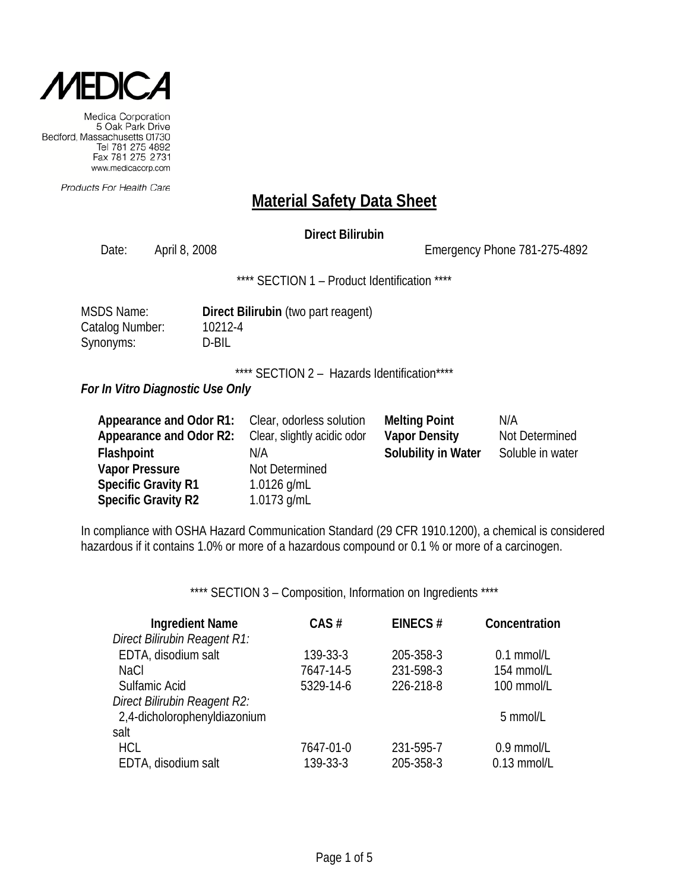**MEDICA**

Medica Corporation
5 Oak Park Drive
Bedford, Massachusetts 01730
Tel 781 275 4892
Fax 781 275 2731
www.medicacorp.com

*Products For Health Care*

# Material Safety Data Sheet

**Direct Bilirubin**

Date: April 8, 2008 Emergency Phone 781-275-4892

**** SECTION 1 – Product Identification ****

MSDS Name: **Direct Bilirubin** (two part reagent)
Catalog Number: 10212-4
Synonyms: D-BIL

**** SECTION 2 – Hazards Identification****

***For In Vitro Diagnostic Use Only***

| | | | |
|---|---|---|---|
| **Appearance and Odor R1:** | Clear, odorless solution | **Melting Point** | N/A |
| **Appearance and Odor R2:** | Clear, slightly acidic odor | **Vapor Density** | Not Determined |
| **Flashpoint** | N/A | **Solubility in Water** | Soluble in water |
| **Vapor Pressure** | Not Determined | | |
| **Specific Gravity R1** | 1.0126 g/mL | | |
| **Specific Gravity R2** | 1.0173 g/mL | | |

In compliance with OSHA Hazard Communication Standard (29 CFR 1910.1200), a chemical is considered hazardous if it contains 1.0% or more of a hazardous compound or 0.1 % or more of a carcinogen.

**** SECTION 3 – Composition, Information on Ingredients ****

| Ingredient Name | CAS # | EINECS # | Concentration |
|---|---|---|---|
| *Direct Bilirubin Reagent R1:* | | | |
| EDTA, disodium salt | 139-33-3 | 205-358-3 | 0.1 mmol/L |
| NaCl | 7647-14-5 | 231-598-3 | 154 mmol/L |
| Sulfamic Acid | 5329-14-6 | 226-218-8 | 100 mmol/L |
| *Direct Bilirubin Reagent R2:* | | | |
| 2,4-dicholorophenyldiazonium salt | | | 5 mmol/L |
| HCL | 7647-01-0 | 231-595-7 | 0.9 mmol/L |
| EDTA, disodium salt | 139-33-3 | 205-358-3 | 0.13 mmol/L |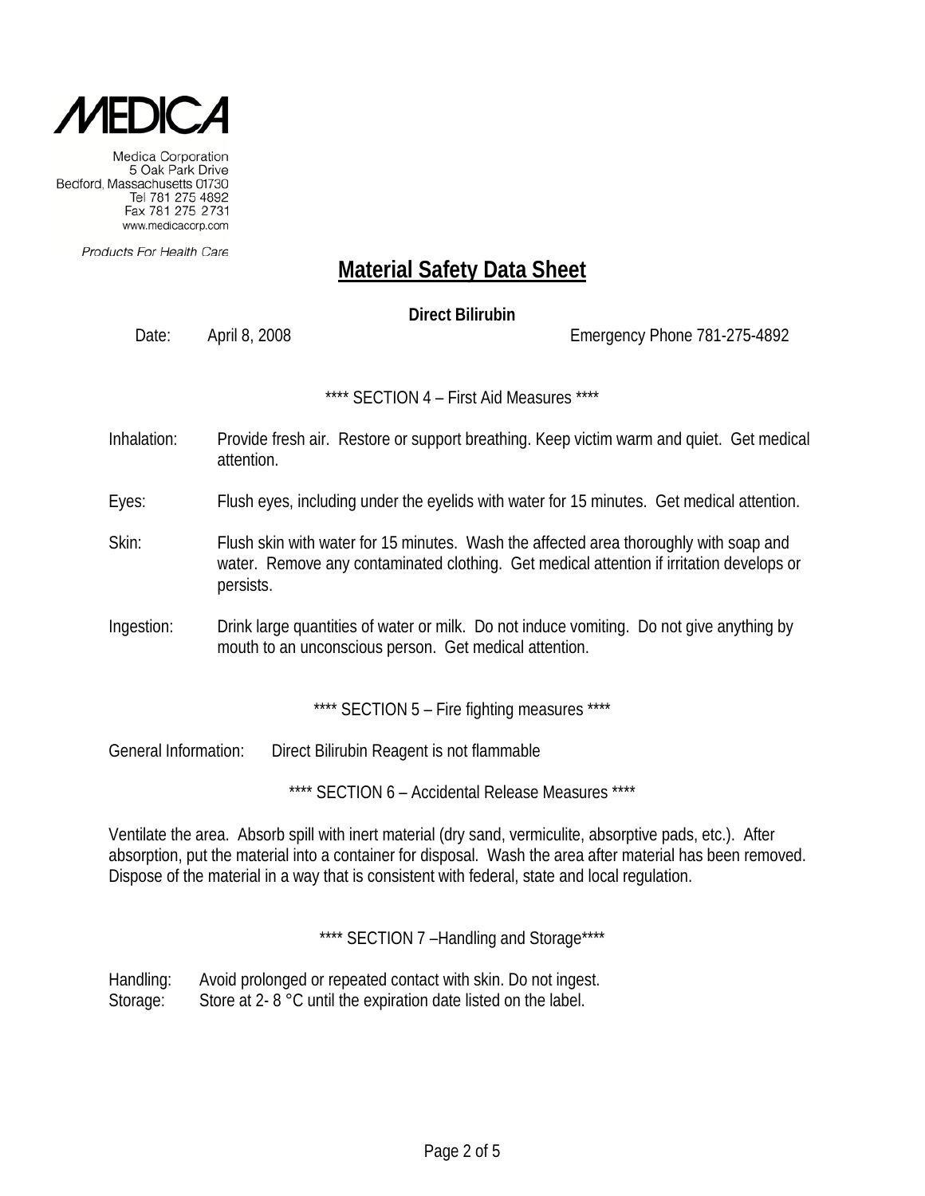MEDICA

Medica Corporation
5 Oak Park Drive
Bedford, Massachusetts 01730
Tel 781 275 4892
Fax 781 275 2731
www.medicacorp.com

Products For Health Care

# Material Safety Data Sheet

**Direct Bilirubin**

Date: April 8, 2008 Emergency Phone 781-275-4892

\*\*\*\* SECTION 4 – First Aid Measures \*\*\*\*

Inhalation: Provide fresh air. Restore or support breathing. Keep victim warm and quiet. Get medical attention.

Eyes: Flush eyes, including under the eyelids with water for 15 minutes. Get medical attention.

Skin: Flush skin with water for 15 minutes. Wash the affected area thoroughly with soap and water. Remove any contaminated clothing. Get medical attention if irritation develops or persists.

Ingestion: Drink large quantities of water or milk. Do not induce vomiting. Do not give anything by mouth to an unconscious person. Get medical attention.

\*\*\*\* SECTION 5 – Fire fighting measures \*\*\*\*

General Information: Direct Bilirubin Reagent is not flammable

\*\*\*\* SECTION 6 – Accidental Release Measures \*\*\*\*

Ventilate the area. Absorb spill with inert material (dry sand, vermiculite, absorptive pads, etc.). After absorption, put the material into a container for disposal. Wash the area after material has been removed. Dispose of the material in a way that is consistent with federal, state and local regulation.

\*\*\*\* SECTION 7 –Handling and Storage\*\*\*\*

Handling: Avoid prolonged or repeated contact with skin. Do not ingest.
Storage: Store at 2- 8 °C until the expiration date listed on the label.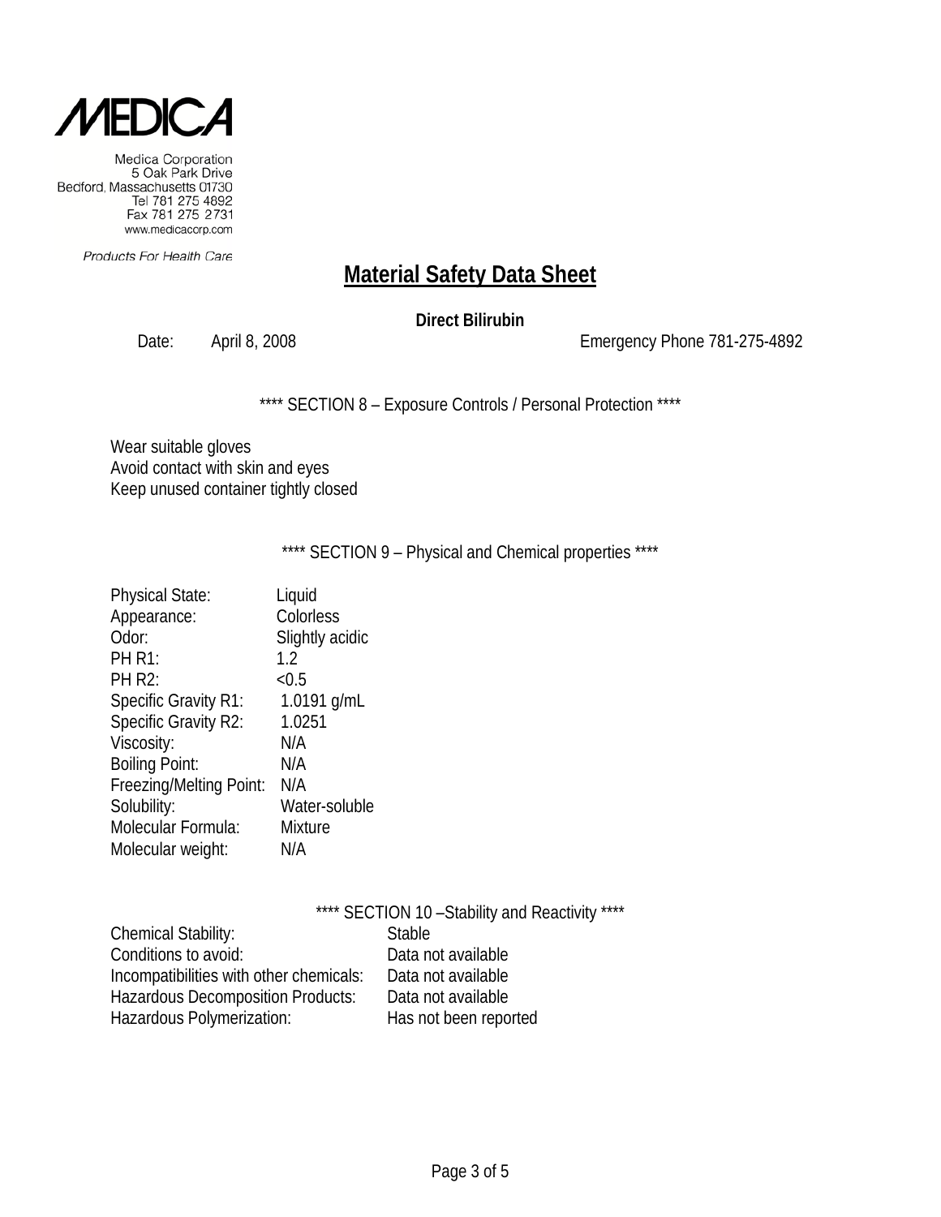Medica Corporation
5 Oak Park Drive
Bedford, Massachusetts 01730
Tel 781 275 4892
Fax 781 275 2731
www.medicacorp.com

*Products For Health Care*

# Material Safety Data Sheet

**Direct Bilirubin**

Date: April 8, 2008 Emergency Phone 781-275-4892

**** SECTION 8 – Exposure Controls / Personal Protection ****

Wear suitable gloves
Avoid contact with skin and eyes
Keep unused container tightly closed

**** SECTION 9 – Physical and Chemical properties ****

| | |
|---|---|
| Physical State: | Liquid |
| Appearance: | Colorless |
| Odor: | Slightly acidic |
| PH R1: | 1.2 |
| PH R2: | <0.5 |
| Specific Gravity R1: | 1.0191 g/mL |
| Specific Gravity R2: | 1.0251 |
| Viscosity: | N/A |
| Boiling Point: | N/A |
| Freezing/Melting Point: | N/A |
| Solubility: | Water-soluble |
| Molecular Formula: | Mixture |
| Molecular weight: | N/A |

**** SECTION 10 –Stability and Reactivity ****

| | |
|---|---|
| Chemical Stability: | Stable |
| Conditions to avoid: | Data not available |
| Incompatibilities with other chemicals: | Data not available |
| Hazardous Decomposition Products: | Data not available |
| Hazardous Polymerization: | Has not been reported |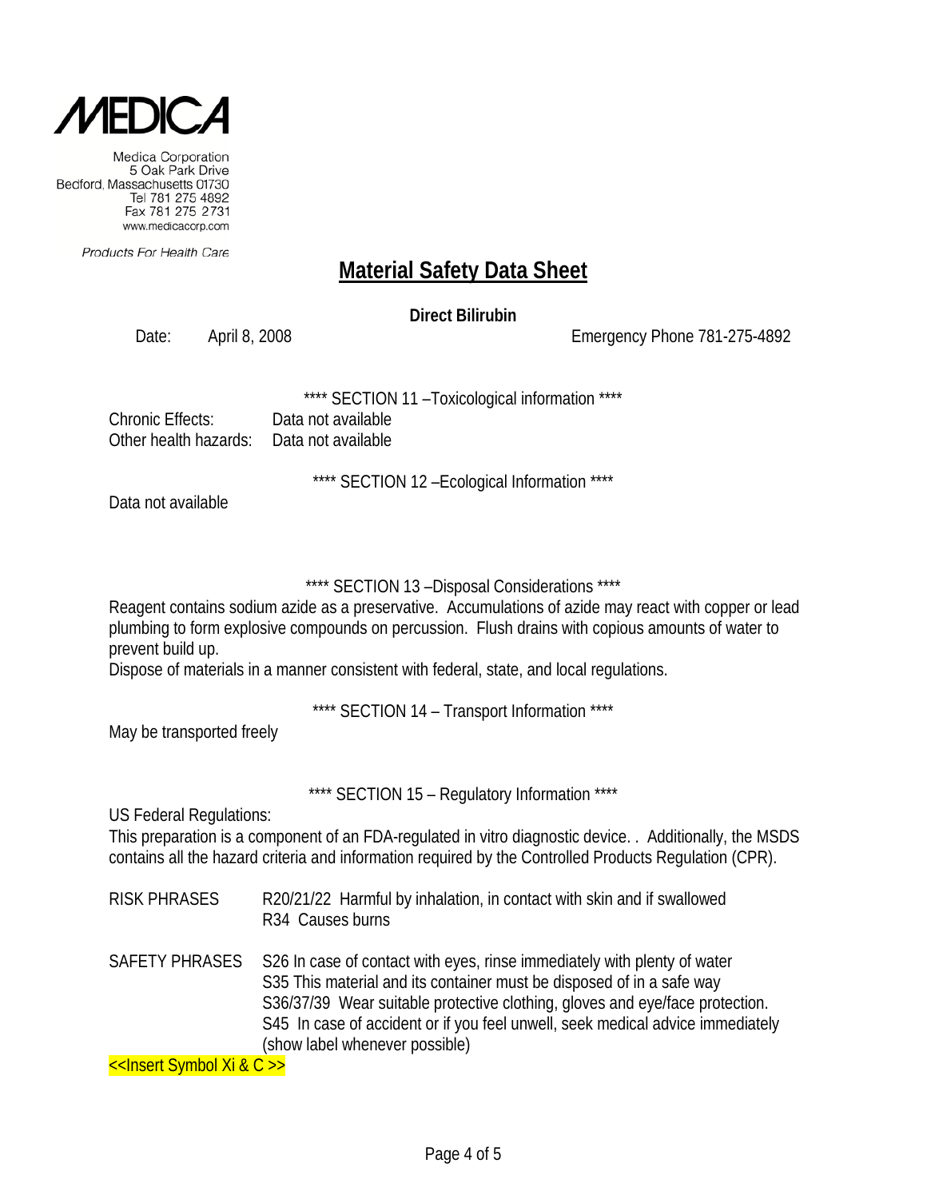MEDICA

Medica Corporation
5 Oak Park Drive
Bedford, Massachusetts 01730
Tel 781 275 4892
Fax 781 275 2731
www.medicacorp.com

*Products For Health Care*

# Material Safety Data Sheet

**Direct Bilirubin**

Date: April 8, 2008 Emergency Phone 781-275-4892

**** SECTION 11 –Toxicological information ****

Chronic Effects: Data not available
Other health hazards: Data not available

**** SECTION 12 –Ecological Information ****

Data not available

**** SECTION 13 –Disposal Considerations ****

Reagent contains sodium azide as a preservative. Accumulations of azide may react with copper or lead plumbing to form explosive compounds on percussion. Flush drains with copious amounts of water to prevent build up.
Dispose of materials in a manner consistent with federal, state, and local regulations.

**** SECTION 14 – Transport Information ****

May be transported freely

**** SECTION 15 – Regulatory Information ****

US Federal Regulations:
This preparation is a component of an FDA-regulated in vitro diagnostic device. . Additionally, the MSDS contains all the hazard criteria and information required by the Controlled Products Regulation (CPR).

RISK PHRASES
R20/21/22 Harmful by inhalation, in contact with skin and if swallowed
R34 Causes burns

SAFETY PHRASES
S26 In case of contact with eyes, rinse immediately with plenty of water
S35 This material and its container must be disposed of in a safe way
S36/37/39 Wear suitable protective clothing, gloves and eye/face protection.
S45 In case of accident or if you feel unwell, seek medical advice immediately (show label whenever possible)

<<Insert Symbol Xi & C >>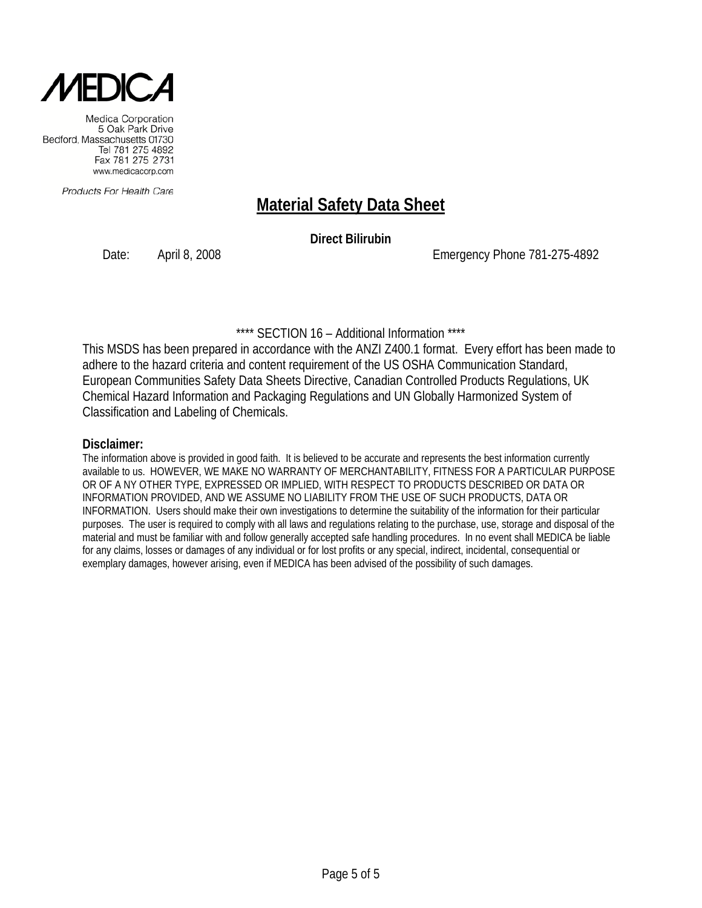Medica Corporation
5 Oak Park Drive
Bedford, Massachusetts 01730
Tel 781 275 4892
Fax 781 275 2731
www.medicacorp.com

*Products For Health Care*

# Material Safety Data Sheet

**Direct Bilirubin**

Date: April 8, 2008 Emergency Phone 781-275-4892

**** SECTION 16 – Additional Information ****

This MSDS has been prepared in accordance with the ANZI Z400.1 format. Every effort has been made to adhere to the hazard criteria and content requirement of the US OSHA Communication Standard, European Communities Safety Data Sheets Directive, Canadian Controlled Products Regulations, UK Chemical Hazard Information and Packaging Regulations and UN Globally Harmonized System of Classification and Labeling of Chemicals.

**Disclaimer:**

The information above is provided in good faith. It is believed to be accurate and represents the best information currently available to us. HOWEVER, WE MAKE NO WARRANTY OF MERCHANTABILITY, FITNESS FOR A PARTICULAR PURPOSE OR OF A NY OTHER TYPE, EXPRESSED OR IMPLIED, WITH RESPECT TO PRODUCTS DESCRIBED OR DATA OR INFORMATION PROVIDED, AND WE ASSUME NO LIABILITY FROM THE USE OF SUCH PRODUCTS, DATA OR INFORMATION. Users should make their own investigations to determine the suitability of the information for their particular purposes. The user is required to comply with all laws and regulations relating to the purchase, use, storage and disposal of the material and must be familiar with and follow generally accepted safe handling procedures. In no event shall MEDICA be liable for any claims, losses or damages of any individual or for lost profits or any special, indirect, incidental, consequential or exemplary damages, however arising, even if MEDICA has been advised of the possibility of such damages.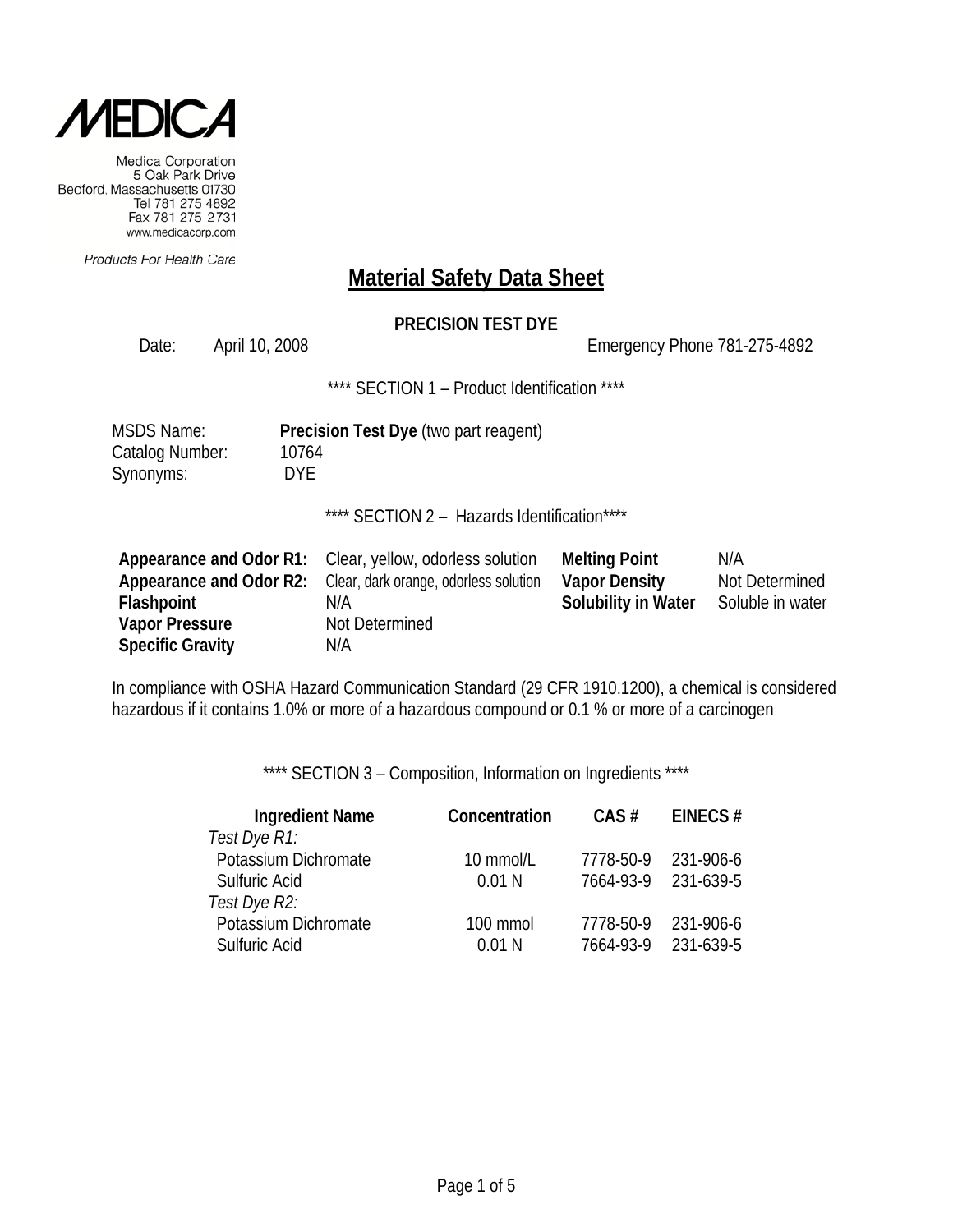MEDICA

Medica Corporation
5 Oak Park Drive
Bedford, Massachusetts 01730
Tel 781 275 4892
Fax 781 275 2731
www.medicacorp.com

*Products For Health Care*

# Material Safety Data Sheet

**PRECISION TEST DYE**

Date: April 10, 2008 Emergency Phone 781-275-4892

**** SECTION 1 – Product Identification ****

MSDS Name: **Precision Test Dye** (two part reagent)
Catalog Number: 10764
Synonyms: DYE

**** SECTION 2 – Hazards Identification****

| | | | |
|---|---|---|---|
| **Appearance and Odor R1:** | Clear, yellow, odorless solution | **Melting Point** | N/A |
| **Appearance and Odor R2:** | Clear, dark orange, odorless solution | **Vapor Density** | Not Determined |
| **Flashpoint** | N/A | **Solubility in Water** | Soluble in water |
| **Vapor Pressure** | Not Determined | | |
| **Specific Gravity** | N/A | | |

In compliance with OSHA Hazard Communication Standard (29 CFR 1910.1200), a chemical is considered hazardous if it contains 1.0% or more of a hazardous compound or 0.1 % or more of a carcinogen

**** SECTION 3 – Composition, Information on Ingredients ****

| Ingredient Name | Concentration | CAS # | EINECS # |
|---|---|---|---|
| *Test Dye R1:* | | | |
| Potassium Dichromate | 10 mmol/L | 7778-50-9 | 231-906-6 |
| Sulfuric Acid | 0.01 N | 7664-93-9 | 231-639-5 |
| *Test Dye R2:* | | | |
| Potassium Dichromate | 100 mmol | 7778-50-9 | 231-906-6 |
| Sulfuric Acid | 0.01 N | 7664-93-9 | 231-639-5 |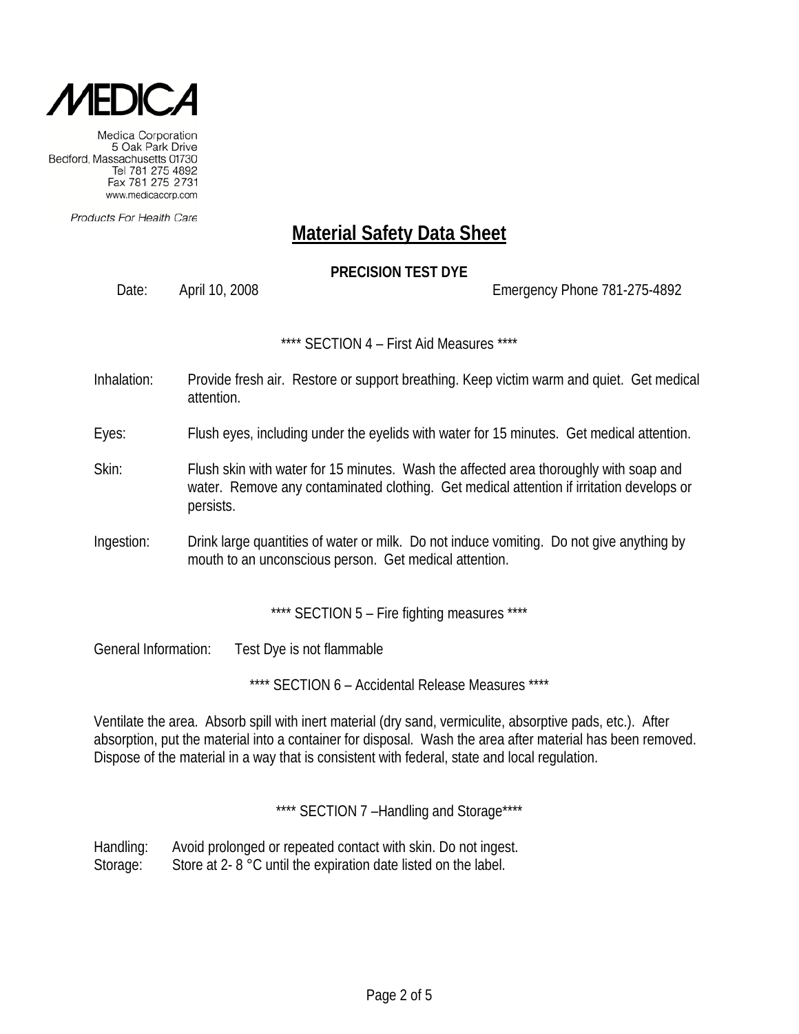MEDICA

Medica Corporation
5 Oak Park Drive
Bedford, Massachusetts 01730
Tel 781 275 4892
Fax 781 275 2731
www.medicacorp.com

Products For Health Care

# Material Safety Data Sheet

**PRECISION TEST DYE**

Date: April 10, 2008 Emergency Phone 781-275-4892

**** SECTION 4 – First Aid Measures ****

Inhalation: Provide fresh air. Restore or support breathing. Keep victim warm and quiet. Get medical attention.

Eyes: Flush eyes, including under the eyelids with water for 15 minutes. Get medical attention.

Skin: Flush skin with water for 15 minutes. Wash the affected area thoroughly with soap and water. Remove any contaminated clothing. Get medical attention if irritation develops or persists.

Ingestion: Drink large quantities of water or milk. Do not induce vomiting. Do not give anything by mouth to an unconscious person. Get medical attention.

**** SECTION 5 – Fire fighting measures ****

General Information: Test Dye is not flammable

**** SECTION 6 – Accidental Release Measures ****

Ventilate the area. Absorb spill with inert material (dry sand, vermiculite, absorptive pads, etc.). After absorption, put the material into a container for disposal. Wash the area after material has been removed. Dispose of the material in a way that is consistent with federal, state and local regulation.

**** SECTION 7 –Handling and Storage****

Handling: Avoid prolonged or repeated contact with skin. Do not ingest.
Storage: Store at 2- 8 °C until the expiration date listed on the label.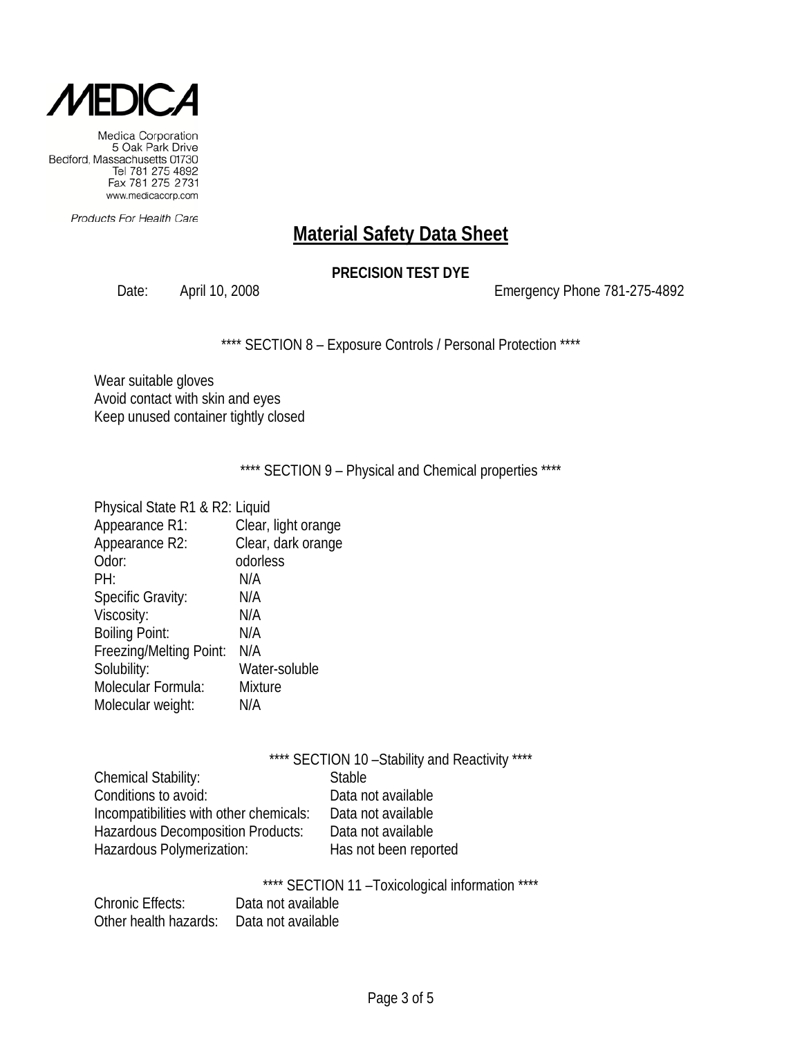MEDICA

Medica Corporation
5 Oak Park Drive
Bedford, Massachusetts 01730
Tel 781 275 4892
Fax 781 275 2731
www.medicacorp.com

Products For Health Care

# Material Safety Data Sheet

**PRECISION TEST DYE**

Date: April 10, 2008 Emergency Phone 781-275-4892

**** SECTION 8 – Exposure Controls / Personal Protection ****

Wear suitable gloves
Avoid contact with skin and eyes
Keep unused container tightly closed

**** SECTION 9 – Physical and Chemical properties ****

| | |
|---|---|
| Physical State R1 & R2: | Liquid |
| Appearance R1: | Clear, light orange |
| Appearance R2: | Clear, dark orange |
| Odor: | odorless |
| PH: | N/A |
| Specific Gravity: | N/A |
| Viscosity: | N/A |
| Boiling Point: | N/A |
| Freezing/Melting Point: | N/A |
| Solubility: | Water-soluble |
| Molecular Formula: | Mixture |
| Molecular weight: | N/A |

**** SECTION 10 –Stability and Reactivity ****

| | |
|---|---|
| Chemical Stability: | Stable |
| Conditions to avoid: | Data not available |
| Incompatibilities with other chemicals: | Data not available |
| Hazardous Decomposition Products: | Data not available |
| Hazardous Polymerization: | Has not been reported |

**** SECTION 11 –Toxicological information ****

| | |
|---|---|
| Chronic Effects: | Data not available |
| Other health hazards: | Data not available |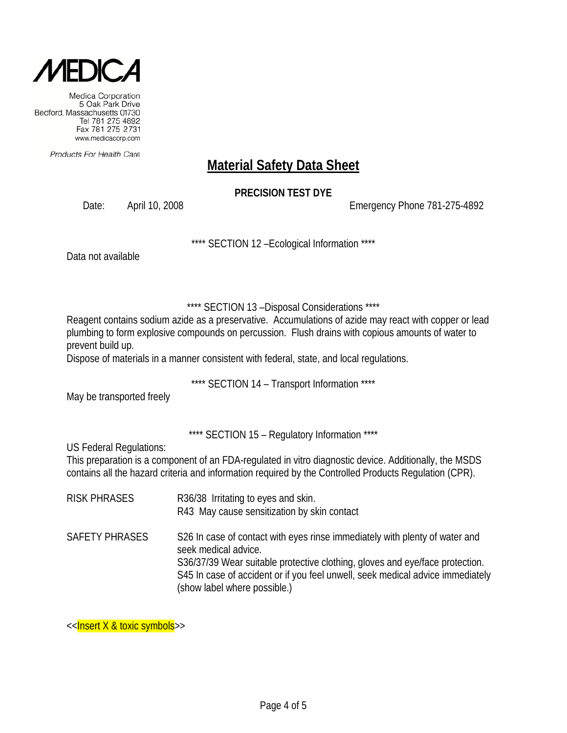**MEDICA**

Medica Corporation
5 Oak Park Drive
Bedford, Massachusetts 01730
Tel 781 275 4892
Fax 781 275 2731
www.medicacorp.com

*Products For Health Care*

# Material Safety Data Sheet

**PRECISION TEST DYE**

Date: April 10, 2008 Emergency Phone 781-275-4892

## **** SECTION 12 –Ecological Information ****

Data not available

## **** SECTION 13 –Disposal Considerations ****

Reagent contains sodium azide as a preservative. Accumulations of azide may react with copper or lead plumbing to form explosive compounds on percussion. Flush drains with copious amounts of water to prevent build up.
Dispose of materials in a manner consistent with federal, state, and local regulations.

## **** SECTION 14 – Transport Information ****

May be transported freely

## **** SECTION 15 – Regulatory Information ****

US Federal Regulations:
This preparation is a component of an FDA-regulated in vitro diagnostic device. Additionally, the MSDS contains all the hazard criteria and information required by the Controlled Products Regulation (CPR).

| | |
|---|---|
| RISK PHRASES | R36/38 Irritating to eyes and skin.<br>R43 May cause sensitization by skin contact |
| SAFETY PHRASES | S26 In case of contact with eyes rinse immediately with plenty of water and seek medical advice.<br>S36/37/39 Wear suitable protective clothing, gloves and eye/face protection.<br>S45 In case of accident or if you feel unwell, seek medical advice immediately (show label where possible.) |

<<Insert X & toxic symbols>>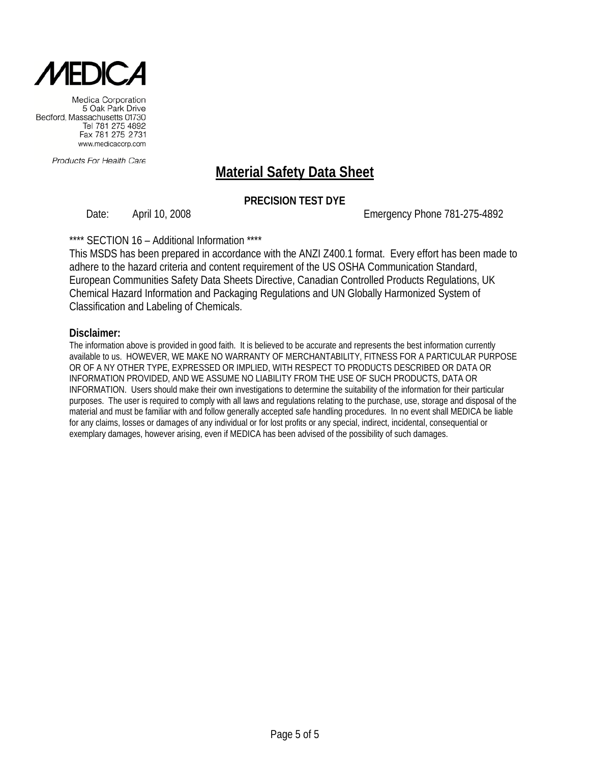MEDICA

Medica Corporation
5 Oak Park Drive
Bedford, Massachusetts 01730
Tel 781 275 4892
Fax 781 275 2731
www.medicacorp.com

*Products For Health Care*

# Material Safety Data Sheet

**PRECISION TEST DYE**

Date: April 10, 2008 Emergency Phone 781-275-4892

**** SECTION 16 – Additional Information ****

This MSDS has been prepared in accordance with the ANZI Z400.1 format. Every effort has been made to adhere to the hazard criteria and content requirement of the US OSHA Communication Standard, European Communities Safety Data Sheets Directive, Canadian Controlled Products Regulations, UK Chemical Hazard Information and Packaging Regulations and UN Globally Harmonized System of Classification and Labeling of Chemicals.

**Disclaimer:**

The information above is provided in good faith. It is believed to be accurate and represents the best information currently available to us. HOWEVER, WE MAKE NO WARRANTY OF MERCHANTABILITY, FITNESS FOR A PARTICULAR PURPOSE OR OF A NY OTHER TYPE, EXPRESSED OR IMPLIED, WITH RESPECT TO PRODUCTS DESCRIBED OR DATA OR INFORMATION PROVIDED, AND WE ASSUME NO LIABILITY FROM THE USE OF SUCH PRODUCTS, DATA OR INFORMATION. Users should make their own investigations to determine the suitability of the information for their particular purposes. The user is required to comply with all laws and regulations relating to the purchase, use, storage and disposal of the material and must be familiar with and follow generally accepted safe handling procedures. In no event shall MEDICA be liable for any claims, losses or damages of any individual or for lost profits or any special, indirect, incidental, consequential or exemplary damages, however arising, even if MEDICA has been advised of the possibility of such damages.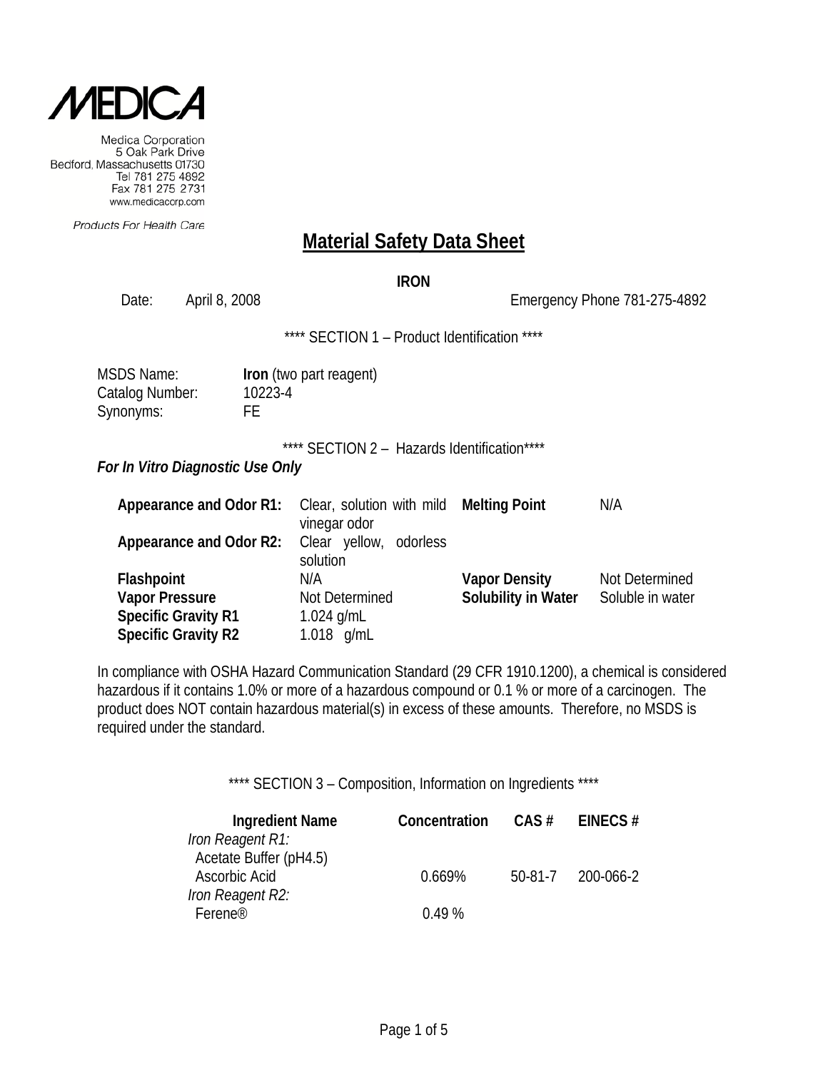MEDICA

Medica Corporation
5 Oak Park Drive
Bedford, Massachusetts 01730
Tel 781 275 4892
Fax 781 275 2731
www.medicacorp.com

*Products For Health Care*

# Material Safety Data Sheet

**IRON**

Date: April 8, 2008 Emergency Phone 781-275-4892

**** SECTION 1 – Product Identification ****

| | |
|---|---|
| MSDS Name: | **Iron** (two part reagent) |
| Catalog Number: | 10223-4 |
| Synonyms: | FE |

**** SECTION 2 – Hazards Identification****

***For In Vitro Diagnostic Use Only***

| | | | |
|---|---|---|---|
| **Appearance and Odor R1:** | Clear, solution with mild vinegar odor | **Melting Point** | N/A |
| **Appearance and Odor R2:** | Clear yellow, odorless solution | | |
| **Flashpoint** | N/A | **Vapor Density** | Not Determined |
| **Vapor Pressure** | Not Determined | **Solubility in Water** | Soluble in water |
| **Specific Gravity R1** | 1.024 g/mL | | |
| **Specific Gravity R2** | 1.018 g/mL | | |

In compliance with OSHA Hazard Communication Standard (29 CFR 1910.1200), a chemical is considered hazardous if it contains 1.0% or more of a hazardous compound or 0.1 % or more of a carcinogen. The product does NOT contain hazardous material(s) in excess of these amounts. Therefore, no MSDS is required under the standard.

**** SECTION 3 – Composition, Information on Ingredients ****

| Ingredient Name | Concentration | CAS # | EINECS # |
|---|---|---|---|
| *Iron Reagent R1:* | | | |
| Acetate Buffer (pH4.5) | | | |
| Ascorbic Acid | 0.669% | 50-81-7 | 200-066-2 |
| *Iron Reagent R2:* | | | |
| Ferene® | 0.49 % | | |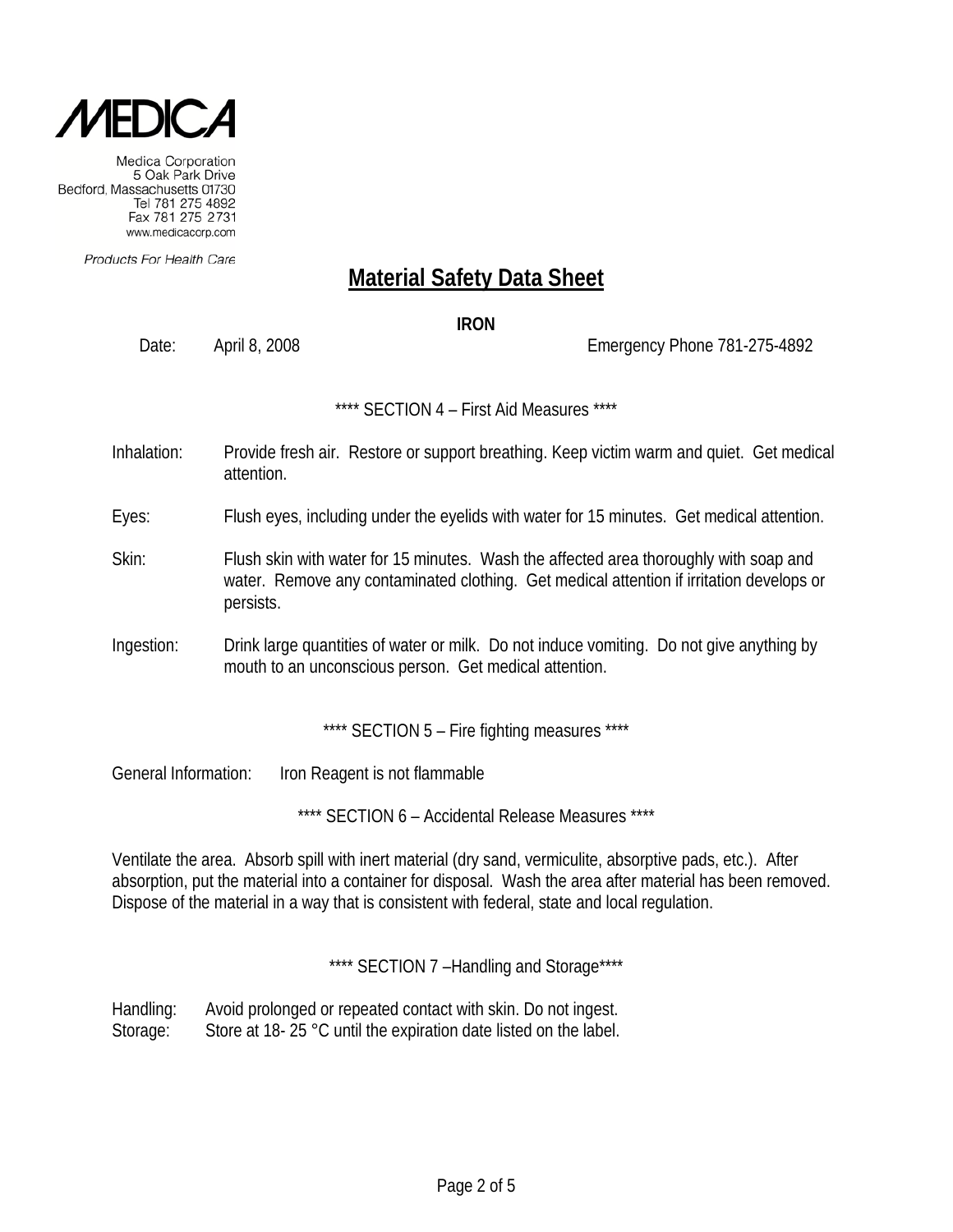**MEDICA**

Medica Corporation
5 Oak Park Drive
Bedford, Massachusetts 01730
Tel 781 275 4892
Fax 781 275 2731
www.medicacorp.com

*Products For Health Care*

# Material Safety Data Sheet

**IRON**

Date: April 8, 2008 Emergency Phone 781-275-4892

**** SECTION 4 – First Aid Measures ****

Inhalation: Provide fresh air. Restore or support breathing. Keep victim warm and quiet. Get medical attention.

Eyes: Flush eyes, including under the eyelids with water for 15 minutes. Get medical attention.

Skin: Flush skin with water for 15 minutes. Wash the affected area thoroughly with soap and water. Remove any contaminated clothing. Get medical attention if irritation develops or persists.

Ingestion: Drink large quantities of water or milk. Do not induce vomiting. Do not give anything by mouth to an unconscious person. Get medical attention.

**** SECTION 5 – Fire fighting measures ****

General Information: Iron Reagent is not flammable

**** SECTION 6 – Accidental Release Measures ****

Ventilate the area. Absorb spill with inert material (dry sand, vermiculite, absorptive pads, etc.). After absorption, put the material into a container for disposal. Wash the area after material has been removed. Dispose of the material in a way that is consistent with federal, state and local regulation.

**** SECTION 7 –Handling and Storage****

Handling: Avoid prolonged or repeated contact with skin. Do not ingest.
Storage: Store at 18- 25 °C until the expiration date listed on the label.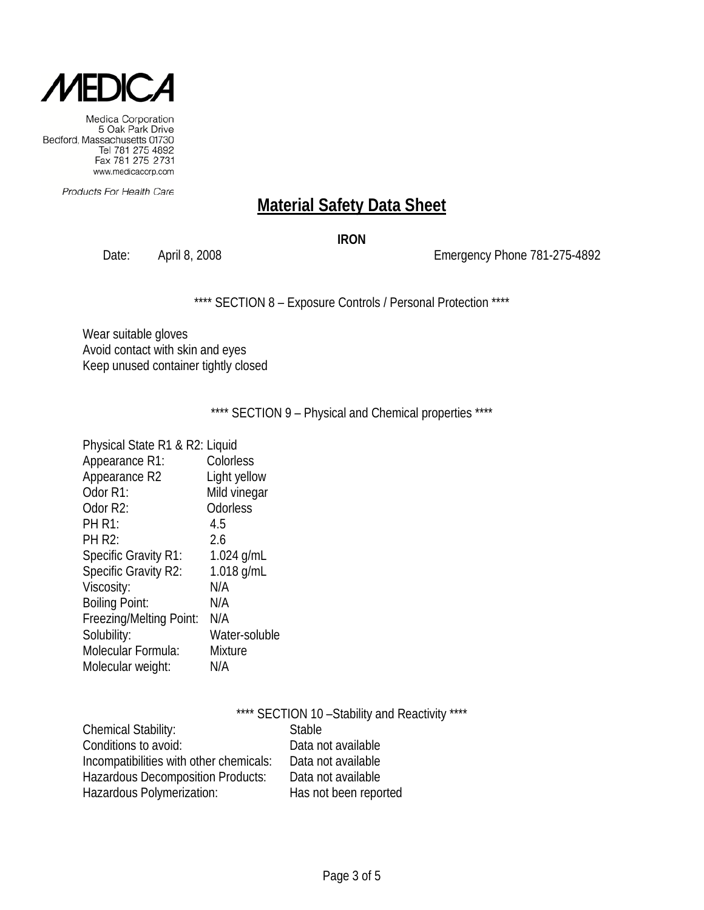**MEDICA**

Medica Corporation
5 Oak Park Drive
Bedford, Massachusetts 01730
Tel 781 275 4892
Fax 781 275 2731
www.medicacorp.com

*Products For Health Care*

# Material Safety Data Sheet

**IRON**

Date: April 8, 2008 Emergency Phone 781-275-4892

**** SECTION 8 – Exposure Controls / Personal Protection ****

Wear suitable gloves
Avoid contact with skin and eyes
Keep unused container tightly closed

**** SECTION 9 – Physical and Chemical properties ****

| | |
|---|---|
| Physical State R1 & R2: | Liquid |
| Appearance R1: | Colorless |
| Appearance R2 | Light yellow |
| Odor R1: | Mild vinegar |
| Odor R2: | Odorless |
| PH R1: | 4.5 |
| PH R2: | 2.6 |
| Specific Gravity R1: | 1.024 g/mL |
| Specific Gravity R2: | 1.018 g/mL |
| Viscosity: | N/A |
| Boiling Point: | N/A |
| Freezing/Melting Point: | N/A |
| Solubility: | Water-soluble |
| Molecular Formula: | Mixture |
| Molecular weight: | N/A |

**** SECTION 10 –Stability and Reactivity ****

| | |
|---|---|
| Chemical Stability: | Stable |
| Conditions to avoid: | Data not available |
| Incompatibilities with other chemicals: | Data not available |
| Hazardous Decomposition Products: | Data not available |
| Hazardous Polymerization: | Has not been reported |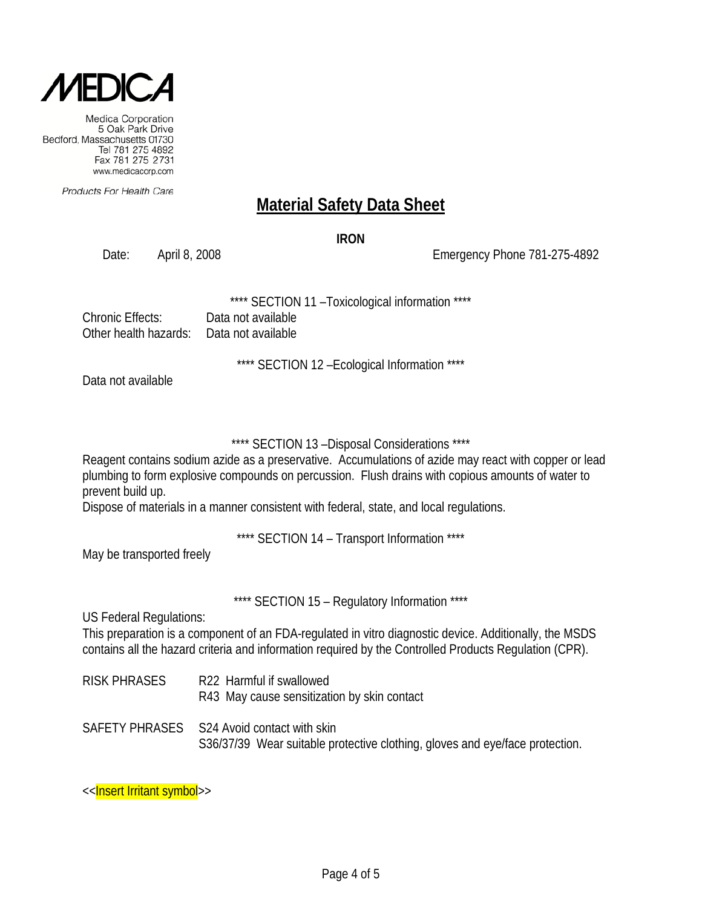MEDICA

Medica Corporation
5 Oak Park Drive
Bedford, Massachusetts 01730
Tel 781 275 4892
Fax 781 275 2731
www.medicacorp.com

*Products For Health Care*

# Material Safety Data Sheet

**IRON**

Date: April 8, 2008 Emergency Phone 781-275-4892

**** SECTION 11 –Toxicological information ****

Chronic Effects: Data not available
Other health hazards: Data not available

**** SECTION 12 –Ecological Information ****

Data not available

**** SECTION 13 –Disposal Considerations ****

Reagent contains sodium azide as a preservative. Accumulations of azide may react with copper or lead plumbing to form explosive compounds on percussion. Flush drains with copious amounts of water to prevent build up.
Dispose of materials in a manner consistent with federal, state, and local regulations.

**** SECTION 14 – Transport Information ****

May be transported freely

**** SECTION 15 – Regulatory Information ****

US Federal Regulations:
This preparation is a component of an FDA-regulated in vitro diagnostic device. Additionally, the MSDS contains all the hazard criteria and information required by the Controlled Products Regulation (CPR).

RISK PHRASES R22 Harmful if swallowed
R43 May cause sensitization by skin contact

SAFETY PHRASES S24 Avoid contact with skin
S36/37/39 Wear suitable protective clothing, gloves and eye/face protection.

<<Insert Irritant symbol>>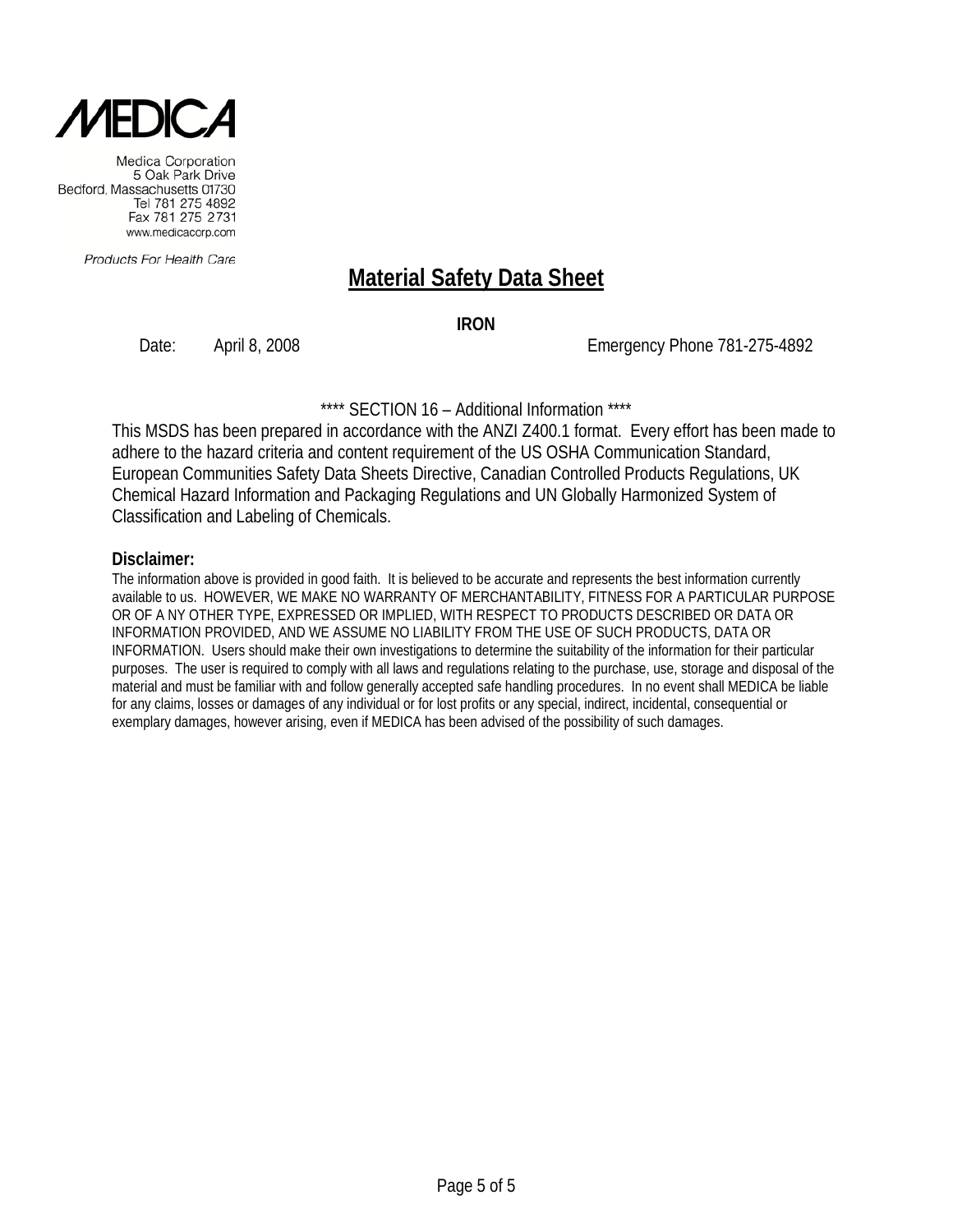MEDICA

Medica Corporation
5 Oak Park Drive
Bedford, Massachusetts 01730
Tel 781 275 4892
Fax 781 275 2731
www.medicacorp.com

*Products For Health Care*

# Material Safety Data Sheet

**IRON**

Date: April 8, 2008 Emergency Phone 781-275-4892

**** SECTION 16 – Additional Information ****

This MSDS has been prepared in accordance with the ANZI Z400.1 format. Every effort has been made to adhere to the hazard criteria and content requirement of the US OSHA Communication Standard, European Communities Safety Data Sheets Directive, Canadian Controlled Products Regulations, UK Chemical Hazard Information and Packaging Regulations and UN Globally Harmonized System of Classification and Labeling of Chemicals.

**Disclaimer:**

The information above is provided in good faith. It is believed to be accurate and represents the best information currently available to us. HOWEVER, WE MAKE NO WARRANTY OF MERCHANTABILITY, FITNESS FOR A PARTICULAR PURPOSE OR OF A NY OTHER TYPE, EXPRESSED OR IMPLIED, WITH RESPECT TO PRODUCTS DESCRIBED OR DATA OR INFORMATION PROVIDED, AND WE ASSUME NO LIABILITY FROM THE USE OF SUCH PRODUCTS, DATA OR INFORMATION. Users should make their own investigations to determine the suitability of the information for their particular purposes. The user is required to comply with all laws and regulations relating to the purchase, use, storage and disposal of the material and must be familiar with and follow generally accepted safe handling procedures. In no event shall MEDICA be liable for any claims, losses or damages of any individual or for lost profits or any special, indirect, incidental, consequential or exemplary damages, however arising, even if MEDICA has been advised of the possibility of such damages.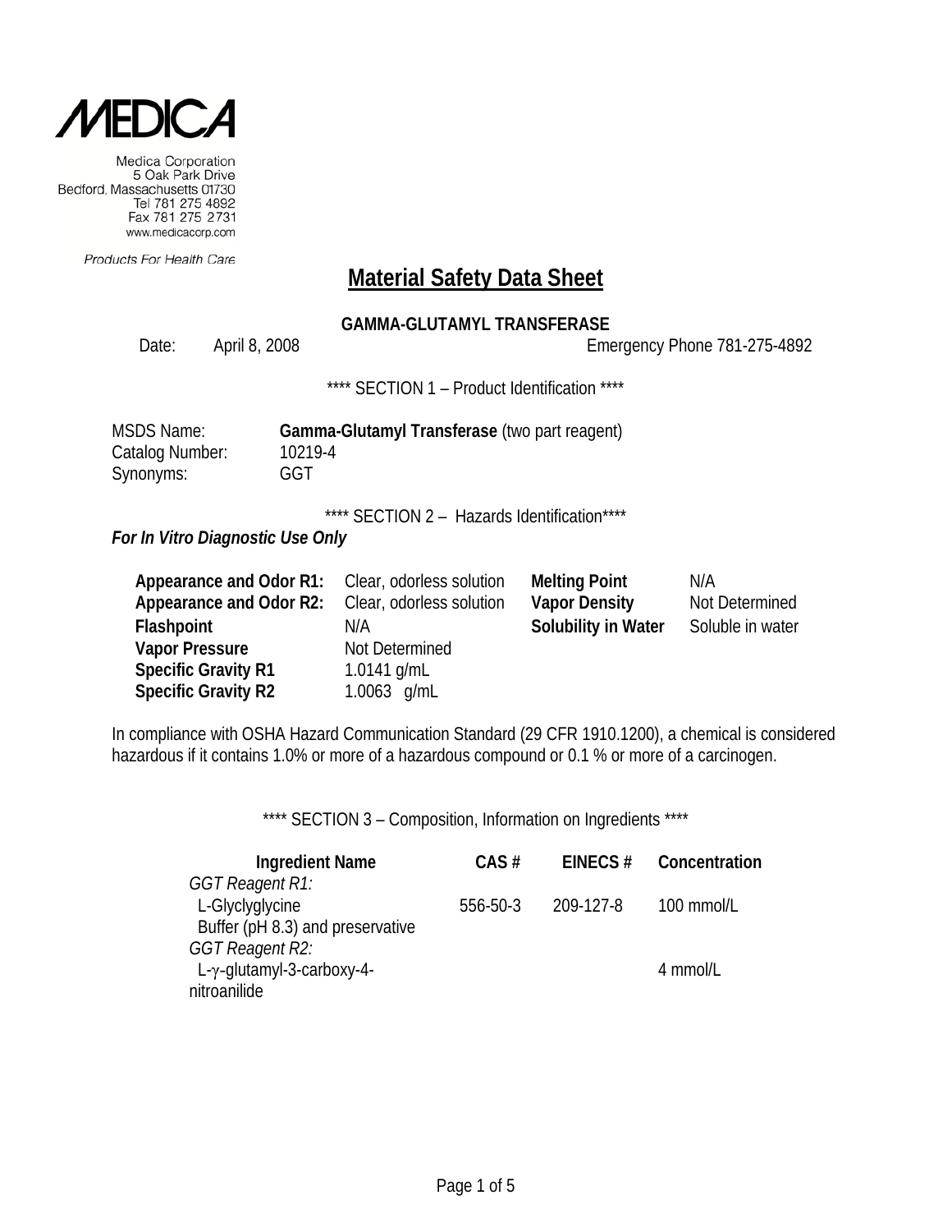MEDICA

Medica Corporation
5 Oak Park Drive
Bedford, Massachusetts 01730
Tel 781 275 4892
Fax 781 275 2731
www.medicacorp.com

*Products For Health Care*

# Material Safety Data Sheet

**GAMMA-GLUTAMYL TRANSFERASE**

Date: April 8, 2008 Emergency Phone 781-275-4892

**** SECTION 1 – Product Identification ****

MSDS Name: **Gamma-Glutamyl Transferase** (two part reagent)
Catalog Number: 10219-4
Synonyms: GGT

**** SECTION 2 – Hazards Identification****

***For In Vitro Diagnostic Use Only***

| | | | |
|---|---|---|---|
| **Appearance and Odor R1:** | Clear, odorless solution | **Melting Point** | N/A |
| **Appearance and Odor R2:** | Clear, odorless solution | **Vapor Density** | Not Determined |
| **Flashpoint** | N/A | **Solubility in Water** | Soluble in water |
| **Vapor Pressure** | Not Determined | | |
| **Specific Gravity R1** | 1.0141 g/mL | | |
| **Specific Gravity R2** | 1.0063 g/mL | | |

In compliance with OSHA Hazard Communication Standard (29 CFR 1910.1200), a chemical is considered hazardous if it contains 1.0% or more of a hazardous compound or 0.1 % or more of a carcinogen.

**** SECTION 3 – Composition, Information on Ingredients ****

| Ingredient Name | CAS # | EINECS # | Concentration |
|---|---|---|---|
| *GGT Reagent R1:* | | | |
| L-Glyclyglycine | 556-50-3 | 209-127-8 | 100 mmol/L |
| Buffer (pH 8.3) and preservative | | | |
| *GGT Reagent R2:* | | | |
| L-γ-glutamyl-3-carboxy-4-nitroanilide | | | 4 mmol/L |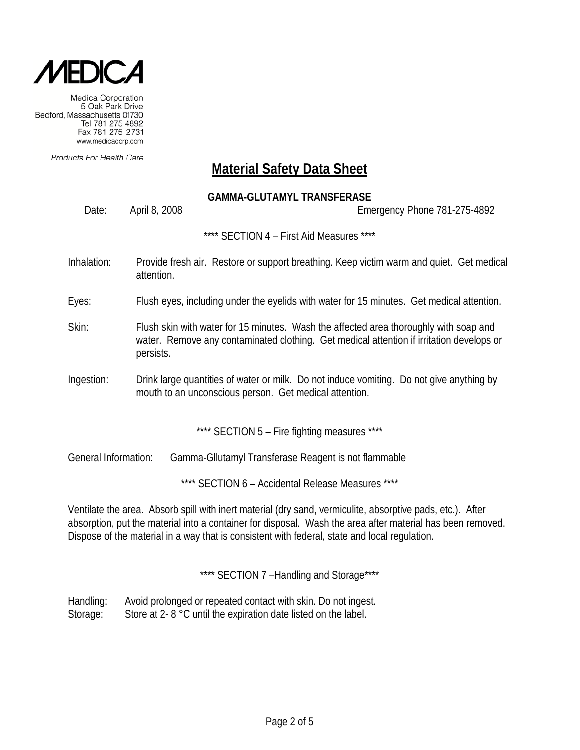MEDICA

Medica Corporation
5 Oak Park Drive
Bedford, Massachusetts 01730
Tel 781 275 4892
Fax 781 275 2731
www.medicacorp.com

*Products For Health Care*

# Material Safety Data Sheet

**GAMMA-GLUTAMYL TRANSFERASE**

Date: April 8, 2008 Emergency Phone 781-275-4892

**** SECTION 4 – First Aid Measures ****

Inhalation: Provide fresh air. Restore or support breathing. Keep victim warm and quiet. Get medical attention.

Eyes: Flush eyes, including under the eyelids with water for 15 minutes. Get medical attention.

Skin: Flush skin with water for 15 minutes. Wash the affected area thoroughly with soap and water. Remove any contaminated clothing. Get medical attention if irritation develops or persists.

Ingestion: Drink large quantities of water or milk. Do not induce vomiting. Do not give anything by mouth to an unconscious person. Get medical attention.

**** SECTION 5 – Fire fighting measures ****

General Information: Gamma-Gllutamyl Transferase Reagent is not flammable

**** SECTION 6 – Accidental Release Measures ****

Ventilate the area. Absorb spill with inert material (dry sand, vermiculite, absorptive pads, etc.). After absorption, put the material into a container for disposal. Wash the area after material has been removed. Dispose of the material in a way that is consistent with federal, state and local regulation.

**** SECTION 7 –Handling and Storage****

Handling: Avoid prolonged or repeated contact with skin. Do not ingest.
Storage: Store at 2- 8 °C until the expiration date listed on the label.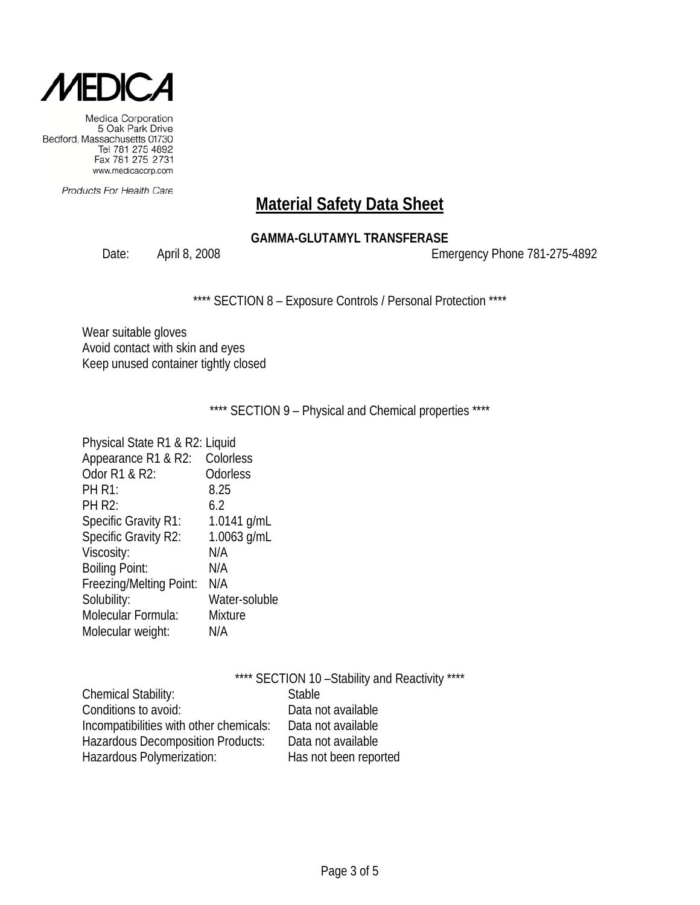MEDICA

Medica Corporation
5 Oak Park Drive
Bedford, Massachusetts 01730
Tel 781 275 4892
Fax 781 275 2731
www.medicacorp.com

*Products For Health Care*

# Material Safety Data Sheet

**GAMMA-GLUTAMYL TRANSFERASE**

Date: April 8, 2008 Emergency Phone 781-275-4892

**** SECTION 8 – Exposure Controls / Personal Protection ****

Wear suitable gloves
Avoid contact with skin and eyes
Keep unused container tightly closed

**** SECTION 9 – Physical and Chemical properties ****

| | |
|---|---|
| Physical State R1 & R2: | Liquid |
| Appearance R1 & R2: | Colorless |
| Odor R1 & R2: | Odorless |
| PH R1: | 8.25 |
| PH R2: | 6.2 |
| Specific Gravity R1: | 1.0141 g/mL |
| Specific Gravity R2: | 1.0063 g/mL |
| Viscosity: | N/A |
| Boiling Point: | N/A |
| Freezing/Melting Point: | N/A |
| Solubility: | Water-soluble |
| Molecular Formula: | Mixture |
| Molecular weight: | N/A |

**** SECTION 10 –Stability and Reactivity ****

| | |
|---|---|
| Chemical Stability: | Stable |
| Conditions to avoid: | Data not available |
| Incompatibilities with other chemicals: | Data not available |
| Hazardous Decomposition Products: | Data not available |
| Hazardous Polymerization: | Has not been reported |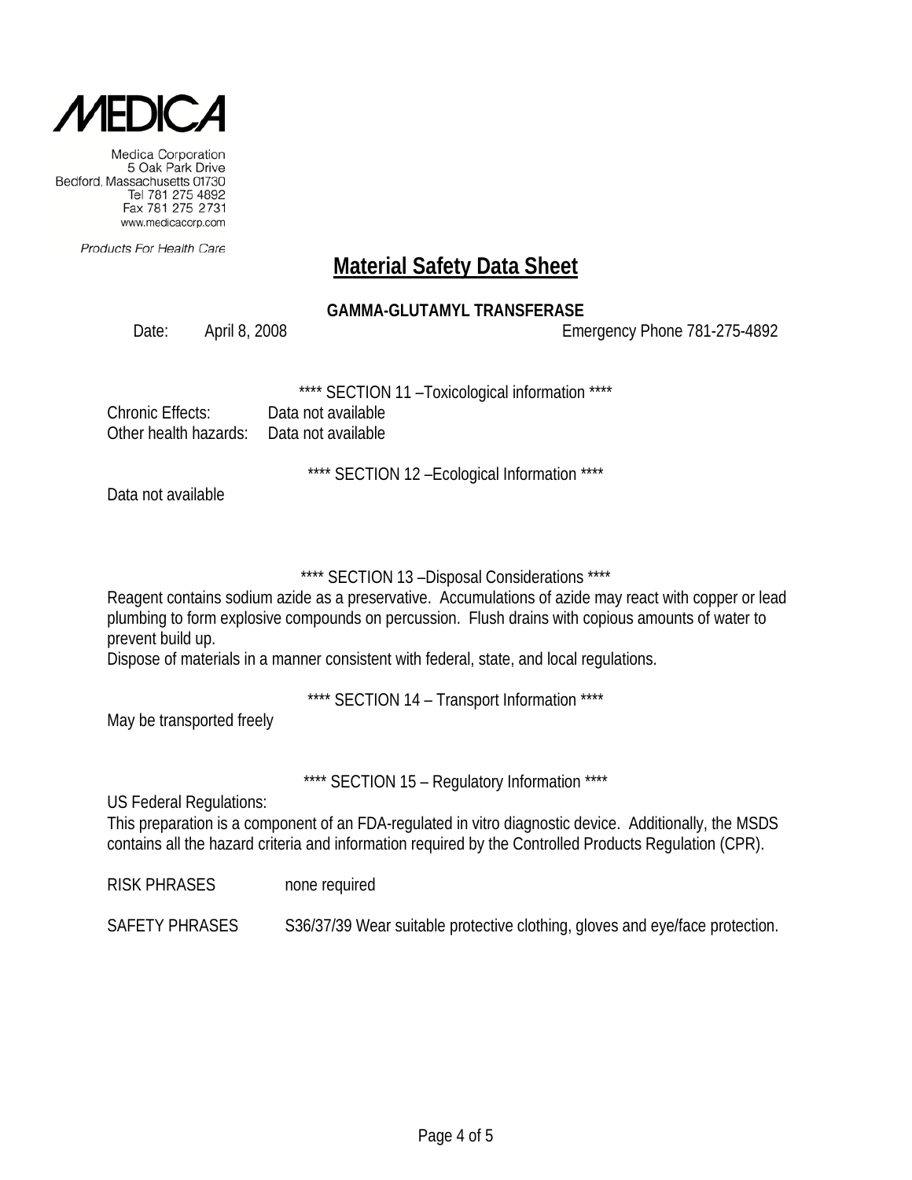MEDICA

Medica Corporation
5 Oak Park Drive
Bedford, Massachusetts 01730
Tel 781 275 4892
Fax 781 275 2731
www.medicacorp.com

*Products For Health Care*

# Material Safety Data Sheet

**GAMMA-GLUTAMYL TRANSFERASE**

Date: April 8, 2008 Emergency Phone 781-275-4892

**** SECTION 11 –Toxicological information ****

Chronic Effects: Data not available
Other health hazards: Data not available

**** SECTION 12 –Ecological Information ****

Data not available

**** SECTION 13 –Disposal Considerations ****

Reagent contains sodium azide as a preservative. Accumulations of azide may react with copper or lead plumbing to form explosive compounds on percussion. Flush drains with copious amounts of water to prevent build up.
Dispose of materials in a manner consistent with federal, state, and local regulations.

**** SECTION 14 – Transport Information ****

May be transported freely

**** SECTION 15 – Regulatory Information ****

US Federal Regulations:
This preparation is a component of an FDA-regulated in vitro diagnostic device. Additionally, the MSDS contains all the hazard criteria and information required by the Controlled Products Regulation (CPR).

RISK PHRASES none required

SAFETY PHRASES S36/37/39 Wear suitable protective clothing, gloves and eye/face protection.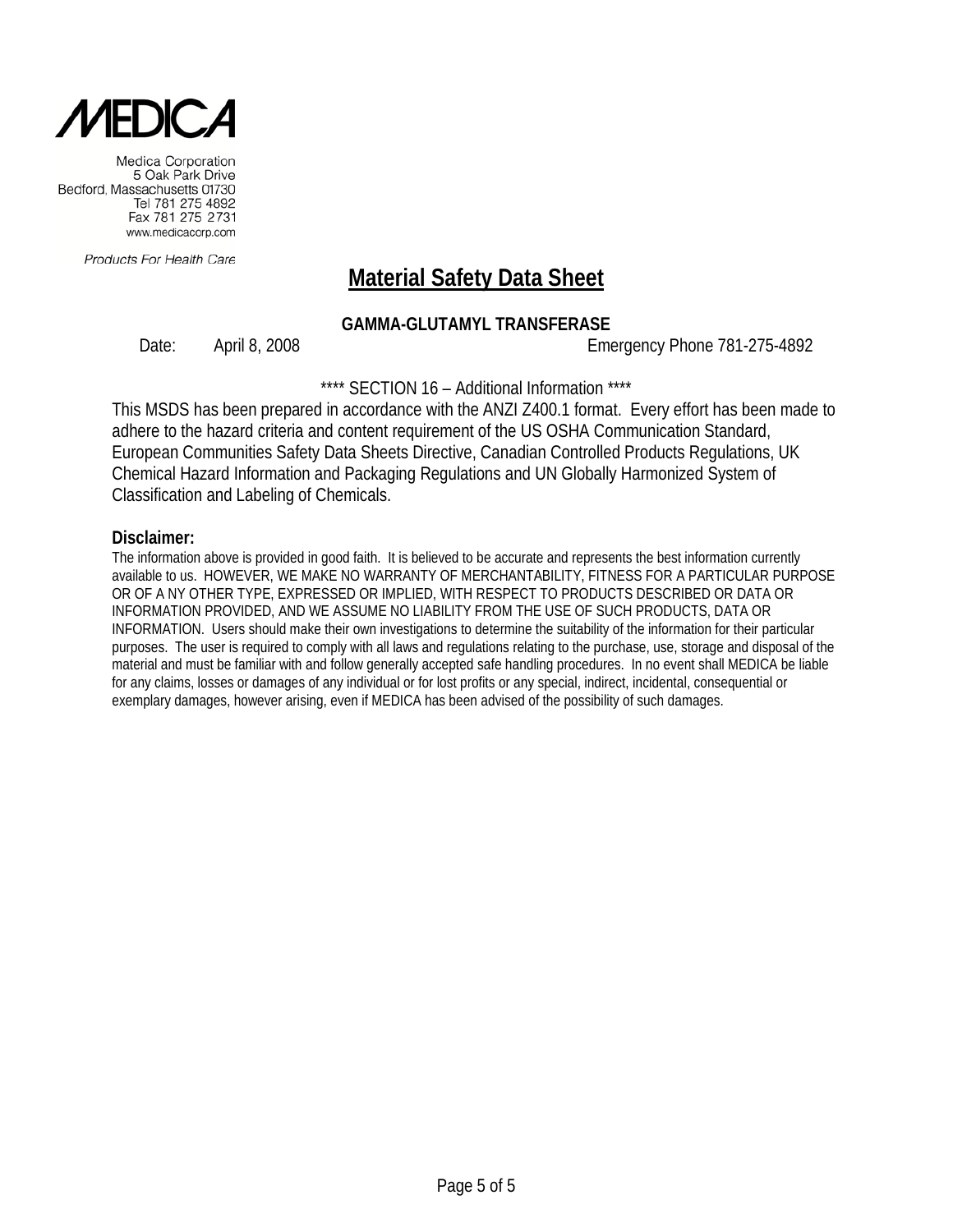**MEDICA**

Medica Corporation
5 Oak Park Drive
Bedford, Massachusetts 01730
Tel 781 275 4892
Fax 781 275 2731
www.medicacorp.com

*Products For Health Care*

# Material Safety Data Sheet

**GAMMA-GLUTAMYL TRANSFERASE**

Date: April 8, 2008 Emergency Phone 781-275-4892

**** SECTION 16 – Additional Information ****

This MSDS has been prepared in accordance with the ANZI Z400.1 format. Every effort has been made to adhere to the hazard criteria and content requirement of the US OSHA Communication Standard, European Communities Safety Data Sheets Directive, Canadian Controlled Products Regulations, UK Chemical Hazard Information and Packaging Regulations and UN Globally Harmonized System of Classification and Labeling of Chemicals.

**Disclaimer:**

The information above is provided in good faith. It is believed to be accurate and represents the best information currently available to us. HOWEVER, WE MAKE NO WARRANTY OF MERCHANTABILITY, FITNESS FOR A PARTICULAR PURPOSE OR OF A NY OTHER TYPE, EXPRESSED OR IMPLIED, WITH RESPECT TO PRODUCTS DESCRIBED OR DATA OR INFORMATION PROVIDED, AND WE ASSUME NO LIABILITY FROM THE USE OF SUCH PRODUCTS, DATA OR INFORMATION. Users should make their own investigations to determine the suitability of the information for their particular purposes. The user is required to comply with all laws and regulations relating to the purchase, use, storage and disposal of the material and must be familiar with and follow generally accepted safe handling procedures. In no event shall MEDICA be liable for any claims, losses or damages of any individual or for lost profits or any special, indirect, incidental, consequential or exemplary damages, however arising, even if MEDICA has been advised of the possibility of such damages.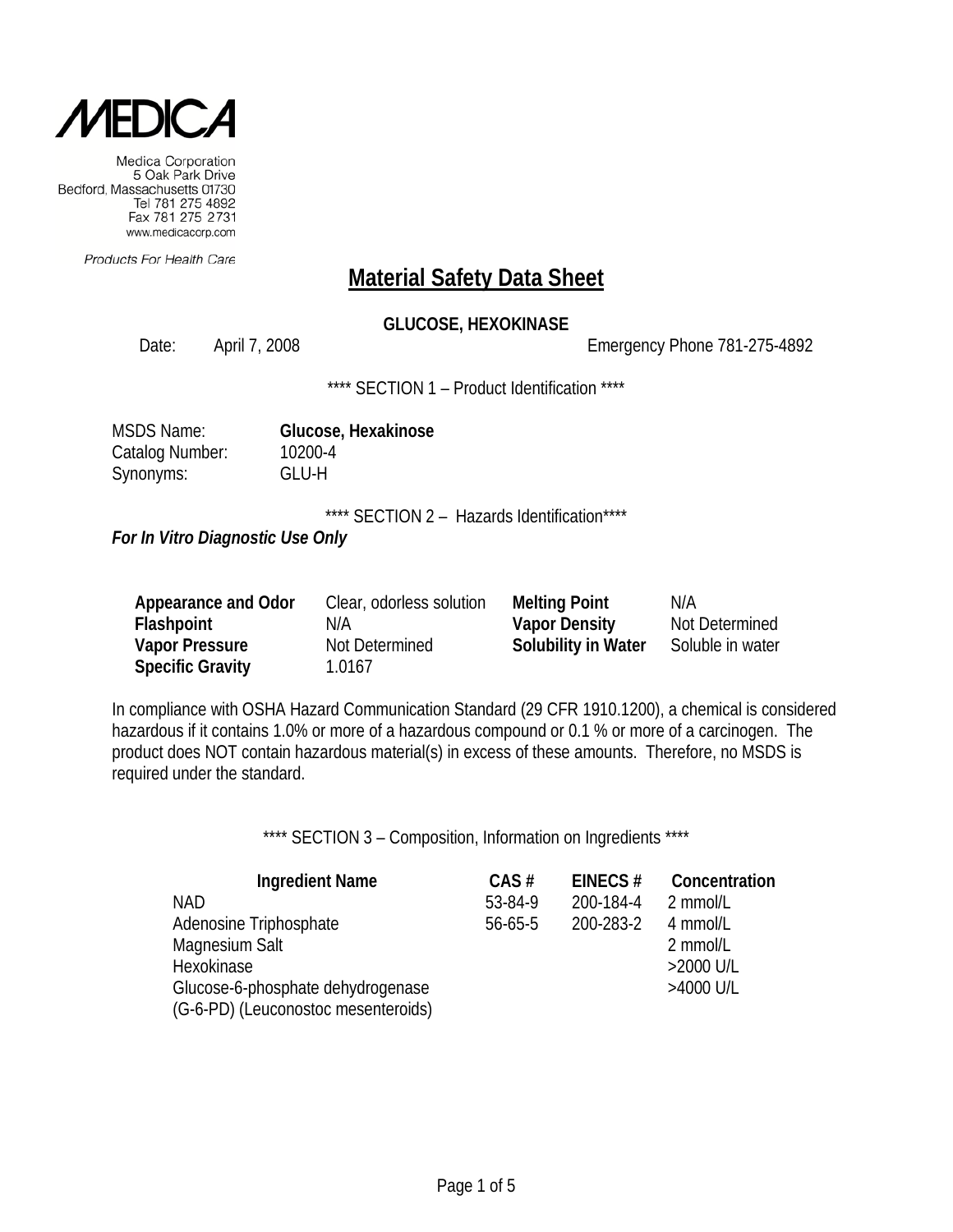MEDICA

Medica Corporation
5 Oak Park Drive
Bedford, Massachusetts 01730
Tel 781 275 4892
Fax 781 275 2731
www.medicacorp.com

*Products For Health Care*

# Material Safety Data Sheet

**GLUCOSE, HEXOKINASE**

Date: April 7, 2008 Emergency Phone 781-275-4892

**** SECTION 1 – Product Identification ****

MSDS Name: **Glucose, Hexakinose**
Catalog Number: 10200-4
Synonyms: GLU-H

**** SECTION 2 – Hazards Identification****

***For In Vitro Diagnostic Use Only***

| | | | |
|---|---|---|---|
| **Appearance and Odor** | Clear, odorless solution | **Melting Point** | N/A |
| **Flashpoint** | N/A | **Vapor Density** | Not Determined |
| **Vapor Pressure** | Not Determined | **Solubility in Water** | Soluble in water |
| **Specific Gravity** | 1.0167 | | |

In compliance with OSHA Hazard Communication Standard (29 CFR 1910.1200), a chemical is considered hazardous if it contains 1.0% or more of a hazardous compound or 0.1 % or more of a carcinogen. The product does NOT contain hazardous material(s) in excess of these amounts. Therefore, no MSDS is required under the standard.

**** SECTION 3 – Composition, Information on Ingredients ****

| Ingredient Name | CAS # | EINECS # | Concentration |
|---|---|---|---|
| NAD | 53-84-9 | 200-184-4 | 2 mmol/L |
| Adenosine Triphosphate | 56-65-5 | 200-283-2 | 4 mmol/L |
| Magnesium Salt | | | 2 mmol/L |
| Hexokinase | | | >2000 U/L |
| Glucose-6-phosphate dehydrogenase (G-6-PD) (Leuconostoc mesenteroids) | | | >4000 U/L |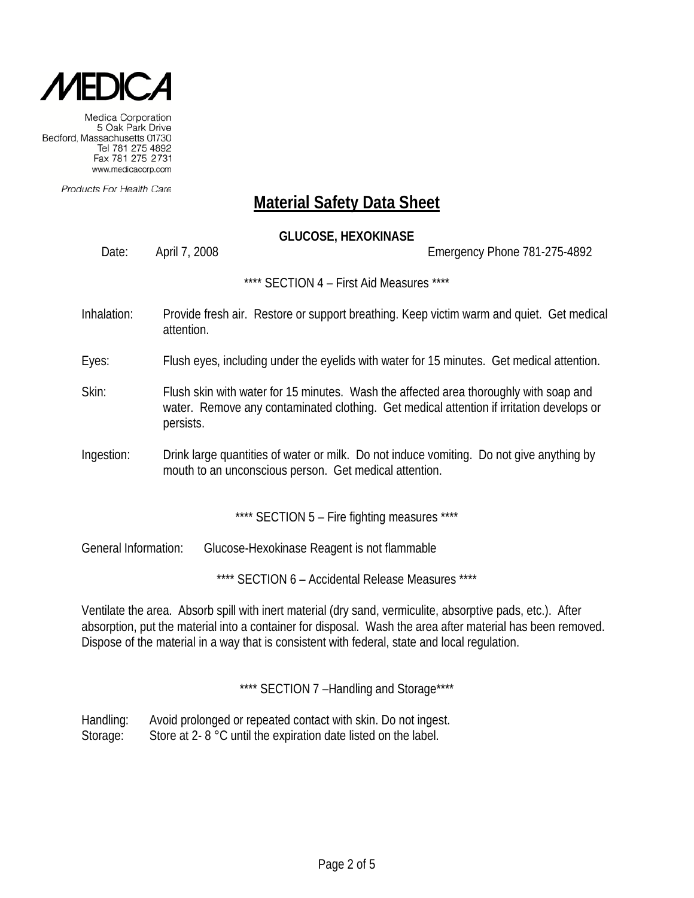MEDICA

Medica Corporation
5 Oak Park Drive
Bedford, Massachusetts 01730
Tel 781 275 4892
Fax 781 275 2731
www.medicacorp.com

Products For Health Care

# Material Safety Data Sheet

**GLUCOSE, HEXOKINASE**

Date: April 7, 2008 Emergency Phone 781-275-4892

\*\*\*\* SECTION 4 – First Aid Measures \*\*\*\*

Inhalation: Provide fresh air. Restore or support breathing. Keep victim warm and quiet. Get medical attention.

Eyes: Flush eyes, including under the eyelids with water for 15 minutes. Get medical attention.

Skin: Flush skin with water for 15 minutes. Wash the affected area thoroughly with soap and water. Remove any contaminated clothing. Get medical attention if irritation develops or persists.

Ingestion: Drink large quantities of water or milk. Do not induce vomiting. Do not give anything by mouth to an unconscious person. Get medical attention.

\*\*\*\* SECTION 5 – Fire fighting measures \*\*\*\*

General Information: Glucose-Hexokinase Reagent is not flammable

\*\*\*\* SECTION 6 – Accidental Release Measures \*\*\*\*

Ventilate the area. Absorb spill with inert material (dry sand, vermiculite, absorptive pads, etc.). After absorption, put the material into a container for disposal. Wash the area after material has been removed. Dispose of the material in a way that is consistent with federal, state and local regulation.

\*\*\*\* SECTION 7 –Handling and Storage\*\*\*\*

Handling: Avoid prolonged or repeated contact with skin. Do not ingest.
Storage: Store at 2- 8 °C until the expiration date listed on the label.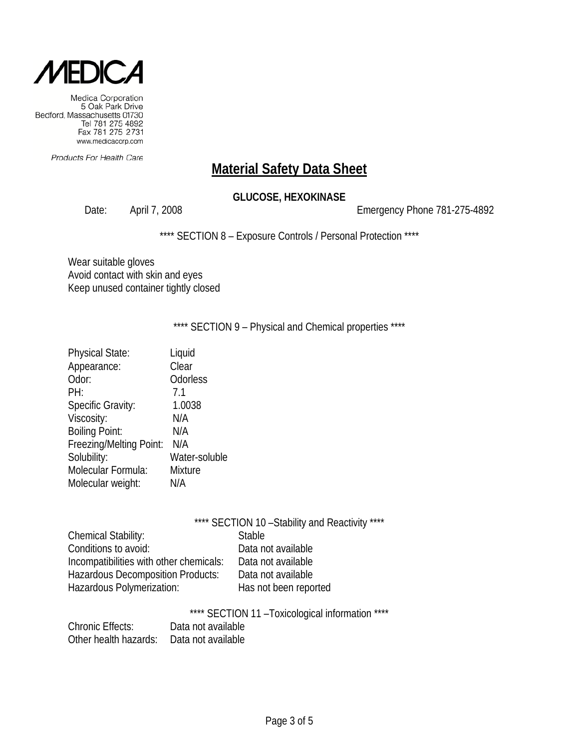MEDICA

Medica Corporation
5 Oak Park Drive
Bedford, Massachusetts 01730
Tel 781 275 4892
Fax 781 275 2731
www.medicacorp.com

Products For Health Care

# Material Safety Data Sheet

**GLUCOSE, HEXOKINASE**

Date: April 7, 2008 Emergency Phone 781-275-4892

**** SECTION 8 – Exposure Controls / Personal Protection ****

Wear suitable gloves
Avoid contact with skin and eyes
Keep unused container tightly closed

**** SECTION 9 – Physical and Chemical properties ****

| | |
|---|---|
| Physical State: | Liquid |
| Appearance: | Clear |
| Odor: | Odorless |
| PH: | 7.1 |
| Specific Gravity: | 1.0038 |
| Viscosity: | N/A |
| Boiling Point: | N/A |
| Freezing/Melting Point: | N/A |
| Solubility: | Water-soluble |
| Molecular Formula: | Mixture |
| Molecular weight: | N/A |

**** SECTION 10 –Stability and Reactivity ****

| | |
|---|---|
| Chemical Stability: | Stable |
| Conditions to avoid: | Data not available |
| Incompatibilities with other chemicals: | Data not available |
| Hazardous Decomposition Products: | Data not available |
| Hazardous Polymerization: | Has not been reported |

**** SECTION 11 –Toxicological information ****

| | |
|---|---|
| Chronic Effects: | Data not available |
| Other health hazards: | Data not available |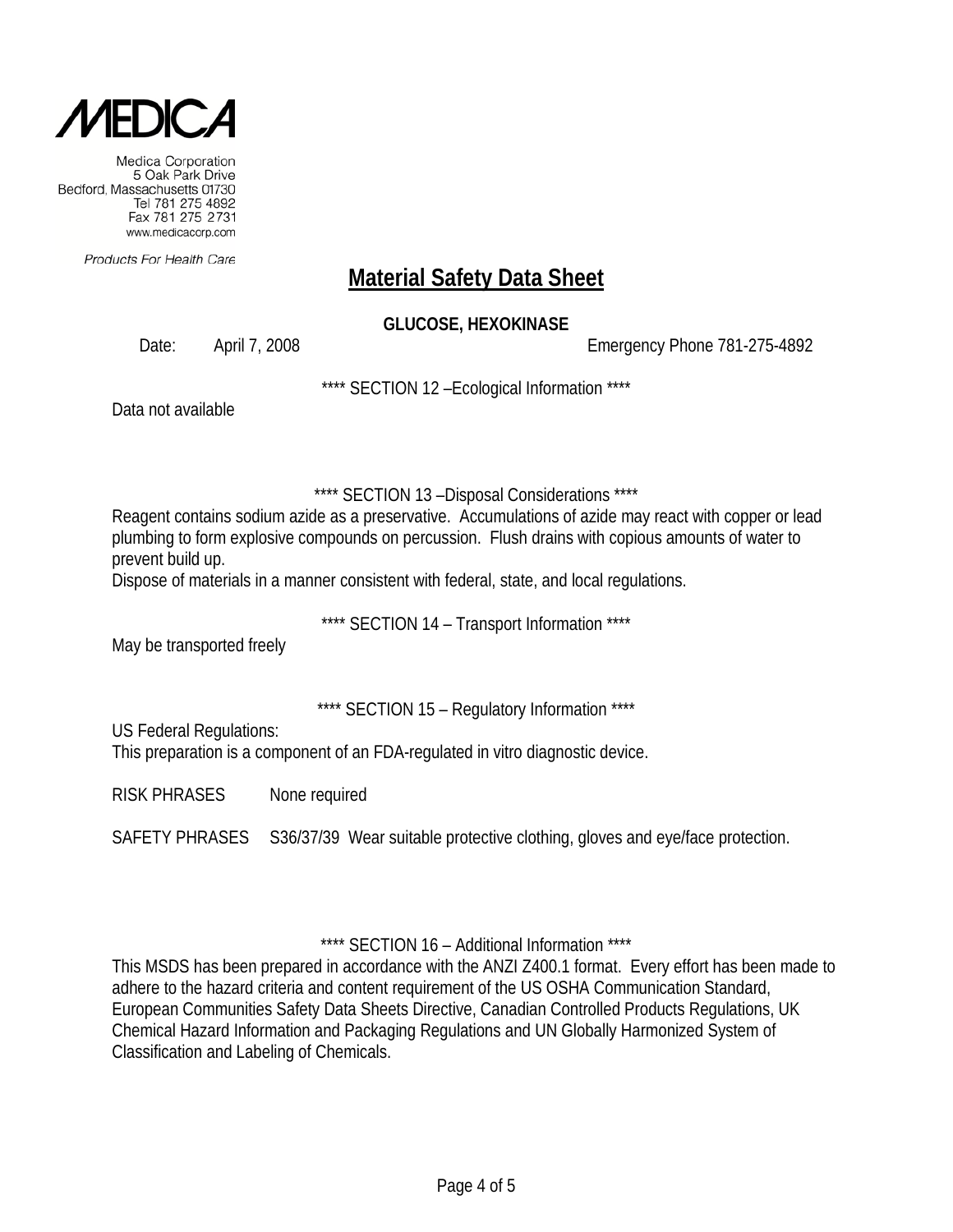MEDICA

Medica Corporation
5 Oak Park Drive
Bedford, Massachusetts 01730
Tel 781 275 4892
Fax 781 275 2731
www.medicacorp.com

*Products For Health Care*

# Material Safety Data Sheet

**GLUCOSE, HEXOKINASE**

Date: April 7, 2008 Emergency Phone 781-275-4892

**** SECTION 12 –Ecological Information ****

Data not available

**** SECTION 13 –Disposal Considerations ****

Reagent contains sodium azide as a preservative. Accumulations of azide may react with copper or lead plumbing to form explosive compounds on percussion. Flush drains with copious amounts of water to prevent build up.
Dispose of materials in a manner consistent with federal, state, and local regulations.

**** SECTION 14 – Transport Information ****

May be transported freely

**** SECTION 15 – Regulatory Information ****

US Federal Regulations:
This preparation is a component of an FDA-regulated in vitro diagnostic device.

RISK PHRASES None required

SAFETY PHRASES S36/37/39 Wear suitable protective clothing, gloves and eye/face protection.

**** SECTION 16 – Additional Information ****

This MSDS has been prepared in accordance with the ANZI Z400.1 format. Every effort has been made to adhere to the hazard criteria and content requirement of the US OSHA Communication Standard, European Communities Safety Data Sheets Directive, Canadian Controlled Products Regulations, UK Chemical Hazard Information and Packaging Regulations and UN Globally Harmonized System of Classification and Labeling of Chemicals.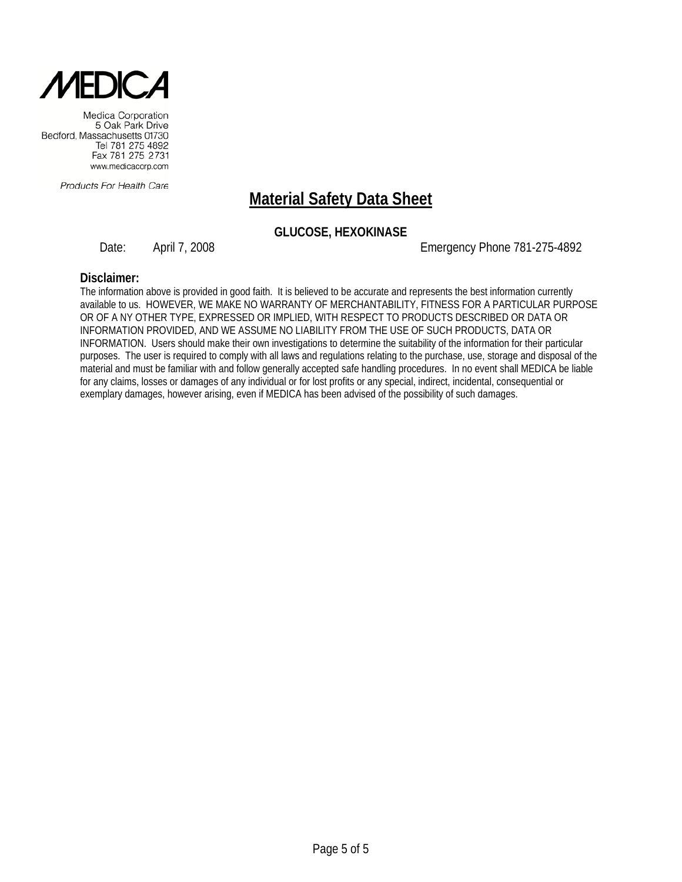MEDICA

Medica Corporation
5 Oak Park Drive
Bedford, Massachusetts 01730
Tel 781 275 4892
Fax 781 275 2731
www.medicacorp.com

*Products For Health Care*

# Material Safety Data Sheet

**GLUCOSE, HEXOKINASE**

Date: April 7, 2008 Emergency Phone 781-275-4892

**Disclaimer:**

The information above is provided in good faith. It is believed to be accurate and represents the best information currently available to us. HOWEVER, WE MAKE NO WARRANTY OF MERCHANTABILITY, FITNESS FOR A PARTICULAR PURPOSE OR OF A NY OTHER TYPE, EXPRESSED OR IMPLIED, WITH RESPECT TO PRODUCTS DESCRIBED OR DATA OR INFORMATION PROVIDED, AND WE ASSUME NO LIABILITY FROM THE USE OF SUCH PRODUCTS, DATA OR INFORMATION. Users should make their own investigations to determine the suitability of the information for their particular purposes. The user is required to comply with all laws and regulations relating to the purchase, use, storage and disposal of the material and must be familiar with and follow generally accepted safe handling procedures. In no event shall MEDICA be liable for any claims, losses or damages of any individual or for lost profits or any special, indirect, incidental, consequential or exemplary damages, however arising, even if MEDICA has been advised of the possibility of such damages.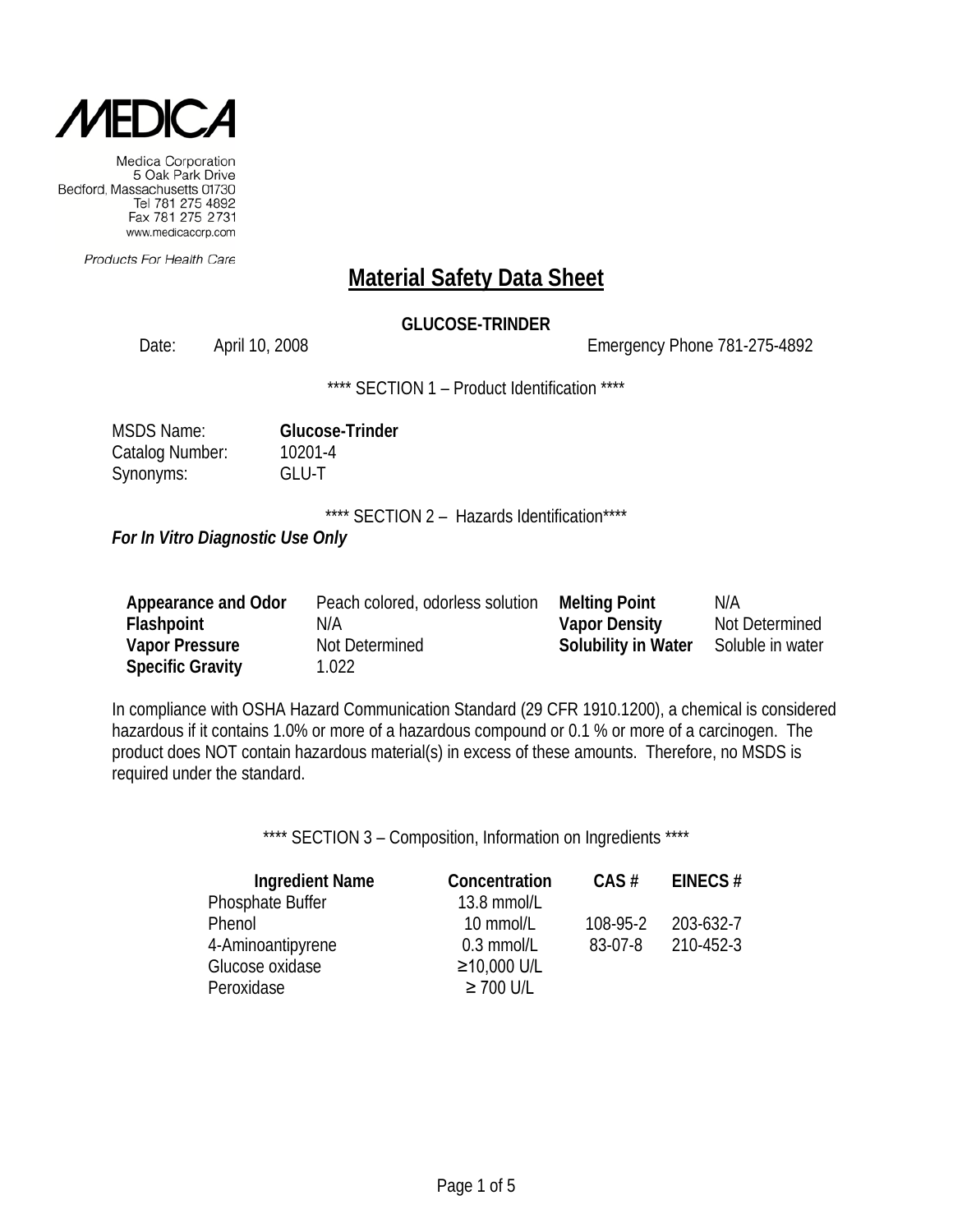MEDICA

Medica Corporation
5 Oak Park Drive
Bedford, Massachusetts 01730
Tel 781 275 4892
Fax 781 275 2731
www.medicacorp.com

*Products For Health Care*

# Material Safety Data Sheet

**GLUCOSE-TRINDER**

Date: April 10, 2008 Emergency Phone 781-275-4892

\*\*\*\* SECTION 1 – Product Identification \*\*\*\*

MSDS Name: **Glucose-Trinder**
Catalog Number: 10201-4
Synonyms: GLU-T

\*\*\*\* SECTION 2 – Hazards Identification\*\*\*\*

***For In Vitro Diagnostic Use Only***

| | | | |
|---|---|---|---|
| **Appearance and Odor** | Peach colored, odorless solution | **Melting Point** | N/A |
| **Flashpoint** | N/A | **Vapor Density** | Not Determined |
| **Vapor Pressure** | Not Determined | **Solubility in Water** | Soluble in water |
| **Specific Gravity** | 1.022 | | |

In compliance with OSHA Hazard Communication Standard (29 CFR 1910.1200), a chemical is considered hazardous if it contains 1.0% or more of a hazardous compound or 0.1 % or more of a carcinogen. The product does NOT contain hazardous material(s) in excess of these amounts. Therefore, no MSDS is required under the standard.

\*\*\*\* SECTION 3 – Composition, Information on Ingredients \*\*\*\*

| Ingredient Name | Concentration | CAS # | EINECS # |
|---|---|---|---|
| Phosphate Buffer | 13.8 mmol/L | | |
| Phenol | 10 mmol/L | 108-95-2 | 203-632-7 |
| 4-Aminoantipyrene | 0.3 mmol/L | 83-07-8 | 210-452-3 |
| Glucose oxidase | ≥10,000 U/L | | |
| Peroxidase | ≥ 700 U/L | | |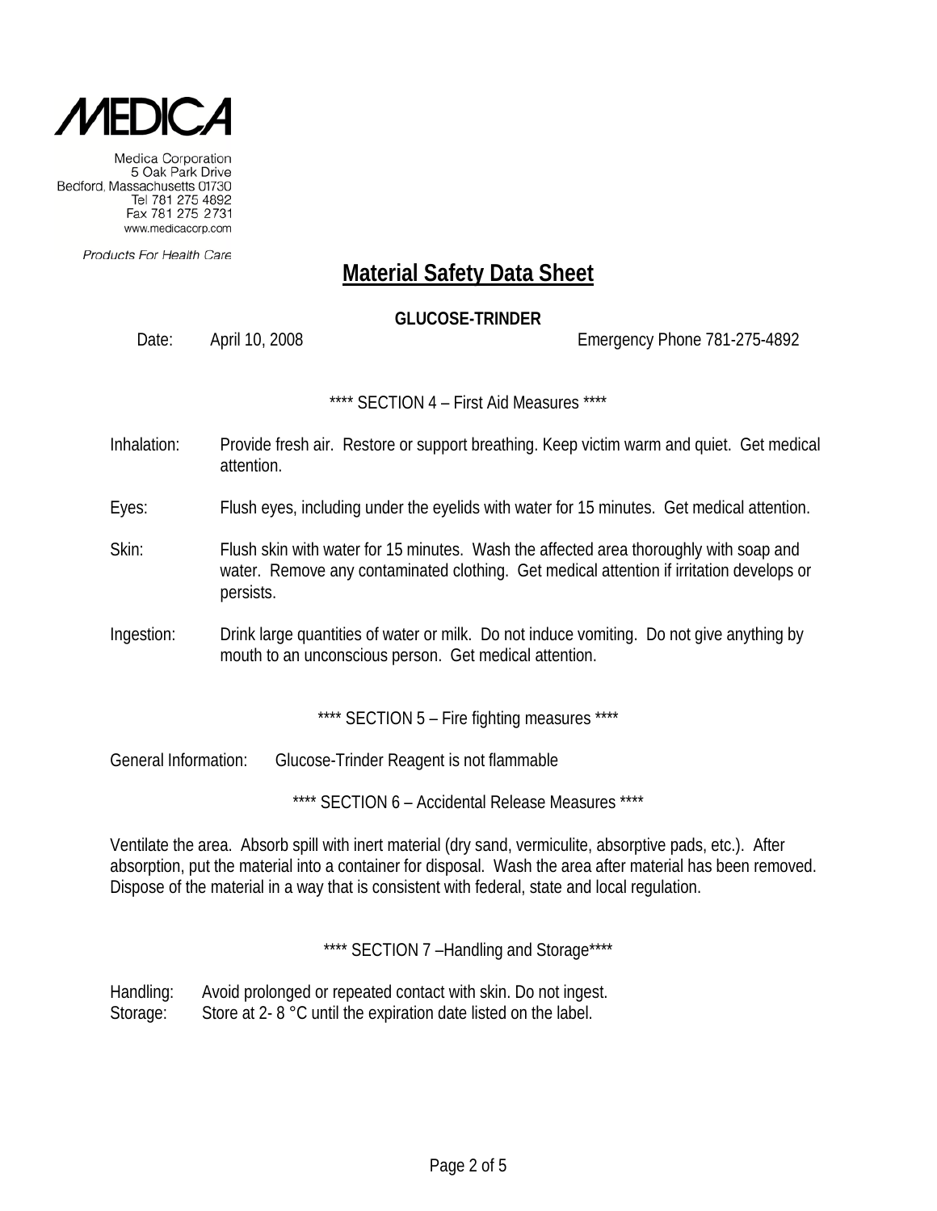MEDICA

Medica Corporation
5 Oak Park Drive
Bedford, Massachusetts 01730
Tel 781 275 4892
Fax 781 275 2731
www.medicacorp.com

*Products For Health Care*

# Material Safety Data Sheet

**GLUCOSE-TRINDER**

Date: April 10, 2008 Emergency Phone 781-275-4892

**** SECTION 4 – First Aid Measures ****

Inhalation: Provide fresh air. Restore or support breathing. Keep victim warm and quiet. Get medical attention.

Eyes: Flush eyes, including under the eyelids with water for 15 minutes. Get medical attention.

Skin: Flush skin with water for 15 minutes. Wash the affected area thoroughly with soap and water. Remove any contaminated clothing. Get medical attention if irritation develops or persists.

Ingestion: Drink large quantities of water or milk. Do not induce vomiting. Do not give anything by mouth to an unconscious person. Get medical attention.

**** SECTION 5 – Fire fighting measures ****

General Information: Glucose-Trinder Reagent is not flammable

**** SECTION 6 – Accidental Release Measures ****

Ventilate the area. Absorb spill with inert material (dry sand, vermiculite, absorptive pads, etc.). After absorption, put the material into a container for disposal. Wash the area after material has been removed. Dispose of the material in a way that is consistent with federal, state and local regulation.

**** SECTION 7 –Handling and Storage****

Handling: Avoid prolonged or repeated contact with skin. Do not ingest.
Storage: Store at 2- 8 °C until the expiration date listed on the label.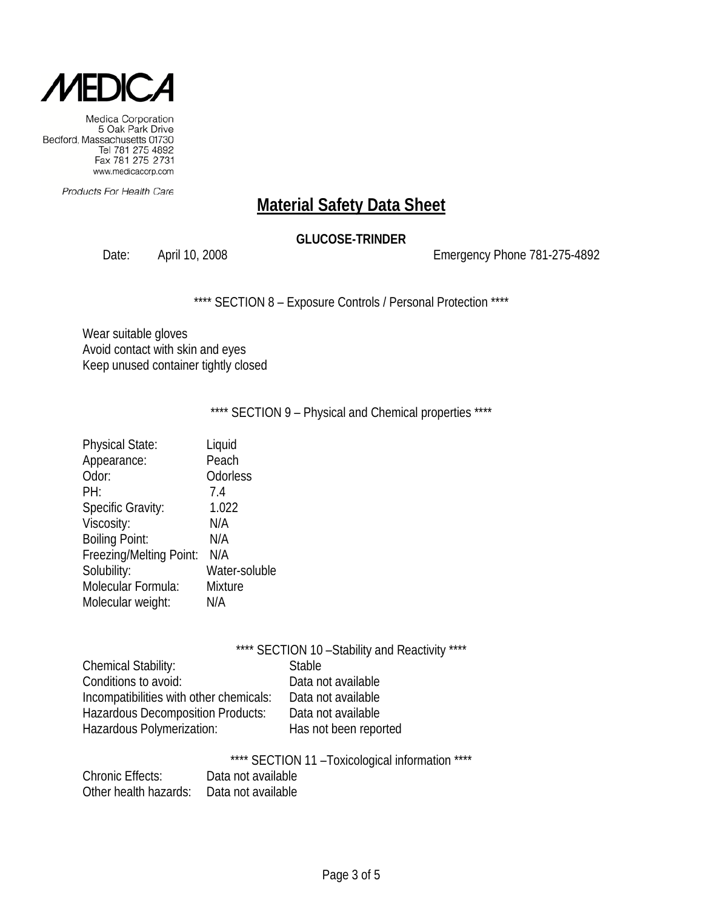Medica Corporation
5 Oak Park Drive
Bedford, Massachusetts 01730
Tel 781 275 4892
Fax 781 275 2731
www.medicacorp.com

*Products For Health Care*

# Material Safety Data Sheet

**GLUCOSE-TRINDER**

Date: April 10, 2008 Emergency Phone 781-275-4892

**** SECTION 8 – Exposure Controls / Personal Protection ****

Wear suitable gloves
Avoid contact with skin and eyes
Keep unused container tightly closed

**** SECTION 9 – Physical and Chemical properties ****

| | |
|---|---|
| Physical State: | Liquid |
| Appearance: | Peach |
| Odor: | Odorless |
| PH: | 7.4 |
| Specific Gravity: | 1.022 |
| Viscosity: | N/A |
| Boiling Point: | N/A |
| Freezing/Melting Point: | N/A |
| Solubility: | Water-soluble |
| Molecular Formula: | Mixture |
| Molecular weight: | N/A |

**** SECTION 10 –Stability and Reactivity ****

| | |
|---|---|
| Chemical Stability: | Stable |
| Conditions to avoid: | Data not available |
| Incompatibilities with other chemicals: | Data not available |
| Hazardous Decomposition Products: | Data not available |
| Hazardous Polymerization: | Has not been reported |

**** SECTION 11 –Toxicological information ****

| | |
|---|---|
| Chronic Effects: | Data not available |
| Other health hazards: | Data not available |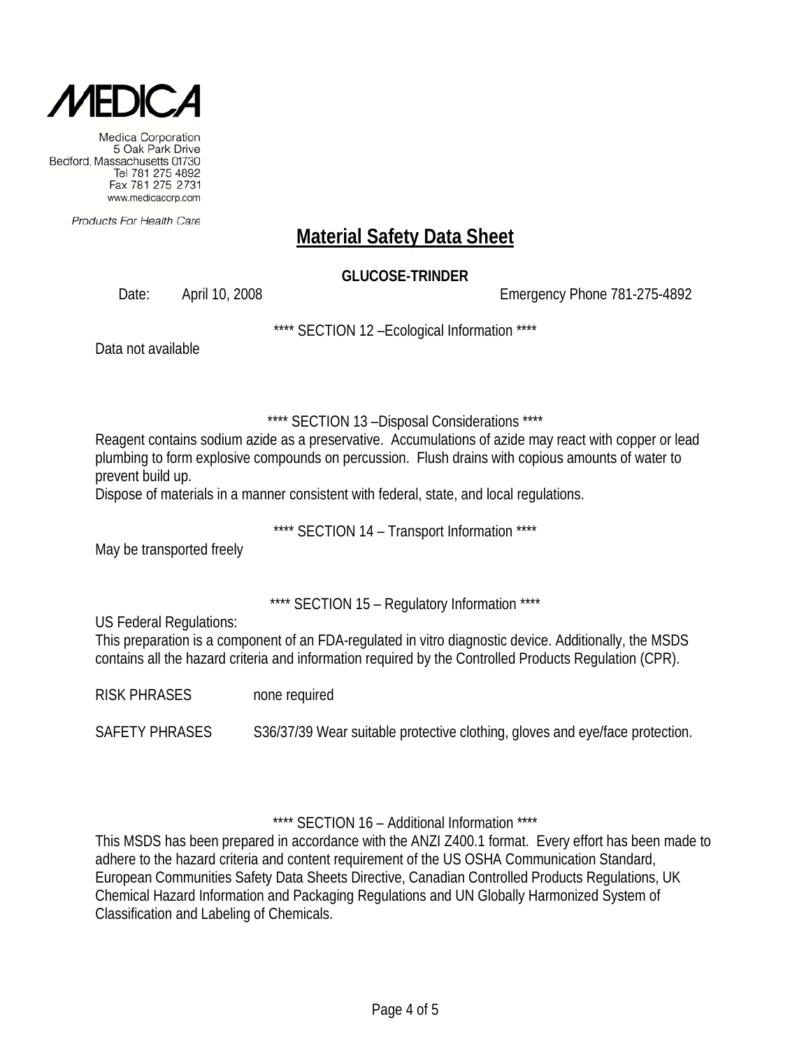MEDICA

Medica Corporation
5 Oak Park Drive
Bedford, Massachusetts 01730
Tel 781 275 4892
Fax 781 275 2731
www.medicacorp.com

Products For Health Care

# Material Safety Data Sheet

**GLUCOSE-TRINDER**

Date: April 10, 2008 Emergency Phone 781-275-4892

**** SECTION 12 –Ecological Information ****

Data not available

**** SECTION 13 –Disposal Considerations ****

Reagent contains sodium azide as a preservative. Accumulations of azide may react with copper or lead plumbing to form explosive compounds on percussion. Flush drains with copious amounts of water to prevent build up.
Dispose of materials in a manner consistent with federal, state, and local regulations.

**** SECTION 14 – Transport Information ****

May be transported freely

**** SECTION 15 – Regulatory Information ****

US Federal Regulations:
This preparation is a component of an FDA-regulated in vitro diagnostic device. Additionally, the MSDS contains all the hazard criteria and information required by the Controlled Products Regulation (CPR).

RISK PHRASES none required

SAFETY PHRASES S36/37/39 Wear suitable protective clothing, gloves and eye/face protection.

**** SECTION 16 – Additional Information ****

This MSDS has been prepared in accordance with the ANZI Z400.1 format. Every effort has been made to adhere to the hazard criteria and content requirement of the US OSHA Communication Standard, European Communities Safety Data Sheets Directive, Canadian Controlled Products Regulations, UK Chemical Hazard Information and Packaging Regulations and UN Globally Harmonized System of Classification and Labeling of Chemicals.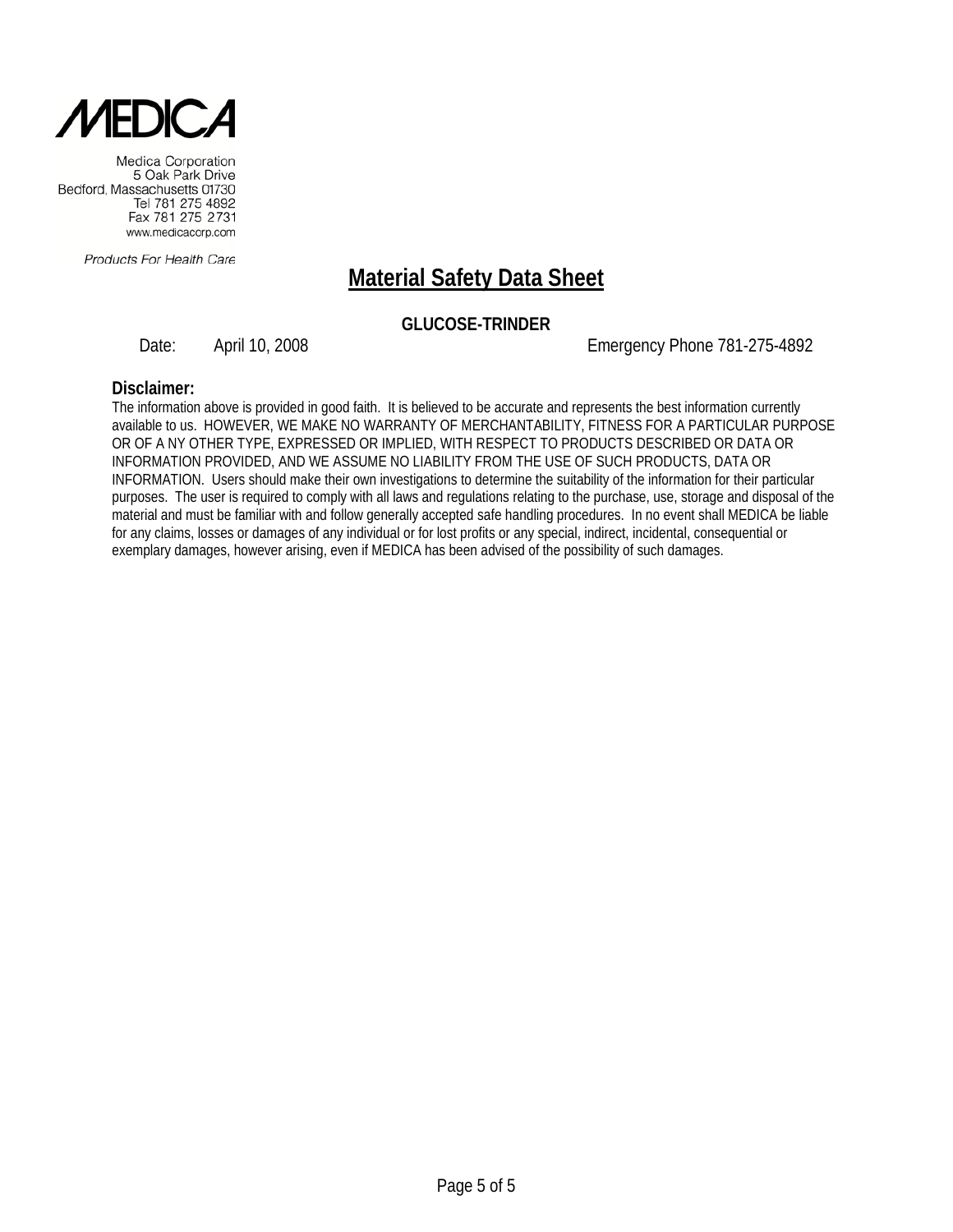MEDICA

Medica Corporation
5 Oak Park Drive
Bedford, Massachusetts 01730
Tel 781 275 4892
Fax 781 275 2731
www.medicacorp.com

*Products For Health Care*

# Material Safety Data Sheet

**GLUCOSE-TRINDER**

Date: April 10, 2008 Emergency Phone 781-275-4892

**Disclaimer:**

The information above is provided in good faith. It is believed to be accurate and represents the best information currently available to us. HOWEVER, WE MAKE NO WARRANTY OF MERCHANTABILITY, FITNESS FOR A PARTICULAR PURPOSE OR OF A NY OTHER TYPE, EXPRESSED OR IMPLIED, WITH RESPECT TO PRODUCTS DESCRIBED OR DATA OR INFORMATION PROVIDED, AND WE ASSUME NO LIABILITY FROM THE USE OF SUCH PRODUCTS, DATA OR INFORMATION. Users should make their own investigations to determine the suitability of the information for their particular purposes. The user is required to comply with all laws and regulations relating to the purchase, use, storage and disposal of the material and must be familiar with and follow generally accepted safe handling procedures. In no event shall MEDICA be liable for any claims, losses or damages of any individual or for lost profits or any special, indirect, incidental, consequential or exemplary damages, however arising, even if MEDICA has been advised of the possibility of such damages.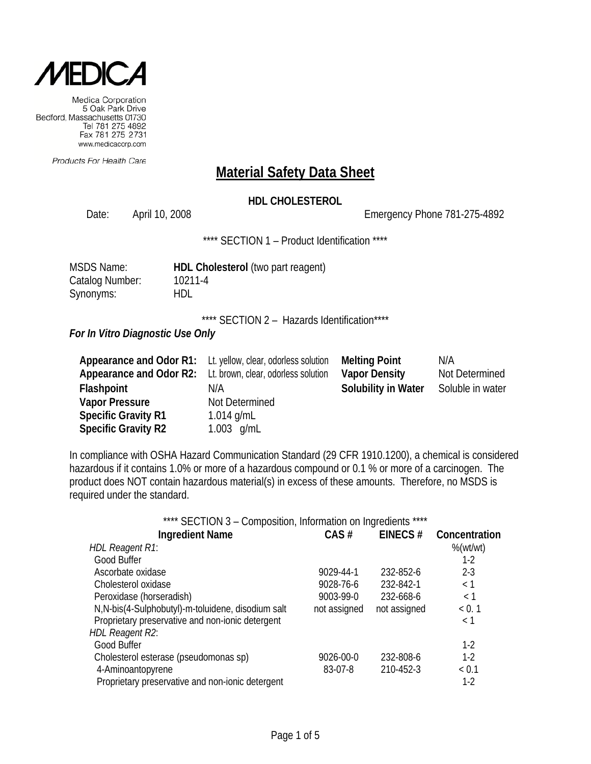MEDICA

Medica Corporation
5 Oak Park Drive
Bedford, Massachusetts 01730
Tel 781 275 4892
Fax 781 275 2731
www.medicacorp.com

Products For Health Care

# Material Safety Data Sheet

**HDL CHOLESTEROL**

Date: April 10, 2008 Emergency Phone 781-275-4892

**** SECTION 1 – Product Identification ****

MSDS Name: **HDL Cholesterol** (two part reagent)
Catalog Number: 10211-4
Synonyms: HDL

**** SECTION 2 – Hazards Identification****

***For In Vitro Diagnostic Use Only***

| | | | |
|---|---|---|---|
| **Appearance and Odor R1:** | Lt. yellow, clear, odorless solution | **Melting Point** | N/A |
| **Appearance and Odor R2:** | Lt. brown, clear, odorless solution | **Vapor Density** | Not Determined |
| **Flashpoint** | N/A | **Solubility in Water** | Soluble in water |
| **Vapor Pressure** | Not Determined | | |
| **Specific Gravity R1** | 1.014 g/mL | | |
| **Specific Gravity R2** | 1.003 g/mL | | |

In compliance with OSHA Hazard Communication Standard (29 CFR 1910.1200), a chemical is considered hazardous if it contains 1.0% or more of a hazardous compound or 0.1 % or more of a carcinogen. The product does NOT contain hazardous material(s) in excess of these amounts. Therefore, no MSDS is required under the standard.

**** SECTION 3 – Composition, Information on Ingredients ****

| Ingredient Name | CAS # | EINECS # | Concentration |
|---|---|---|---|
| *HDL Reagent R1*: | | | %(wt/wt) |
| Good Buffer | | | 1-2 |
| Ascorbate oxidase | 9029-44-1 | 232-852-6 | 2-3 |
| Cholesterol oxidase | 9028-76-6 | 232-842-1 | < 1 |
| Peroxidase (horseradish) | 9003-99-0 | 232-668-6 | < 1 |
| N,N-bis(4-Sulphobutyl)-m-toluidene, disodium salt | not assigned | not assigned | < 0. 1 |
| Proprietary preservative and non-ionic detergent | | | < 1 |
| *HDL Reagent R2*: | | | |
| Good Buffer | | | 1-2 |
| Cholesterol esterase (pseudomonas sp) | 9026-00-0 | 232-808-6 | 1-2 |
| 4-Aminoantopyrene | 83-07-8 | 210-452-3 | < 0.1 |
| Proprietary preservative and non-ionic detergent | | | 1-2 |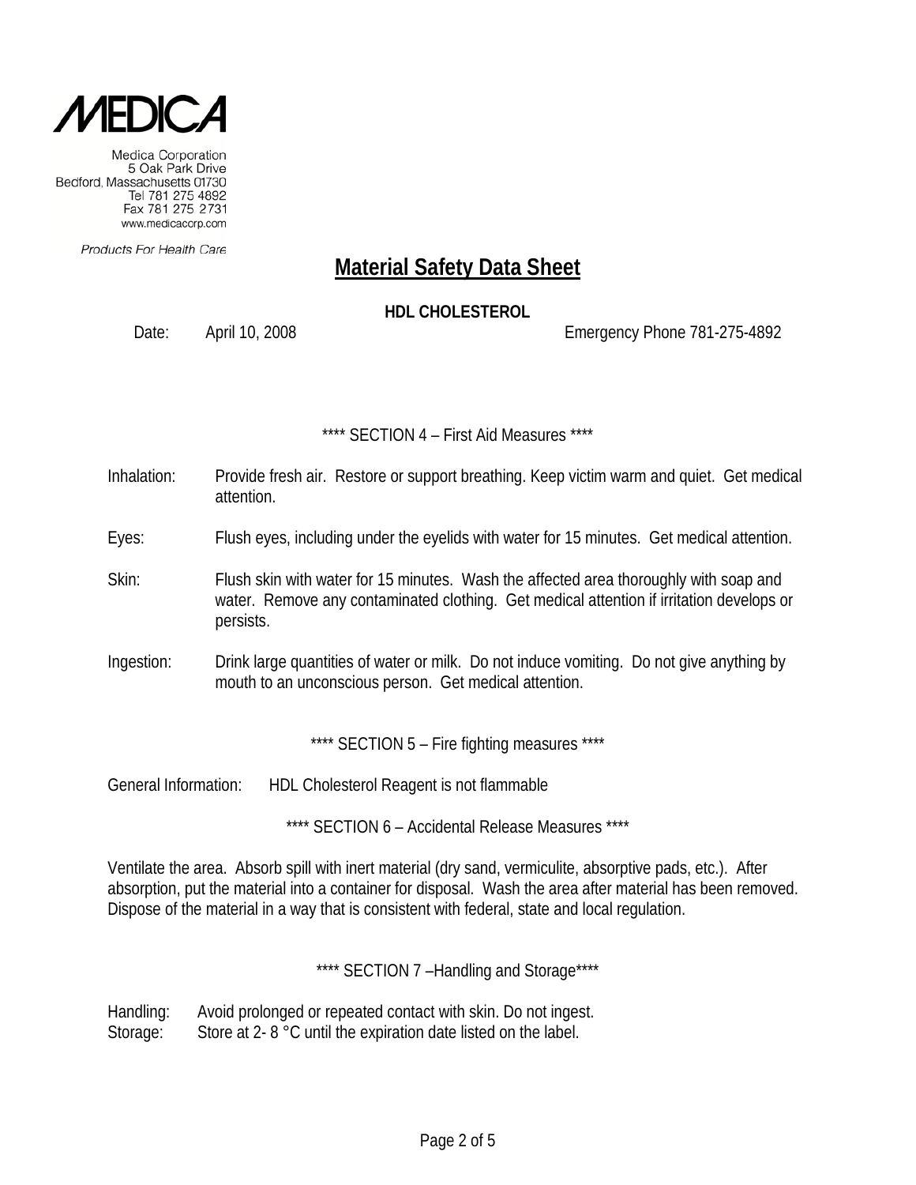MEDICA

Medica Corporation
5 Oak Park Drive
Bedford, Massachusetts 01730
Tel 781 275 4892
Fax 781 275 2731
www.medicacorp.com

*Products For Health Care*

# Material Safety Data Sheet

**HDL CHOLESTEROL**

Date: April 10, 2008 Emergency Phone 781-275-4892

## **** SECTION 4 – First Aid Measures ****

Inhalation: Provide fresh air. Restore or support breathing. Keep victim warm and quiet. Get medical attention.

Eyes: Flush eyes, including under the eyelids with water for 15 minutes. Get medical attention.

Skin: Flush skin with water for 15 minutes. Wash the affected area thoroughly with soap and water. Remove any contaminated clothing. Get medical attention if irritation develops or persists.

Ingestion: Drink large quantities of water or milk. Do not induce vomiting. Do not give anything by mouth to an unconscious person. Get medical attention.

## **** SECTION 5 – Fire fighting measures ****

General Information: HDL Cholesterol Reagent is not flammable

## **** SECTION 6 – Accidental Release Measures ****

Ventilate the area. Absorb spill with inert material (dry sand, vermiculite, absorptive pads, etc.). After absorption, put the material into a container for disposal. Wash the area after material has been removed. Dispose of the material in a way that is consistent with federal, state and local regulation.

## **** SECTION 7 –Handling and Storage****

Handling: Avoid prolonged or repeated contact with skin. Do not ingest.
Storage: Store at 2- 8 °C until the expiration date listed on the label.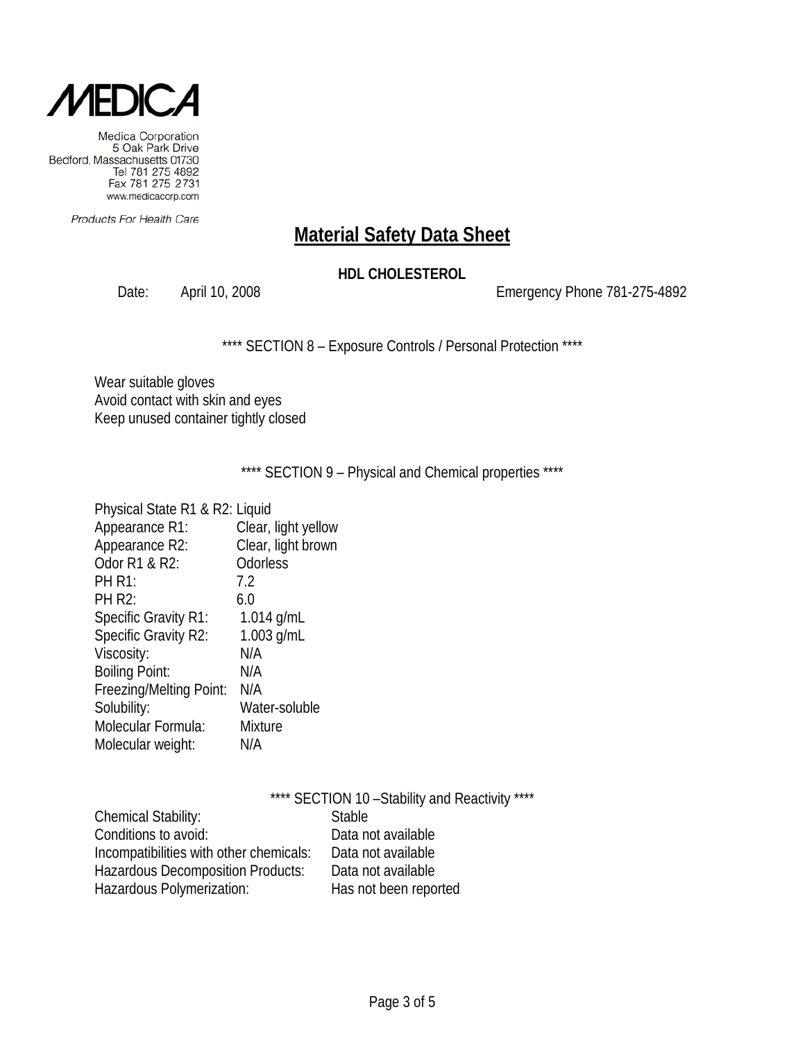MEDICA

Medica Corporation
5 Oak Park Drive
Bedford, Massachusetts 01730
Tel 781 275 4892
Fax 781 275 2731
www.medicacorp.com

Products For Health Care

# Material Safety Data Sheet

**HDL CHOLESTEROL**

Date: April 10, 2008 Emergency Phone 781-275-4892

**** SECTION 8 – Exposure Controls / Personal Protection ****

Wear suitable gloves
Avoid contact with skin and eyes
Keep unused container tightly closed

**** SECTION 9 – Physical and Chemical properties ****

| | |
|---|---|
| Physical State R1 & R2: | Liquid |
| Appearance R1: | Clear, light yellow |
| Appearance R2: | Clear, light brown |
| Odor R1 & R2: | Odorless |
| PH R1: | 7.2 |
| PH R2: | 6.0 |
| Specific Gravity R1: | 1.014 g/mL |
| Specific Gravity R2: | 1.003 g/mL |
| Viscosity: | N/A |
| Boiling Point: | N/A |
| Freezing/Melting Point: | N/A |
| Solubility: | Water-soluble |
| Molecular Formula: | Mixture |
| Molecular weight: | N/A |

**** SECTION 10 –Stability and Reactivity ****

| | |
|---|---|
| Chemical Stability: | Stable |
| Conditions to avoid: | Data not available |
| Incompatibilities with other chemicals: | Data not available |
| Hazardous Decomposition Products: | Data not available |
| Hazardous Polymerization: | Has not been reported |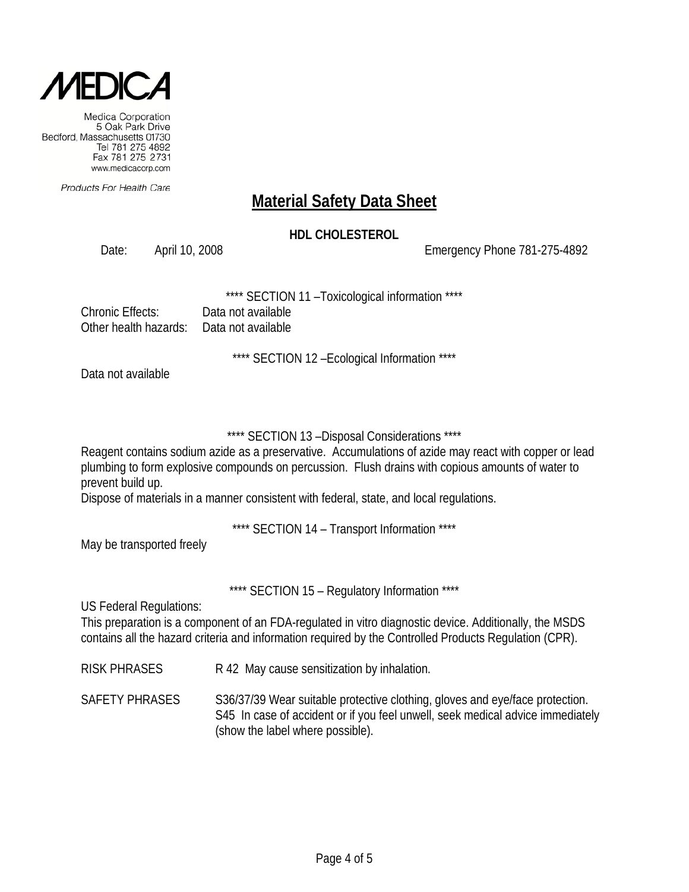MEDICA

Medica Corporation
5 Oak Park Drive
Bedford, Massachusetts 01730
Tel 781 275 4892
Fax 781 275 2731
www.medicacorp.com

Products For Health Care

# Material Safety Data Sheet

**HDL CHOLESTEROL**

Date: April 10, 2008 Emergency Phone 781-275-4892

**** SECTION 11 –Toxicological information ****

Chronic Effects: Data not available
Other health hazards: Data not available

**** SECTION 12 –Ecological Information ****

Data not available

**** SECTION 13 –Disposal Considerations ****

Reagent contains sodium azide as a preservative. Accumulations of azide may react with copper or lead plumbing to form explosive compounds on percussion. Flush drains with copious amounts of water to prevent build up.
Dispose of materials in a manner consistent with federal, state, and local regulations.

**** SECTION 14 – Transport Information ****

May be transported freely

**** SECTION 15 – Regulatory Information ****

US Federal Regulations:
This preparation is a component of an FDA-regulated in vitro diagnostic device. Additionally, the MSDS contains all the hazard criteria and information required by the Controlled Products Regulation (CPR).

RISK PHRASES R 42 May cause sensitization by inhalation.

SAFETY PHRASES S36/37/39 Wear suitable protective clothing, gloves and eye/face protection.
S45 In case of accident or if you feel unwell, seek medical advice immediately (show the label where possible).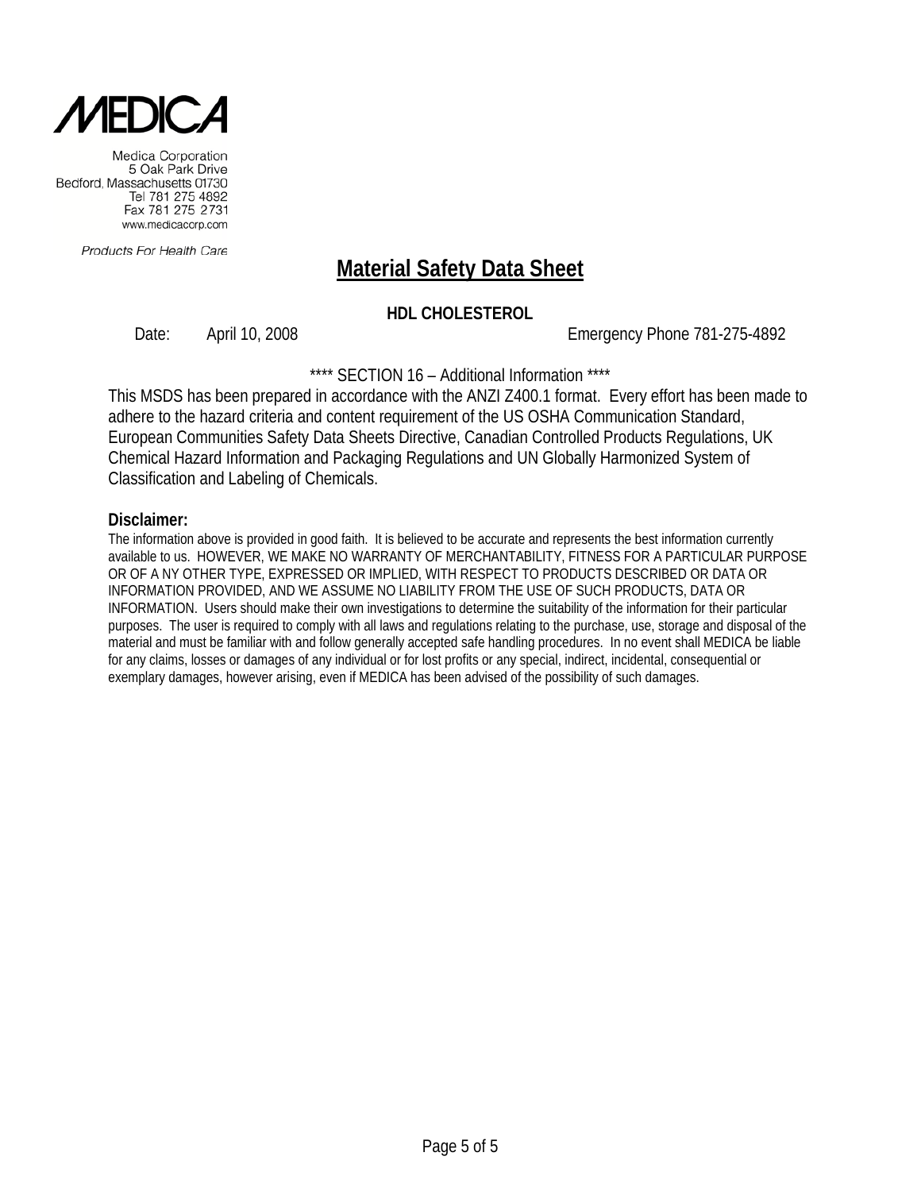**MEDICA**

Medica Corporation
5 Oak Park Drive
Bedford, Massachusetts 01730
Tel 781 275 4892
Fax 781 275 2731
www.medicacorp.com

*Products For Health Care*

# Material Safety Data Sheet

**HDL CHOLESTEROL**

Date: April 10, 2008 Emergency Phone 781-275-4892

**** SECTION 16 – Additional Information ****

This MSDS has been prepared in accordance with the ANZI Z400.1 format. Every effort has been made to adhere to the hazard criteria and content requirement of the US OSHA Communication Standard, European Communities Safety Data Sheets Directive, Canadian Controlled Products Regulations, UK Chemical Hazard Information and Packaging Regulations and UN Globally Harmonized System of Classification and Labeling of Chemicals.

**Disclaimer:**

The information above is provided in good faith. It is believed to be accurate and represents the best information currently available to us. HOWEVER, WE MAKE NO WARRANTY OF MERCHANTABILITY, FITNESS FOR A PARTICULAR PURPOSE OR OF A NY OTHER TYPE, EXPRESSED OR IMPLIED, WITH RESPECT TO PRODUCTS DESCRIBED OR DATA OR INFORMATION PROVIDED, AND WE ASSUME NO LIABILITY FROM THE USE OF SUCH PRODUCTS, DATA OR INFORMATION. Users should make their own investigations to determine the suitability of the information for their particular purposes. The user is required to comply with all laws and regulations relating to the purchase, use, storage and disposal of the material and must be familiar with and follow generally accepted safe handling procedures. In no event shall MEDICA be liable for any claims, losses or damages of any individual or for lost profits or any special, indirect, incidental, consequential or exemplary damages, however arising, even if MEDICA has been advised of the possibility of such damages.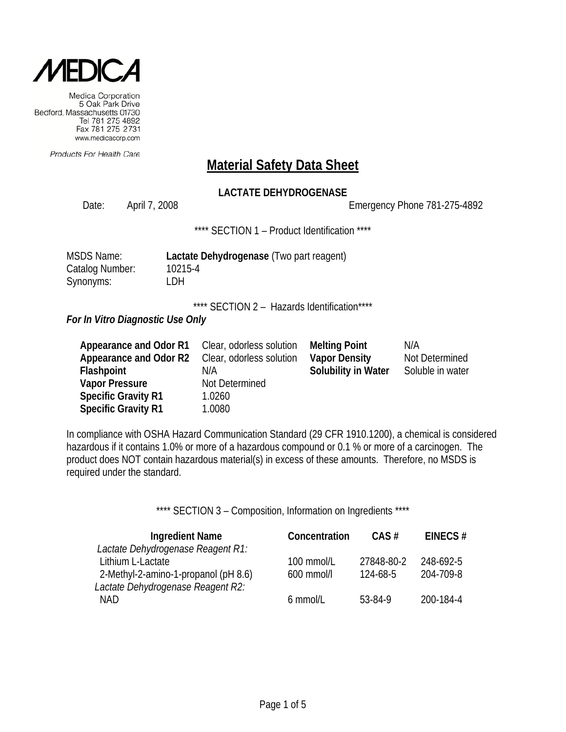**MEDICA**

Medica Corporation
5 Oak Park Drive
Bedford, Massachusetts 01730
Tel 781 275 4892
Fax 781 275 2731
www.medicacorp.com

*Products For Health Care*

# Material Safety Data Sheet

**LACTATE DEHYDROGENASE**

Date: April 7, 2008 Emergency Phone 781-275-4892

**** SECTION 1 – Product Identification ****

MSDS Name: **Lactate Dehydrogenase** (Two part reagent)
Catalog Number: 10215-4
Synonyms: LDH

**** SECTION 2 – Hazards Identification****

***For In Vitro Diagnostic Use Only***

| | | | |
|---|---|---|---|
| **Appearance and Odor R1** | Clear, odorless solution | **Melting Point** | N/A |
| **Appearance and Odor R2** | Clear, odorless solution | **Vapor Density** | Not Determined |
| **Flashpoint** | N/A | **Solubility in Water** | Soluble in water |
| **Vapor Pressure** | Not Determined | | |
| **Specific Gravity R1** | 1.0260 | | |
| **Specific Gravity R1** | 1.0080 | | |

In compliance with OSHA Hazard Communication Standard (29 CFR 1910.1200), a chemical is considered hazardous if it contains 1.0% or more of a hazardous compound or 0.1 % or more of a carcinogen. The product does NOT contain hazardous material(s) in excess of these amounts. Therefore, no MSDS is required under the standard.

**** SECTION 3 – Composition, Information on Ingredients ****

| Ingredient Name | Concentration | CAS # | EINECS # |
|---|---|---|---|
| *Lactate Dehydrogenase Reagent R1:* | | | |
| Lithium L-Lactate | 100 mmol/L | 27848-80-2 | 248-692-5 |
| 2-Methyl-2-amino-1-propanol (pH 8.6) | 600 mmol/l | 124-68-5 | 204-709-8 |
| *Lactate Dehydrogenase Reagent R2:* | | | |
| NAD | 6 mmol/L | 53-84-9 | 200-184-4 |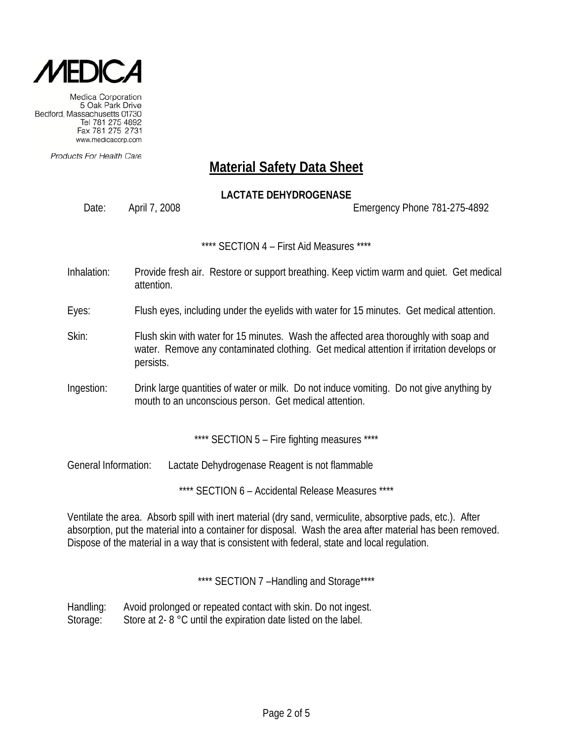**MEDICA**

Medica Corporation
5 Oak Park Drive
Bedford, Massachusetts 01730
Tel 781 275 4892
Fax 781 275 2731
www.medicacorp.com

*Products For Health Care*

# Material Safety Data Sheet

**LACTATE DEHYDROGENASE**

Date: April 7, 2008 Emergency Phone 781-275-4892

## **** SECTION 4 – First Aid Measures ****

Inhalation: Provide fresh air. Restore or support breathing. Keep victim warm and quiet. Get medical attention.

Eyes: Flush eyes, including under the eyelids with water for 15 minutes. Get medical attention.

Skin: Flush skin with water for 15 minutes. Wash the affected area thoroughly with soap and water. Remove any contaminated clothing. Get medical attention if irritation develops or persists.

Ingestion: Drink large quantities of water or milk. Do not induce vomiting. Do not give anything by mouth to an unconscious person. Get medical attention.

## **** SECTION 5 – Fire fighting measures ****

General Information: Lactate Dehydrogenase Reagent is not flammable

## **** SECTION 6 – Accidental Release Measures ****

Ventilate the area. Absorb spill with inert material (dry sand, vermiculite, absorptive pads, etc.). After absorption, put the material into a container for disposal. Wash the area after material has been removed. Dispose of the material in a way that is consistent with federal, state and local regulation.

## **** SECTION 7 –Handling and Storage****

Handling: Avoid prolonged or repeated contact with skin. Do not ingest.
Storage: Store at 2- 8 °C until the expiration date listed on the label.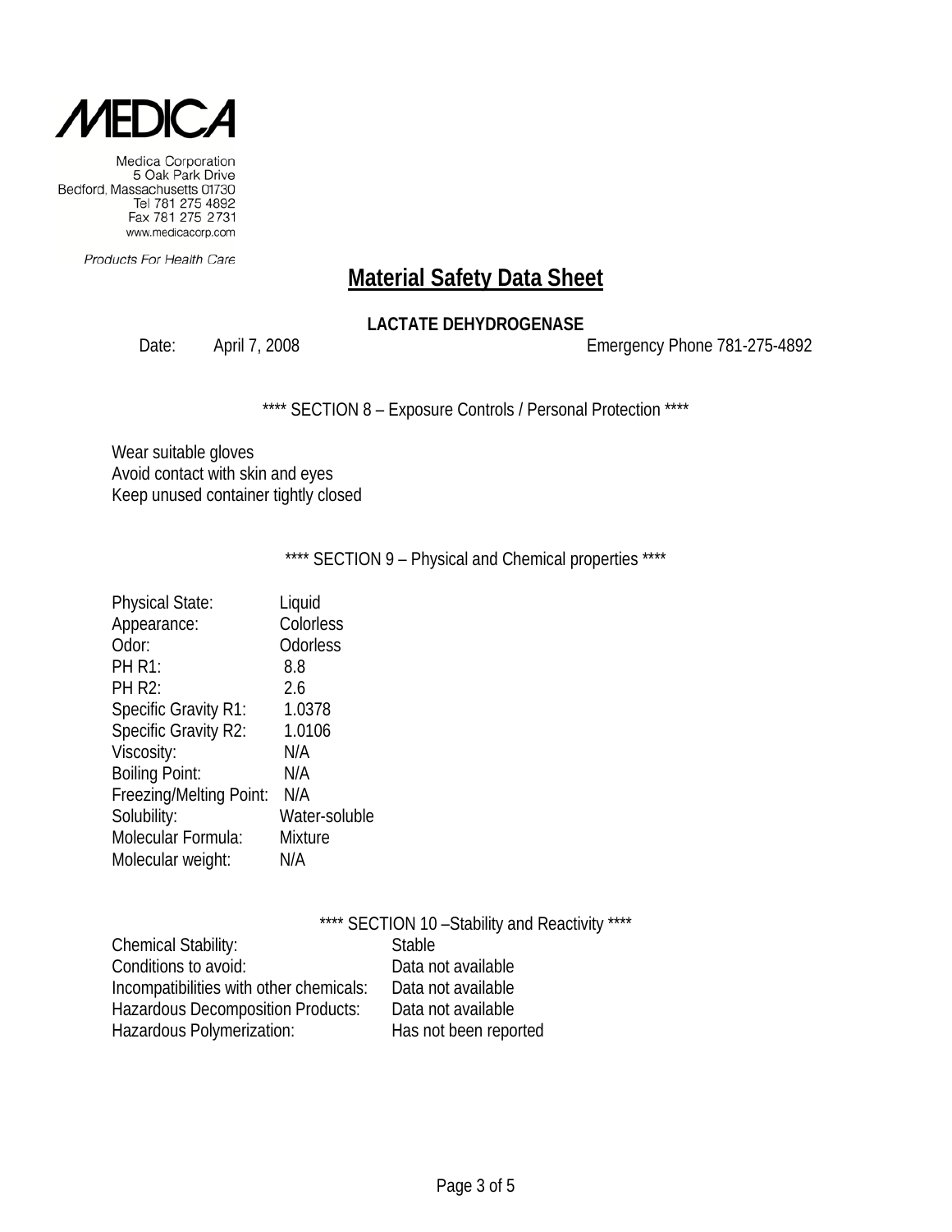**MEDICA**

Medica Corporation
5 Oak Park Drive
Bedford, Massachusetts 01730
Tel 781 275 4892
Fax 781 275 2731
www.medicacorp.com

*Products For Health Care*

# Material Safety Data Sheet

**LACTATE DEHYDROGENASE**

Date: April 7, 2008 Emergency Phone 781-275-4892

**** SECTION 8 – Exposure Controls / Personal Protection ****

Wear suitable gloves
Avoid contact with skin and eyes
Keep unused container tightly closed

**** SECTION 9 – Physical and Chemical properties ****

| | |
|---|---|
| Physical State: | Liquid |
| Appearance: | Colorless |
| Odor: | Odorless |
| PH R1: | 8.8 |
| PH R2: | 2.6 |
| Specific Gravity R1: | 1.0378 |
| Specific Gravity R2: | 1.0106 |
| Viscosity: | N/A |
| Boiling Point: | N/A |
| Freezing/Melting Point: | N/A |
| Solubility: | Water-soluble |
| Molecular Formula: | Mixture |
| Molecular weight: | N/A |

**** SECTION 10 –Stability and Reactivity ****

| | |
|---|---|
| Chemical Stability: | Stable |
| Conditions to avoid: | Data not available |
| Incompatibilities with other chemicals: | Data not available |
| Hazardous Decomposition Products: | Data not available |
| Hazardous Polymerization: | Has not been reported |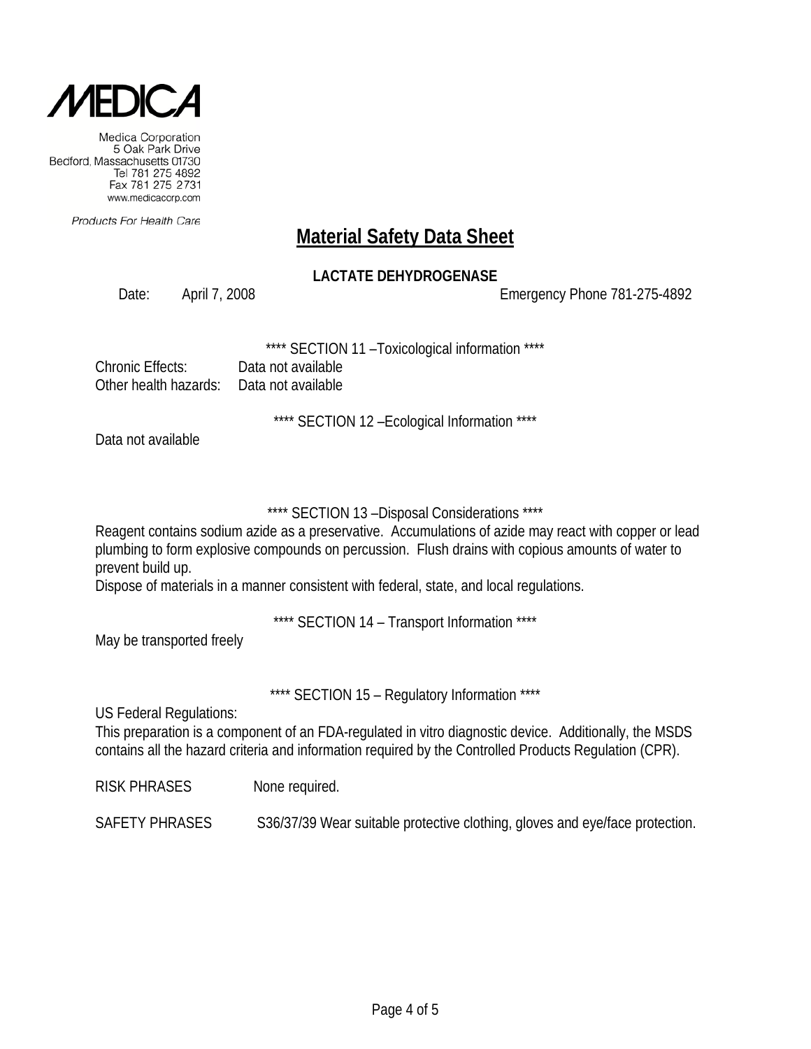**Medica Corporation**
5 Oak Park Drive
Bedford, Massachusetts 01730
Tel 781 275 4892
Fax 781 275 2731
www.medicacorp.com

*Products For Health Care*

# Material Safety Data Sheet

**LACTATE DEHYDROGENASE**

Date: April 7, 2008 Emergency Phone 781-275-4892

**** SECTION 11 –Toxicological information ****

Chronic Effects: Data not available
Other health hazards: Data not available

**** SECTION 12 –Ecological Information ****

Data not available

**** SECTION 13 –Disposal Considerations ****

Reagent contains sodium azide as a preservative. Accumulations of azide may react with copper or lead plumbing to form explosive compounds on percussion. Flush drains with copious amounts of water to prevent build up.
Dispose of materials in a manner consistent with federal, state, and local regulations.

**** SECTION 14 – Transport Information ****

May be transported freely

**** SECTION 15 – Regulatory Information ****

US Federal Regulations:
This preparation is a component of an FDA-regulated in vitro diagnostic device. Additionally, the MSDS contains all the hazard criteria and information required by the Controlled Products Regulation (CPR).

RISK PHRASES None required.

SAFETY PHRASES S36/37/39 Wear suitable protective clothing, gloves and eye/face protection.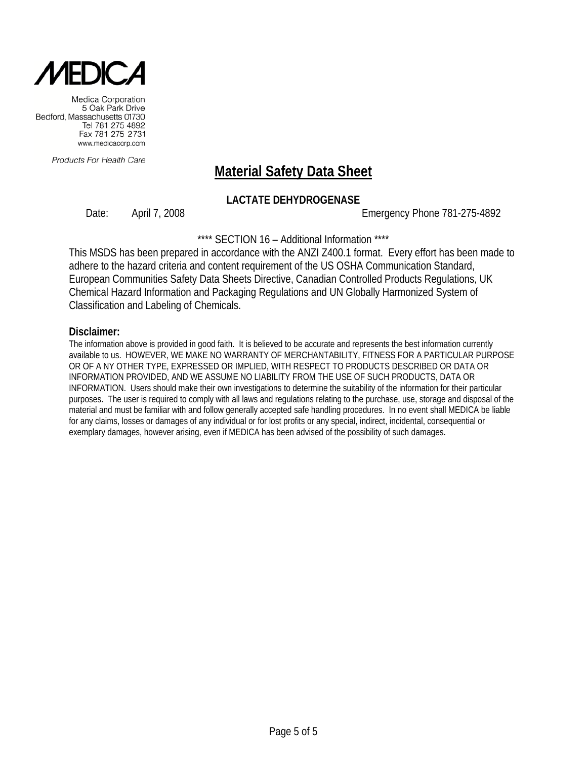MEDICA

Medica Corporation
5 Oak Park Drive
Bedford, Massachusetts 01730
Tel 781 275 4892
Fax 781 275 2731
www.medicacorp.com

*Products For Health Care*

# Material Safety Data Sheet

**LACTATE DEHYDROGENASE**

Date: April 7, 2008 Emergency Phone 781-275-4892

**** SECTION 16 – Additional Information ****

This MSDS has been prepared in accordance with the ANZI Z400.1 format. Every effort has been made to adhere to the hazard criteria and content requirement of the US OSHA Communication Standard, European Communities Safety Data Sheets Directive, Canadian Controlled Products Regulations, UK Chemical Hazard Information and Packaging Regulations and UN Globally Harmonized System of Classification and Labeling of Chemicals.

**Disclaimer:**

The information above is provided in good faith. It is believed to be accurate and represents the best information currently available to us. HOWEVER, WE MAKE NO WARRANTY OF MERCHANTABILITY, FITNESS FOR A PARTICULAR PURPOSE OR OF A NY OTHER TYPE, EXPRESSED OR IMPLIED, WITH RESPECT TO PRODUCTS DESCRIBED OR DATA OR INFORMATION PROVIDED, AND WE ASSUME NO LIABILITY FROM THE USE OF SUCH PRODUCTS, DATA OR INFORMATION. Users should make their own investigations to determine the suitability of the information for their particular purposes. The user is required to comply with all laws and regulations relating to the purchase, use, storage and disposal of the material and must be familiar with and follow generally accepted safe handling procedures. In no event shall MEDICA be liable for any claims, losses or damages of any individual or for lost profits or any special, indirect, incidental, consequential or exemplary damages, however arising, even if MEDICA has been advised of the possibility of such damages.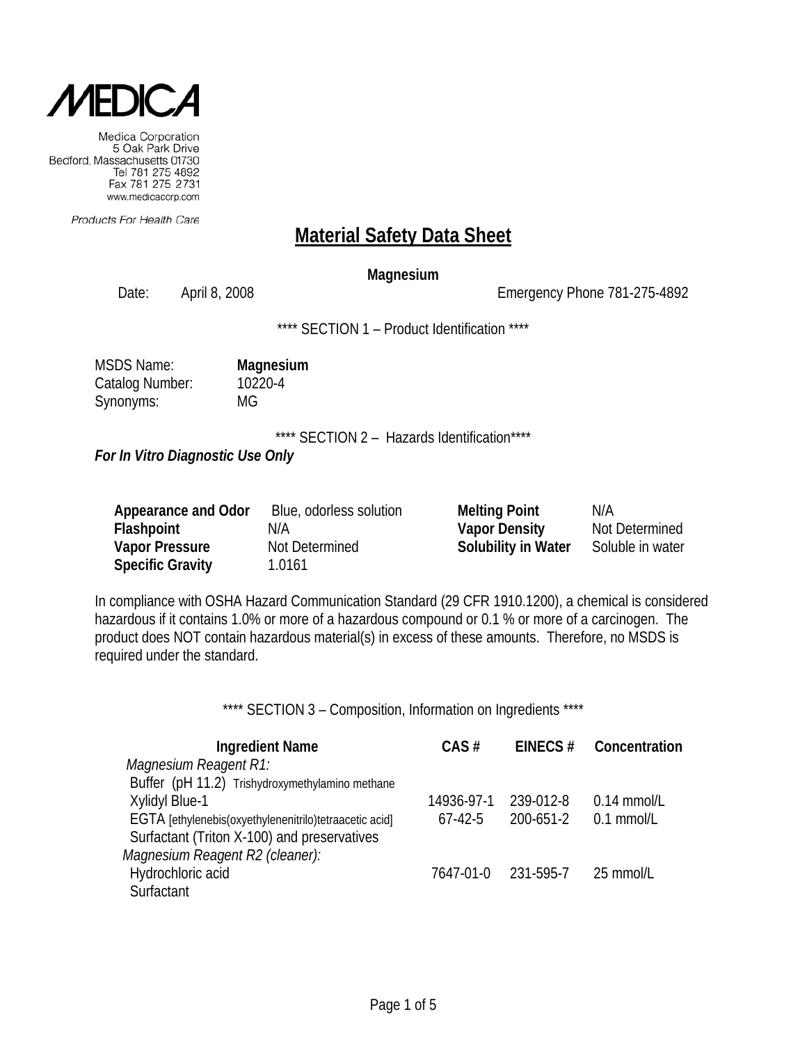**MEDICA**

Medica Corporation
5 Oak Park Drive
Bedford, Massachusetts 01730
Tel 781 275 4892
Fax 781 275 2731
www.medicacorp.com

*Products For Health Care*

# Material Safety Data Sheet

**Magnesium**

Date: April 8, 2008 Emergency Phone 781-275-4892

**** SECTION 1 – Product Identification ****

| | |
|---|---|
| MSDS Name: | **Magnesium** |
| Catalog Number: | 10220-4 |
| Synonyms: | MG |

**** SECTION 2 – Hazards Identification****

***For In Vitro Diagnostic Use Only***

| | | | |
|---|---|---|---|
| **Appearance and Odor** | Blue, odorless solution | **Melting Point** | N/A |
| **Flashpoint** | N/A | **Vapor Density** | Not Determined |
| **Vapor Pressure** | Not Determined | **Solubility in Water** | Soluble in water |
| **Specific Gravity** | 1.0161 | | |

In compliance with OSHA Hazard Communication Standard (29 CFR 1910.1200), a chemical is considered hazardous if it contains 1.0% or more of a hazardous compound or 0.1 % or more of a carcinogen. The product does NOT contain hazardous material(s) in excess of these amounts. Therefore, no MSDS is required under the standard.

**** SECTION 3 – Composition, Information on Ingredients ****

| Ingredient Name | CAS # | EINECS # | Concentration |
|---|---|---|---|
| *Magnesium Reagent R1:* | | | |
| Buffer (pH 11.2) Trishydroxymethylamino methane | | | |
| Xylidyl Blue-1 | 14936-97-1 | 239-012-8 | 0.14 mmol/L |
| EGTA [ethylenebis(oxyethylenenitrilo)tetraacetic acid] | 67-42-5 | 200-651-2 | 0.1 mmol/L |
| Surfactant (Triton X-100) and preservatives | | | |
| *Magnesium Reagent R2 (cleaner):* | | | |
| Hydrochloric acid | 7647-01-0 | 231-595-7 | 25 mmol/L |
| Surfactant | | | |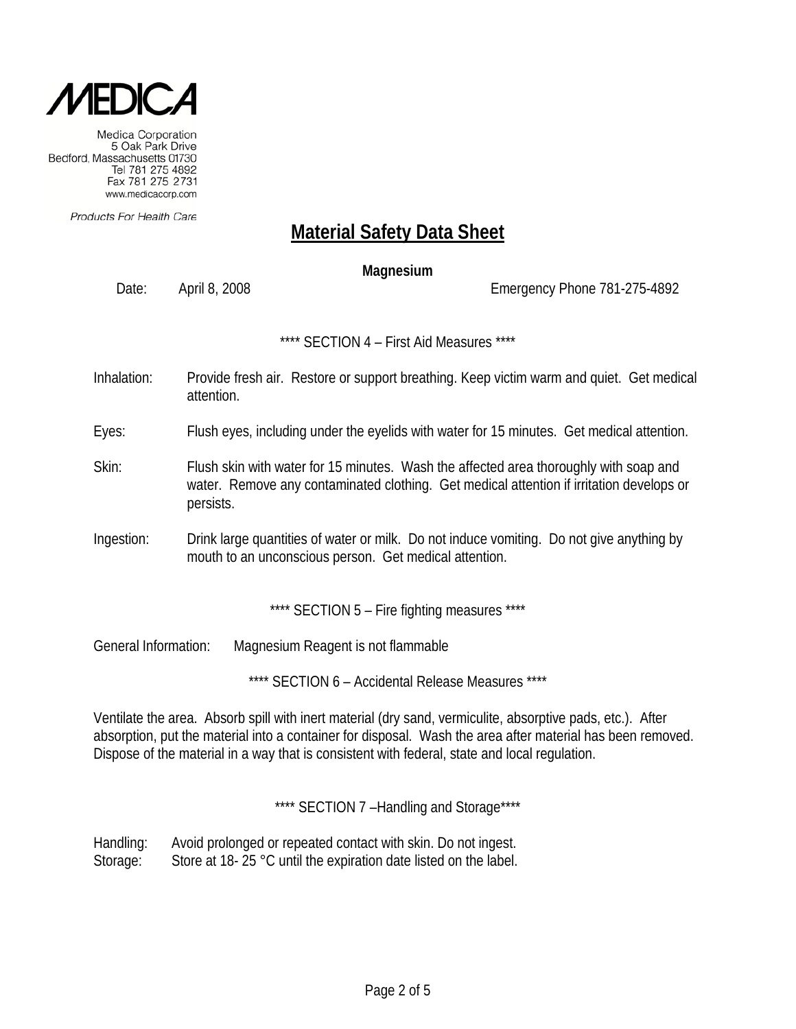**MEDICA**

Medica Corporation
5 Oak Park Drive
Bedford, Massachusetts 01730
Tel 781 275 4892
Fax 781 275 2731
www.medicacorp.com

*Products For Health Care*

# Material Safety Data Sheet

**Magnesium**

Date: April 8, 2008 Emergency Phone 781-275-4892

## **** SECTION 4 – First Aid Measures ****

Inhalation: Provide fresh air. Restore or support breathing. Keep victim warm and quiet. Get medical attention.

Eyes: Flush eyes, including under the eyelids with water for 15 minutes. Get medical attention.

Skin: Flush skin with water for 15 minutes. Wash the affected area thoroughly with soap and water. Remove any contaminated clothing. Get medical attention if irritation develops or persists.

Ingestion: Drink large quantities of water or milk. Do not induce vomiting. Do not give anything by mouth to an unconscious person. Get medical attention.

## **** SECTION 5 – Fire fighting measures ****

General Information: Magnesium Reagent is not flammable

## **** SECTION 6 – Accidental Release Measures ****

Ventilate the area. Absorb spill with inert material (dry sand, vermiculite, absorptive pads, etc.). After absorption, put the material into a container for disposal. Wash the area after material has been removed. Dispose of the material in a way that is consistent with federal, state and local regulation.

## **** SECTION 7 –Handling and Storage****

Handling: Avoid prolonged or repeated contact with skin. Do not ingest.
Storage: Store at 18- 25 °C until the expiration date listed on the label.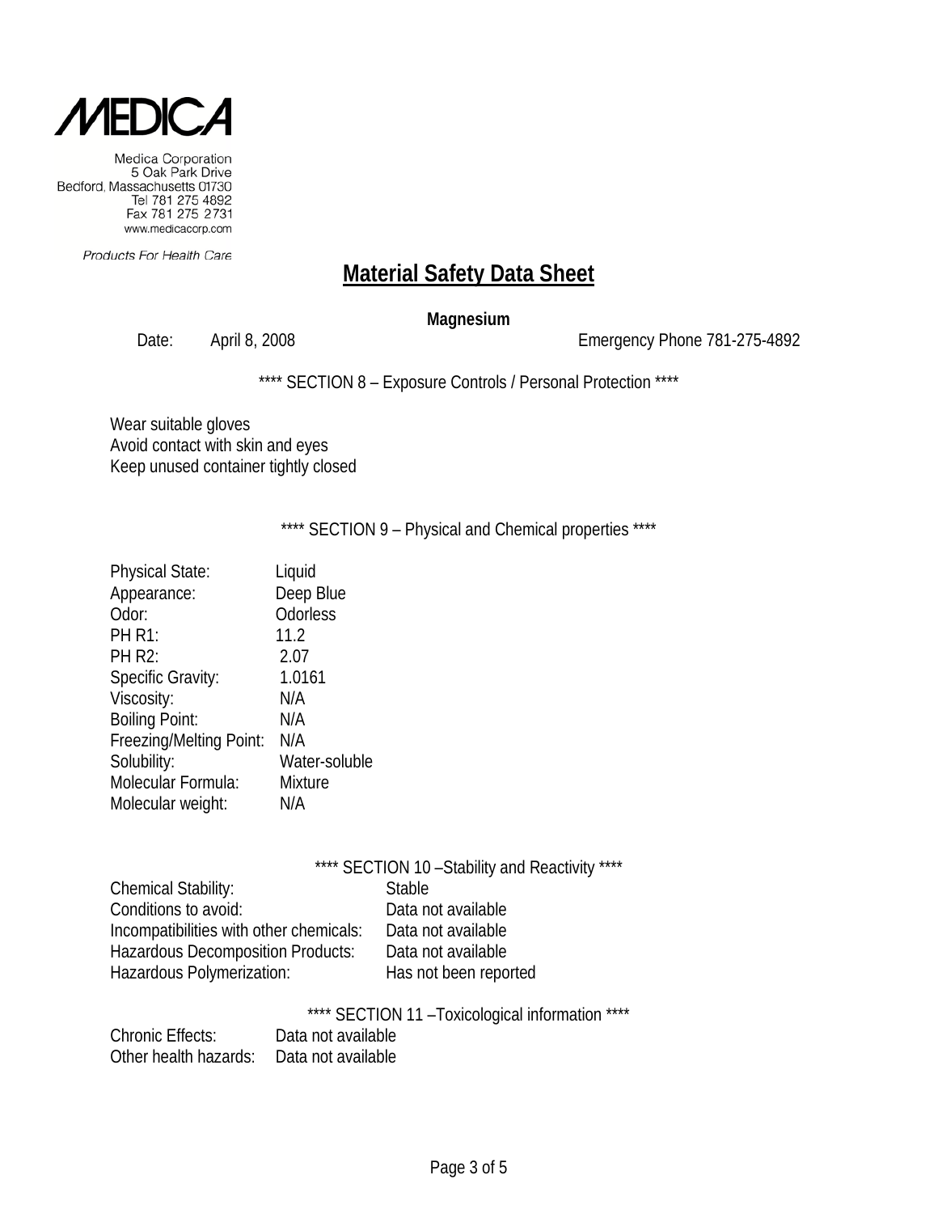MEDICA

Medica Corporation
5 Oak Park Drive
Bedford, Massachusetts 01730
Tel 781 275 4892
Fax 781 275 2731
www.medicacorp.com

Products For Health Care

# Material Safety Data Sheet

**Magnesium**

Date: April 8, 2008 Emergency Phone 781-275-4892

**** SECTION 8 – Exposure Controls / Personal Protection ****

Wear suitable gloves
Avoid contact with skin and eyes
Keep unused container tightly closed

**** SECTION 9 – Physical and Chemical properties ****

| | |
|---|---|
| Physical State: | Liquid |
| Appearance: | Deep Blue |
| Odor: | Odorless |
| PH R1: | 11.2 |
| PH R2: | 2.07 |
| Specific Gravity: | 1.0161 |
| Viscosity: | N/A |
| Boiling Point: | N/A |
| Freezing/Melting Point: | N/A |
| Solubility: | Water-soluble |
| Molecular Formula: | Mixture |
| Molecular weight: | N/A |

**** SECTION 10 –Stability and Reactivity ****

| | |
|---|---|
| Chemical Stability: | Stable |
| Conditions to avoid: | Data not available |
| Incompatibilities with other chemicals: | Data not available |
| Hazardous Decomposition Products: | Data not available |
| Hazardous Polymerization: | Has not been reported |

**** SECTION 11 –Toxicological information ****

| | |
|---|---|
| Chronic Effects: | Data not available |
| Other health hazards: | Data not available |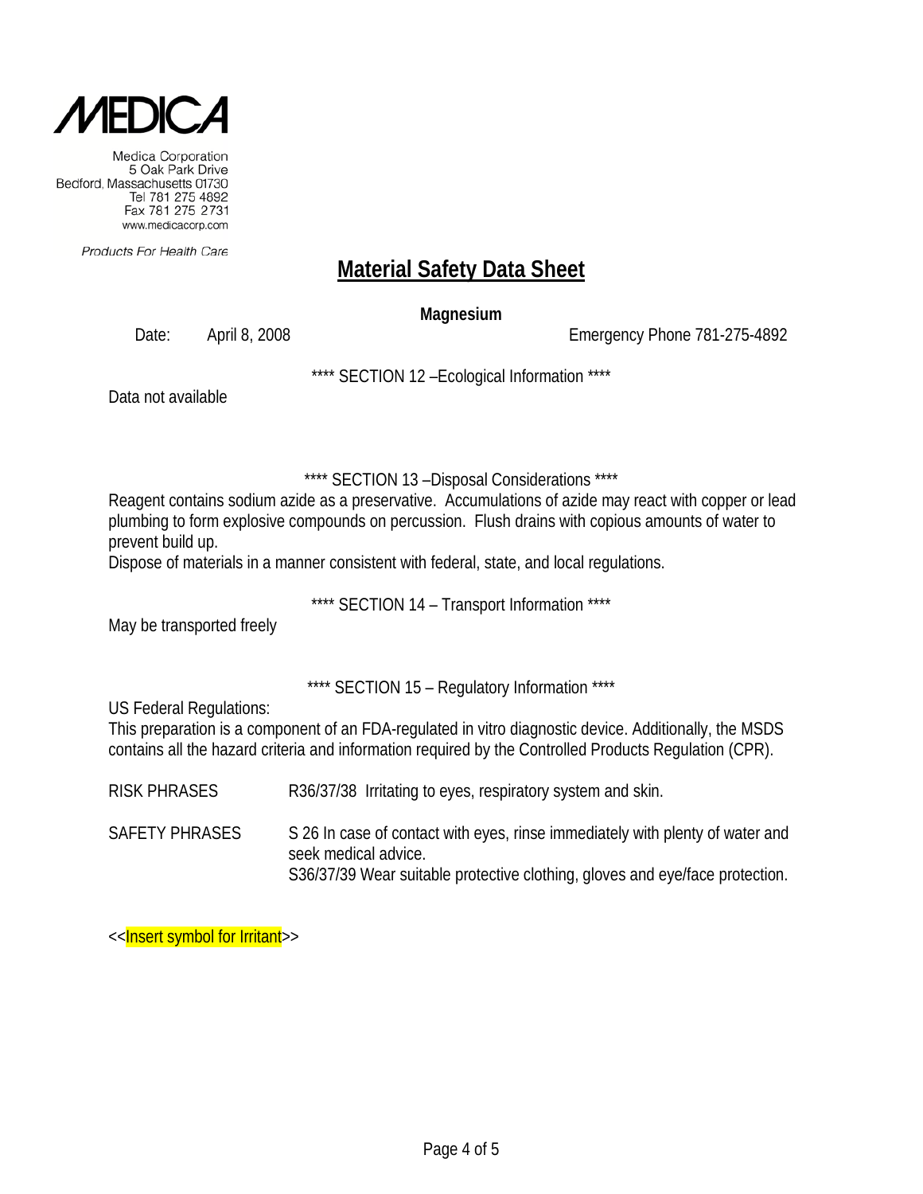**MEDICA**

Medica Corporation
5 Oak Park Drive
Bedford, Massachusetts 01730
Tel 781 275 4892
Fax 781 275 2731
www.medicacorp.com

*Products For Health Care*

# Material Safety Data Sheet

**Magnesium**

Date: April 8, 2008 Emergency Phone 781-275-4892

**** SECTION 12 –Ecological Information ****

Data not available

**** SECTION 13 –Disposal Considerations ****

Reagent contains sodium azide as a preservative. Accumulations of azide may react with copper or lead plumbing to form explosive compounds on percussion. Flush drains with copious amounts of water to prevent build up.

Dispose of materials in a manner consistent with federal, state, and local regulations.

**** SECTION 14 – Transport Information ****

May be transported freely

**** SECTION 15 – Regulatory Information ****

US Federal Regulations:

This preparation is a component of an FDA-regulated in vitro diagnostic device. Additionally, the MSDS contains all the hazard criteria and information required by the Controlled Products Regulation (CPR).

RISK PHRASES R36/37/38 Irritating to eyes, respiratory system and skin.

SAFETY PHRASES S 26 In case of contact with eyes, rinse immediately with plenty of water and seek medical advice.
S36/37/39 Wear suitable protective clothing, gloves and eye/face protection.

<<Insert symbol for Irritant>>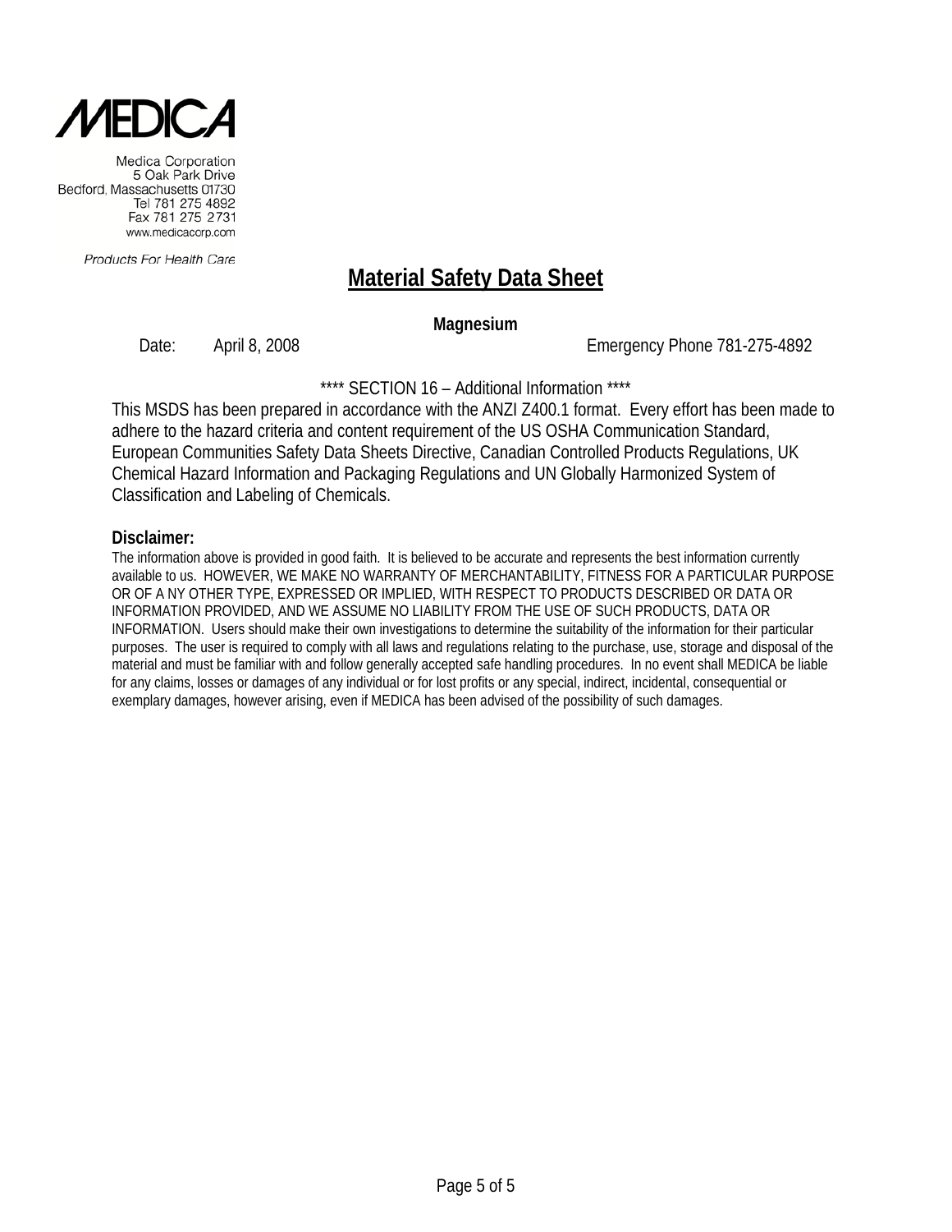MEDICA

Medica Corporation
5 Oak Park Drive
Bedford, Massachusetts 01730
Tel 781 275 4892
Fax 781 275 2731
www.medicacorp.com

Products For Health Care

# Material Safety Data Sheet

**Magnesium**

Date: April 8, 2008 Emergency Phone 781-275-4892

**** SECTION 16 – Additional Information ****

This MSDS has been prepared in accordance with the ANZI Z400.1 format. Every effort has been made to adhere to the hazard criteria and content requirement of the US OSHA Communication Standard, European Communities Safety Data Sheets Directive, Canadian Controlled Products Regulations, UK Chemical Hazard Information and Packaging Regulations and UN Globally Harmonized System of Classification and Labeling of Chemicals.

**Disclaimer:**

The information above is provided in good faith. It is believed to be accurate and represents the best information currently available to us. HOWEVER, WE MAKE NO WARRANTY OF MERCHANTABILITY, FITNESS FOR A PARTICULAR PURPOSE OR OF A NY OTHER TYPE, EXPRESSED OR IMPLIED, WITH RESPECT TO PRODUCTS DESCRIBED OR DATA OR INFORMATION PROVIDED, AND WE ASSUME NO LIABILITY FROM THE USE OF SUCH PRODUCTS, DATA OR INFORMATION. Users should make their own investigations to determine the suitability of the information for their particular purposes. The user is required to comply with all laws and regulations relating to the purchase, use, storage and disposal of the material and must be familiar with and follow generally accepted safe handling procedures. In no event shall MEDICA be liable for any claims, losses or damages of any individual or for lost profits or any special, indirect, incidental, consequential or exemplary damages, however arising, even if MEDICA has been advised of the possibility of such damages.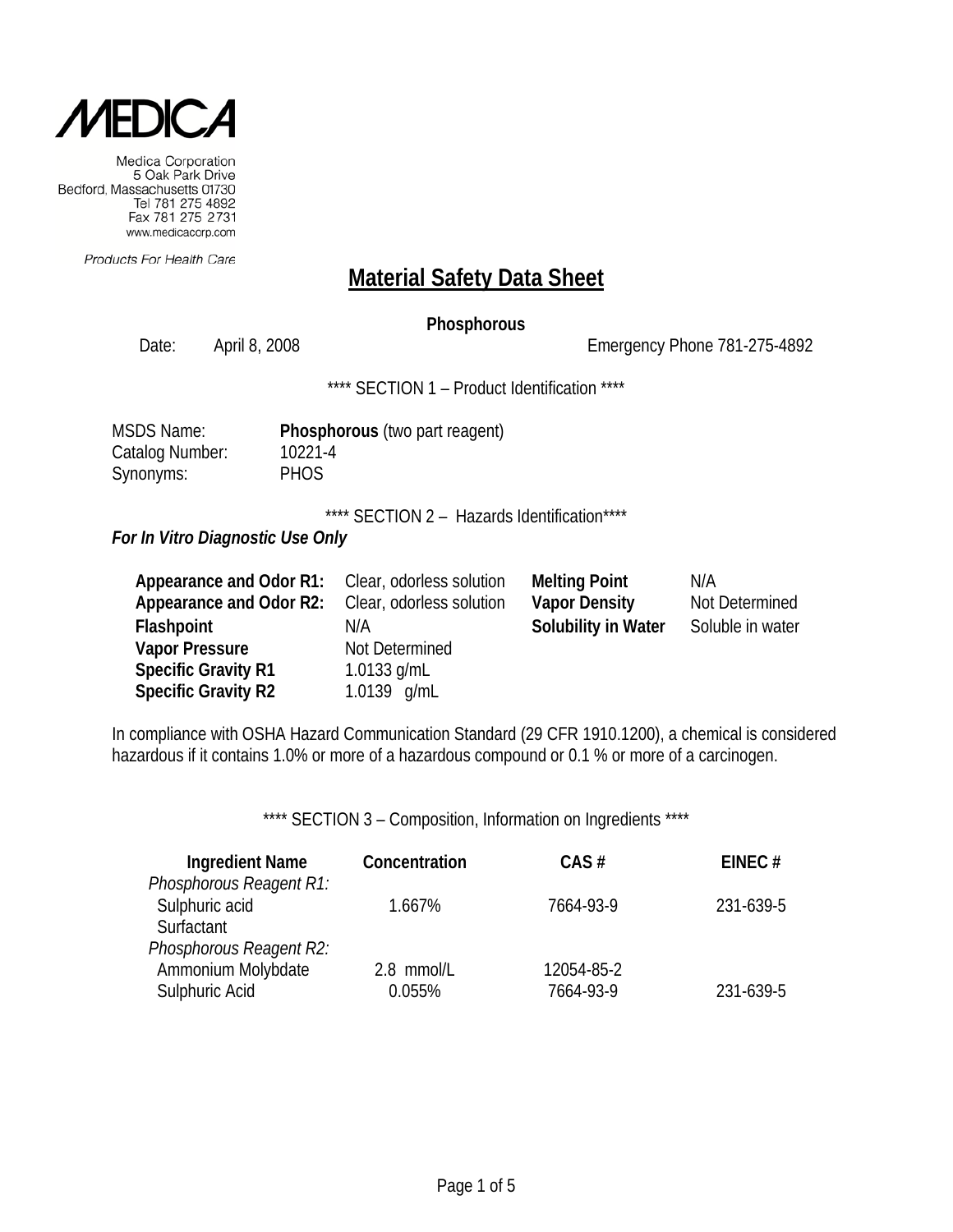**MEDICA**

Medica Corporation
5 Oak Park Drive
Bedford, Massachusetts 01730
Tel 781 275 4892
Fax 781 275 2731
www.medicacorp.com

*Products For Health Care*

# Material Safety Data Sheet

**Phosphorous**

Date: April 8, 2008 Emergency Phone 781-275-4892

**** SECTION 1 – Product Identification ****

| | |
|---|---|
| MSDS Name: | **Phosphorous** (two part reagent) |
| Catalog Number: | 10221-4 |
| Synonyms: | PHOS |

**** SECTION 2 – Hazards Identification****

***For In Vitro Diagnostic Use Only***

| | | | |
|---|---|---|---|
| **Appearance and Odor R1:** | Clear, odorless solution | **Melting Point** | N/A |
| **Appearance and Odor R2:** | Clear, odorless solution | **Vapor Density** | Not Determined |
| **Flashpoint** | N/A | **Solubility in Water** | Soluble in water |
| **Vapor Pressure** | Not Determined | | |
| **Specific Gravity R1** | 1.0133 g/mL | | |
| **Specific Gravity R2** | 1.0139 g/mL | | |

In compliance with OSHA Hazard Communication Standard (29 CFR 1910.1200), a chemical is considered hazardous if it contains 1.0% or more of a hazardous compound or 0.1 % or more of a carcinogen.

**** SECTION 3 – Composition, Information on Ingredients ****

| Ingredient Name | Concentration | CAS # | EINEC # |
|---|---|---|---|
| *Phosphorous Reagent R1:* | | | |
| Sulphuric acid | 1.667% | 7664-93-9 | 231-639-5 |
| Surfactant | | | |
| *Phosphorous Reagent R2:* | | | |
| Ammonium Molybdate | 2.8 mmol/L | 12054-85-2 | |
| Sulphuric Acid | 0.055% | 7664-93-9 | 231-639-5 |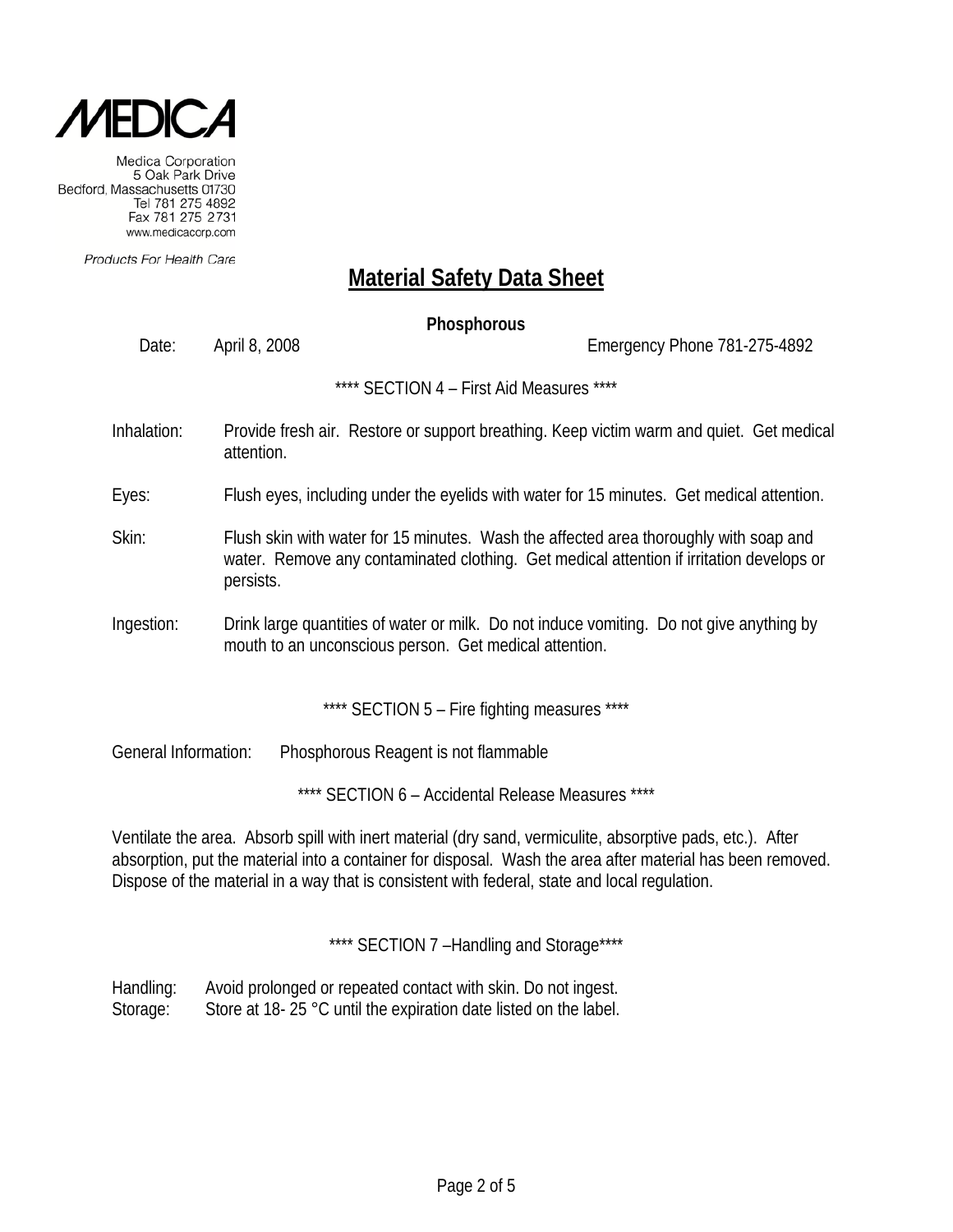MEDICA

Medica Corporation
5 Oak Park Drive
Bedford, Massachusetts 01730
Tel 781 275 4892
Fax 781 275 2731
www.medicacorp.com

*Products For Health Care*

# Material Safety Data Sheet

**Phosphorous**

Date: April 8, 2008 Emergency Phone 781-275-4892

\*\*\*\* SECTION 4 – First Aid Measures \*\*\*\*

Inhalation: Provide fresh air. Restore or support breathing. Keep victim warm and quiet. Get medical attention.

Eyes: Flush eyes, including under the eyelids with water for 15 minutes. Get medical attention.

Skin: Flush skin with water for 15 minutes. Wash the affected area thoroughly with soap and water. Remove any contaminated clothing. Get medical attention if irritation develops or persists.

Ingestion: Drink large quantities of water or milk. Do not induce vomiting. Do not give anything by mouth to an unconscious person. Get medical attention.

\*\*\*\* SECTION 5 – Fire fighting measures \*\*\*\*

General Information: Phosphorous Reagent is not flammable

\*\*\*\* SECTION 6 – Accidental Release Measures \*\*\*\*

Ventilate the area. Absorb spill with inert material (dry sand, vermiculite, absorptive pads, etc.). After absorption, put the material into a container for disposal. Wash the area after material has been removed. Dispose of the material in a way that is consistent with federal, state and local regulation.

\*\*\*\* SECTION 7 –Handling and Storage\*\*\*\*

Handling: Avoid prolonged or repeated contact with skin. Do not ingest.
Storage: Store at 18- 25 °C until the expiration date listed on the label.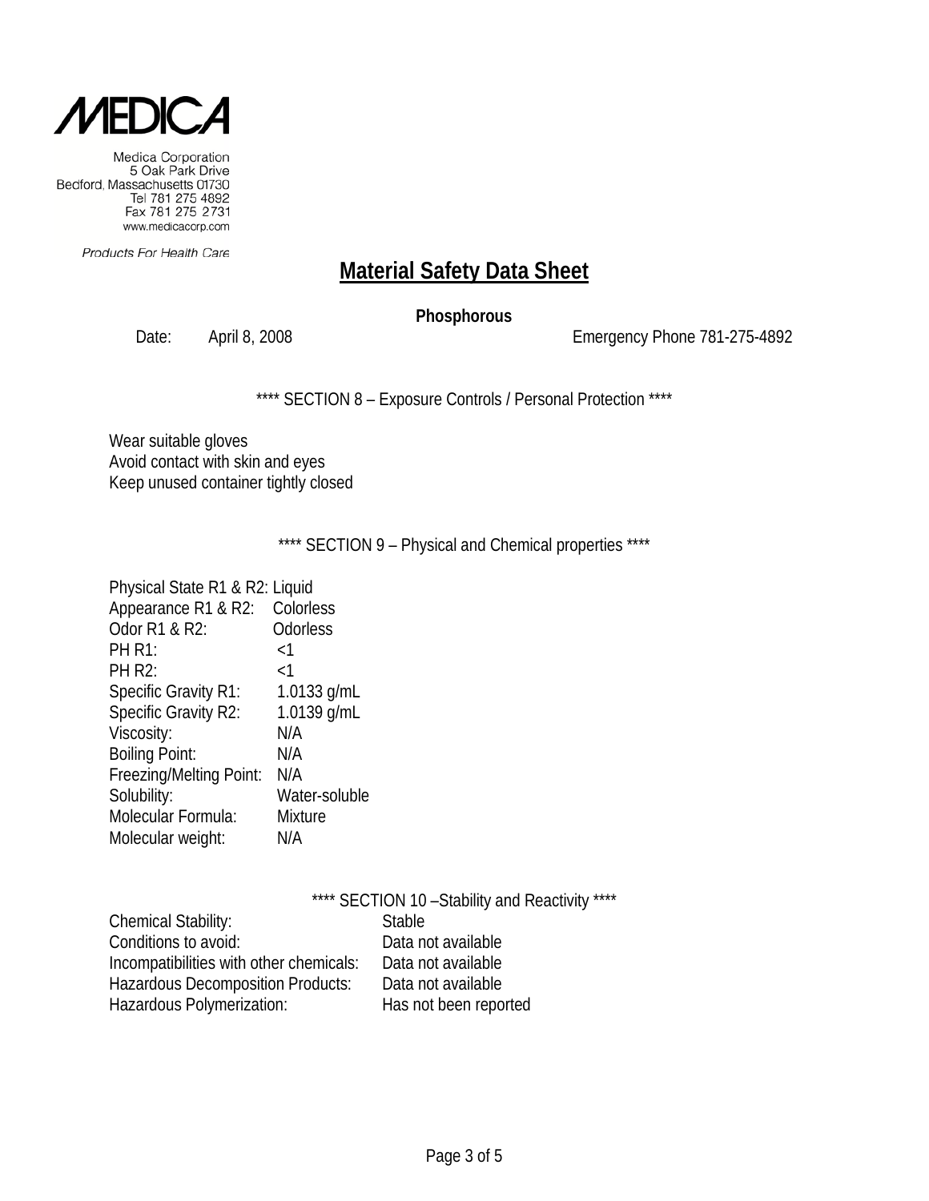MEDICA

Medica Corporation
5 Oak Park Drive
Bedford, Massachusetts 01730
Tel 781 275 4892
Fax 781 275 2731
www.medicacorp.com

Products For Health Care

# Material Safety Data Sheet

**Phosphorous**

Date: April 8, 2008 Emergency Phone 781-275-4892

**** SECTION 8 – Exposure Controls / Personal Protection ****

Wear suitable gloves
Avoid contact with skin and eyes
Keep unused container tightly closed

**** SECTION 9 – Physical and Chemical properties ****

| | |
|---|---|
| Physical State R1 & R2: | Liquid |
| Appearance R1 & R2: | Colorless |
| Odor R1 & R2: | Odorless |
| PH R1: | <1 |
| PH R2: | <1 |
| Specific Gravity R1: | 1.0133 g/mL |
| Specific Gravity R2: | 1.0139 g/mL |
| Viscosity: | N/A |
| Boiling Point: | N/A |
| Freezing/Melting Point: | N/A |
| Solubility: | Water-soluble |
| Molecular Formula: | Mixture |
| Molecular weight: | N/A |

**** SECTION 10 –Stability and Reactivity ****

| | |
|---|---|
| Chemical Stability: | Stable |
| Conditions to avoid: | Data not available |
| Incompatibilities with other chemicals: | Data not available |
| Hazardous Decomposition Products: | Data not available |
| Hazardous Polymerization: | Has not been reported |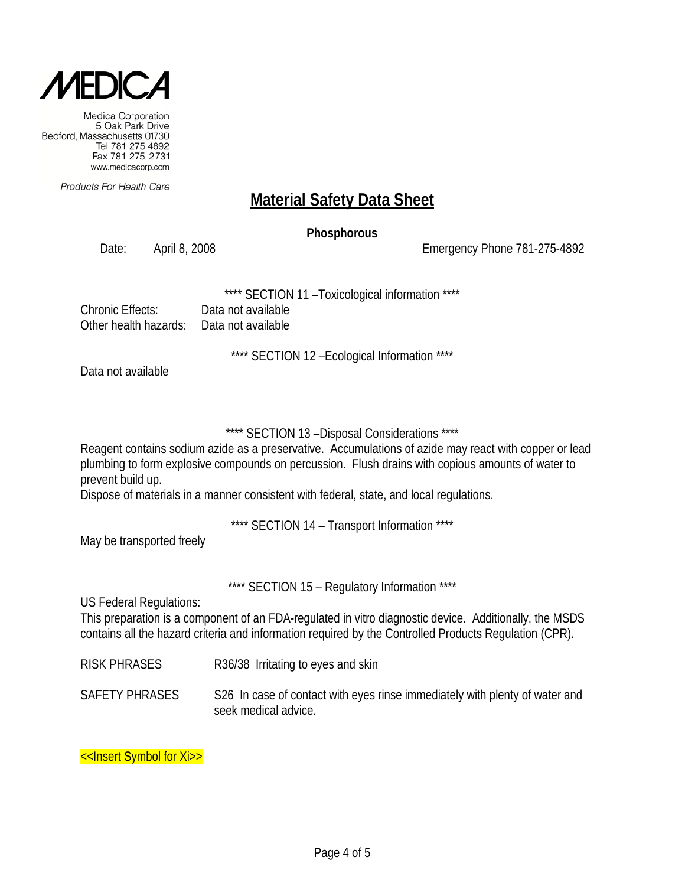MEDICA

Medica Corporation
5 Oak Park Drive
Bedford, Massachusetts 01730
Tel 781 275 4892
Fax 781 275 2731
www.medicacorp.com

Products For Health Care

# Material Safety Data Sheet

**Phosphorous**

Date: April 8, 2008 Emergency Phone 781-275-4892

**** SECTION 11 –Toxicological information ****

Chronic Effects: Data not available
Other health hazards: Data not available

**** SECTION 12 –Ecological Information ****

Data not available

**** SECTION 13 –Disposal Considerations ****

Reagent contains sodium azide as a preservative. Accumulations of azide may react with copper or lead plumbing to form explosive compounds on percussion. Flush drains with copious amounts of water to prevent build up.
Dispose of materials in a manner consistent with federal, state, and local regulations.

**** SECTION 14 – Transport Information ****

May be transported freely

**** SECTION 15 – Regulatory Information ****

US Federal Regulations:
This preparation is a component of an FDA-regulated in vitro diagnostic device. Additionally, the MSDS contains all the hazard criteria and information required by the Controlled Products Regulation (CPR).

RISK PHRASES R36/38 Irritating to eyes and skin

SAFETY PHRASES S26 In case of contact with eyes rinse immediately with plenty of water and seek medical advice.

<<Insert Symbol for Xi>>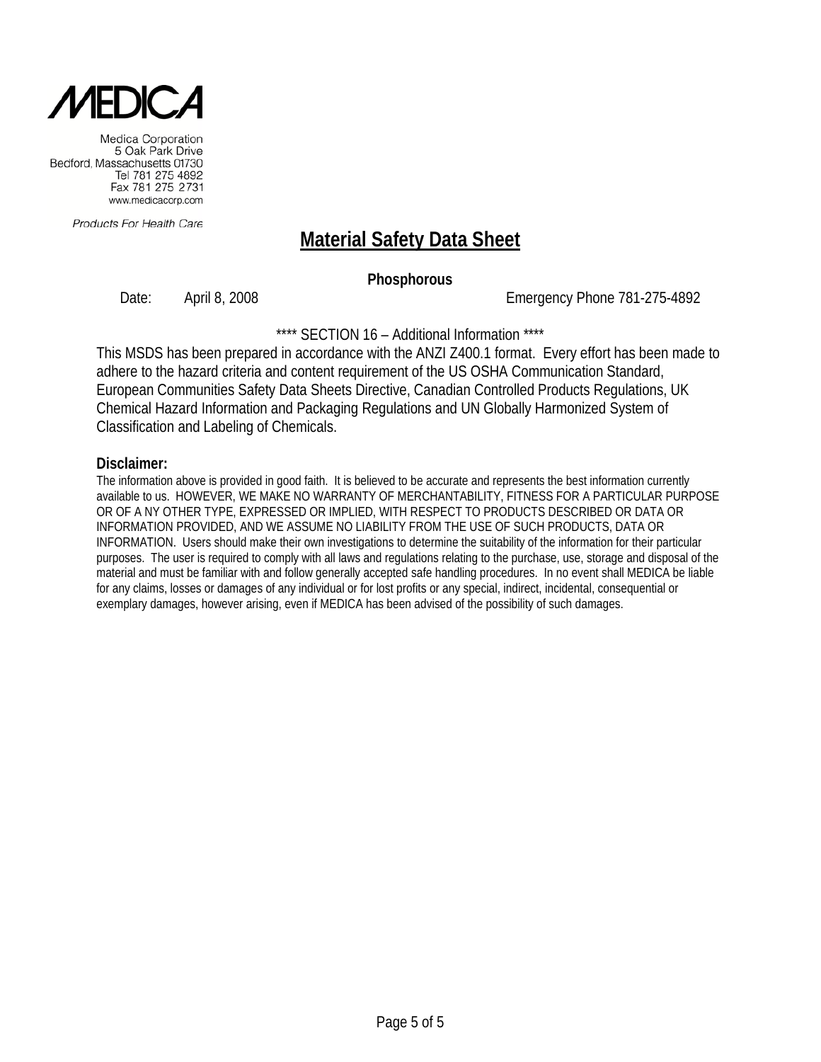Medica Corporation
5 Oak Park Drive
Bedford, Massachusetts 01730
Tel 781 275 4892
Fax 781 275 2731
www.medicacorp.com

*Products For Health Care*

# Material Safety Data Sheet

**Phosphorous**

Date: April 8, 2008 Emergency Phone 781-275-4892

**** SECTION 16 – Additional Information ****

This MSDS has been prepared in accordance with the ANZI Z400.1 format. Every effort has been made to adhere to the hazard criteria and content requirement of the US OSHA Communication Standard, European Communities Safety Data Sheets Directive, Canadian Controlled Products Regulations, UK Chemical Hazard Information and Packaging Regulations and UN Globally Harmonized System of Classification and Labeling of Chemicals.

**Disclaimer:**

The information above is provided in good faith. It is believed to be accurate and represents the best information currently available to us. HOWEVER, WE MAKE NO WARRANTY OF MERCHANTABILITY, FITNESS FOR A PARTICULAR PURPOSE OR OF A NY OTHER TYPE, EXPRESSED OR IMPLIED, WITH RESPECT TO PRODUCTS DESCRIBED OR DATA OR INFORMATION PROVIDED, AND WE ASSUME NO LIABILITY FROM THE USE OF SUCH PRODUCTS, DATA OR INFORMATION. Users should make their own investigations to determine the suitability of the information for their particular purposes. The user is required to comply with all laws and regulations relating to the purchase, use, storage and disposal of the material and must be familiar with and follow generally accepted safe handling procedures. In no event shall MEDICA be liable for any claims, losses or damages of any individual or for lost profits or any special, indirect, incidental, consequential or exemplary damages, however arising, even if MEDICA has been advised of the possibility of such damages.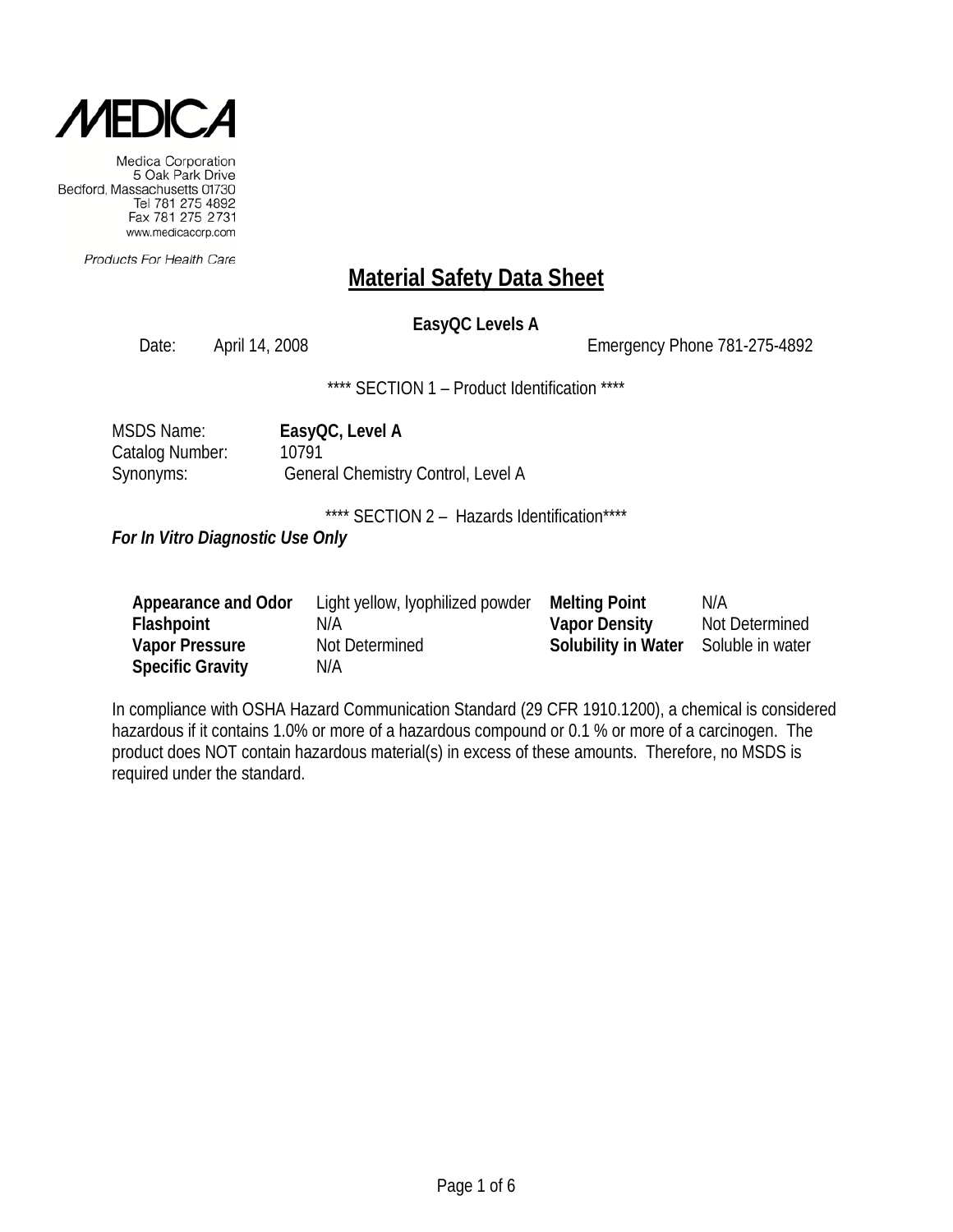MEDICA

Medica Corporation
5 Oak Park Drive
Bedford, Massachusetts 01730
Tel 781 275 4892
Fax 781 275 2731
www.medicacorp.com

*Products For Health Care*

# Material Safety Data Sheet

**EasyQC Levels A**

Date: April 14, 2008 Emergency Phone 781-275-4892

**** SECTION 1 – Product Identification ****

MSDS Name: **EasyQC, Level A**
Catalog Number: 10791
Synonyms: General Chemistry Control, Level A

**** SECTION 2 – Hazards Identification****

***For In Vitro Diagnostic Use Only***

| **Appearance and Odor** | Light yellow, lyophilized powder | **Melting Point** | N/A |
|---|---|---|---|
| **Flashpoint** | N/A | **Vapor Density** | Not Determined |
| **Vapor Pressure** | Not Determined | **Solubility in Water** | Soluble in water |
| **Specific Gravity** | N/A | | |

In compliance with OSHA Hazard Communication Standard (29 CFR 1910.1200), a chemical is considered hazardous if it contains 1.0% or more of a hazardous compound or 0.1 % or more of a carcinogen. The product does NOT contain hazardous material(s) in excess of these amounts. Therefore, no MSDS is required under the standard.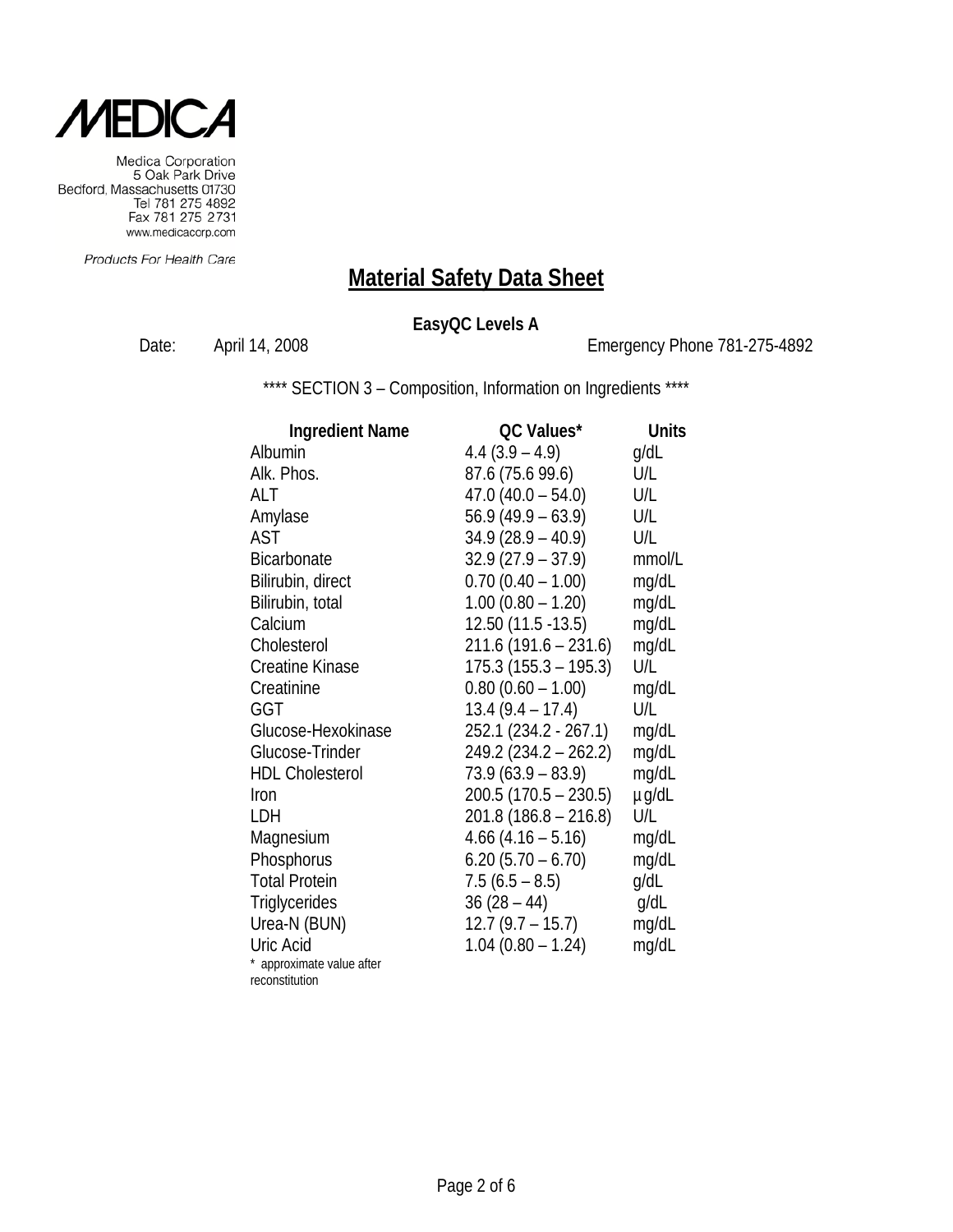MEDICA

Medica Corporation
5 Oak Park Drive
Bedford, Massachusetts 01730
Tel 781 275 4892
Fax 781 275 2731
www.medicacorp.com

Products For Health Care

# Material Safety Data Sheet

**EasyQC Levels A**

Date: April 14, 2008 Emergency Phone 781-275-4892

**** SECTION 3 – Composition, Information on Ingredients ****

| Ingredient Name | QC Values* | Units |
|---|---|---|
| Albumin | 4.4 (3.9 – 4.9) | g/dL |
| Alk. Phos. | 87.6 (75.6 99.6) | U/L |
| ALT | 47.0 (40.0 – 54.0) | U/L |
| Amylase | 56.9 (49.9 – 63.9) | U/L |
| AST | 34.9 (28.9 – 40.9) | U/L |
| Bicarbonate | 32.9 (27.9 – 37.9) | mmol/L |
| Bilirubin, direct | 0.70 (0.40 – 1.00) | mg/dL |
| Bilirubin, total | 1.00 (0.80 – 1.20) | mg/dL |
| Calcium | 12.50 (11.5 -13.5) | mg/dL |
| Cholesterol | 211.6 (191.6 – 231.6) | mg/dL |
| Creatine Kinase | 175.3 (155.3 – 195.3) | U/L |
| Creatinine | 0.80 (0.60 – 1.00) | mg/dL |
| GGT | 13.4 (9.4 – 17.4) | U/L |
| Glucose-Hexokinase | 252.1 (234.2 - 267.1) | mg/dL |
| Glucose-Trinder | 249.2 (234.2 – 262.2) | mg/dL |
| HDL Cholesterol | 73.9 (63.9 – 83.9) | mg/dL |
| Iron | 200.5 (170.5 – 230.5) | µg/dL |
| LDH | 201.8 (186.8 – 216.8) | U/L |
| Magnesium | 4.66 (4.16 – 5.16) | mg/dL |
| Phosphorus | 6.20 (5.70 – 6.70) | mg/dL |
| Total Protein | 7.5 (6.5 – 8.5) | g/dL |
| Triglycerides | 36 (28 – 44) | g/dL |
| Urea-N (BUN) | 12.7 (9.7 – 15.7) | mg/dL |
| Uric Acid | 1.04 (0.80 – 1.24) | mg/dL |

* approximate value after reconstitution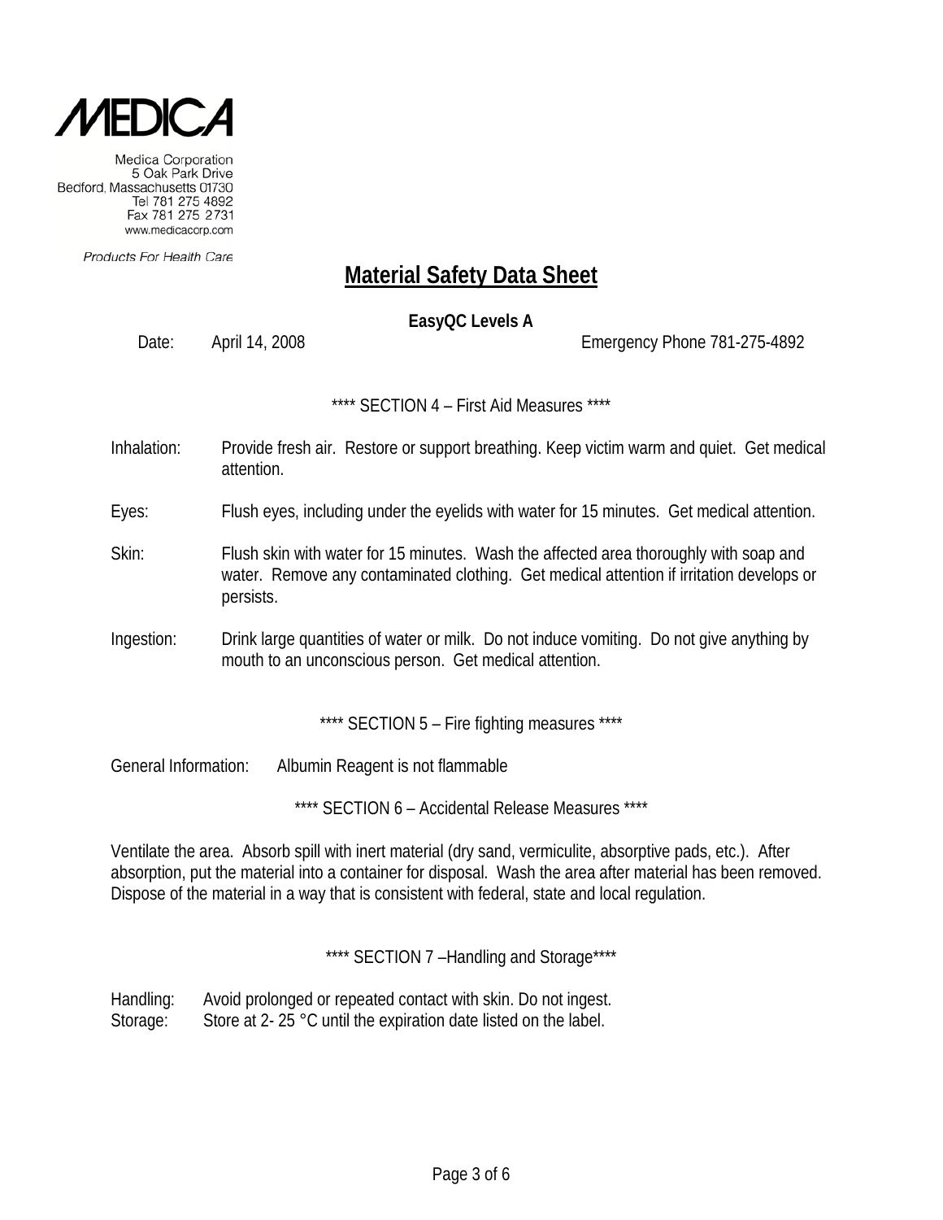MEDICA

Medica Corporation
5 Oak Park Drive
Bedford, Massachusetts 01730
Tel 781 275 4892
Fax 781 275 2731
www.medicacorp.com

*Products For Health Care*

# Material Safety Data Sheet

**EasyQC Levels A**

Date: April 14, 2008 Emergency Phone 781-275-4892

## **** SECTION 4 – First Aid Measures ****

Inhalation: Provide fresh air. Restore or support breathing. Keep victim warm and quiet. Get medical attention.

Eyes: Flush eyes, including under the eyelids with water for 15 minutes. Get medical attention.

Skin: Flush skin with water for 15 minutes. Wash the affected area thoroughly with soap and water. Remove any contaminated clothing. Get medical attention if irritation develops or persists.

Ingestion: Drink large quantities of water or milk. Do not induce vomiting. Do not give anything by mouth to an unconscious person. Get medical attention.

## **** SECTION 5 – Fire fighting measures ****

General Information: Albumin Reagent is not flammable

## **** SECTION 6 – Accidental Release Measures ****

Ventilate the area. Absorb spill with inert material (dry sand, vermiculite, absorptive pads, etc.). After absorption, put the material into a container for disposal. Wash the area after material has been removed. Dispose of the material in a way that is consistent with federal, state and local regulation.

## **** SECTION 7 –Handling and Storage****

Handling: Avoid prolonged or repeated contact with skin. Do not ingest.
Storage: Store at 2- 25 °C until the expiration date listed on the label.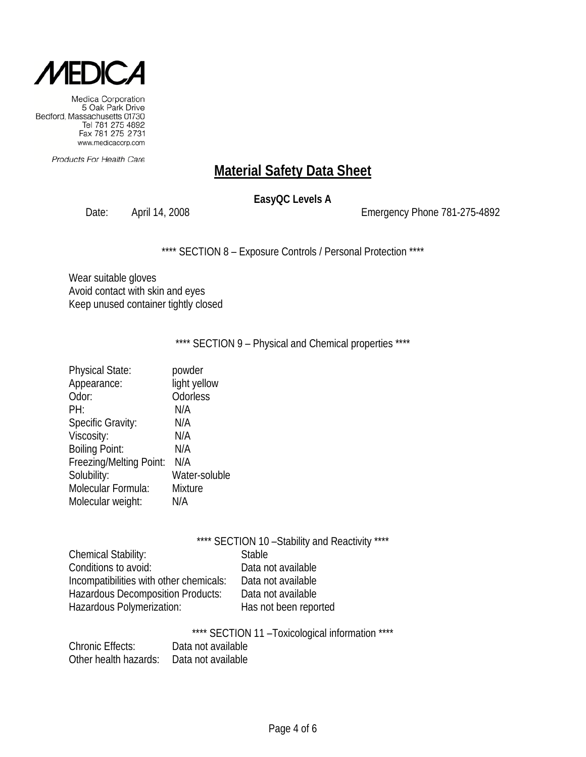MEDICA

Medica Corporation
5 Oak Park Drive
Bedford, Massachusetts 01730
Tel 781 275 4892
Fax 781 275 2731
www.medicacorp.com

Products For Health Care

# Material Safety Data Sheet

**EasyQC Levels A**

Date: April 14, 2008 Emergency Phone 781-275-4892

**** SECTION 8 – Exposure Controls / Personal Protection ****

Wear suitable gloves
Avoid contact with skin and eyes
Keep unused container tightly closed

**** SECTION 9 – Physical and Chemical properties ****

| | |
|---|---|
| Physical State: | powder |
| Appearance: | light yellow |
| Odor: | Odorless |
| PH: | N/A |
| Specific Gravity: | N/A |
| Viscosity: | N/A |
| Boiling Point: | N/A |
| Freezing/Melting Point: | N/A |
| Solubility: | Water-soluble |
| Molecular Formula: | Mixture |
| Molecular weight: | N/A |

**** SECTION 10 –Stability and Reactivity ****

| | |
|---|---|
| Chemical Stability: | Stable |
| Conditions to avoid: | Data not available |
| Incompatibilities with other chemicals: | Data not available |
| Hazardous Decomposition Products: | Data not available |
| Hazardous Polymerization: | Has not been reported |

**** SECTION 11 –Toxicological information ****

| | |
|---|---|
| Chronic Effects: | Data not available |
| Other health hazards: | Data not available |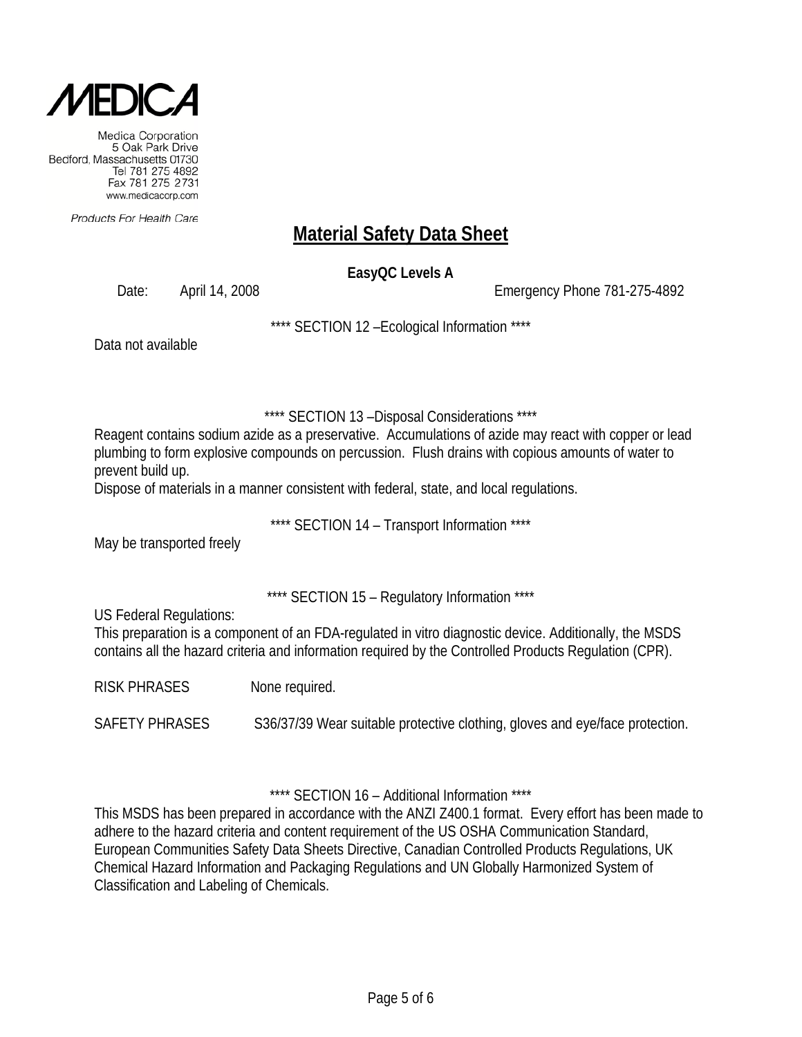MEDICA

Medica Corporation
5 Oak Park Drive
Bedford, Massachusetts 01730
Tel 781 275 4892
Fax 781 275 2731
www.medicacorp.com

*Products For Health Care*

# Material Safety Data Sheet

**EasyQC Levels A**

Date: April 14, 2008 Emergency Phone 781-275-4892

**** SECTION 12 –Ecological Information ****

Data not available

**** SECTION 13 –Disposal Considerations ****

Reagent contains sodium azide as a preservative. Accumulations of azide may react with copper or lead plumbing to form explosive compounds on percussion. Flush drains with copious amounts of water to prevent build up.

Dispose of materials in a manner consistent with federal, state, and local regulations.

**** SECTION 14 – Transport Information ****

May be transported freely

**** SECTION 15 – Regulatory Information ****

US Federal Regulations:

This preparation is a component of an FDA-regulated in vitro diagnostic device. Additionally, the MSDS contains all the hazard criteria and information required by the Controlled Products Regulation (CPR).

RISK PHRASES None required.

SAFETY PHRASES S36/37/39 Wear suitable protective clothing, gloves and eye/face protection.

**** SECTION 16 – Additional Information ****

This MSDS has been prepared in accordance with the ANZI Z400.1 format. Every effort has been made to adhere to the hazard criteria and content requirement of the US OSHA Communication Standard, European Communities Safety Data Sheets Directive, Canadian Controlled Products Regulations, UK Chemical Hazard Information and Packaging Regulations and UN Globally Harmonized System of Classification and Labeling of Chemicals.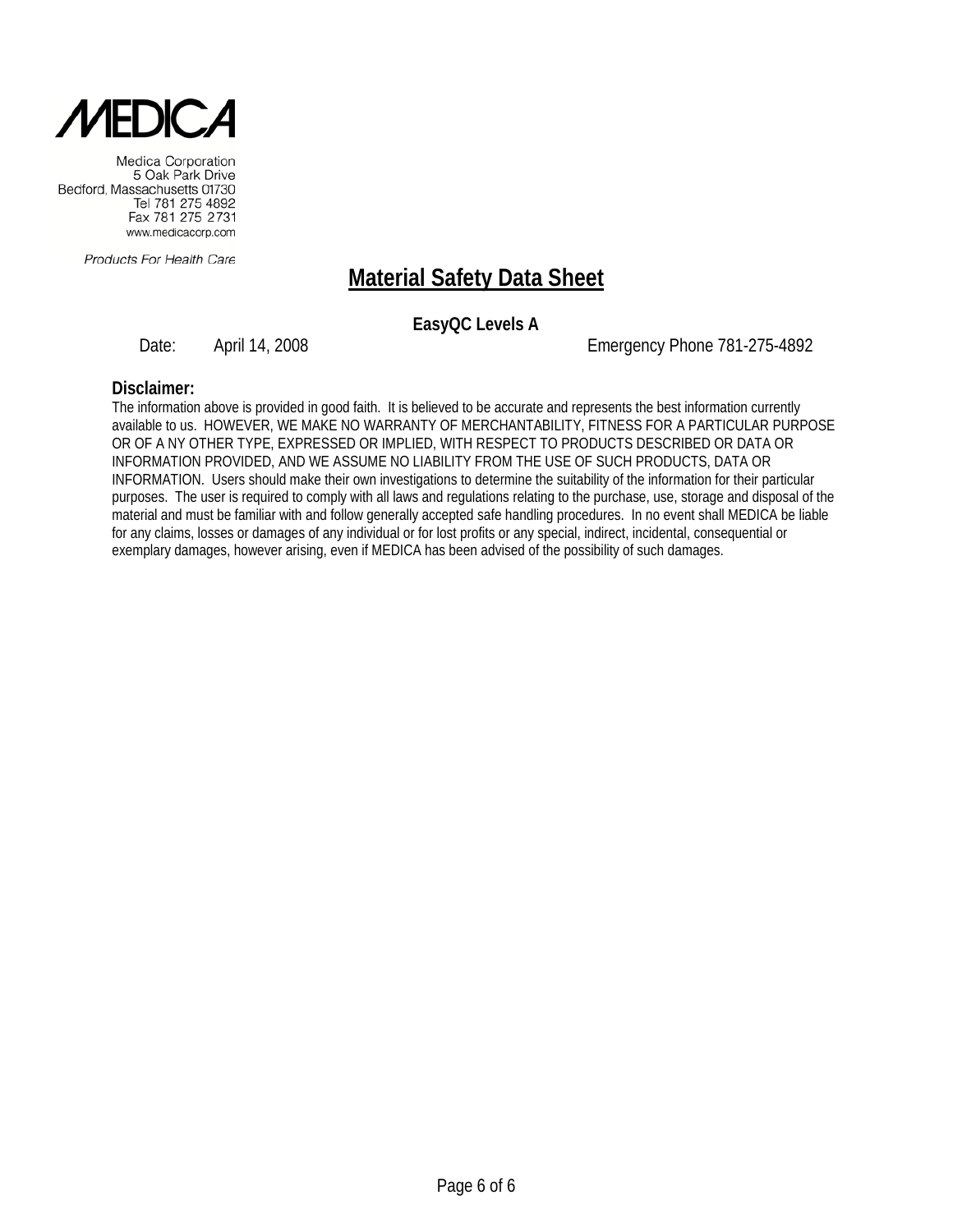MEDICA

Medica Corporation
5 Oak Park Drive
Bedford, Massachusetts 01730
Tel 781 275 4892
Fax 781 275 2731
www.medicacorp.com

*Products For Health Care*

# Material Safety Data Sheet

**EasyQC Levels A**

Date: April 14, 2008 Emergency Phone 781-275-4892

**Disclaimer:**

The information above is provided in good faith. It is believed to be accurate and represents the best information currently available to us. HOWEVER, WE MAKE NO WARRANTY OF MERCHANTABILITY, FITNESS FOR A PARTICULAR PURPOSE OR OF A NY OTHER TYPE, EXPRESSED OR IMPLIED, WITH RESPECT TO PRODUCTS DESCRIBED OR DATA OR INFORMATION PROVIDED, AND WE ASSUME NO LIABILITY FROM THE USE OF SUCH PRODUCTS, DATA OR INFORMATION. Users should make their own investigations to determine the suitability of the information for their particular purposes. The user is required to comply with all laws and regulations relating to the purchase, use, storage and disposal of the material and must be familiar with and follow generally accepted safe handling procedures. In no event shall MEDICA be liable for any claims, losses or damages of any individual or for lost profits or any special, indirect, incidental, consequential or exemplary damages, however arising, even if MEDICA has been advised of the possibility of such damages.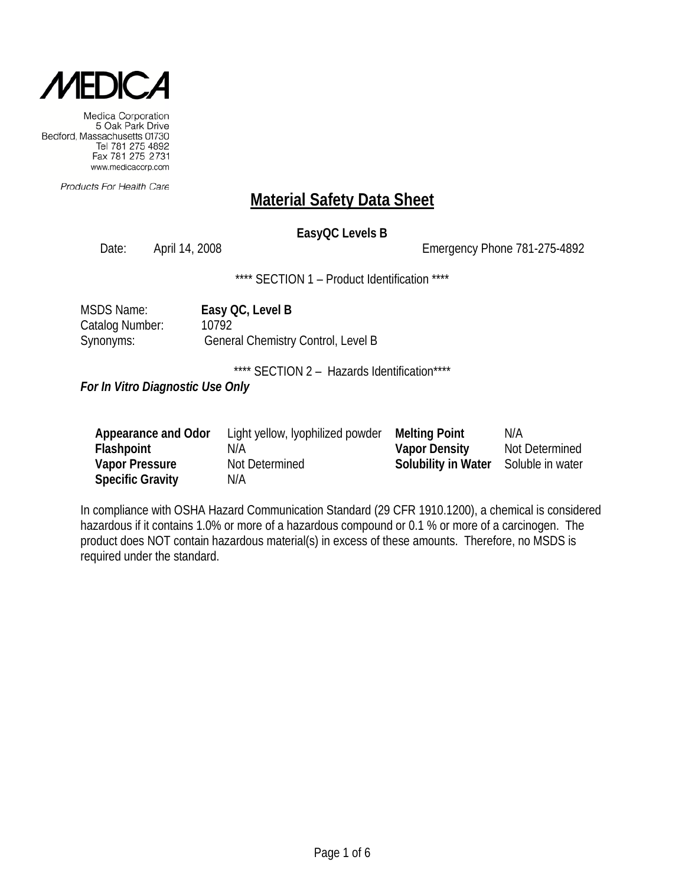MEDICA

Medica Corporation
5 Oak Park Drive
Bedford, Massachusetts 01730
Tel 781 275 4892
Fax 781 275 2731
www.medicacorp.com

*Products For Health Care*

# Material Safety Data Sheet

**EasyQC Levels B**

Date: April 14, 2008 Emergency Phone 781-275-4892

**** SECTION 1 – Product Identification ****

MSDS Name: **Easy QC, Level B**
Catalog Number: 10792
Synonyms: General Chemistry Control, Level B

**** SECTION 2 – Hazards Identification****

***For In Vitro Diagnostic Use Only***

| | | | |
|---|---|---|---|
| **Appearance and Odor** | Light yellow, lyophilized powder | **Melting Point** | N/A |
| **Flashpoint** | N/A | **Vapor Density** | Not Determined |
| **Vapor Pressure** | Not Determined | **Solubility in Water** | Soluble in water |
| **Specific Gravity** | N/A | | |

In compliance with OSHA Hazard Communication Standard (29 CFR 1910.1200), a chemical is considered hazardous if it contains 1.0% or more of a hazardous compound or 0.1 % or more of a carcinogen. The product does NOT contain hazardous material(s) in excess of these amounts. Therefore, no MSDS is required under the standard.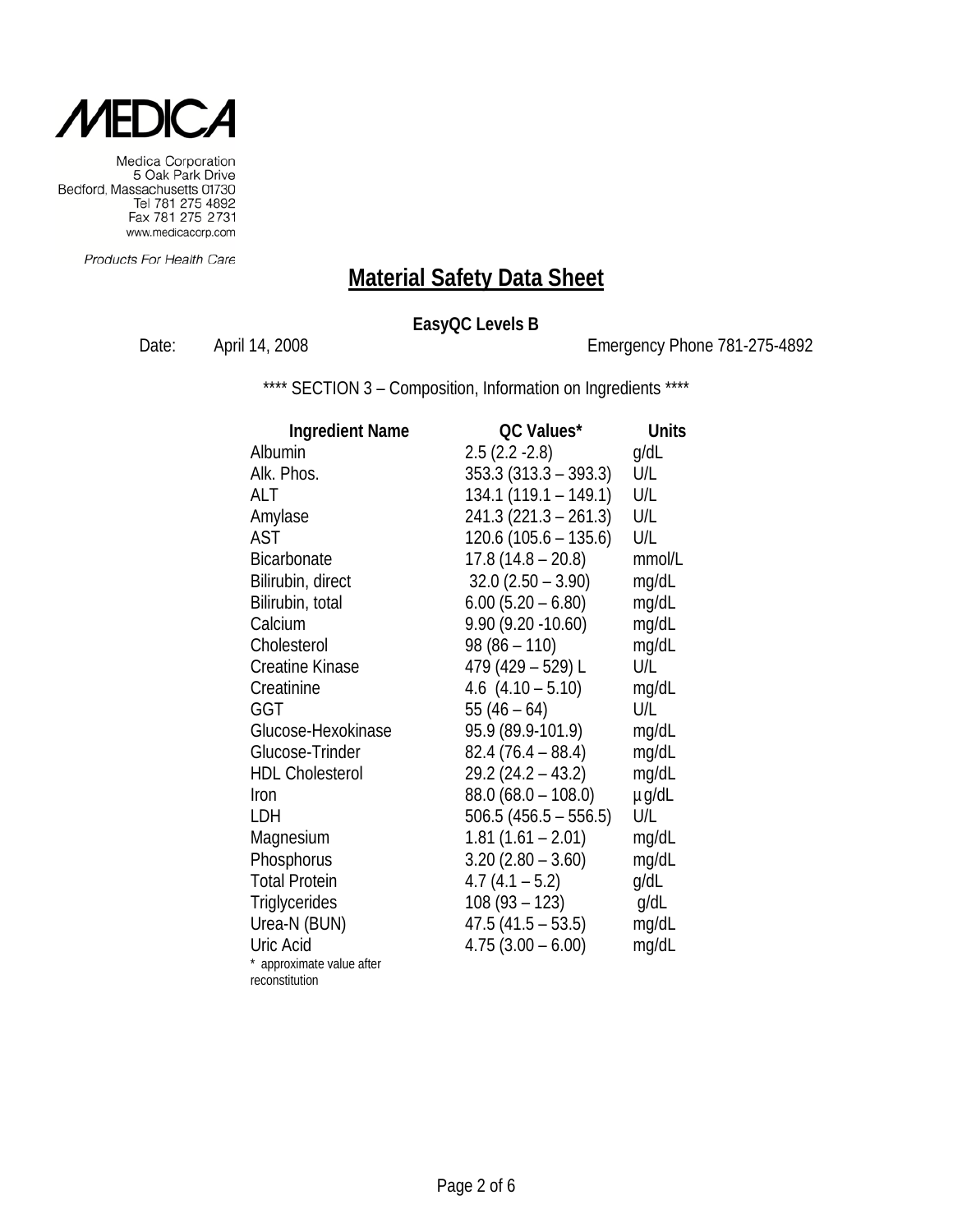MEDICA

Medica Corporation
5 Oak Park Drive
Bedford, Massachusetts 01730
Tel 781 275 4892
Fax 781 275 2731
www.medicacorp.com

*Products For Health Care*

# Material Safety Data Sheet

**EasyQC Levels B**

Date: April 14, 2008 Emergency Phone 781-275-4892

**** SECTION 3 – Composition, Information on Ingredients ****

| Ingredient Name | QC Values* | Units |
|---|---|---|
| Albumin | 2.5 (2.2 -2.8) | g/dL |
| Alk. Phos. | 353.3 (313.3 – 393.3) | U/L |
| ALT | 134.1 (119.1 – 149.1) | U/L |
| Amylase | 241.3 (221.3 – 261.3) | U/L |
| AST | 120.6 (105.6 – 135.6) | U/L |
| Bicarbonate | 17.8 (14.8 – 20.8) | mmol/L |
| Bilirubin, direct | 32.0 (2.50 – 3.90) | mg/dL |
| Bilirubin, total | 6.00 (5.20 – 6.80) | mg/dL |
| Calcium | 9.90 (9.20 -10.60) | mg/dL |
| Cholesterol | 98 (86 – 110) | mg/dL |
| Creatine Kinase | 479 (429 – 529) L | U/L |
| Creatinine | 4.6 (4.10 – 5.10) | mg/dL |
| GGT | 55 (46 – 64) | U/L |
| Glucose-Hexokinase | 95.9 (89.9-101.9) | mg/dL |
| Glucose-Trinder | 82.4 (76.4 – 88.4) | mg/dL |
| HDL Cholesterol | 29.2 (24.2 – 43.2) | mg/dL |
| Iron | 88.0 (68.0 – 108.0) | µg/dL |
| LDH | 506.5 (456.5 – 556.5) | U/L |
| Magnesium | 1.81 (1.61 – 2.01) | mg/dL |
| Phosphorus | 3.20 (2.80 – 3.60) | mg/dL |
| Total Protein | 4.7 (4.1 – 5.2) | g/dL |
| Triglycerides | 108 (93 – 123) | g/dL |
| Urea-N (BUN) | 47.5 (41.5 – 53.5) | mg/dL |
| Uric Acid | 4.75 (3.00 – 6.00) | mg/dL |

* approximate value after reconstitution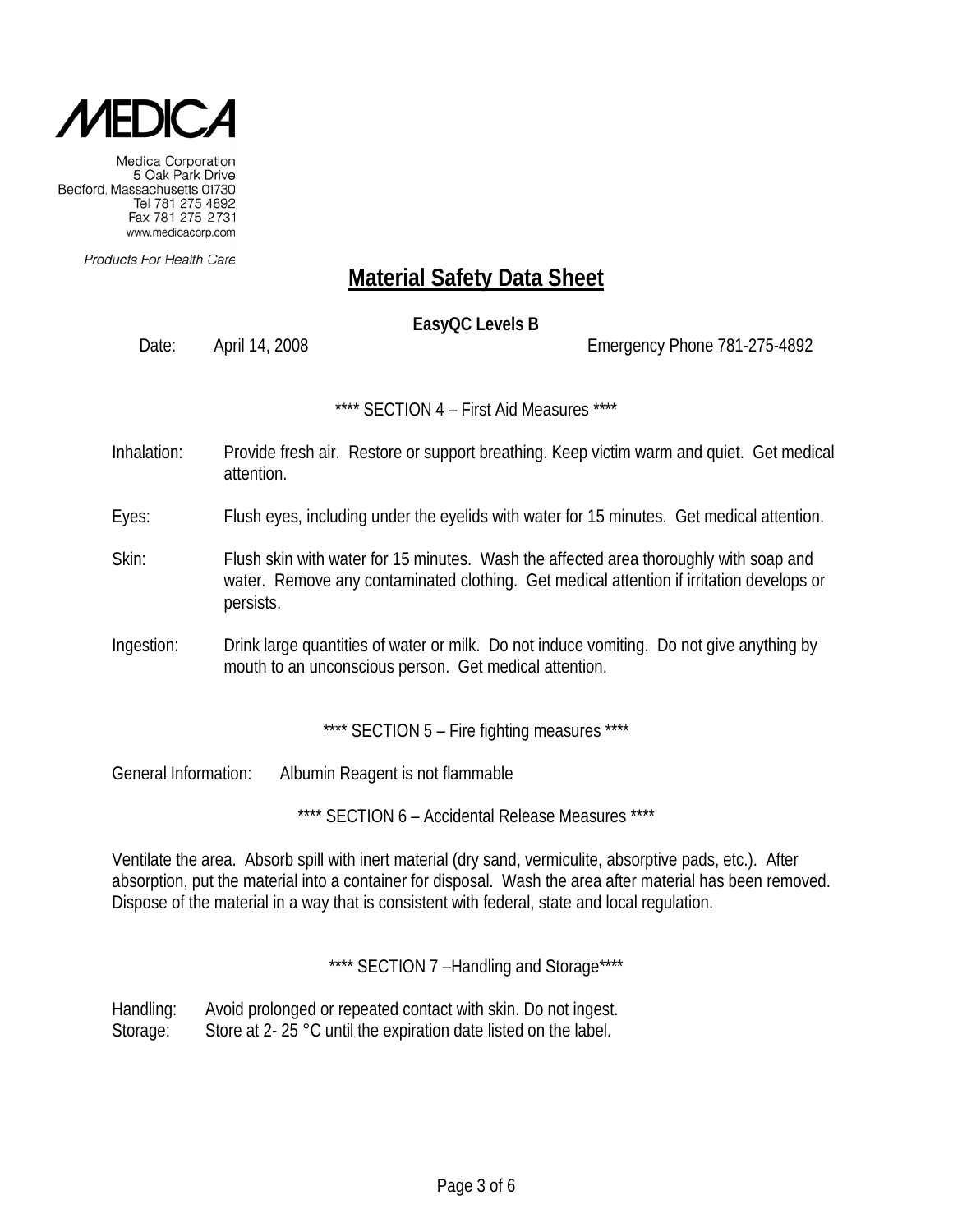MEDICA

Medica Corporation
5 Oak Park Drive
Bedford, Massachusetts 01730
Tel 781 275 4892
Fax 781 275 2731
www.medicacorp.com

*Products For Health Care*

# Material Safety Data Sheet

**EasyQC Levels B**

Date: April 14, 2008 Emergency Phone 781-275-4892

**** SECTION 4 – First Aid Measures ****

Inhalation: Provide fresh air. Restore or support breathing. Keep victim warm and quiet. Get medical attention.

Eyes: Flush eyes, including under the eyelids with water for 15 minutes. Get medical attention.

Skin: Flush skin with water for 15 minutes. Wash the affected area thoroughly with soap and water. Remove any contaminated clothing. Get medical attention if irritation develops or persists.

Ingestion: Drink large quantities of water or milk. Do not induce vomiting. Do not give anything by mouth to an unconscious person. Get medical attention.

**** SECTION 5 – Fire fighting measures ****

General Information: Albumin Reagent is not flammable

**** SECTION 6 – Accidental Release Measures ****

Ventilate the area. Absorb spill with inert material (dry sand, vermiculite, absorptive pads, etc.). After absorption, put the material into a container for disposal. Wash the area after material has been removed. Dispose of the material in a way that is consistent with federal, state and local regulation.

**** SECTION 7 –Handling and Storage****

Handling: Avoid prolonged or repeated contact with skin. Do not ingest.
Storage: Store at 2- 25 °C until the expiration date listed on the label.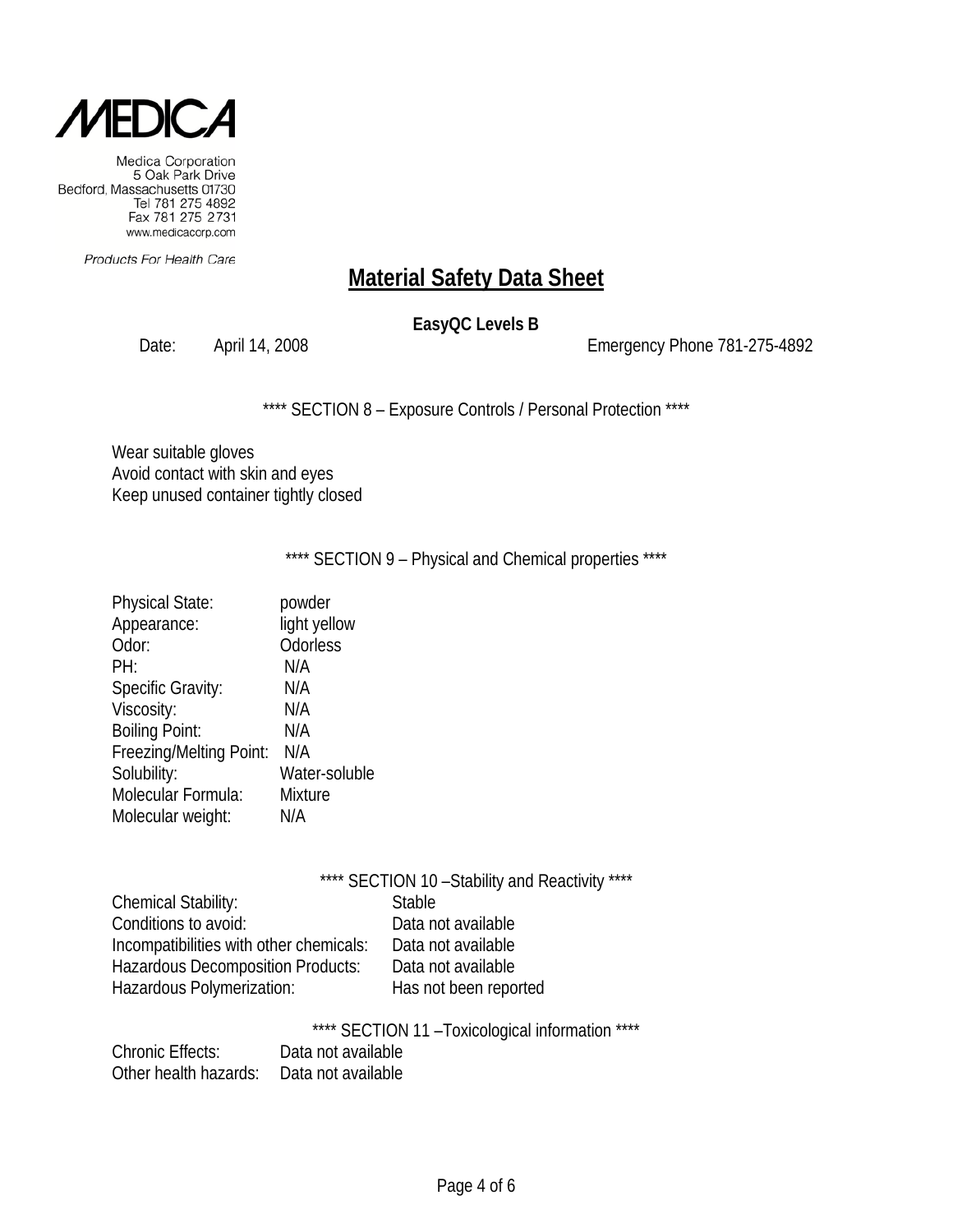MEDICA

Medica Corporation
5 Oak Park Drive
Bedford, Massachusetts 01730
Tel 781 275 4892
Fax 781 275 2731
www.medicacorp.com

*Products For Health Care*

# Material Safety Data Sheet

**EasyQC Levels B**

Date: April 14, 2008 Emergency Phone 781-275-4892

**** SECTION 8 – Exposure Controls / Personal Protection ****

Wear suitable gloves
Avoid contact with skin and eyes
Keep unused container tightly closed

**** SECTION 9 – Physical and Chemical properties ****

| | |
|---|---|
| Physical State: | powder |
| Appearance: | light yellow |
| Odor: | Odorless |
| PH: | N/A |
| Specific Gravity: | N/A |
| Viscosity: | N/A |
| Boiling Point: | N/A |
| Freezing/Melting Point: | N/A |
| Solubility: | Water-soluble |
| Molecular Formula: | Mixture |
| Molecular weight: | N/A |

**** SECTION 10 –Stability and Reactivity ****

| | |
|---|---|
| Chemical Stability: | Stable |
| Conditions to avoid: | Data not available |
| Incompatibilities with other chemicals: | Data not available |
| Hazardous Decomposition Products: | Data not available |
| Hazardous Polymerization: | Has not been reported |

**** SECTION 11 –Toxicological information ****

| | |
|---|---|
| Chronic Effects: | Data not available |
| Other health hazards: | Data not available |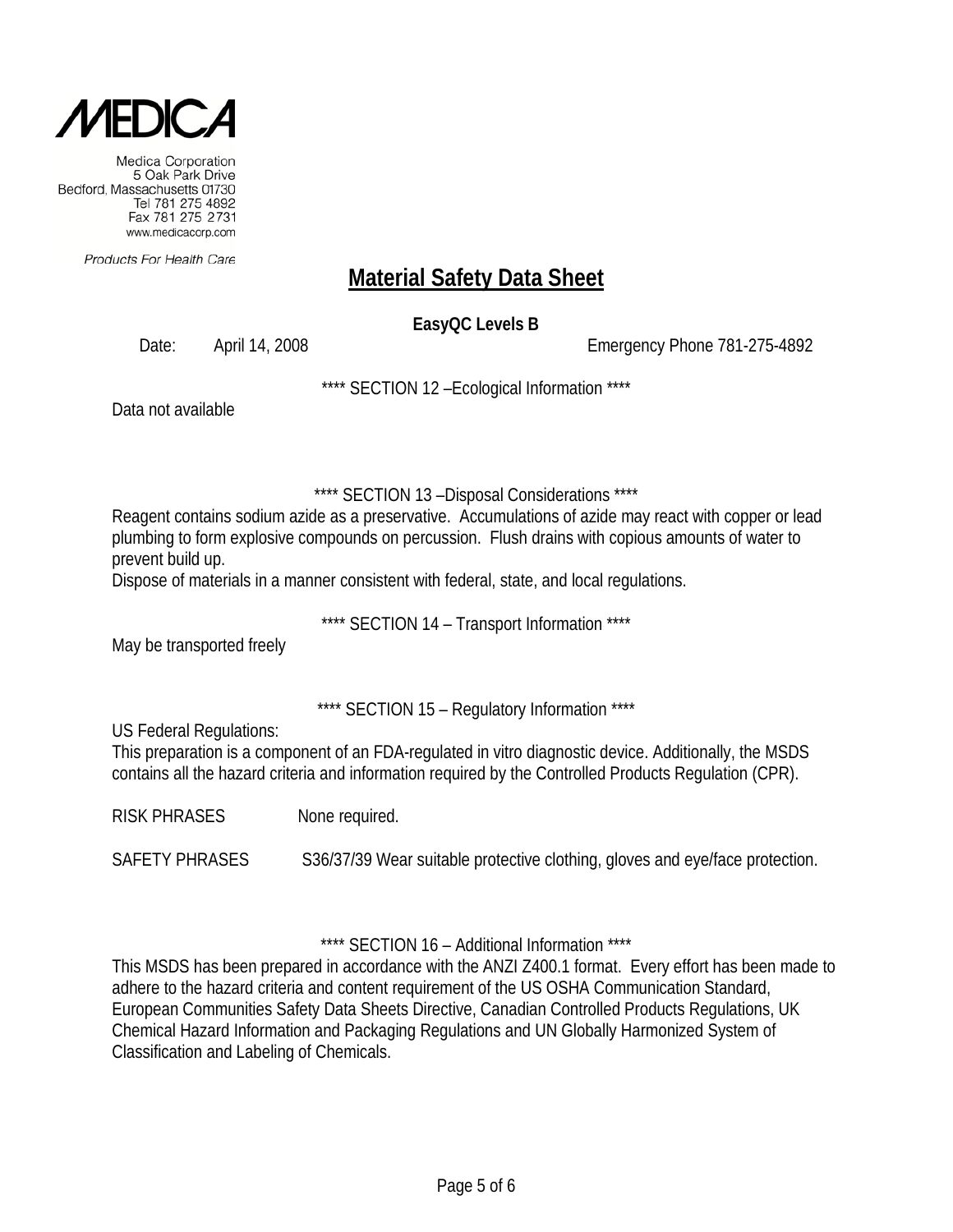MEDICA

Medica Corporation
5 Oak Park Drive
Bedford, Massachusetts 01730
Tel 781 275 4892
Fax 781 275 2731
www.medicacorp.com

*Products For Health Care*

# Material Safety Data Sheet

**EasyQC Levels B**

Date: April 14, 2008 Emergency Phone 781-275-4892

**** SECTION 12 –Ecological Information ****

Data not available

**** SECTION 13 –Disposal Considerations ****

Reagent contains sodium azide as a preservative. Accumulations of azide may react with copper or lead plumbing to form explosive compounds on percussion. Flush drains with copious amounts of water to prevent build up.
Dispose of materials in a manner consistent with federal, state, and local regulations.

**** SECTION 14 – Transport Information ****

May be transported freely

**** SECTION 15 – Regulatory Information ****

US Federal Regulations:
This preparation is a component of an FDA-regulated in vitro diagnostic device. Additionally, the MSDS contains all the hazard criteria and information required by the Controlled Products Regulation (CPR).

RISK PHRASES None required.

SAFETY PHRASES S36/37/39 Wear suitable protective clothing, gloves and eye/face protection.

**** SECTION 16 – Additional Information ****

This MSDS has been prepared in accordance with the ANZI Z400.1 format. Every effort has been made to adhere to the hazard criteria and content requirement of the US OSHA Communication Standard, European Communities Safety Data Sheets Directive, Canadian Controlled Products Regulations, UK Chemical Hazard Information and Packaging Regulations and UN Globally Harmonized System of Classification and Labeling of Chemicals.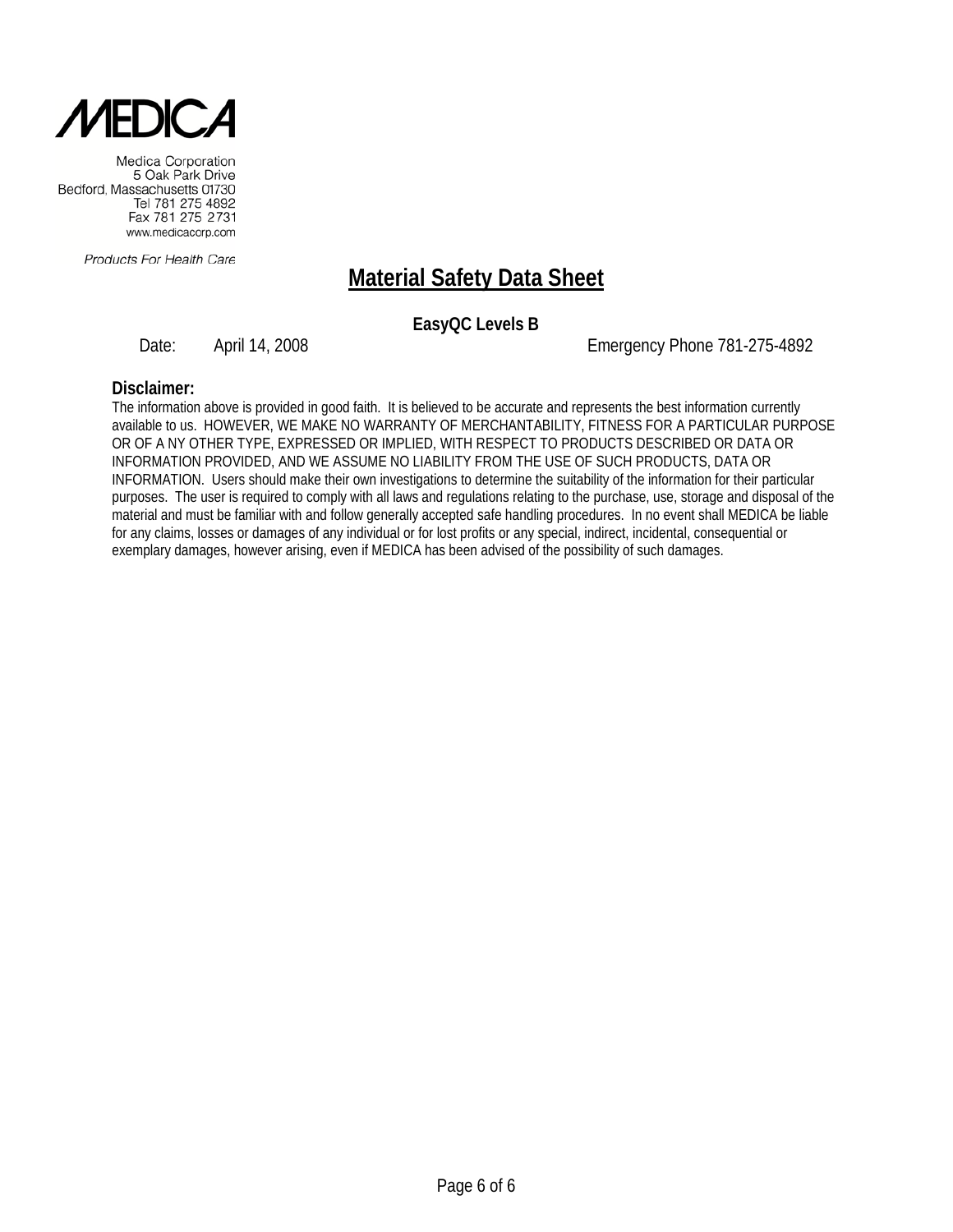**MEDICA**

Medica Corporation
5 Oak Park Drive
Bedford, Massachusetts 01730
Tel 781 275 4892
Fax 781 275 2731
www.medicacorp.com

*Products For Health Care*

# Material Safety Data Sheet

**EasyQC Levels B**

Date: April 14, 2008 Emergency Phone 781-275-4892

**Disclaimer:**

The information above is provided in good faith. It is believed to be accurate and represents the best information currently available to us. HOWEVER, WE MAKE NO WARRANTY OF MERCHANTABILITY, FITNESS FOR A PARTICULAR PURPOSE OR OF A NY OTHER TYPE, EXPRESSED OR IMPLIED, WITH RESPECT TO PRODUCTS DESCRIBED OR DATA OR INFORMATION PROVIDED, AND WE ASSUME NO LIABILITY FROM THE USE OF SUCH PRODUCTS, DATA OR INFORMATION. Users should make their own investigations to determine the suitability of the information for their particular purposes. The user is required to comply with all laws and regulations relating to the purchase, use, storage and disposal of the material and must be familiar with and follow generally accepted safe handling procedures. In no event shall MEDICA be liable for any claims, losses or damages of any individual or for lost profits or any special, indirect, incidental, consequential or exemplary damages, however arising, even if MEDICA has been advised of the possibility of such damages.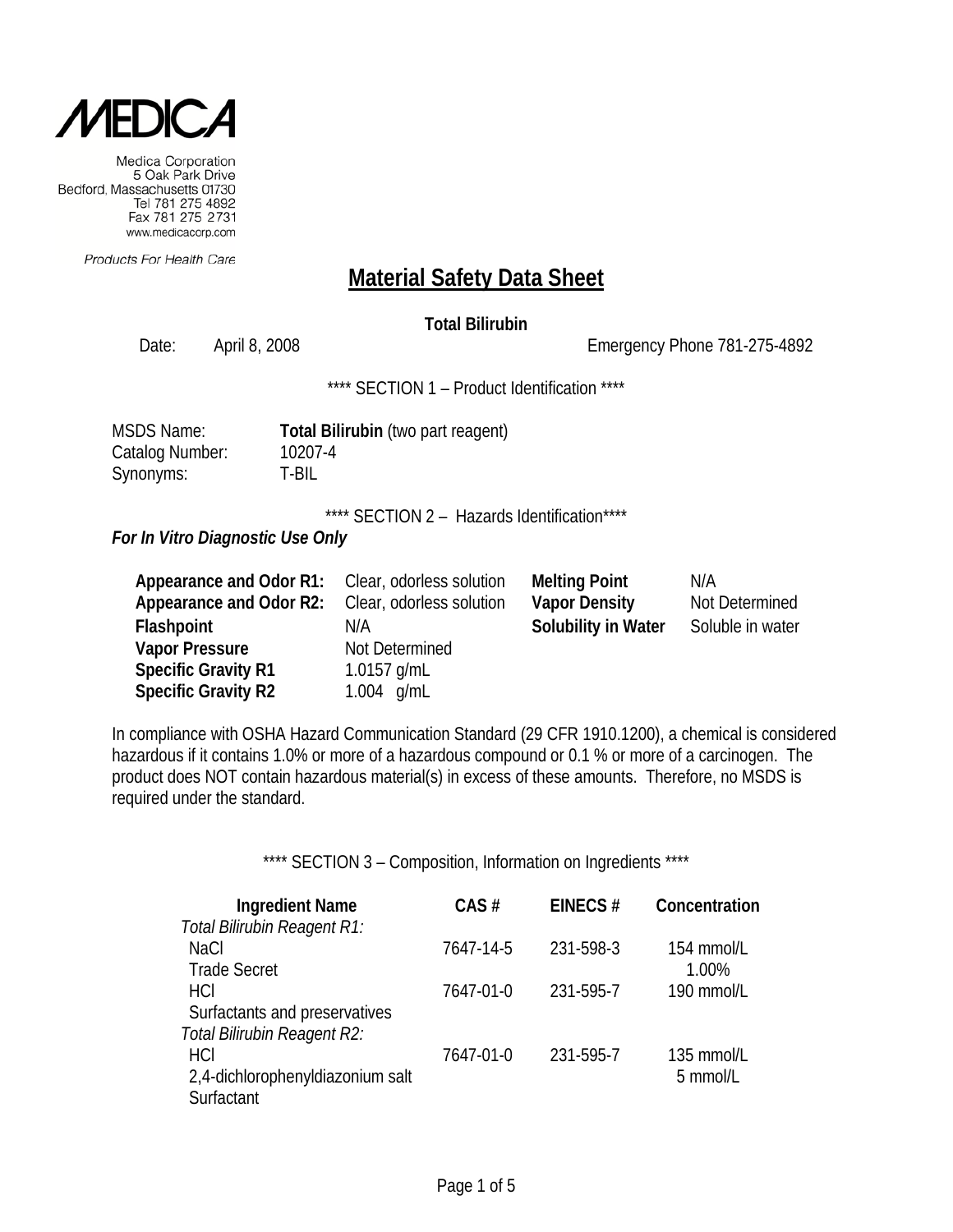**MEDICA**

Medica Corporation
5 Oak Park Drive
Bedford, Massachusetts 01730
Tel 781 275 4892
Fax 781 275 2731
www.medicacorp.com

*Products For Health Care*

# Material Safety Data Sheet

**Total Bilirubin**

Date: April 8, 2008 Emergency Phone 781-275-4892

**** SECTION 1 – Product Identification ****

MSDS Name: **Total Bilirubin** (two part reagent)
Catalog Number: 10207-4
Synonyms: T-BIL

**** SECTION 2 – Hazards Identification****

***For In Vitro Diagnostic Use Only***

| | | | |
|---|---|---|---|
| **Appearance and Odor R1:** | Clear, odorless solution | **Melting Point** | N/A |
| **Appearance and Odor R2:** | Clear, odorless solution | **Vapor Density** | Not Determined |
| **Flashpoint** | N/A | **Solubility in Water** | Soluble in water |
| **Vapor Pressure** | Not Determined | | |
| **Specific Gravity R1** | 1.0157 g/mL | | |
| **Specific Gravity R2** | 1.004 g/mL | | |

In compliance with OSHA Hazard Communication Standard (29 CFR 1910.1200), a chemical is considered hazardous if it contains 1.0% or more of a hazardous compound or 0.1 % or more of a carcinogen. The product does NOT contain hazardous material(s) in excess of these amounts. Therefore, no MSDS is required under the standard.

**** SECTION 3 – Composition, Information on Ingredients ****

| Ingredient Name | CAS # | EINECS # | Concentration |
|---|---|---|---|
| *Total Bilirubin Reagent R1:* | | | |
| NaCl | 7647-14-5 | 231-598-3 | 154 mmol/L |
| Trade Secret | | | 1.00% |
| HCl | 7647-01-0 | 231-595-7 | 190 mmol/L |
| Surfactants and preservatives | | | |
| *Total Bilirubin Reagent R2:* | | | |
| HCl | 7647-01-0 | 231-595-7 | 135 mmol/L |
| 2,4-dichlorophenyldiazonium salt | | | 5 mmol/L |
| Surfactant | | | |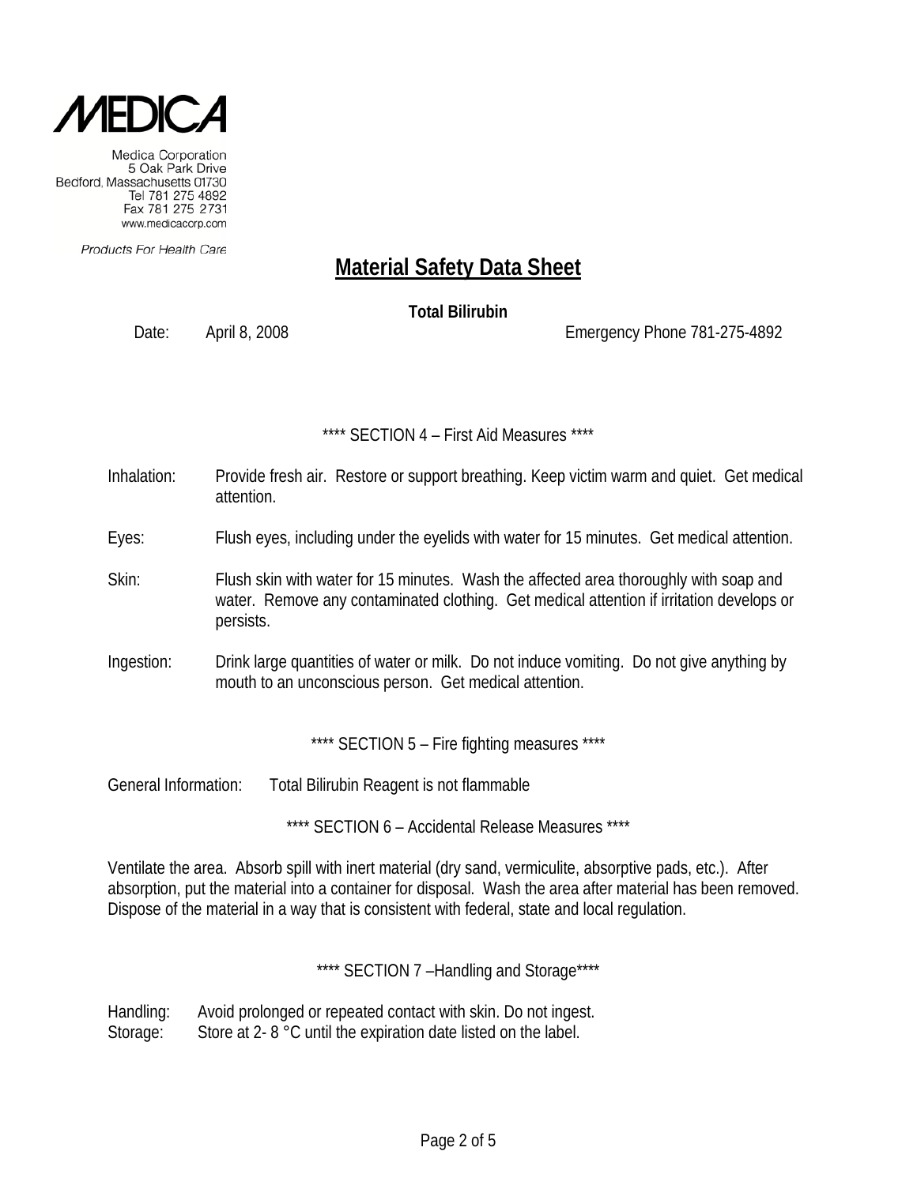**Material Safety Data Sheet**

**Total Bilirubin**

Date: April 8, 2008 Emergency Phone 781-275-4892

**** SECTION 4 – First Aid Measures ****

Inhalation: Provide fresh air. Restore or support breathing. Keep victim warm and quiet. Get medical attention.

Eyes: Flush eyes, including under the eyelids with water for 15 minutes. Get medical attention.

Skin: Flush skin with water for 15 minutes. Wash the affected area thoroughly with soap and water. Remove any contaminated clothing. Get medical attention if irritation develops or persists.

Ingestion: Drink large quantities of water or milk. Do not induce vomiting. Do not give anything by mouth to an unconscious person. Get medical attention.

**** SECTION 5 – Fire fighting measures ****

General Information: Total Bilirubin Reagent is not flammable

**** SECTION 6 – Accidental Release Measures ****

Ventilate the area. Absorb spill with inert material (dry sand, vermiculite, absorptive pads, etc.). After absorption, put the material into a container for disposal. Wash the area after material has been removed. Dispose of the material in a way that is consistent with federal, state and local regulation.

**** SECTION 7 –Handling and Storage****

Handling: Avoid prolonged or repeated contact with skin. Do not ingest.
Storage: Store at 2- 8 °C until the expiration date listed on the label.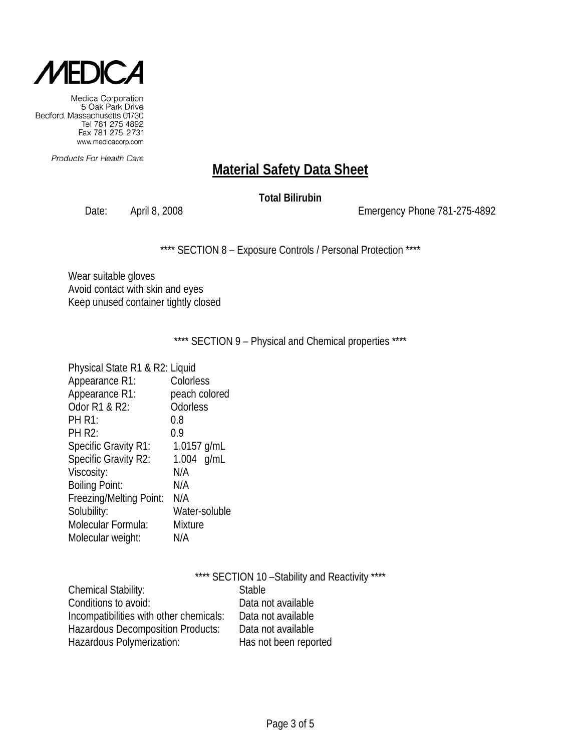MEDICA

Medica Corporation
5 Oak Park Drive
Bedford, Massachusetts 01730
Tel 781 275 4892
Fax 781 275 2731
www.medicacorp.com

Products For Health Care

# Material Safety Data Sheet

**Total Bilirubin**

Date: April 8, 2008 Emergency Phone 781-275-4892

**** SECTION 8 – Exposure Controls / Personal Protection ****

Wear suitable gloves
Avoid contact with skin and eyes
Keep unused container tightly closed

**** SECTION 9 – Physical and Chemical properties ****

| | |
|---|---|
| Physical State R1 & R2: | Liquid |
| Appearance R1: | Colorless |
| Appearance R1: | peach colored |
| Odor R1 & R2: | Odorless |
| PH R1: | 0.8 |
| PH R2: | 0.9 |
| Specific Gravity R1: | 1.0157 g/mL |
| Specific Gravity R2: | 1.004 g/mL |
| Viscosity: | N/A |
| Boiling Point: | N/A |
| Freezing/Melting Point: | N/A |
| Solubility: | Water-soluble |
| Molecular Formula: | Mixture |
| Molecular weight: | N/A |

**** SECTION 10 –Stability and Reactivity ****

| | |
|---|---|
| Chemical Stability: | Stable |
| Conditions to avoid: | Data not available |
| Incompatibilities with other chemicals: | Data not available |
| Hazardous Decomposition Products: | Data not available |
| Hazardous Polymerization: | Has not been reported |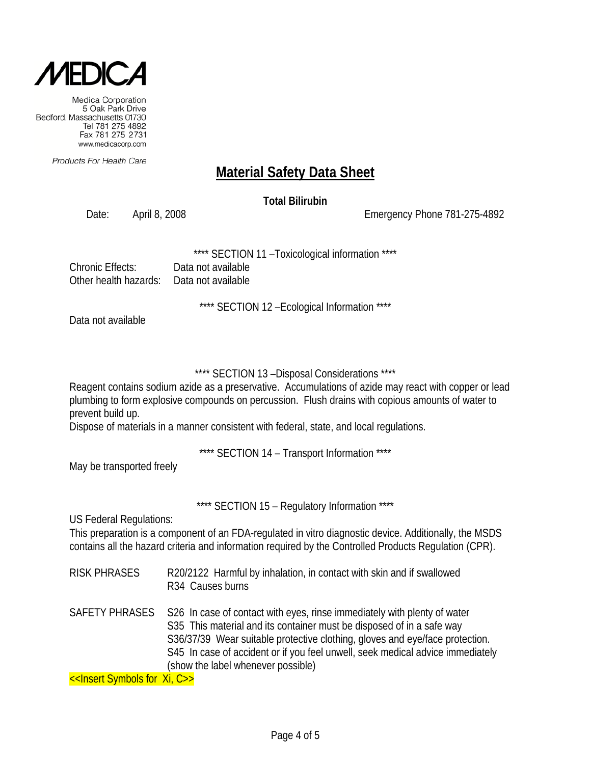Medica Corporation
5 Oak Park Drive
Bedford, Massachusetts 01730
Tel 781 275 4892
Fax 781 275 2731
www.medicacorp.com

*Products For Health Care*

# Material Safety Data Sheet

**Total Bilirubin**

Date: April 8, 2008 Emergency Phone 781-275-4892

**** SECTION 11 –Toxicological information ****

Chronic Effects: Data not available
Other health hazards: Data not available

**** SECTION 12 –Ecological Information ****

Data not available

**** SECTION 13 –Disposal Considerations ****

Reagent contains sodium azide as a preservative. Accumulations of azide may react with copper or lead plumbing to form explosive compounds on percussion. Flush drains with copious amounts of water to prevent build up.
Dispose of materials in a manner consistent with federal, state, and local regulations.

**** SECTION 14 – Transport Information ****

May be transported freely

**** SECTION 15 – Regulatory Information ****

US Federal Regulations:
This preparation is a component of an FDA-regulated in vitro diagnostic device. Additionally, the MSDS contains all the hazard criteria and information required by the Controlled Products Regulation (CPR).

RISK PHRASES
R20/2122 Harmful by inhalation, in contact with skin and if swallowed
R34 Causes burns

SAFETY PHRASES
S26 In case of contact with eyes, rinse immediately with plenty of water
S35 This material and its container must be disposed of in a safe way
S36/37/39 Wear suitable protective clothing, gloves and eye/face protection.
S45 In case of accident or if you feel unwell, seek medical advice immediately (show the label whenever possible)

<<Insert Symbols for Xi, C>>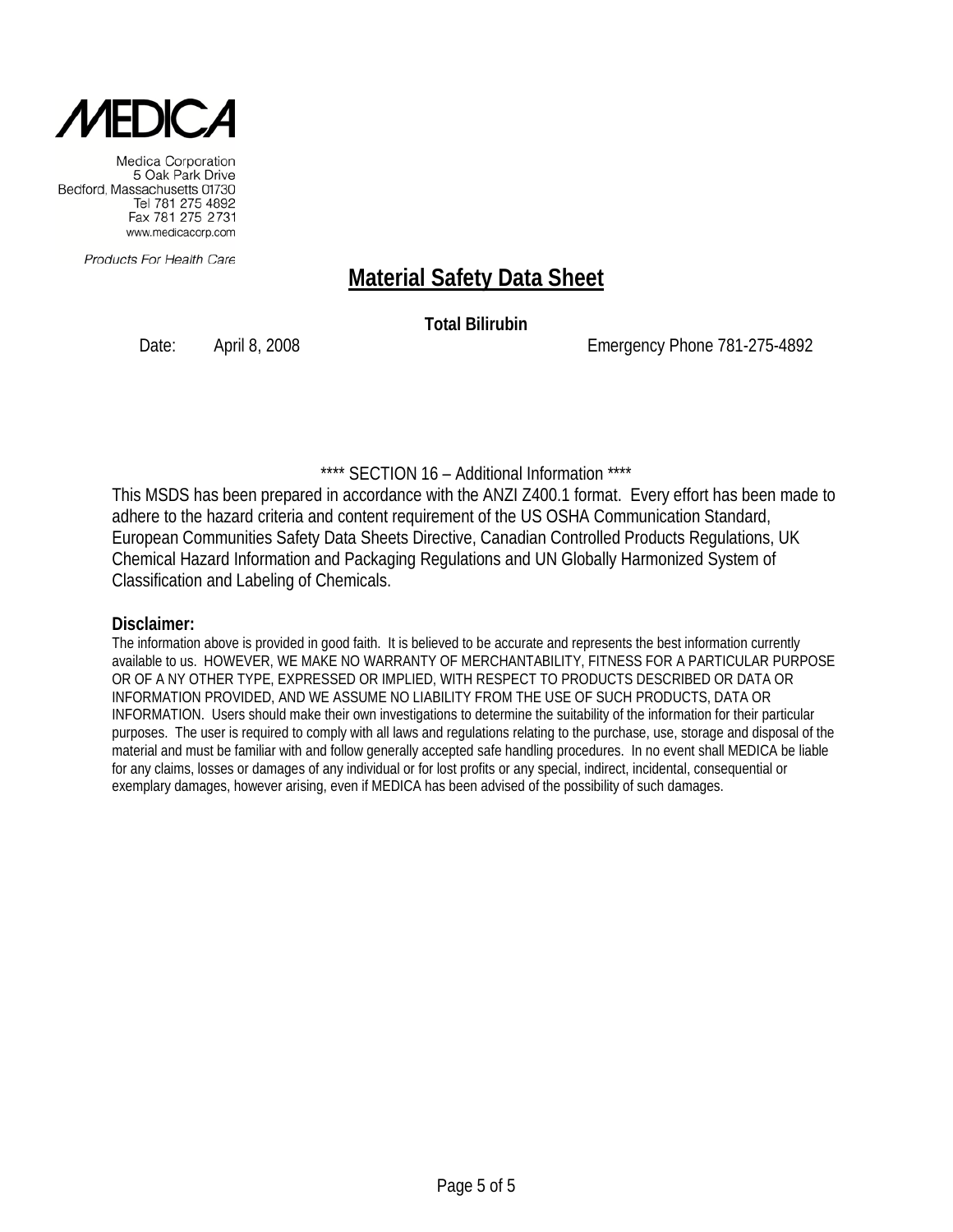MEDICA

Medica Corporation
5 Oak Park Drive
Bedford, Massachusetts 01730
Tel 781 275 4892
Fax 781 275 2731
www.medicacorp.com

*Products For Health Care*

# Material Safety Data Sheet

**Total Bilirubin**

Date: April 8, 2008 Emergency Phone 781-275-4892

**** SECTION 16 – Additional Information ****

This MSDS has been prepared in accordance with the ANZI Z400.1 format. Every effort has been made to adhere to the hazard criteria and content requirement of the US OSHA Communication Standard, European Communities Safety Data Sheets Directive, Canadian Controlled Products Regulations, UK Chemical Hazard Information and Packaging Regulations and UN Globally Harmonized System of Classification and Labeling of Chemicals.

**Disclaimer:**

The information above is provided in good faith. It is believed to be accurate and represents the best information currently available to us. HOWEVER, WE MAKE NO WARRANTY OF MERCHANTABILITY, FITNESS FOR A PARTICULAR PURPOSE OR OF A NY OTHER TYPE, EXPRESSED OR IMPLIED, WITH RESPECT TO PRODUCTS DESCRIBED OR DATA OR INFORMATION PROVIDED, AND WE ASSUME NO LIABILITY FROM THE USE OF SUCH PRODUCTS, DATA OR INFORMATION. Users should make their own investigations to determine the suitability of the information for their particular purposes. The user is required to comply with all laws and regulations relating to the purchase, use, storage and disposal of the material and must be familiar with and follow generally accepted safe handling procedures. In no event shall MEDICA be liable for any claims, losses or damages of any individual or for lost profits or any special, indirect, incidental, consequential or exemplary damages, however arising, even if MEDICA has been advised of the possibility of such damages.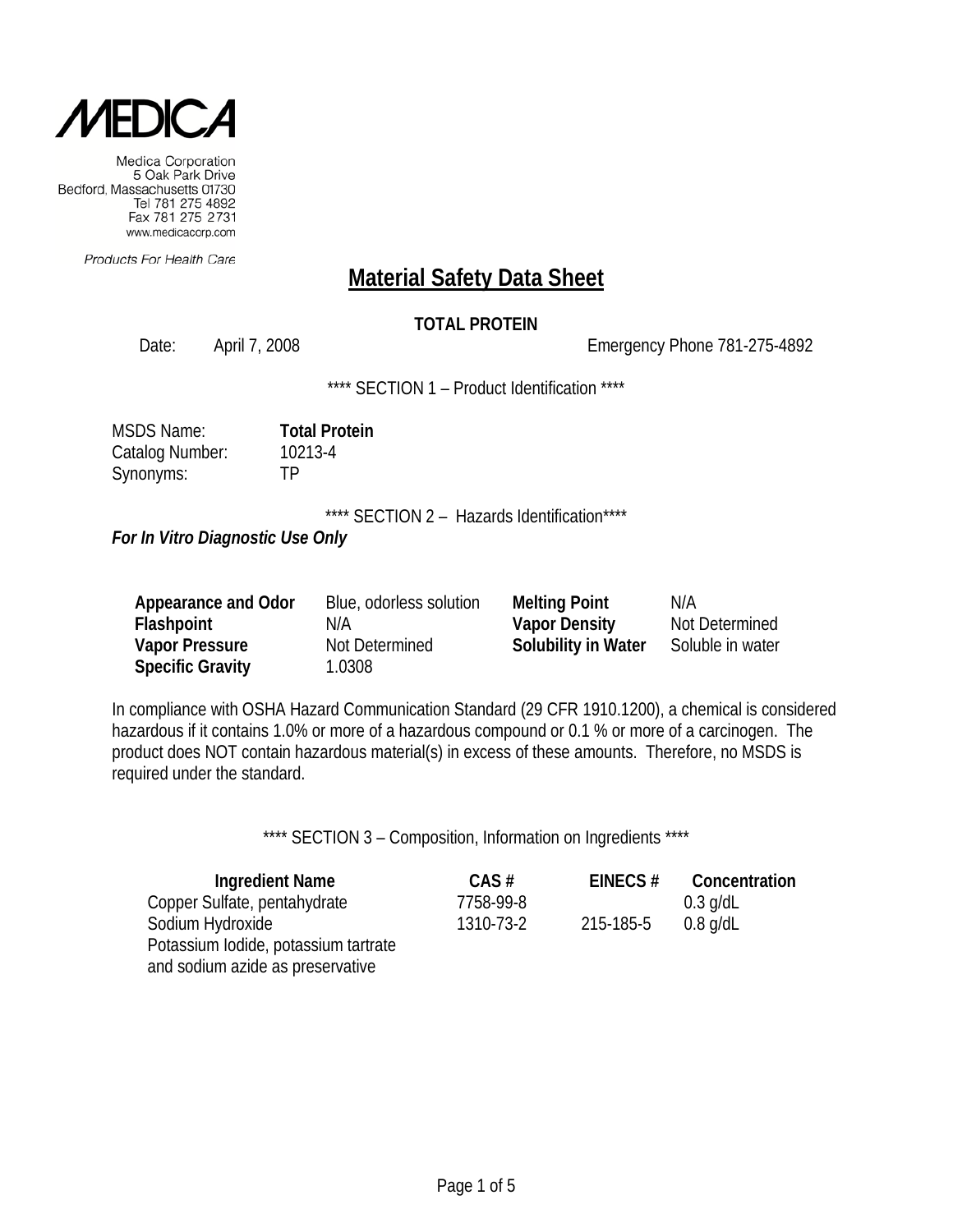**MEDICA**

Medica Corporation
5 Oak Park Drive
Bedford, Massachusetts 01730
Tel 781 275 4892
Fax 781 275 2731
www.medicacorp.com

*Products For Health Care*

# Material Safety Data Sheet

**TOTAL PROTEIN**

Date: April 7, 2008 Emergency Phone 781-275-4892

**** SECTION 1 – Product Identification ****

MSDS Name: **Total Protein**
Catalog Number: 10213-4
Synonyms: TP

**** SECTION 2 – Hazards Identification****

***For In Vitro Diagnostic Use Only***

| | | | |
|---|---|---|---|
| **Appearance and Odor** | Blue, odorless solution | **Melting Point** | N/A |
| **Flashpoint** | N/A | **Vapor Density** | Not Determined |
| **Vapor Pressure** | Not Determined | **Solubility in Water** | Soluble in water |
| **Specific Gravity** | 1.0308 | | |

In compliance with OSHA Hazard Communication Standard (29 CFR 1910.1200), a chemical is considered hazardous if it contains 1.0% or more of a hazardous compound or 0.1 % or more of a carcinogen. The product does NOT contain hazardous material(s) in excess of these amounts. Therefore, no MSDS is required under the standard.

**** SECTION 3 – Composition, Information on Ingredients ****

| Ingredient Name | CAS # | EINECS # | Concentration |
|---|---|---|---|
| Copper Sulfate, pentahydrate | 7758-99-8 | | 0.3 g/dL |
| Sodium Hydroxide | 1310-73-2 | 215-185-5 | 0.8 g/dL |
| Potassium Iodide, potassium tartrate and sodium azide as preservative | | | |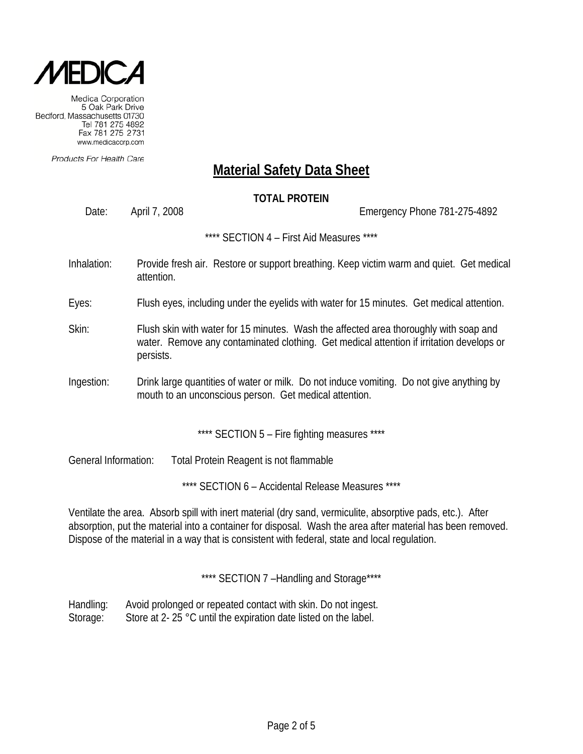# Material Safety Data Sheet

**TOTAL PROTEIN**

Date: April 7, 2008 Emergency Phone 781-275-4892

**** SECTION 4 – First Aid Measures ****

Inhalation: Provide fresh air. Restore or support breathing. Keep victim warm and quiet. Get medical attention.

Eyes: Flush eyes, including under the eyelids with water for 15 minutes. Get medical attention.

Skin: Flush skin with water for 15 minutes. Wash the affected area thoroughly with soap and water. Remove any contaminated clothing. Get medical attention if irritation develops or persists.

Ingestion: Drink large quantities of water or milk. Do not induce vomiting. Do not give anything by mouth to an unconscious person. Get medical attention.

**** SECTION 5 – Fire fighting measures ****

General Information: Total Protein Reagent is not flammable

**** SECTION 6 – Accidental Release Measures ****

Ventilate the area. Absorb spill with inert material (dry sand, vermiculite, absorptive pads, etc.). After absorption, put the material into a container for disposal. Wash the area after material has been removed. Dispose of the material in a way that is consistent with federal, state and local regulation.

**** SECTION 7 –Handling and Storage****

Handling: Avoid prolonged or repeated contact with skin. Do not ingest.
Storage: Store at 2- 25 °C until the expiration date listed on the label.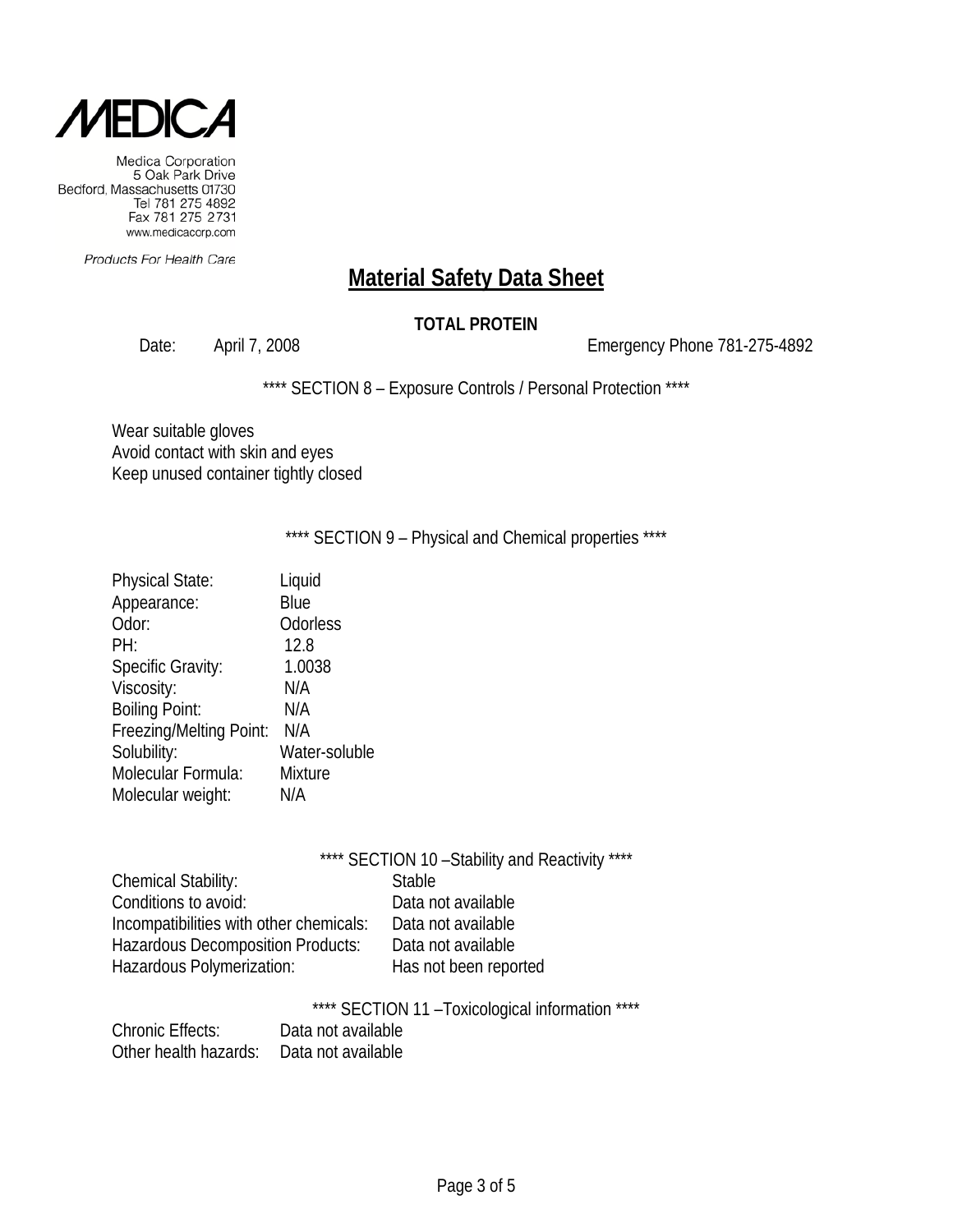MEDICA

Medica Corporation
5 Oak Park Drive
Bedford, Massachusetts 01730
Tel 781 275 4892
Fax 781 275 2731
www.medicacorp.com

Products For Health Care

# Material Safety Data Sheet

**TOTAL PROTEIN**

Date: April 7, 2008 Emergency Phone 781-275-4892

**** SECTION 8 – Exposure Controls / Personal Protection ****

Wear suitable gloves
Avoid contact with skin and eyes
Keep unused container tightly closed

**** SECTION 9 – Physical and Chemical properties ****

| | |
|---|---|
| Physical State: | Liquid |
| Appearance: | Blue |
| Odor: | Odorless |
| PH: | 12.8 |
| Specific Gravity: | 1.0038 |
| Viscosity: | N/A |
| Boiling Point: | N/A |
| Freezing/Melting Point: | N/A |
| Solubility: | Water-soluble |
| Molecular Formula: | Mixture |
| Molecular weight: | N/A |

**** SECTION 10 –Stability and Reactivity ****

| | |
|---|---|
| Chemical Stability: | Stable |
| Conditions to avoid: | Data not available |
| Incompatibilities with other chemicals: | Data not available |
| Hazardous Decomposition Products: | Data not available |
| Hazardous Polymerization: | Has not been reported |

**** SECTION 11 –Toxicological information ****

| | |
|---|---|
| Chronic Effects: | Data not available |
| Other health hazards: | Data not available |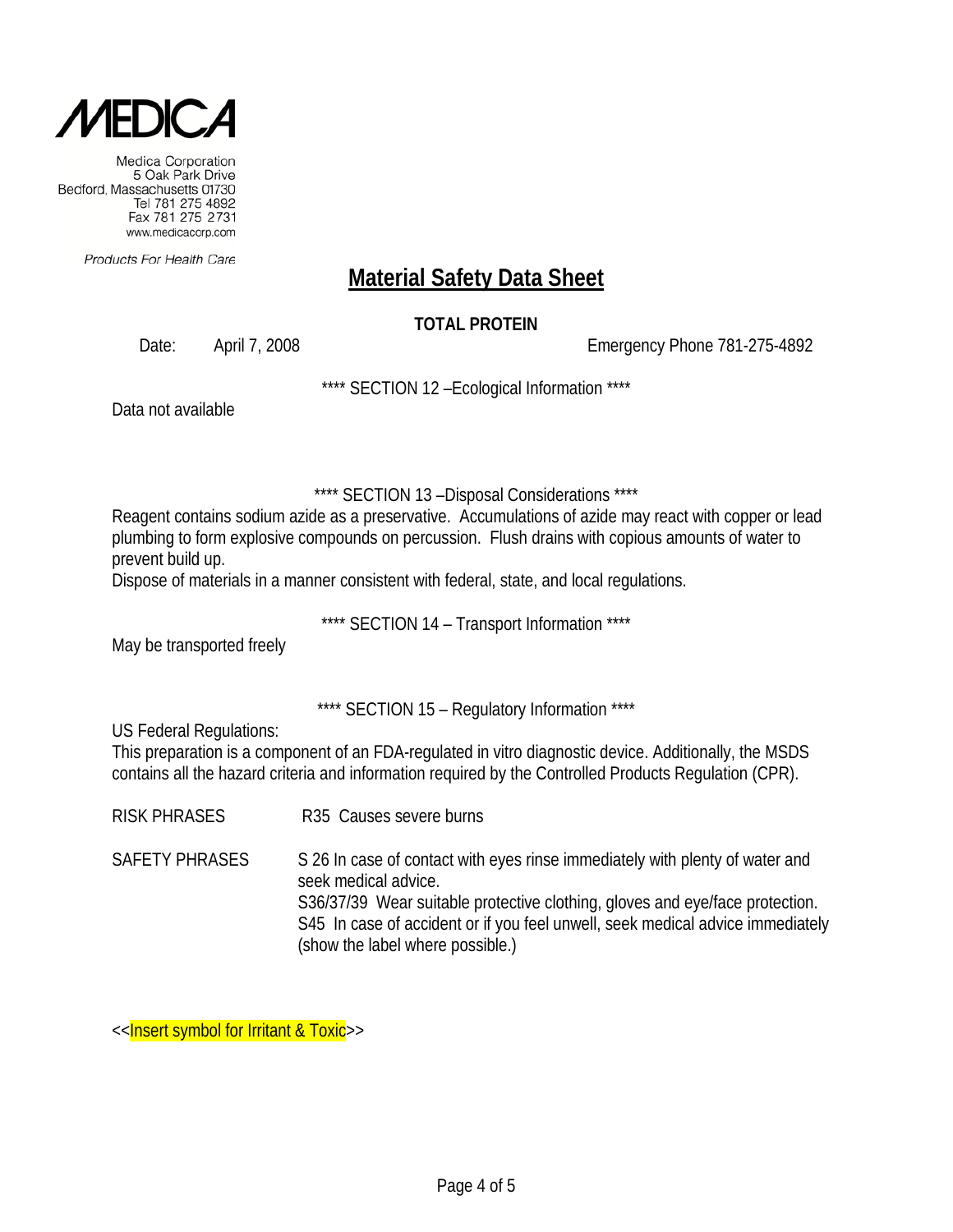MEDICA

Medica Corporation
5 Oak Park Drive
Bedford, Massachusetts 01730
Tel 781 275 4892
Fax 781 275 2731
www.medicacorp.com

*Products For Health Care*

# Material Safety Data Sheet

**TOTAL PROTEIN**

Date: April 7, 2008 Emergency Phone 781-275-4892

**** SECTION 12 –Ecological Information ****

Data not available

**** SECTION 13 –Disposal Considerations ****

Reagent contains sodium azide as a preservative. Accumulations of azide may react with copper or lead plumbing to form explosive compounds on percussion. Flush drains with copious amounts of water to prevent build up.

Dispose of materials in a manner consistent with federal, state, and local regulations.

**** SECTION 14 – Transport Information ****

May be transported freely

**** SECTION 15 – Regulatory Information ****

US Federal Regulations:

This preparation is a component of an FDA-regulated in vitro diagnostic device. Additionally, the MSDS contains all the hazard criteria and information required by the Controlled Products Regulation (CPR).

RISK PHRASES R35 Causes severe burns

SAFETY PHRASES S 26 In case of contact with eyes rinse immediately with plenty of water and seek medical advice.
S36/37/39 Wear suitable protective clothing, gloves and eye/face protection.
S45 In case of accident or if you feel unwell, seek medical advice immediately (show the label where possible.)

<<Insert symbol for Irritant & Toxic>>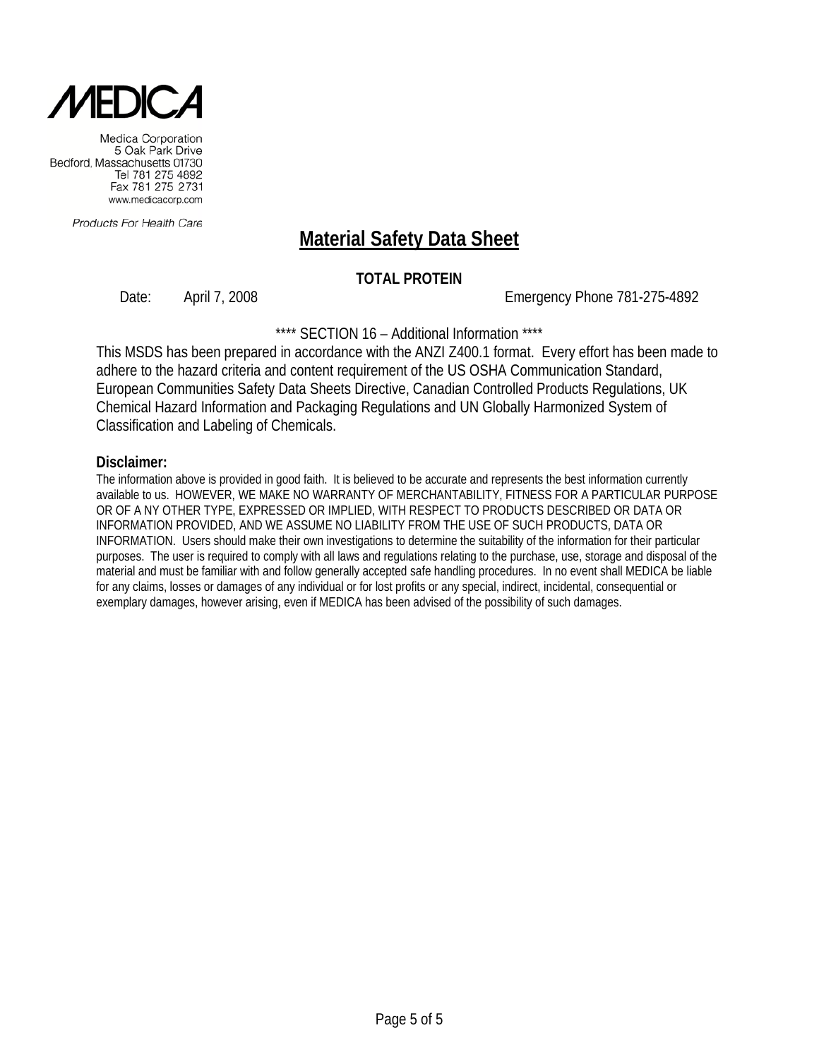MEDICA

Medica Corporation
5 Oak Park Drive
Bedford, Massachusetts 01730
Tel 781 275 4892
Fax 781 275 2731
www.medicacorp.com

*Products For Health Care*

# Material Safety Data Sheet

**TOTAL PROTEIN**

Date: April 7, 2008 Emergency Phone 781-275-4892

**** SECTION 16 – Additional Information ****

This MSDS has been prepared in accordance with the ANZI Z400.1 format. Every effort has been made to adhere to the hazard criteria and content requirement of the US OSHA Communication Standard, European Communities Safety Data Sheets Directive, Canadian Controlled Products Regulations, UK Chemical Hazard Information and Packaging Regulations and UN Globally Harmonized System of Classification and Labeling of Chemicals.

**Disclaimer:**

The information above is provided in good faith. It is believed to be accurate and represents the best information currently available to us. HOWEVER, WE MAKE NO WARRANTY OF MERCHANTABILITY, FITNESS FOR A PARTICULAR PURPOSE OR OF A NY OTHER TYPE, EXPRESSED OR IMPLIED, WITH RESPECT TO PRODUCTS DESCRIBED OR DATA OR INFORMATION PROVIDED, AND WE ASSUME NO LIABILITY FROM THE USE OF SUCH PRODUCTS, DATA OR INFORMATION. Users should make their own investigations to determine the suitability of the information for their particular purposes. The user is required to comply with all laws and regulations relating to the purchase, use, storage and disposal of the material and must be familiar with and follow generally accepted safe handling procedures. In no event shall MEDICA be liable for any claims, losses or damages of any individual or for lost profits or any special, indirect, incidental, consequential or exemplary damages, however arising, even if MEDICA has been advised of the possibility of such damages.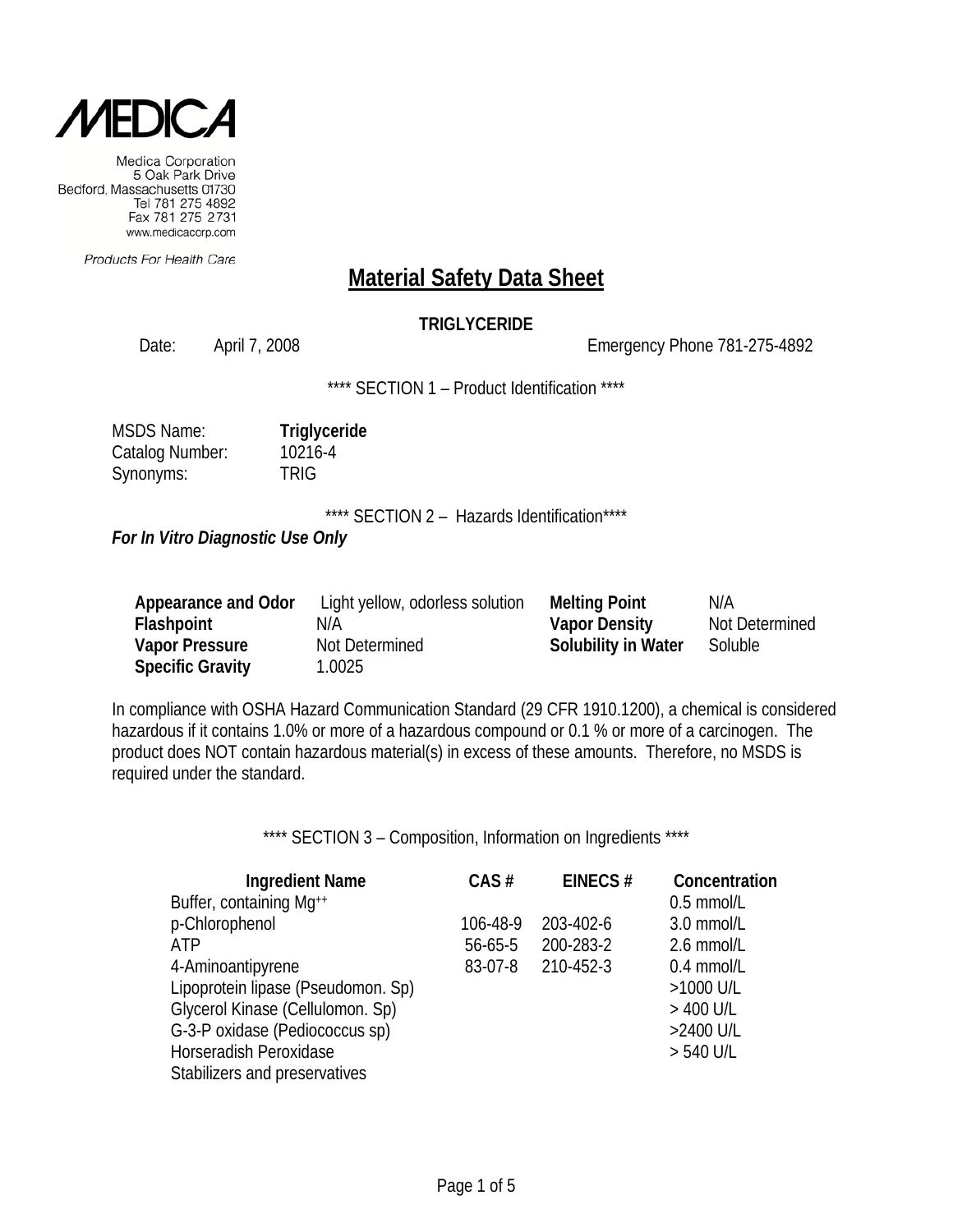**MEDICA**

Medica Corporation
5 Oak Park Drive
Bedford, Massachusetts 01730
Tel 781 275 4892
Fax 781 275 2731
www.medicacorp.com

*Products For Health Care*

# Material Safety Data Sheet

**TRIGLYCERIDE**

Date: April 7, 2008 Emergency Phone 781-275-4892

**** SECTION 1 – Product Identification ****

| | |
|---|---|
| MSDS Name: | **Triglyceride** |
| Catalog Number: | 10216-4 |
| Synonyms: | TRIG |

**** SECTION 2 – Hazards Identification****

***For In Vitro Diagnostic Use Only***

| | | | |
|---|---|---|---|
| **Appearance and Odor** | Light yellow, odorless solution | **Melting Point** | N/A |
| **Flashpoint** | N/A | **Vapor Density** | Not Determined |
| **Vapor Pressure** | Not Determined | **Solubility in Water** | Soluble |
| **Specific Gravity** | 1.0025 | | |

In compliance with OSHA Hazard Communication Standard (29 CFR 1910.1200), a chemical is considered hazardous if it contains 1.0% or more of a hazardous compound or 0.1 % or more of a carcinogen. The product does NOT contain hazardous material(s) in excess of these amounts. Therefore, no MSDS is required under the standard.

**** SECTION 3 – Composition, Information on Ingredients ****

| Ingredient Name | CAS # | EINECS # | Concentration |
|---|---|---|---|
| Buffer, containing $Mg^{++}$ | | | 0.5 mmol/L |
| p-Chlorophenol | 106-48-9 | 203-402-6 | 3.0 mmol/L |
| ATP | 56-65-5 | 200-283-2 | 2.6 mmol/L |
| 4-Aminoantipyrene | 83-07-8 | 210-452-3 | 0.4 mmol/L |
| Lipoprotein lipase (Pseudomon. Sp) | | | >1000 U/L |
| Glycerol Kinase (Cellulomon. Sp) | | | > 400 U/L |
| G-3-P oxidase (Pediococcus sp) | | | >2400 U/L |
| Horseradish Peroxidase | | | > 540 U/L |
| Stabilizers and preservatives | | | |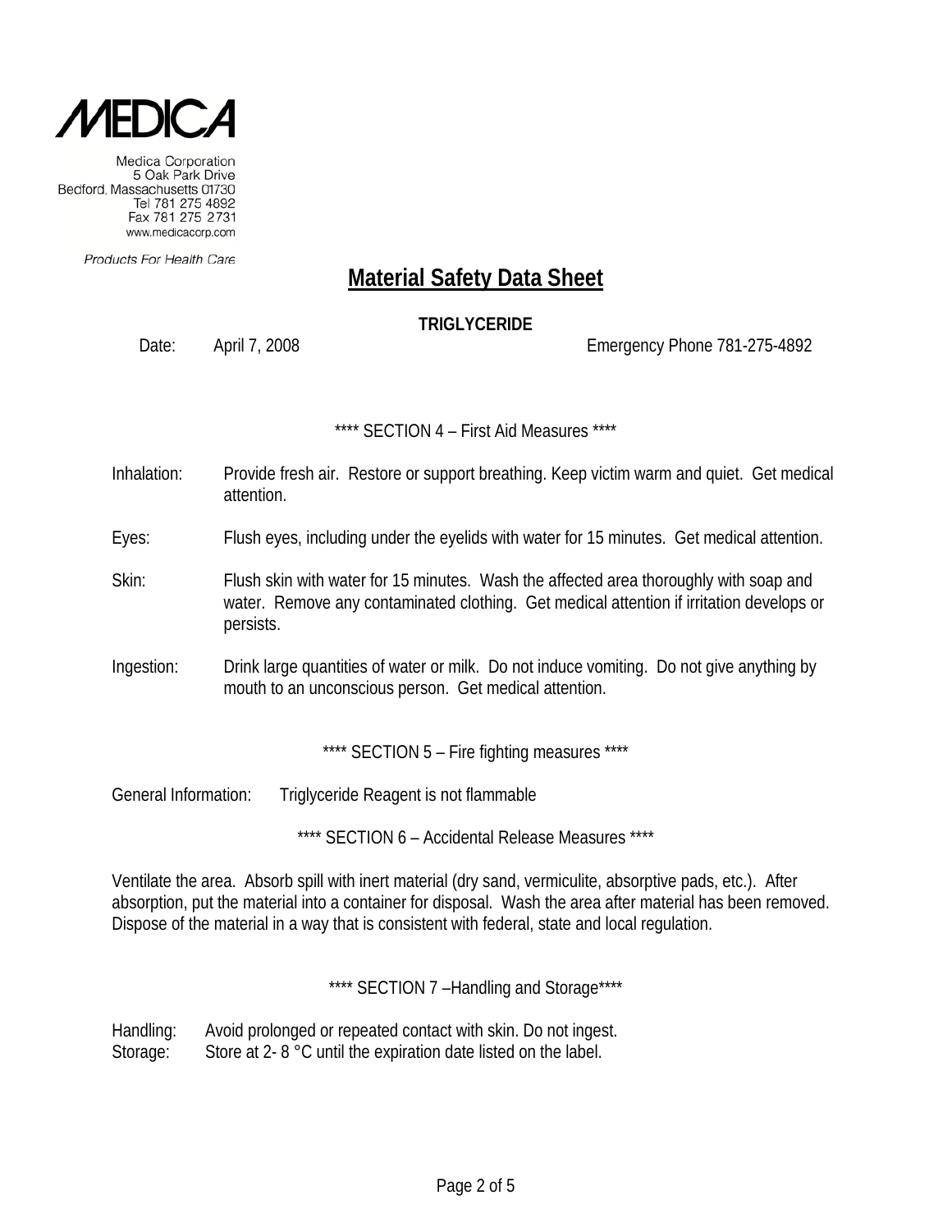MEDICA

Medica Corporation
5 Oak Park Drive
Bedford, Massachusetts 01730
Tel 781 275 4892
Fax 781 275 2731
www.medicacorp.com

Products For Health Care

# Material Safety Data Sheet

**TRIGLYCERIDE**

Date: April 7, 2008 Emergency Phone 781-275-4892

**** SECTION 4 – First Aid Measures ****

Inhalation: Provide fresh air. Restore or support breathing. Keep victim warm and quiet. Get medical attention.

Eyes: Flush eyes, including under the eyelids with water for 15 minutes. Get medical attention.

Skin: Flush skin with water for 15 minutes. Wash the affected area thoroughly with soap and water. Remove any contaminated clothing. Get medical attention if irritation develops or persists.

Ingestion: Drink large quantities of water or milk. Do not induce vomiting. Do not give anything by mouth to an unconscious person. Get medical attention.

**** SECTION 5 – Fire fighting measures ****

General Information: Triglyceride Reagent is not flammable

**** SECTION 6 – Accidental Release Measures ****

Ventilate the area. Absorb spill with inert material (dry sand, vermiculite, absorptive pads, etc.). After absorption, put the material into a container for disposal. Wash the area after material has been removed. Dispose of the material in a way that is consistent with federal, state and local regulation.

**** SECTION 7 –Handling and Storage****

Handling: Avoid prolonged or repeated contact with skin. Do not ingest.
Storage: Store at 2- 8 °C until the expiration date listed on the label.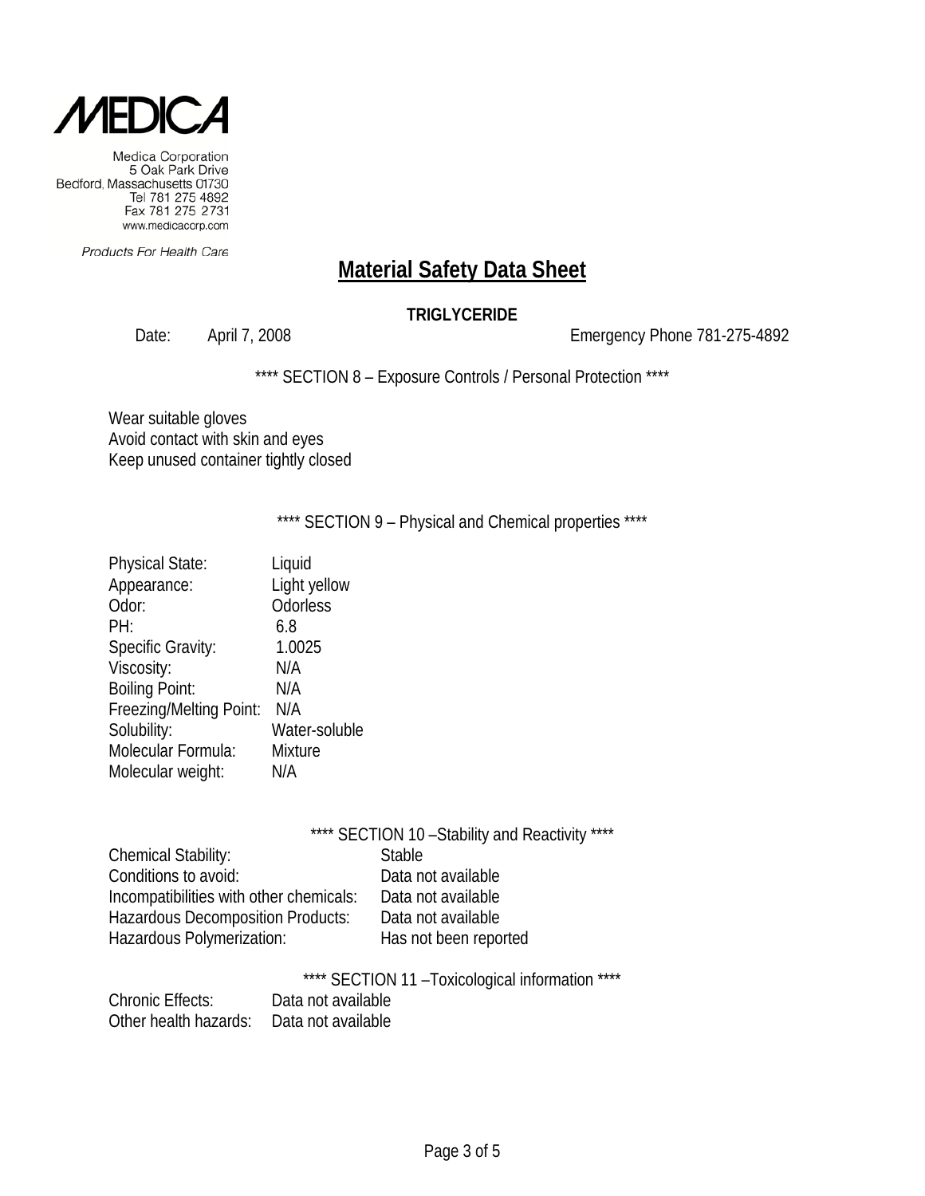MEDICA

Medica Corporation
5 Oak Park Drive
Bedford, Massachusetts 01730
Tel 781 275 4892
Fax 781 275 2731
www.medicacorp.com

Products For Health Care

# Material Safety Data Sheet

**TRIGLYCERIDE**

Date: April 7, 2008 Emergency Phone 781-275-4892

**** SECTION 8 – Exposure Controls / Personal Protection ****

Wear suitable gloves
Avoid contact with skin and eyes
Keep unused container tightly closed

**** SECTION 9 – Physical and Chemical properties ****

| | |
|---|---|
| Physical State: | Liquid |
| Appearance: | Light yellow |
| Odor: | Odorless |
| PH: | 6.8 |
| Specific Gravity: | 1.0025 |
| Viscosity: | N/A |
| Boiling Point: | N/A |
| Freezing/Melting Point: | N/A |
| Solubility: | Water-soluble |
| Molecular Formula: | Mixture |
| Molecular weight: | N/A |

**** SECTION 10 –Stability and Reactivity ****

| | |
|---|---|
| Chemical Stability: | Stable |
| Conditions to avoid: | Data not available |
| Incompatibilities with other chemicals: | Data not available |
| Hazardous Decomposition Products: | Data not available |
| Hazardous Polymerization: | Has not been reported |

**** SECTION 11 –Toxicological information ****

| | |
|---|---|
| Chronic Effects: | Data not available |
| Other health hazards: | Data not available |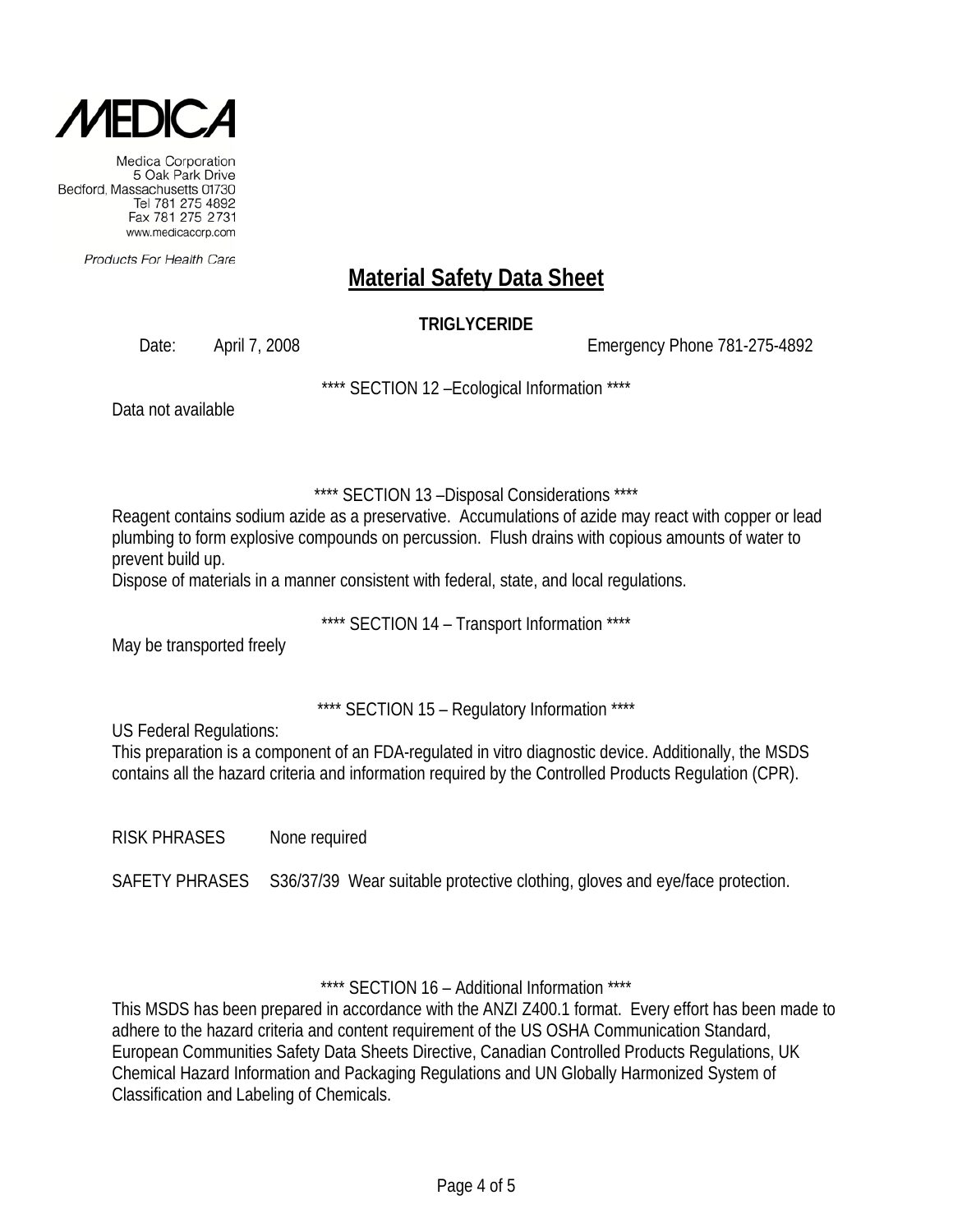Medica Corporation
5 Oak Park Drive
Bedford, Massachusetts 01730
Tel 781 275 4892
Fax 781 275 2731
www.medicacorp.com

*Products For Health Care*

# Material Safety Data Sheet

**TRIGLYCERIDE**

Date: April 7, 2008 Emergency Phone 781-275-4892

**** SECTION 12 –Ecological Information ****

Data not available

**** SECTION 13 –Disposal Considerations ****

Reagent contains sodium azide as a preservative. Accumulations of azide may react with copper or lead plumbing to form explosive compounds on percussion. Flush drains with copious amounts of water to prevent build up.
Dispose of materials in a manner consistent with federal, state, and local regulations.

**** SECTION 14 – Transport Information ****

May be transported freely

**** SECTION 15 – Regulatory Information ****

US Federal Regulations:
This preparation is a component of an FDA-regulated in vitro diagnostic device. Additionally, the MSDS contains all the hazard criteria and information required by the Controlled Products Regulation (CPR).

RISK PHRASES None required

SAFETY PHRASES S36/37/39 Wear suitable protective clothing, gloves and eye/face protection.

**** SECTION 16 – Additional Information ****

This MSDS has been prepared in accordance with the ANZI Z400.1 format. Every effort has been made to adhere to the hazard criteria and content requirement of the US OSHA Communication Standard, European Communities Safety Data Sheets Directive, Canadian Controlled Products Regulations, UK Chemical Hazard Information and Packaging Regulations and UN Globally Harmonized System of Classification and Labeling of Chemicals.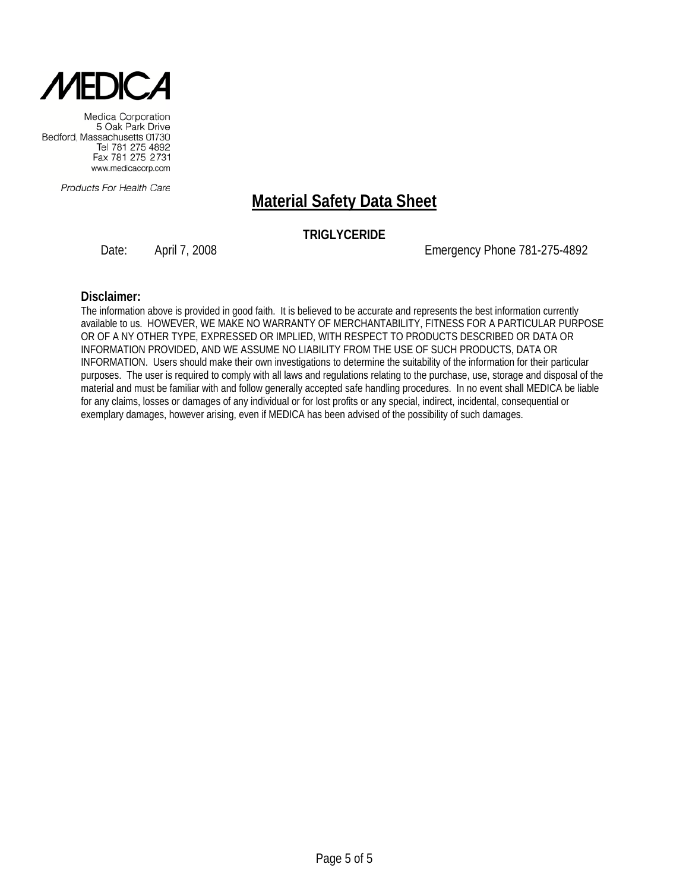MEDICA

Medica Corporation
5 Oak Park Drive
Bedford, Massachusetts 01730
Tel 781 275 4892
Fax 781 275 2731
www.medicacorp.com

*Products For Health Care*

# Material Safety Data Sheet

**TRIGLYCERIDE**

Date: April 7, 2008 Emergency Phone 781-275-4892

**Disclaimer:**

The information above is provided in good faith. It is believed to be accurate and represents the best information currently available to us. HOWEVER, WE MAKE NO WARRANTY OF MERCHANTABILITY, FITNESS FOR A PARTICULAR PURPOSE OR OF A NY OTHER TYPE, EXPRESSED OR IMPLIED, WITH RESPECT TO PRODUCTS DESCRIBED OR DATA OR INFORMATION PROVIDED, AND WE ASSUME NO LIABILITY FROM THE USE OF SUCH PRODUCTS, DATA OR INFORMATION. Users should make their own investigations to determine the suitability of the information for their particular purposes. The user is required to comply with all laws and regulations relating to the purchase, use, storage and disposal of the material and must be familiar with and follow generally accepted safe handling procedures. In no event shall MEDICA be liable for any claims, losses or damages of any individual or for lost profits or any special, indirect, incidental, consequential or exemplary damages, however arising, even if MEDICA has been advised of the possibility of such damages.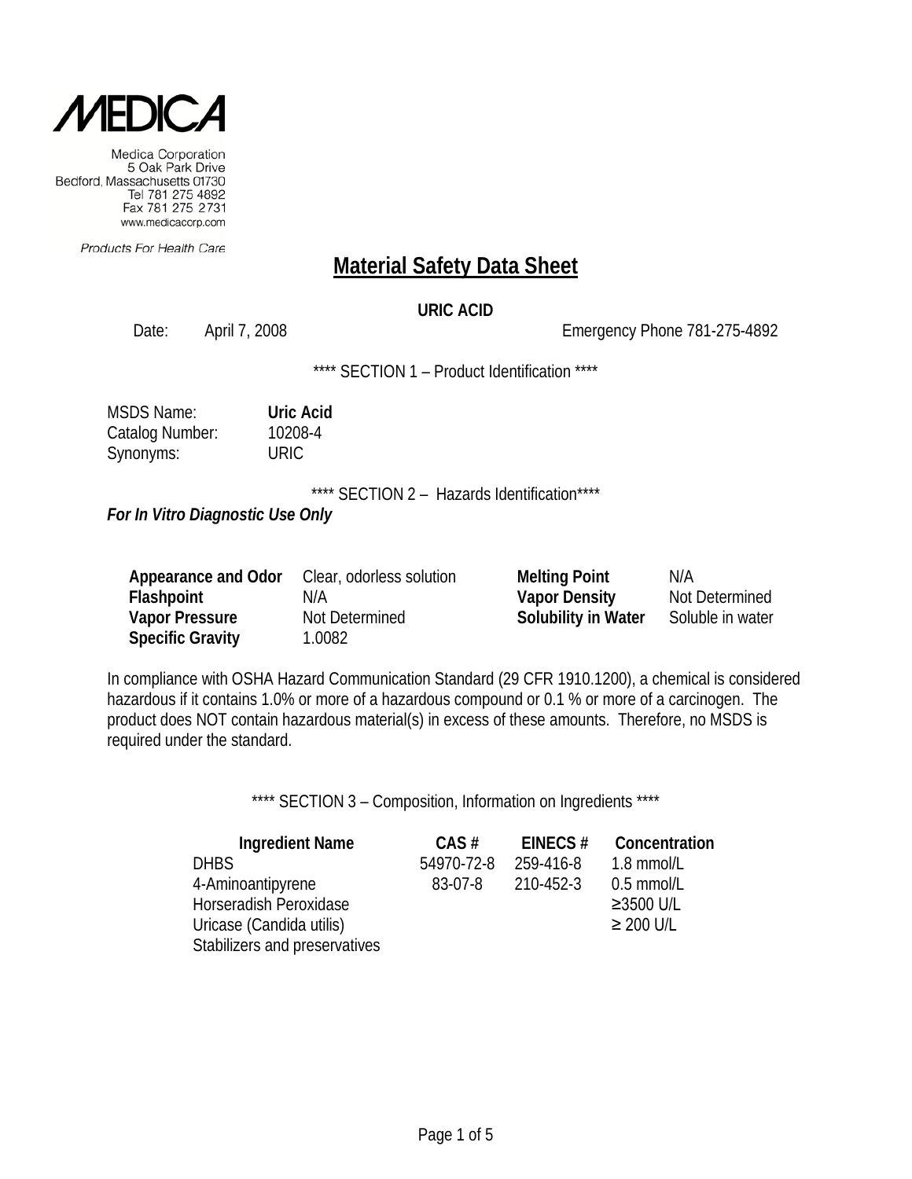MEDICA

Medica Corporation
5 Oak Park Drive
Bedford, Massachusetts 01730
Tel 781 275 4892
Fax 781 275 2731
www.medicacorp.com

*Products For Health Care*

# Material Safety Data Sheet

**URIC ACID**

Date: April 7, 2008 Emergency Phone 781-275-4892

**** SECTION 1 – Product Identification ****

MSDS Name: **Uric Acid**
Catalog Number: 10208-4
Synonyms: URIC

**** SECTION 2 – Hazards Identification****

***For In Vitro Diagnostic Use Only***

| | | | |
|---|---|---|---|
| **Appearance and Odor** | Clear, odorless solution | **Melting Point** | N/A |
| **Flashpoint** | N/A | **Vapor Density** | Not Determined |
| **Vapor Pressure** | Not Determined | **Solubility in Water** | Soluble in water |
| **Specific Gravity** | 1.0082 | | |

In compliance with OSHA Hazard Communication Standard (29 CFR 1910.1200), a chemical is considered hazardous if it contains 1.0% or more of a hazardous compound or 0.1 % or more of a carcinogen. The product does NOT contain hazardous material(s) in excess of these amounts. Therefore, no MSDS is required under the standard.

**** SECTION 3 – Composition, Information on Ingredients ****

| Ingredient Name | CAS # | EINECS # | Concentration |
|---|---|---|---|
| DHBS | 54970-72-8 | 259-416-8 | 1.8 mmol/L |
| 4-Aminoantipyrene | 83-07-8 | 210-452-3 | 0.5 mmol/L |
| Horseradish Peroxidase | | | ≥3500 U/L |
| Uricase (Candida utilis) | | | ≥ 200 U/L |
| Stabilizers and preservatives | | | |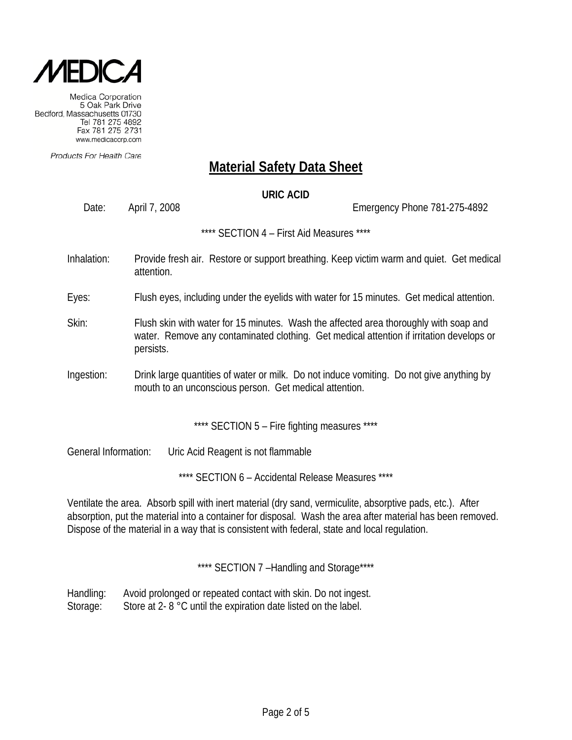MEDICA

Medica Corporation
5 Oak Park Drive
Bedford, Massachusetts 01730
Tel 781 275 4892
Fax 781 275 2731
www.medicacorp.com

*Products For Health Care*

# Material Safety Data Sheet

**URIC ACID**

Date: April 7, 2008 Emergency Phone 781-275-4892

**** SECTION 4 – First Aid Measures ****

Inhalation: Provide fresh air. Restore or support breathing. Keep victim warm and quiet. Get medical attention.

Eyes: Flush eyes, including under the eyelids with water for 15 minutes. Get medical attention.

Skin: Flush skin with water for 15 minutes. Wash the affected area thoroughly with soap and water. Remove any contaminated clothing. Get medical attention if irritation develops or persists.

Ingestion: Drink large quantities of water or milk. Do not induce vomiting. Do not give anything by mouth to an unconscious person. Get medical attention.

**** SECTION 5 – Fire fighting measures ****

General Information: Uric Acid Reagent is not flammable

**** SECTION 6 – Accidental Release Measures ****

Ventilate the area. Absorb spill with inert material (dry sand, vermiculite, absorptive pads, etc.). After absorption, put the material into a container for disposal. Wash the area after material has been removed. Dispose of the material in a way that is consistent with federal, state and local regulation.

**** SECTION 7 –Handling and Storage****

Handling: Avoid prolonged or repeated contact with skin. Do not ingest.
Storage: Store at 2- 8 °C until the expiration date listed on the label.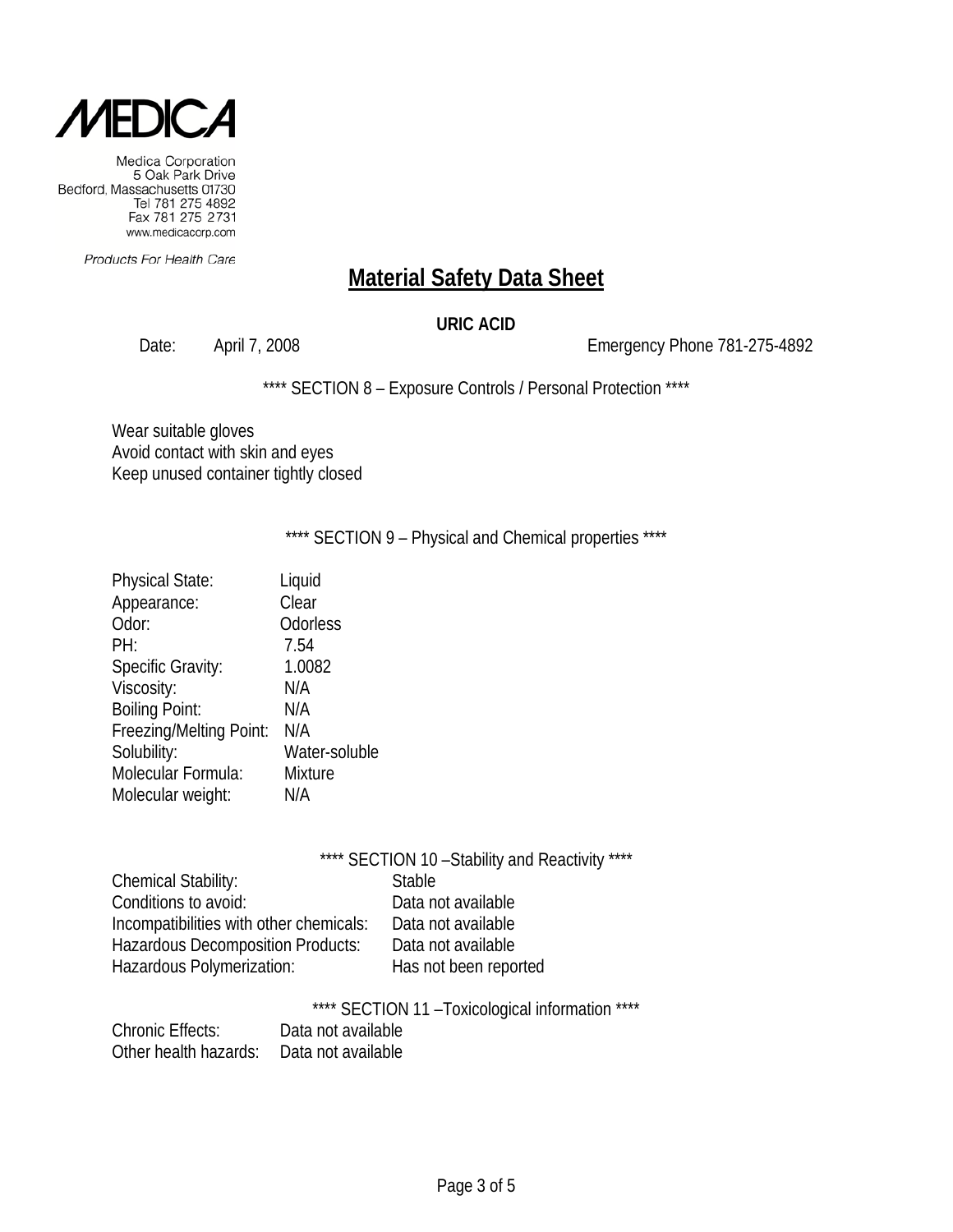**MEDICA**

Medica Corporation
5 Oak Park Drive
Bedford, Massachusetts 01730
Tel 781 275 4892
Fax 781 275 2731
www.medicacorp.com

*Products For Health Care*

# Material Safety Data Sheet

**URIC ACID**

Date: April 7, 2008 Emergency Phone 781-275-4892

**** SECTION 8 – Exposure Controls / Personal Protection ****

Wear suitable gloves
Avoid contact with skin and eyes
Keep unused container tightly closed

**** SECTION 9 – Physical and Chemical properties ****

| | |
|---|---|
| Physical State: | Liquid |
| Appearance: | Clear |
| Odor: | Odorless |
| PH: | 7.54 |
| Specific Gravity: | 1.0082 |
| Viscosity: | N/A |
| Boiling Point: | N/A |
| Freezing/Melting Point: | N/A |
| Solubility: | Water-soluble |
| Molecular Formula: | Mixture |
| Molecular weight: | N/A |

**** SECTION 10 –Stability and Reactivity ****

| | |
|---|---|
| Chemical Stability: | Stable |
| Conditions to avoid: | Data not available |
| Incompatibilities with other chemicals: | Data not available |
| Hazardous Decomposition Products: | Data not available |
| Hazardous Polymerization: | Has not been reported |

**** SECTION 11 –Toxicological information ****

| | |
|---|---|
| Chronic Effects: | Data not available |
| Other health hazards: | Data not available |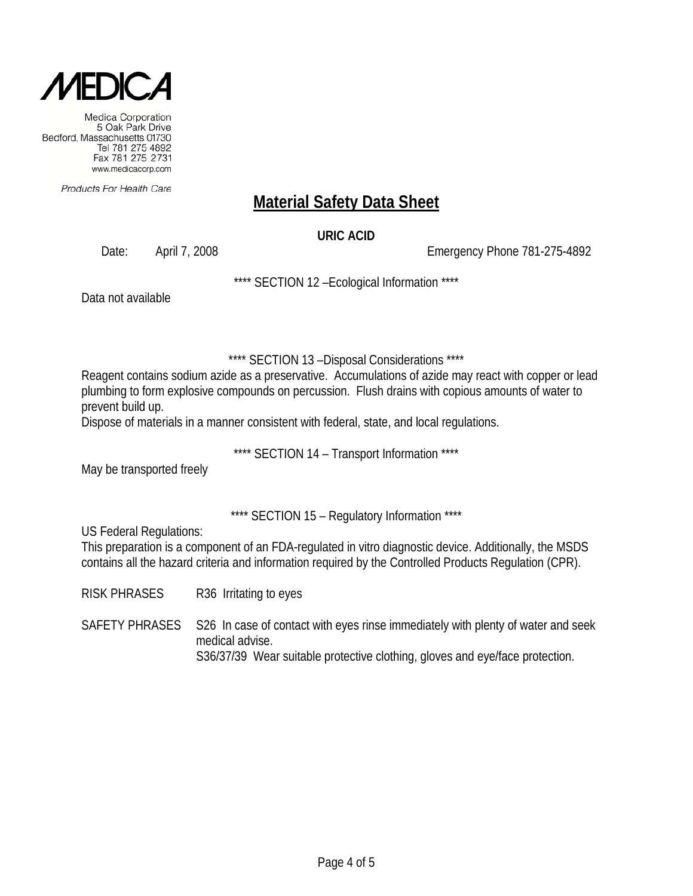MEDICA

Medica Corporation
5 Oak Park Drive
Bedford, Massachusetts 01730
Tel 781 275 4892
Fax 781 275 2731
www.medicacorp.com

Products For Health Care

# Material Safety Data Sheet

**URIC ACID**

Date: April 7, 2008 Emergency Phone 781-275-4892

**** SECTION 12 –Ecological Information ****

Data not available

**** SECTION 13 –Disposal Considerations ****

Reagent contains sodium azide as a preservative. Accumulations of azide may react with copper or lead plumbing to form explosive compounds on percussion. Flush drains with copious amounts of water to prevent build up.
Dispose of materials in a manner consistent with federal, state, and local regulations.

**** SECTION 14 – Transport Information ****

May be transported freely

**** SECTION 15 – Regulatory Information ****

US Federal Regulations:
This preparation is a component of an FDA-regulated in vitro diagnostic device. Additionally, the MSDS contains all the hazard criteria and information required by the Controlled Products Regulation (CPR).

RISK PHRASES R36 Irritating to eyes

SAFETY PHRASES S26 In case of contact with eyes rinse immediately with plenty of water and seek medical advise.
S36/37/39 Wear suitable protective clothing, gloves and eye/face protection.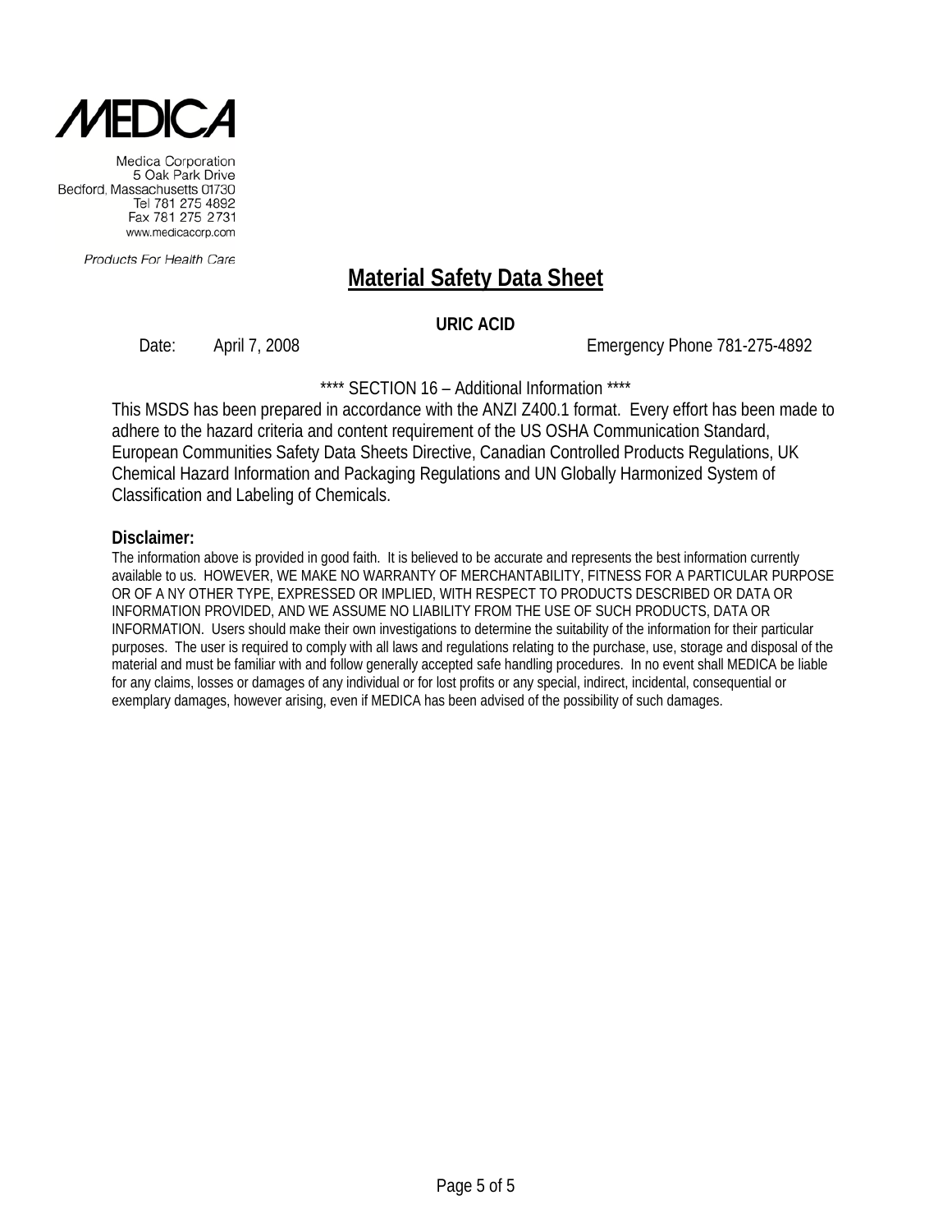MEDICA

Medica Corporation
5 Oak Park Drive
Bedford, Massachusetts 01730
Tel 781 275 4892
Fax 781 275 2731
www.medicacorp.com

*Products For Health Care*

# Material Safety Data Sheet

**URIC ACID**

Date: April 7, 2008 Emergency Phone 781-275-4892

**** SECTION 16 – Additional Information ****

This MSDS has been prepared in accordance with the ANZI Z400.1 format. Every effort has been made to adhere to the hazard criteria and content requirement of the US OSHA Communication Standard, European Communities Safety Data Sheets Directive, Canadian Controlled Products Regulations, UK Chemical Hazard Information and Packaging Regulations and UN Globally Harmonized System of Classification and Labeling of Chemicals.

**Disclaimer:**

The information above is provided in good faith. It is believed to be accurate and represents the best information currently available to us. HOWEVER, WE MAKE NO WARRANTY OF MERCHANTABILITY, FITNESS FOR A PARTICULAR PURPOSE OR OF A NY OTHER TYPE, EXPRESSED OR IMPLIED, WITH RESPECT TO PRODUCTS DESCRIBED OR DATA OR INFORMATION PROVIDED, AND WE ASSUME NO LIABILITY FROM THE USE OF SUCH PRODUCTS, DATA OR INFORMATION. Users should make their own investigations to determine the suitability of the information for their particular purposes. The user is required to comply with all laws and regulations relating to the purchase, use, storage and disposal of the material and must be familiar with and follow generally accepted safe handling procedures. In no event shall MEDICA be liable for any claims, losses or damages of any individual or for lost profits or any special, indirect, incidental, consequential or exemplary damages, however arising, even if MEDICA has been advised of the possibility of such damages.